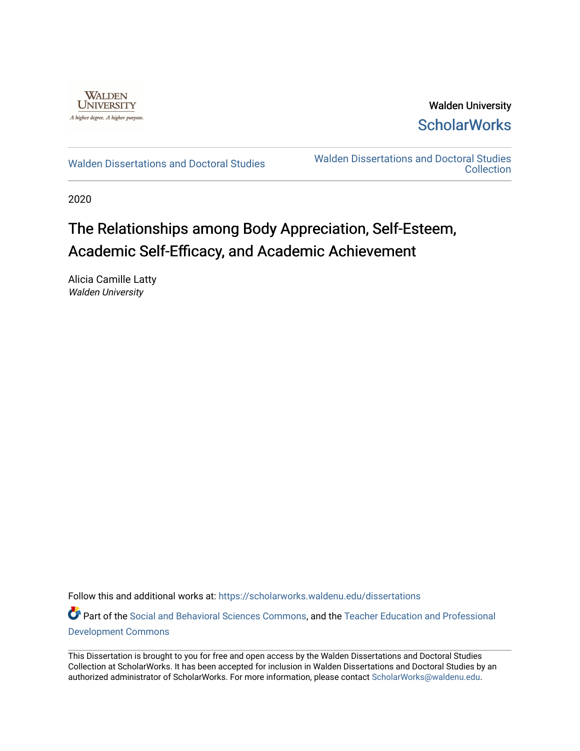Walden University

ScholarWorks

Walden Dissertations and Doctoral Studies

Walden Dissertations and Doctoral Studies Collection

2020

# The Relationships among Body Appreciation, Self-Esteem, Academic Self-Efficacy, and Academic Achievement

Alicia Camille Latty
*Walden University*

Follow this and additional works at: https://scholarworks.waldenu.edu/dissertations

Part of the Social and Behavioral Sciences Commons, and the Teacher Education and Professional Development Commons

This Dissertation is brought to you for free and open access by the Walden Dissertations and Doctoral Studies Collection at ScholarWorks. It has been accepted for inclusion in Walden Dissertations and Doctoral Studies by an authorized administrator of ScholarWorks. For more information, please contact ScholarWorks@waldenu.edu.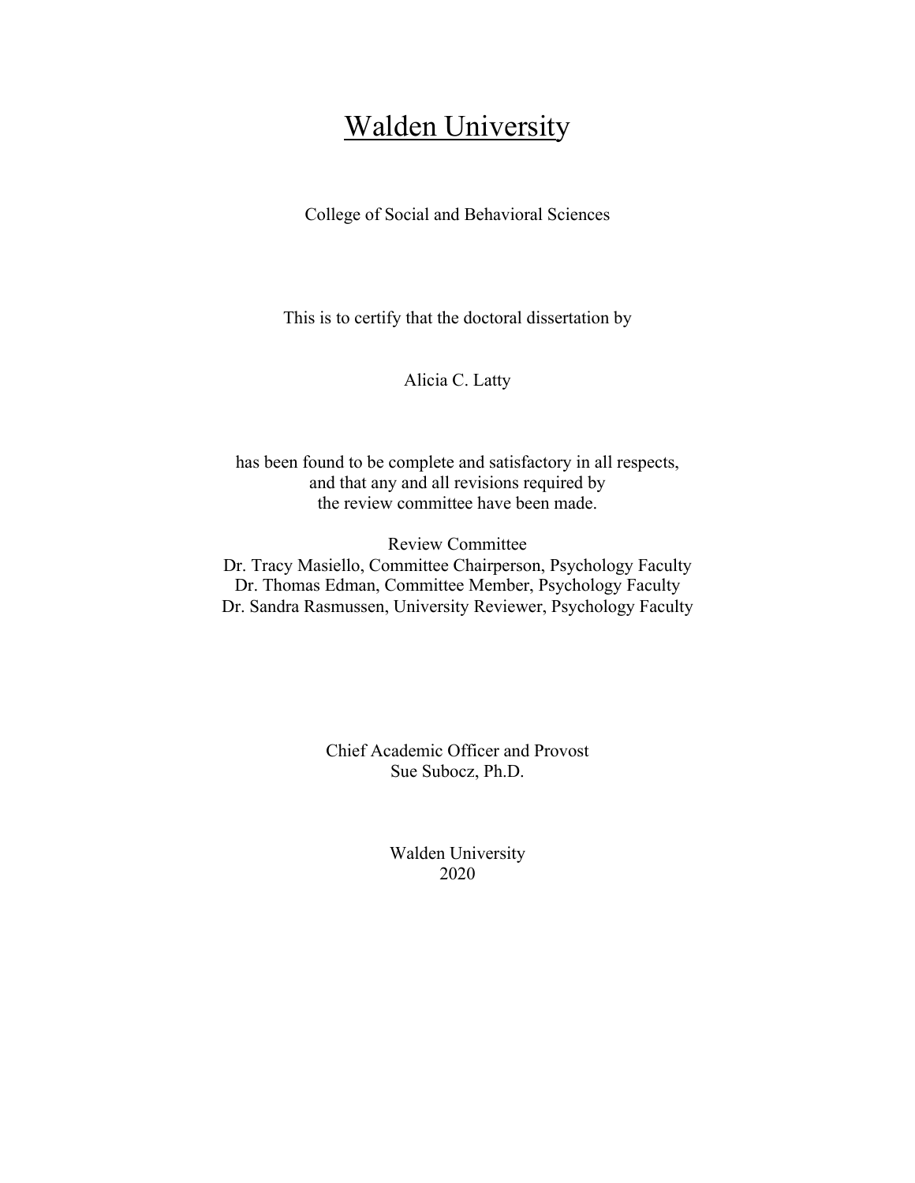# Walden University

College of Social and Behavioral Sciences

This is to certify that the doctoral dissertation by

Alicia C. Latty

has been found to be complete and satisfactory in all respects,
and that any and all revisions required by
the review committee have been made.

Review Committee
Dr. Tracy Masiello, Committee Chairperson, Psychology Faculty
Dr. Thomas Edman, Committee Member, Psychology Faculty
Dr. Sandra Rasmussen, University Reviewer, Psychology Faculty

Chief Academic Officer and Provost
Sue Subocz, Ph.D.

Walden University
2020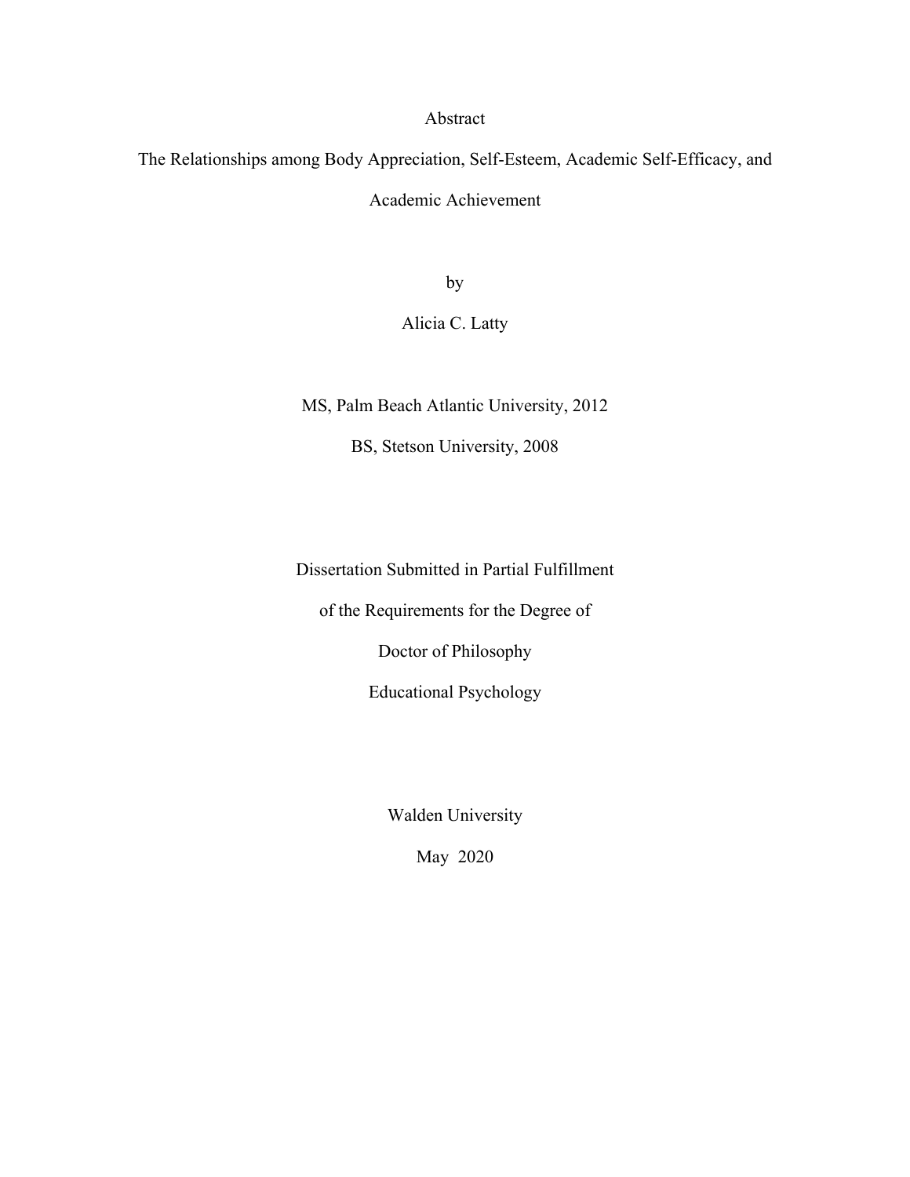Abstract

The Relationships among Body Appreciation, Self-Esteem, Academic Self-Efficacy, and Academic Achievement

by

Alicia C. Latty

MS, Palm Beach Atlantic University, 2012

BS, Stetson University, 2008

Dissertation Submitted in Partial Fulfillment

of the Requirements for the Degree of

Doctor of Philosophy

Educational Psychology

Walden University

May 2020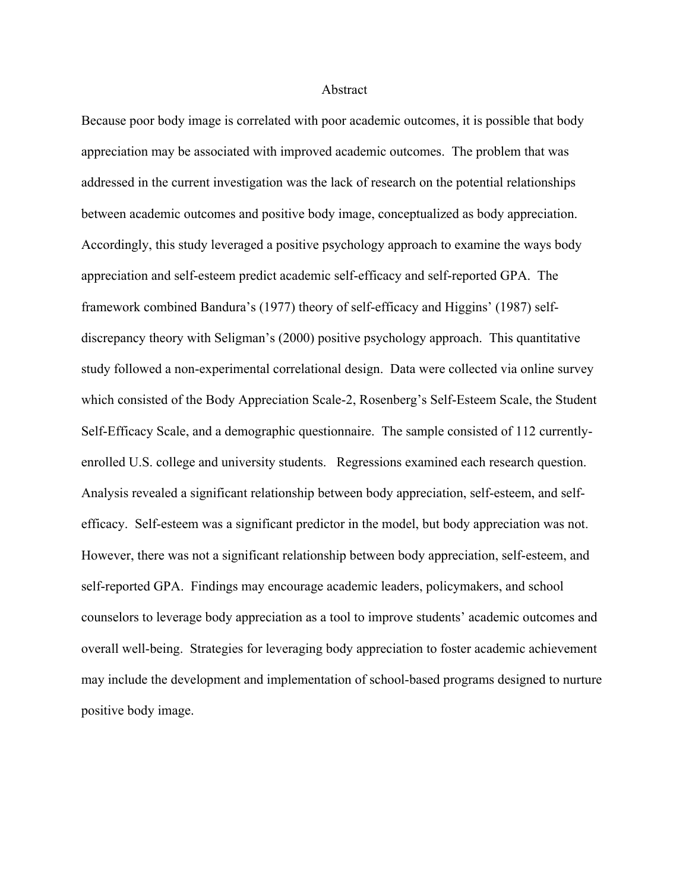# Abstract

Because poor body image is correlated with poor academic outcomes, it is possible that body appreciation may be associated with improved academic outcomes. The problem that was addressed in the current investigation was the lack of research on the potential relationships between academic outcomes and positive body image, conceptualized as body appreciation. Accordingly, this study leveraged a positive psychology approach to examine the ways body appreciation and self-esteem predict academic self-efficacy and self-reported GPA. The framework combined Bandura's (1977) theory of self-efficacy and Higgins' (1987) self-discrepancy theory with Seligman's (2000) positive psychology approach. This quantitative study followed a non-experimental correlational design. Data were collected via online survey which consisted of the Body Appreciation Scale-2, Rosenberg's Self-Esteem Scale, the Student Self-Efficacy Scale, and a demographic questionnaire. The sample consisted of 112 currently-enrolled U.S. college and university students. Regressions examined each research question. Analysis revealed a significant relationship between body appreciation, self-esteem, and self-efficacy. Self-esteem was a significant predictor in the model, but body appreciation was not. However, there was not a significant relationship between body appreciation, self-esteem, and self-reported GPA. Findings may encourage academic leaders, policymakers, and school counselors to leverage body appreciation as a tool to improve students' academic outcomes and overall well-being. Strategies for leveraging body appreciation to foster academic achievement may include the development and implementation of school-based programs designed to nurture positive body image.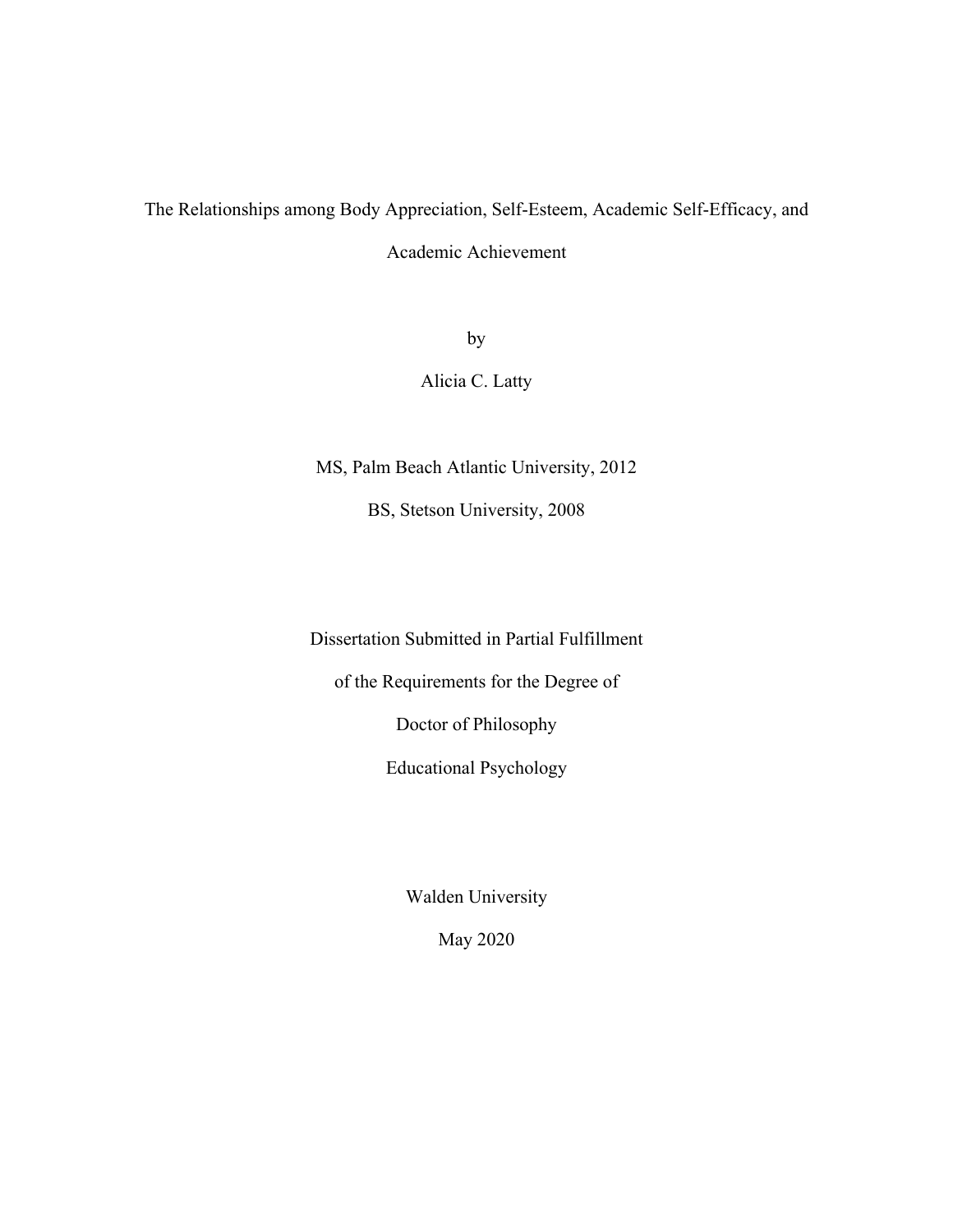# The Relationships among Body Appreciation, Self-Esteem, Academic Self-Efficacy, and Academic Achievement

by

Alicia C. Latty

MS, Palm Beach Atlantic University, 2012

BS, Stetson University, 2008

Dissertation Submitted in Partial Fulfillment

of the Requirements for the Degree of

Doctor of Philosophy

Educational Psychology

Walden University

May 2020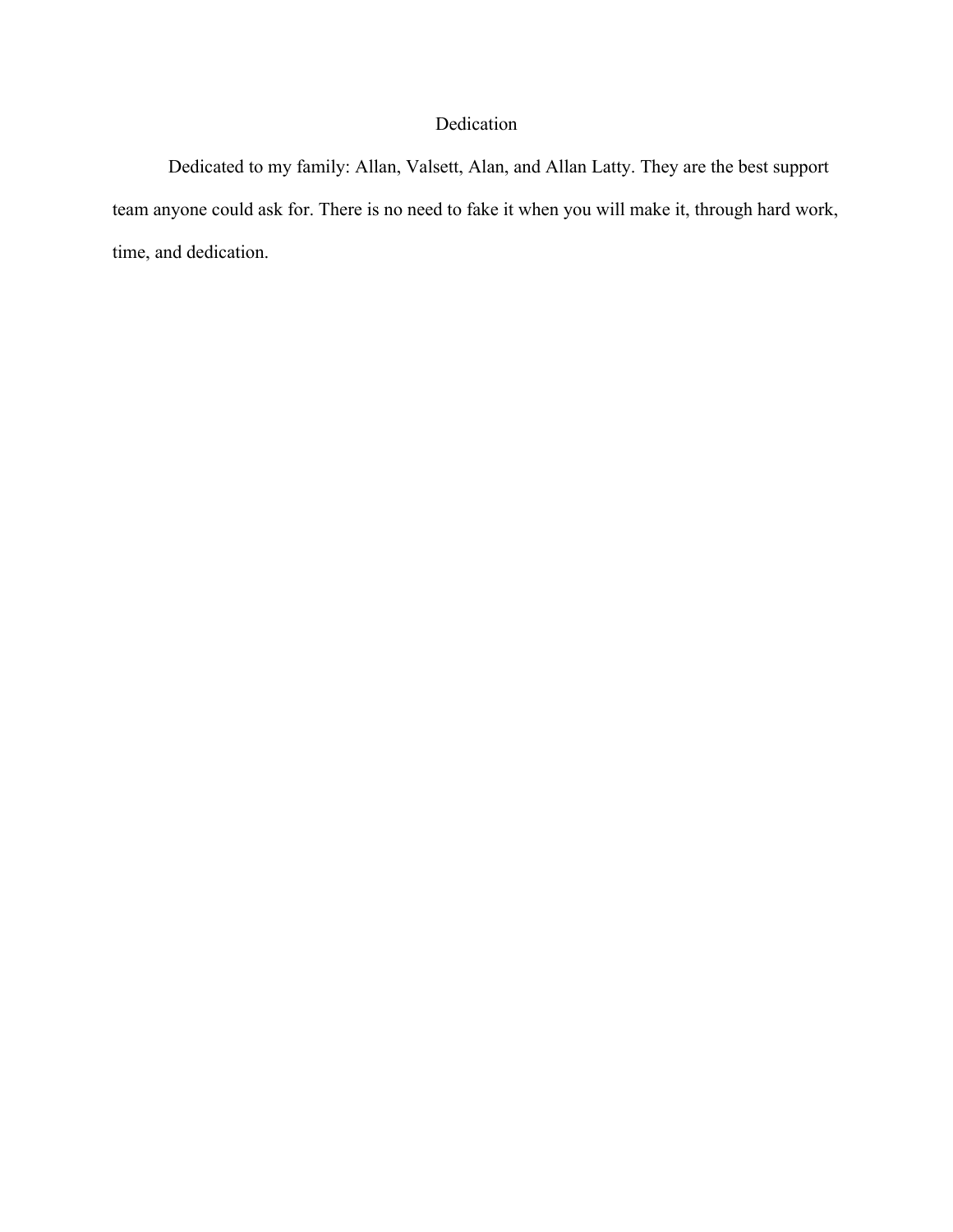# Dedication

Dedicated to my family: Allan, Valsett, Alan, and Allan Latty. They are the best support team anyone could ask for. There is no need to fake it when you will make it, through hard work, time, and dedication.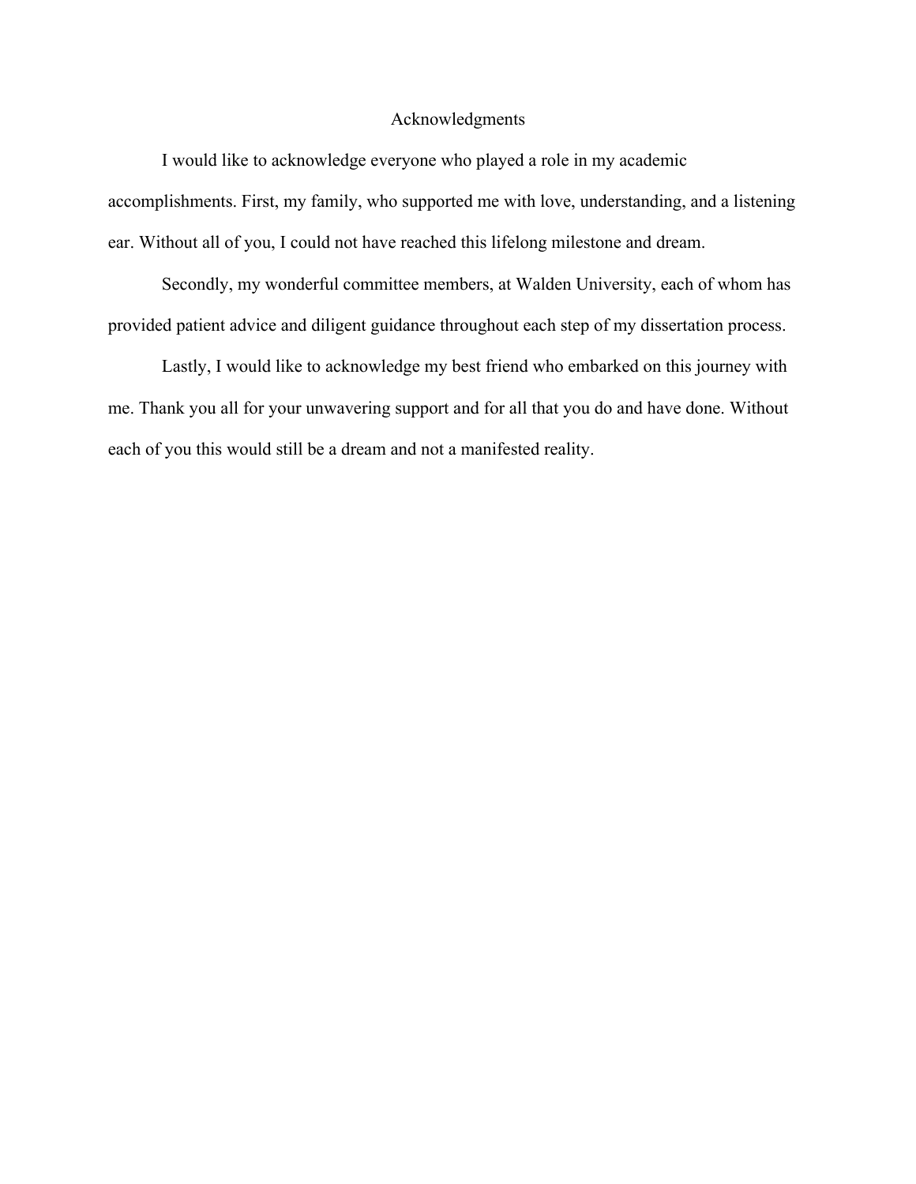# Acknowledgments

I would like to acknowledge everyone who played a role in my academic accomplishments. First, my family, who supported me with love, understanding, and a listening ear. Without all of you, I could not have reached this lifelong milestone and dream.

Secondly, my wonderful committee members, at Walden University, each of whom has provided patient advice and diligent guidance throughout each step of my dissertation process.

Lastly, I would like to acknowledge my best friend who embarked on this journey with me. Thank you all for your unwavering support and for all that you do and have done. Without each of you this would still be a dream and not a manifested reality.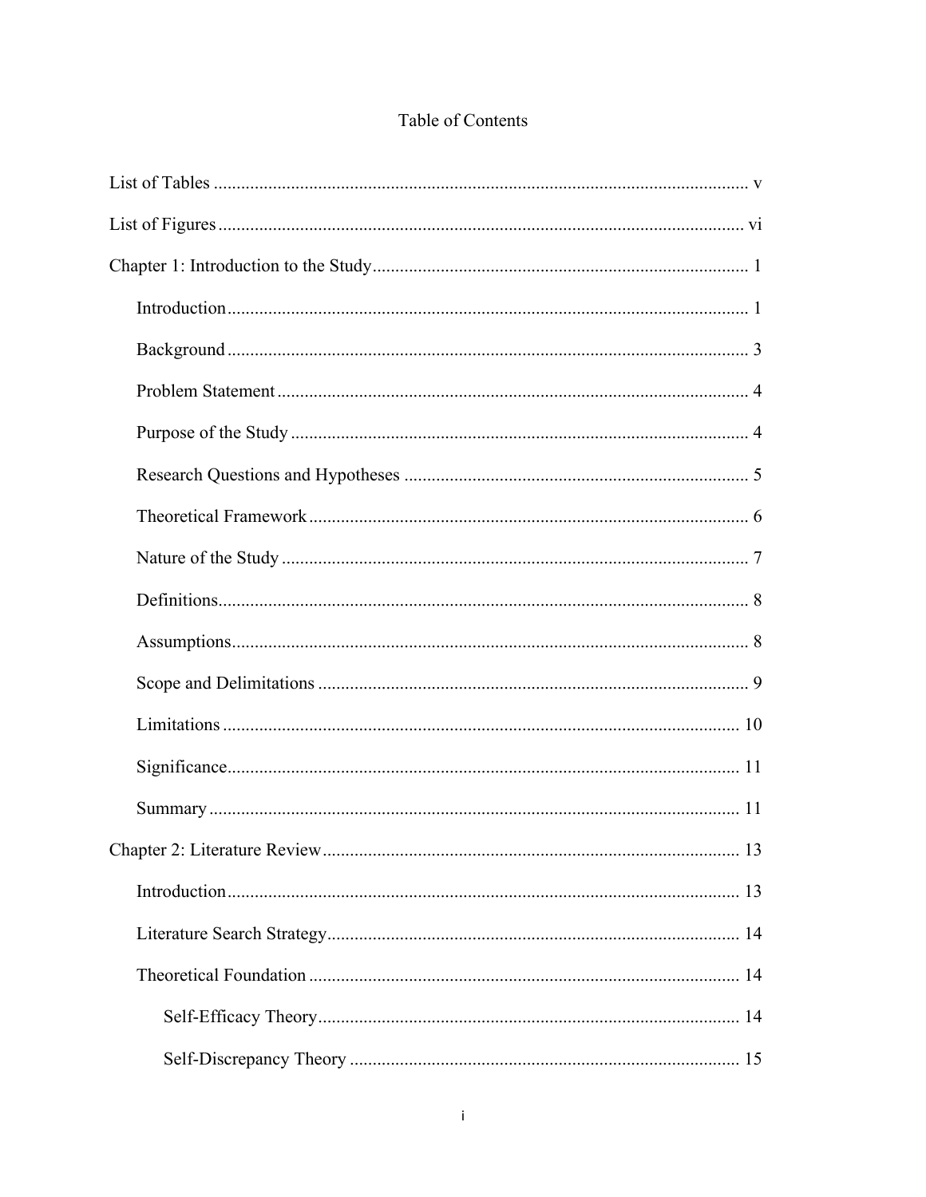# Table of Contents

List of Tables ..................................................................................................................... v

List of Figures ................................................................................................................... vi

Chapter 1: Introduction to the Study .................................................................................. 1

- Introduction .................................................................................................................. 1
- Background .................................................................................................................. 3
- Problem Statement ....................................................................................................... 4
- Purpose of the Study .................................................................................................... 4
- Research Questions and Hypotheses ........................................................................... 5
- Theoretical Framework ................................................................................................ 6
- Nature of the Study ...................................................................................................... 7
- Definitions.................................................................................................................... 8
- Assumptions................................................................................................................. 8
- Scope and Delimitations .............................................................................................. 9
- Limitations ................................................................................................................. 10
- Significance................................................................................................................ 11
- Summary .................................................................................................................... 11

Chapter 2: Literature Review ........................................................................................... 13

- Introduction ................................................................................................................ 13
- Literature Search Strategy.......................................................................................... 14
- Theoretical Foundation .............................................................................................. 14
    - Self-Efficacy Theory............................................................................................ 14
    - Self-Discrepancy Theory ..................................................................................... 15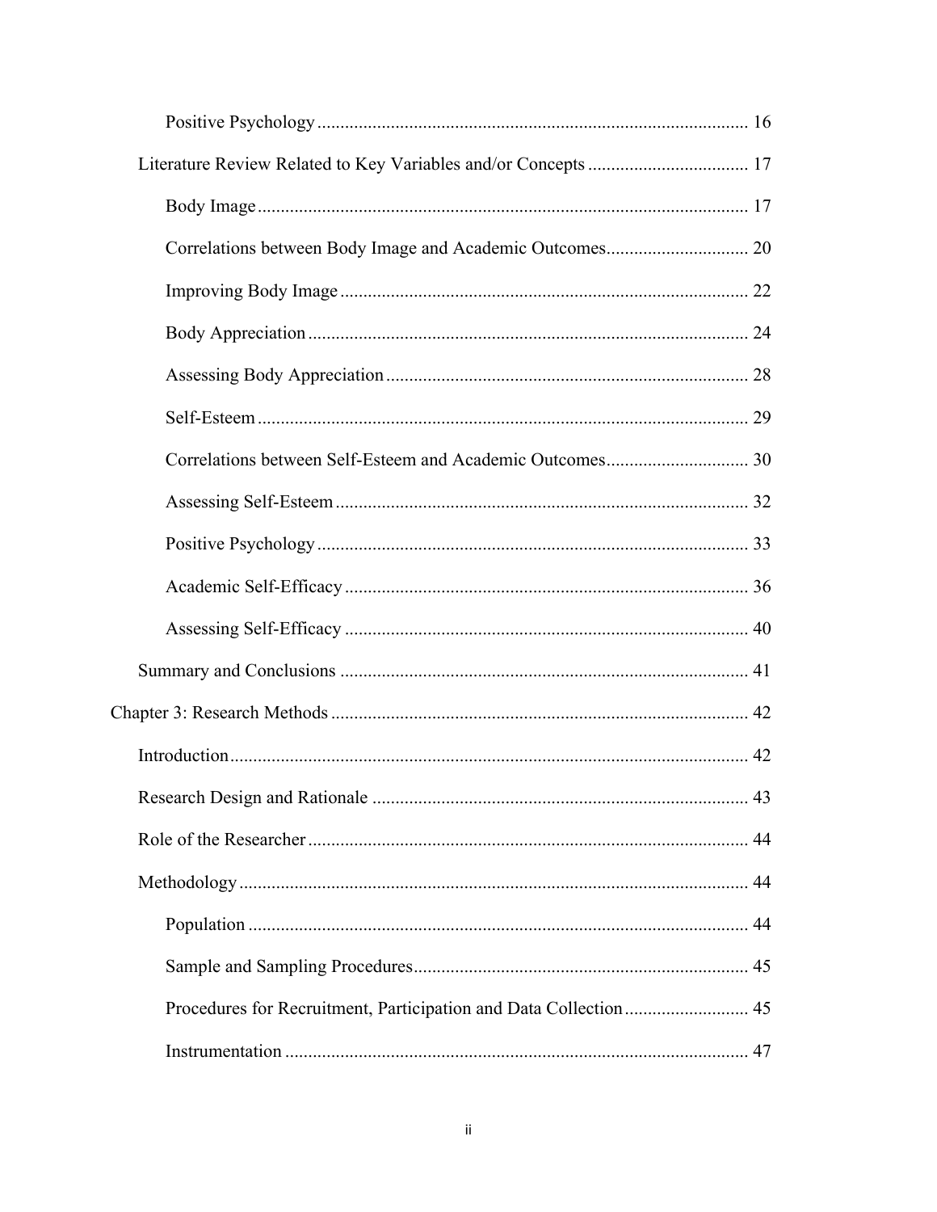Positive Psychology ............................................................................................ 16

Literature Review Related to Key Variables and/or Concepts .................................. 17

Body Image ......................................................................................................... 17

Correlations between Body Image and Academic Outcomes.............................. 20

Improving Body Image ....................................................................................... 22

Body Appreciation .............................................................................................. 24

Assessing Body Appreciation ............................................................................. 28

Self-Esteem ......................................................................................................... 29

Correlations between Self-Esteem and Academic Outcomes.............................. 30

Assessing Self-Esteem ........................................................................................ 32

Positive Psychology ............................................................................................ 33

Academic Self-Efficacy ...................................................................................... 36

Assessing Self-Efficacy ...................................................................................... 40

Summary and Conclusions ....................................................................................... 41

Chapter 3: Research Methods ......................................................................................... 42

Introduction ............................................................................................................... 42

Research Design and Rationale ................................................................................ 43

Role of the Researcher .............................................................................................. 44

Methodology ............................................................................................................. 44

Population ........................................................................................................... 44

Sample and Sampling Procedures....................................................................... 45

Procedures for Recruitment, Participation and Data Collection .......................... 45

Instrumentation ................................................................................................... 47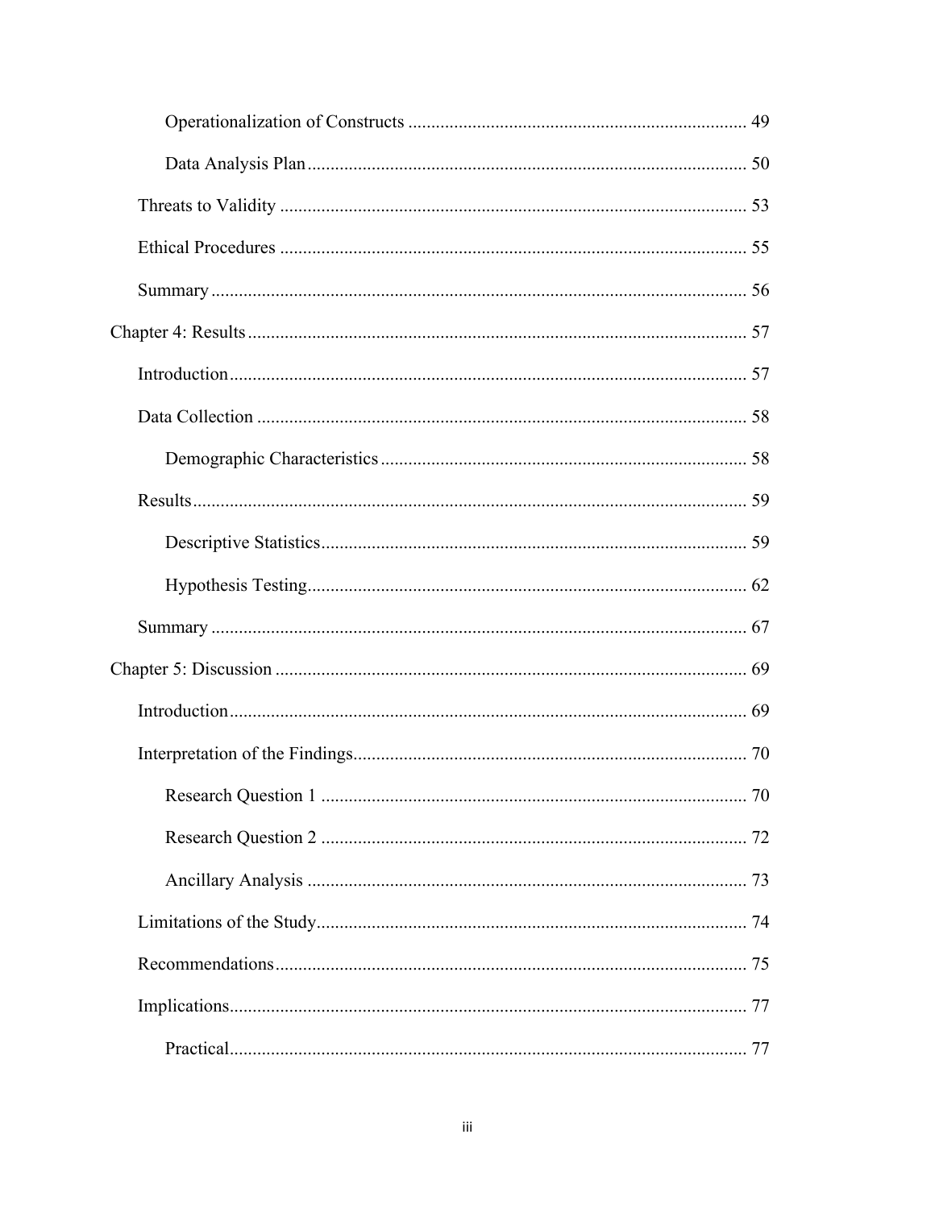Operationalization of Constructs ........................................................................ 49

Data Analysis Plan ............................................................................................ 50

Threats to Validity .................................................................................................... 53

Ethical Procedures .................................................................................................... 55

Summary ................................................................................................................... 56

Chapter 4: Results ............................................................................................................ 57

Introduction ............................................................................................................... 57

Data Collection ......................................................................................................... 58

Demographic Characteristics ............................................................................... 58

Results ....................................................................................................................... 59

Descriptive Statistics ............................................................................................ 59

Hypothesis Testing ............................................................................................... 62

Summary ................................................................................................................... 67

Chapter 5: Discussion ...................................................................................................... 69

Introduction ............................................................................................................... 69

Interpretation of the Findings .................................................................................... 70

Research Question 1 ............................................................................................ 70

Research Question 2 ............................................................................................ 72

Ancillary Analysis ............................................................................................... 73

Limitations of the Study ............................................................................................ 74

Recommendations ..................................................................................................... 75

Implications ............................................................................................................... 77

Practical ................................................................................................................ 77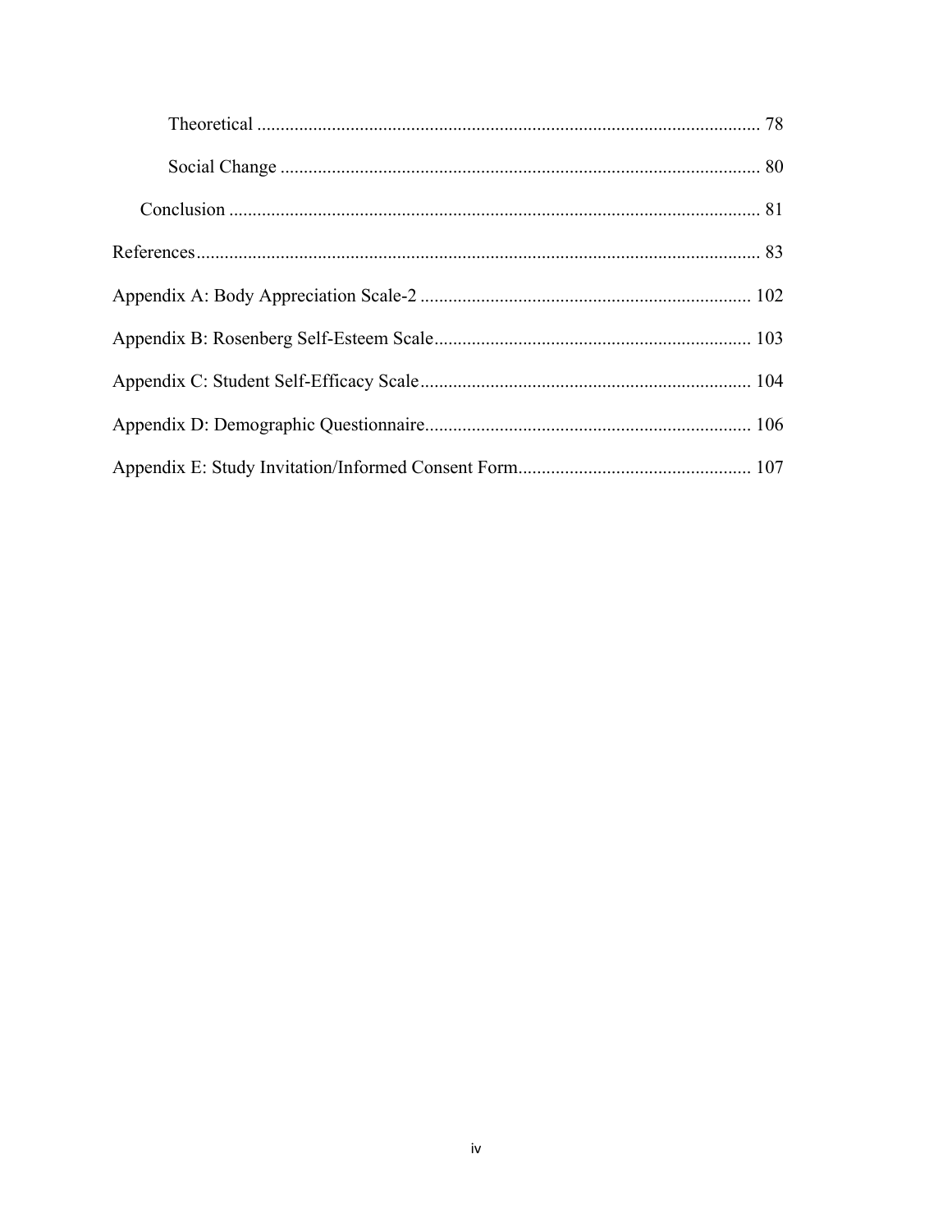Theoretical ........................................................................................................... 78

Social Change ...................................................................................................... 80

Conclusion ................................................................................................................. 81

References ........................................................................................................................ 83

Appendix A: Body Appreciation Scale-2 ...................................................................... 102

Appendix B: Rosenberg Self-Esteem Scale ................................................................... 103

Appendix C: Student Self-Efficacy Scale ...................................................................... 104

Appendix D: Demographic Questionnaire ..................................................................... 106

Appendix E: Study Invitation/Informed Consent Form ................................................. 107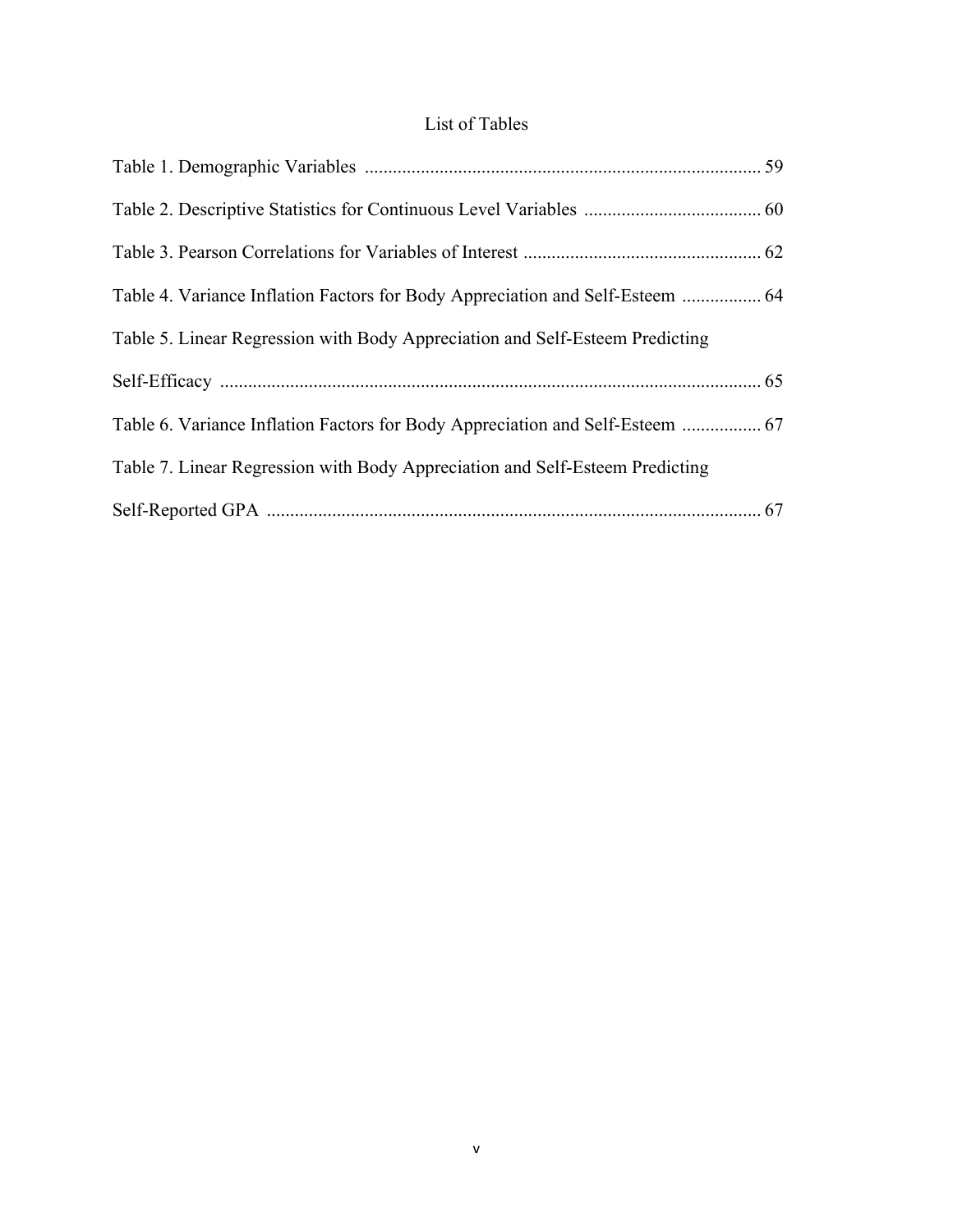# List of Tables

Table 1. Demographic Variables ..................................................................................... 59

Table 2. Descriptive Statistics for Continuous Level Variables ...................................... 60

Table 3. Pearson Correlations for Variables of Interest .................................................. 62

Table 4. Variance Inflation Factors for Body Appreciation and Self-Esteem ................. 64

Table 5. Linear Regression with Body Appreciation and Self-Esteem Predicting Self-Efficacy .................................................................................................................... 65

Table 6. Variance Inflation Factors for Body Appreciation and Self-Esteem ................. 67

Table 7. Linear Regression with Body Appreciation and Self-Esteem Predicting Self-Reported GPA .......................................................................................................... 67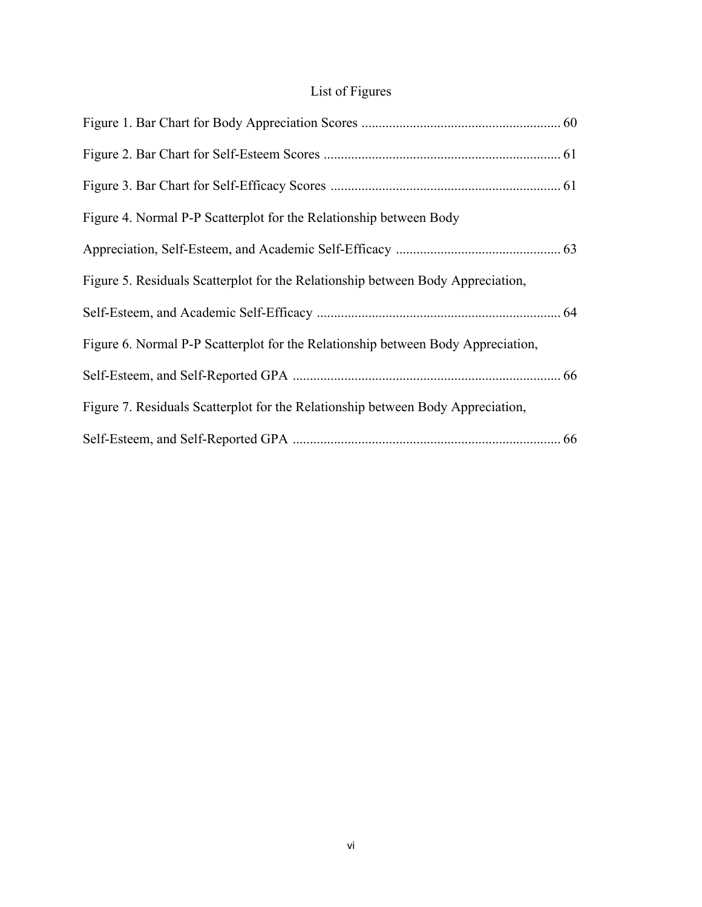# List of Figures

Figure 1. Bar Chart for Body Appreciation Scores ........................................................ 60

Figure 2. Bar Chart for Self-Esteem Scores .................................................................... 61

Figure 3. Bar Chart for Self-Efficacy Scores .................................................................. 61

Figure 4. Normal P-P Scatterplot for the Relationship between Body Appreciation, Self-Esteem, and Academic Self-Efficacy ............................................... 63

Figure 5. Residuals Scatterplot for the Relationship between Body Appreciation, Self-Esteem, and Academic Self-Efficacy ...................................................................... 64

Figure 6. Normal P-P Scatterplot for the Relationship between Body Appreciation, Self-Esteem, and Self-Reported GPA ............................................................................ 66

Figure 7. Residuals Scatterplot for the Relationship between Body Appreciation, Self-Esteem, and Self-Reported GPA ............................................................................ 66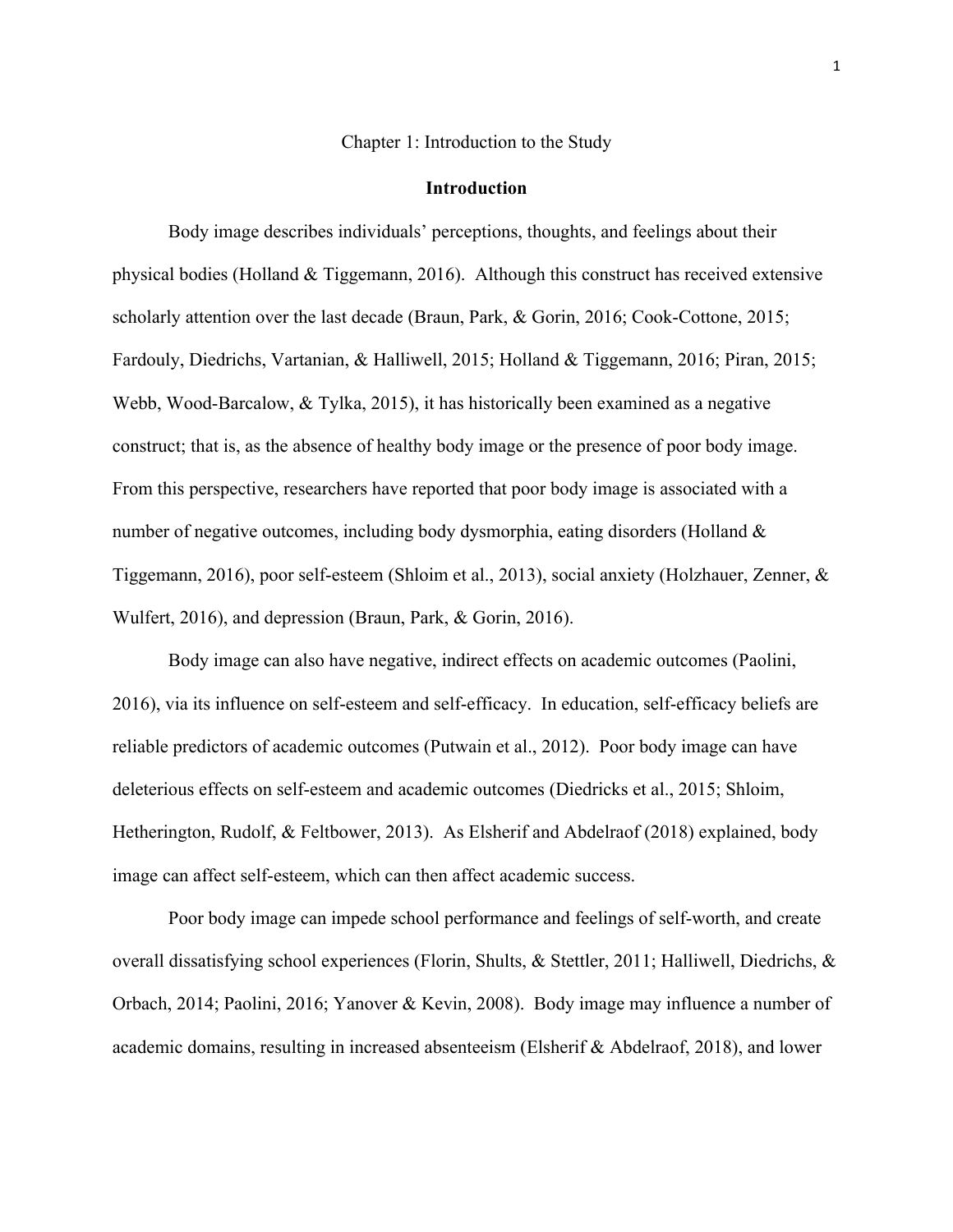# Chapter 1: Introduction to the Study

## Introduction

Body image describes individuals' perceptions, thoughts, and feelings about their physical bodies (Holland & Tiggemann, 2016). Although this construct has received extensive scholarly attention over the last decade (Braun, Park, & Gorin, 2016; Cook-Cottone, 2015; Fardouly, Diedrichs, Vartanian, & Halliwell, 2015; Holland & Tiggemann, 2016; Piran, 2015; Webb, Wood-Barcalow, & Tylka, 2015), it has historically been examined as a negative construct; that is, as the absence of healthy body image or the presence of poor body image. From this perspective, researchers have reported that poor body image is associated with a number of negative outcomes, including body dysmorphia, eating disorders (Holland & Tiggemann, 2016), poor self-esteem (Shloim et al., 2013), social anxiety (Holzhauer, Zenner, & Wulfert, 2016), and depression (Braun, Park, & Gorin, 2016).

Body image can also have negative, indirect effects on academic outcomes (Paolini, 2016), via its influence on self-esteem and self-efficacy. In education, self-efficacy beliefs are reliable predictors of academic outcomes (Putwain et al., 2012). Poor body image can have deleterious effects on self-esteem and academic outcomes (Diedricks et al., 2015; Shloim, Hetherington, Rudolf, & Feltbower, 2013). As Elsherif and Abdelraof (2018) explained, body image can affect self-esteem, which can then affect academic success.

Poor body image can impede school performance and feelings of self-worth, and create overall dissatisfying school experiences (Florin, Shults, & Stettler, 2011; Halliwell, Diedrichs, & Orbach, 2014; Paolini, 2016; Yanover & Kevin, 2008). Body image may influence a number of academic domains, resulting in increased absenteeism (Elsherif & Abdelraof, 2018), and lower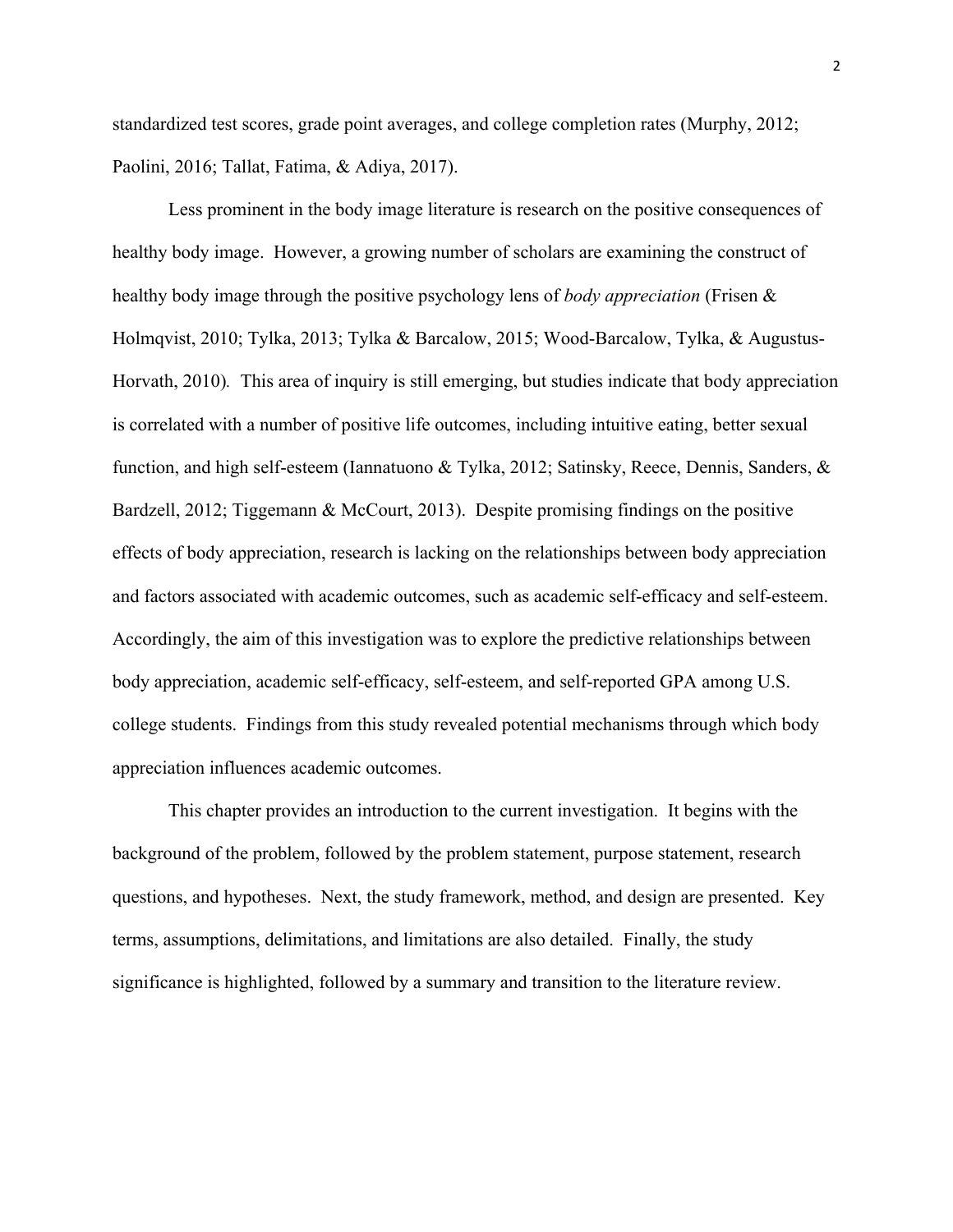standardized test scores, grade point averages, and college completion rates (Murphy, 2012; Paolini, 2016; Tallat, Fatima, & Adiya, 2017).

Less prominent in the body image literature is research on the positive consequences of healthy body image. However, a growing number of scholars are examining the construct of healthy body image through the positive psychology lens of *body appreciation* (Frisen & Holmqvist, 2010; Tylka, 2013; Tylka & Barcalow, 2015; Wood-Barcalow, Tylka, & Augustus-Horvath, 2010). This area of inquiry is still emerging, but studies indicate that body appreciation is correlated with a number of positive life outcomes, including intuitive eating, better sexual function, and high self-esteem (Iannatuono & Tylka, 2012; Satinsky, Reece, Dennis, Sanders, & Bardzell, 2012; Tiggemann & McCourt, 2013). Despite promising findings on the positive effects of body appreciation, research is lacking on the relationships between body appreciation and factors associated with academic outcomes, such as academic self-efficacy and self-esteem. Accordingly, the aim of this investigation was to explore the predictive relationships between body appreciation, academic self-efficacy, self-esteem, and self-reported GPA among U.S. college students. Findings from this study revealed potential mechanisms through which body appreciation influences academic outcomes.

This chapter provides an introduction to the current investigation. It begins with the background of the problem, followed by the problem statement, purpose statement, research questions, and hypotheses. Next, the study framework, method, and design are presented. Key terms, assumptions, delimitations, and limitations are also detailed. Finally, the study significance is highlighted, followed by a summary and transition to the literature review.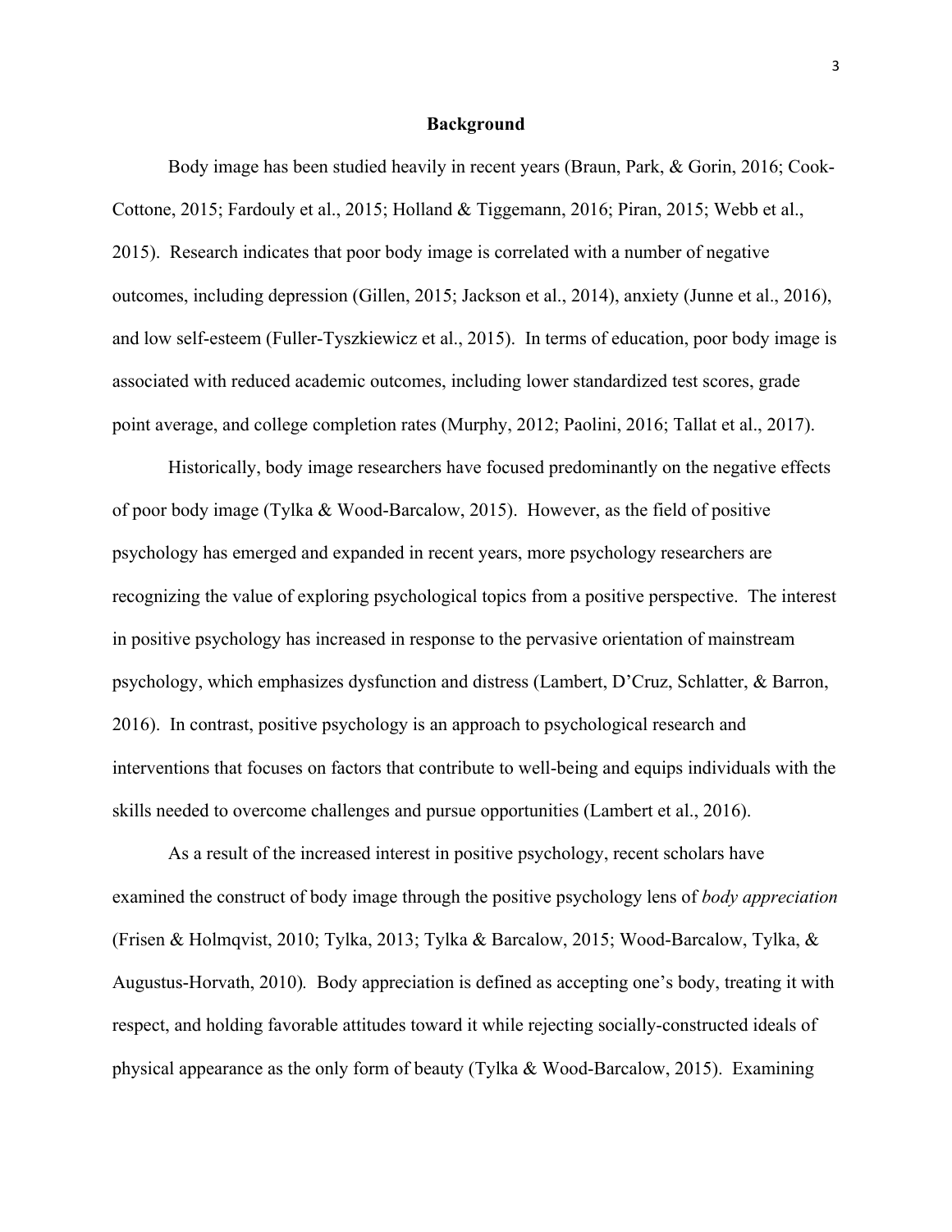## Background

Body image has been studied heavily in recent years (Braun, Park, & Gorin, 2016; Cook-Cottone, 2015; Fardouly et al., 2015; Holland & Tiggemann, 2016; Piran, 2015; Webb et al., 2015). Research indicates that poor body image is correlated with a number of negative outcomes, including depression (Gillen, 2015; Jackson et al., 2014), anxiety (Junne et al., 2016), and low self-esteem (Fuller-Tyszkiewicz et al., 2015). In terms of education, poor body image is associated with reduced academic outcomes, including lower standardized test scores, grade point average, and college completion rates (Murphy, 2012; Paolini, 2016; Tallat et al., 2017).

Historically, body image researchers have focused predominantly on the negative effects of poor body image (Tylka & Wood-Barcalow, 2015). However, as the field of positive psychology has emerged and expanded in recent years, more psychology researchers are recognizing the value of exploring psychological topics from a positive perspective. The interest in positive psychology has increased in response to the pervasive orientation of mainstream psychology, which emphasizes dysfunction and distress (Lambert, D'Cruz, Schlatter, & Barron, 2016). In contrast, positive psychology is an approach to psychological research and interventions that focuses on factors that contribute to well-being and equips individuals with the skills needed to overcome challenges and pursue opportunities (Lambert et al., 2016).

As a result of the increased interest in positive psychology, recent scholars have examined the construct of body image through the positive psychology lens of *body appreciation* (Frisen & Holmqvist, 2010; Tylka, 2013; Tylka & Barcalow, 2015; Wood-Barcalow, Tylka, & Augustus-Horvath, 2010). Body appreciation is defined as accepting one's body, treating it with respect, and holding favorable attitudes toward it while rejecting socially-constructed ideals of physical appearance as the only form of beauty (Tylka & Wood-Barcalow, 2015). Examining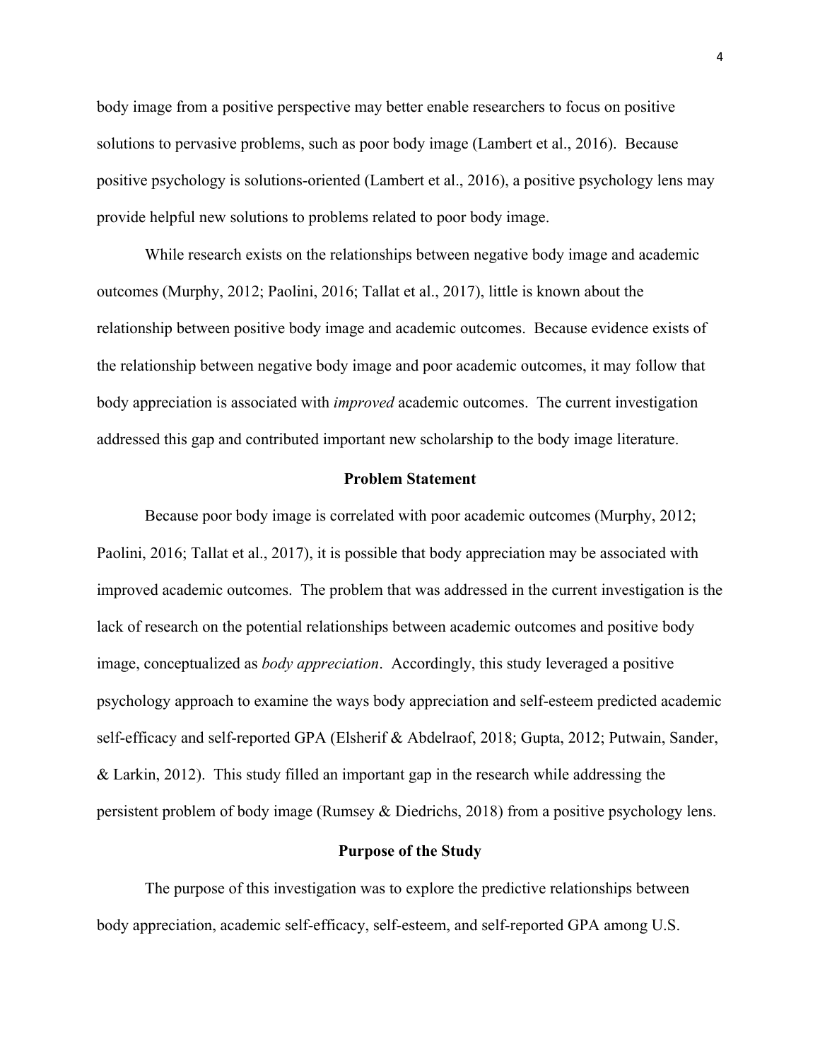body image from a positive perspective may better enable researchers to focus on positive solutions to pervasive problems, such as poor body image (Lambert et al., 2016). Because positive psychology is solutions-oriented (Lambert et al., 2016), a positive psychology lens may provide helpful new solutions to problems related to poor body image.

While research exists on the relationships between negative body image and academic outcomes (Murphy, 2012; Paolini, 2016; Tallat et al., 2017), little is known about the relationship between positive body image and academic outcomes. Because evidence exists of the relationship between negative body image and poor academic outcomes, it may follow that body appreciation is associated with *improved* academic outcomes. The current investigation addressed this gap and contributed important new scholarship to the body image literature.

## Problem Statement

Because poor body image is correlated with poor academic outcomes (Murphy, 2012; Paolini, 2016; Tallat et al., 2017), it is possible that body appreciation may be associated with improved academic outcomes. The problem that was addressed in the current investigation is the lack of research on the potential relationships between academic outcomes and positive body image, conceptualized as *body appreciation*. Accordingly, this study leveraged a positive psychology approach to examine the ways body appreciation and self-esteem predicted academic self-efficacy and self-reported GPA (Elsherif & Abdelraof, 2018; Gupta, 2012; Putwain, Sander, & Larkin, 2012). This study filled an important gap in the research while addressing the persistent problem of body image (Rumsey & Diedrichs, 2018) from a positive psychology lens.

## Purpose of the Study

The purpose of this investigation was to explore the predictive relationships between body appreciation, academic self-efficacy, self-esteem, and self-reported GPA among U.S.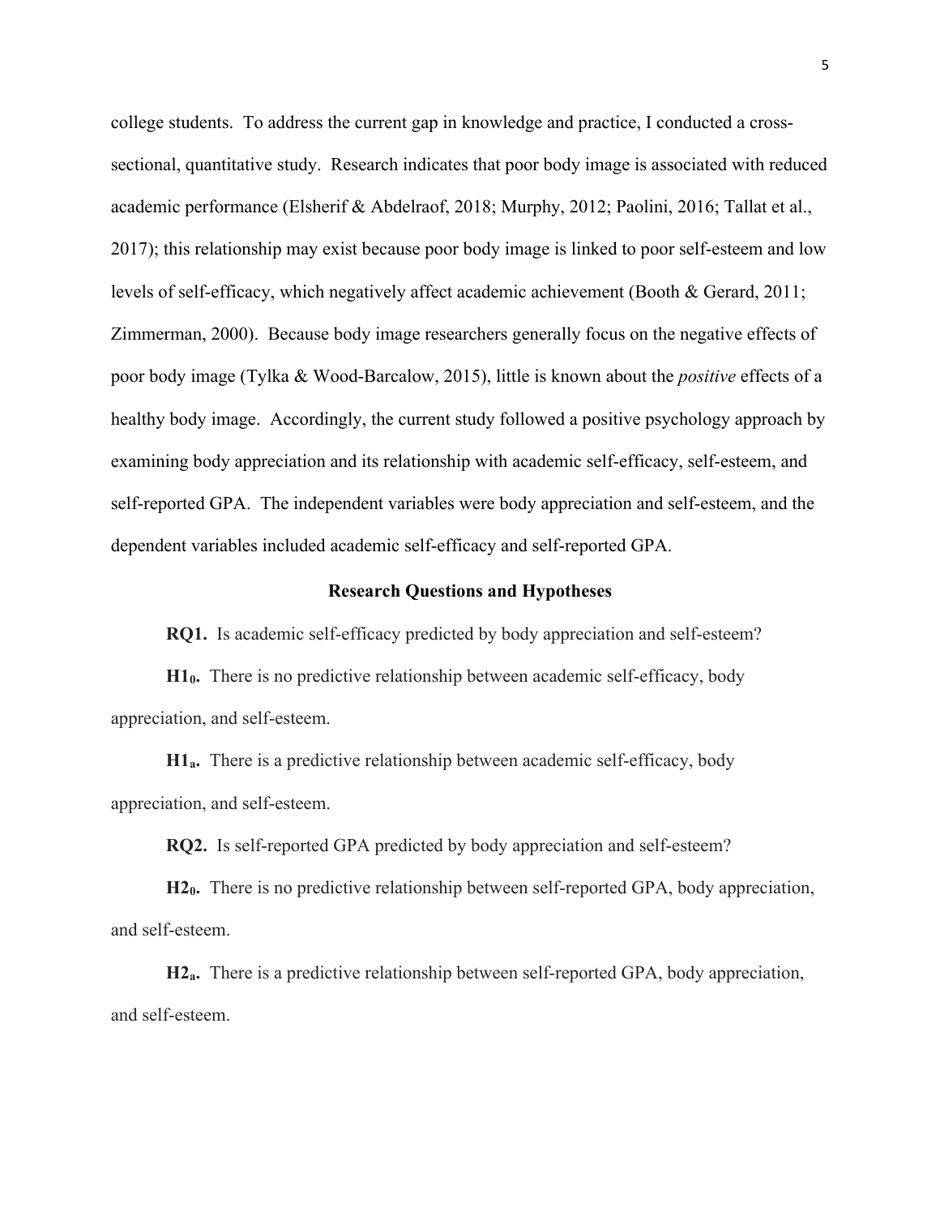college students. To address the current gap in knowledge and practice, I conducted a cross-sectional, quantitative study. Research indicates that poor body image is associated with reduced academic performance (Elsherif & Abdelraof, 2018; Murphy, 2012; Paolini, 2016; Tallat et al., 2017); this relationship may exist because poor body image is linked to poor self-esteem and low levels of self-efficacy, which negatively affect academic achievement (Booth & Gerard, 2011; Zimmerman, 2000). Because body image researchers generally focus on the negative effects of poor body image (Tylka & Wood-Barcalow, 2015), little is known about the *positive* effects of a healthy body image. Accordingly, the current study followed a positive psychology approach by examining body appreciation and its relationship with academic self-efficacy, self-esteem, and self-reported GPA. The independent variables were body appreciation and self-esteem, and the dependent variables included academic self-efficacy and self-reported GPA.

## Research Questions and Hypotheses

**RQ1.** Is academic self-efficacy predicted by body appreciation and self-esteem?

**$H1_0$.** There is no predictive relationship between academic self-efficacy, body appreciation, and self-esteem.

**$H1_a$.** There is a predictive relationship between academic self-efficacy, body appreciation, and self-esteem.

**RQ2.** Is self-reported GPA predicted by body appreciation and self-esteem?

**$H2_0$.** There is no predictive relationship between self-reported GPA, body appreciation, and self-esteem.

**$H2_a$.** There is a predictive relationship between self-reported GPA, body appreciation, and self-esteem.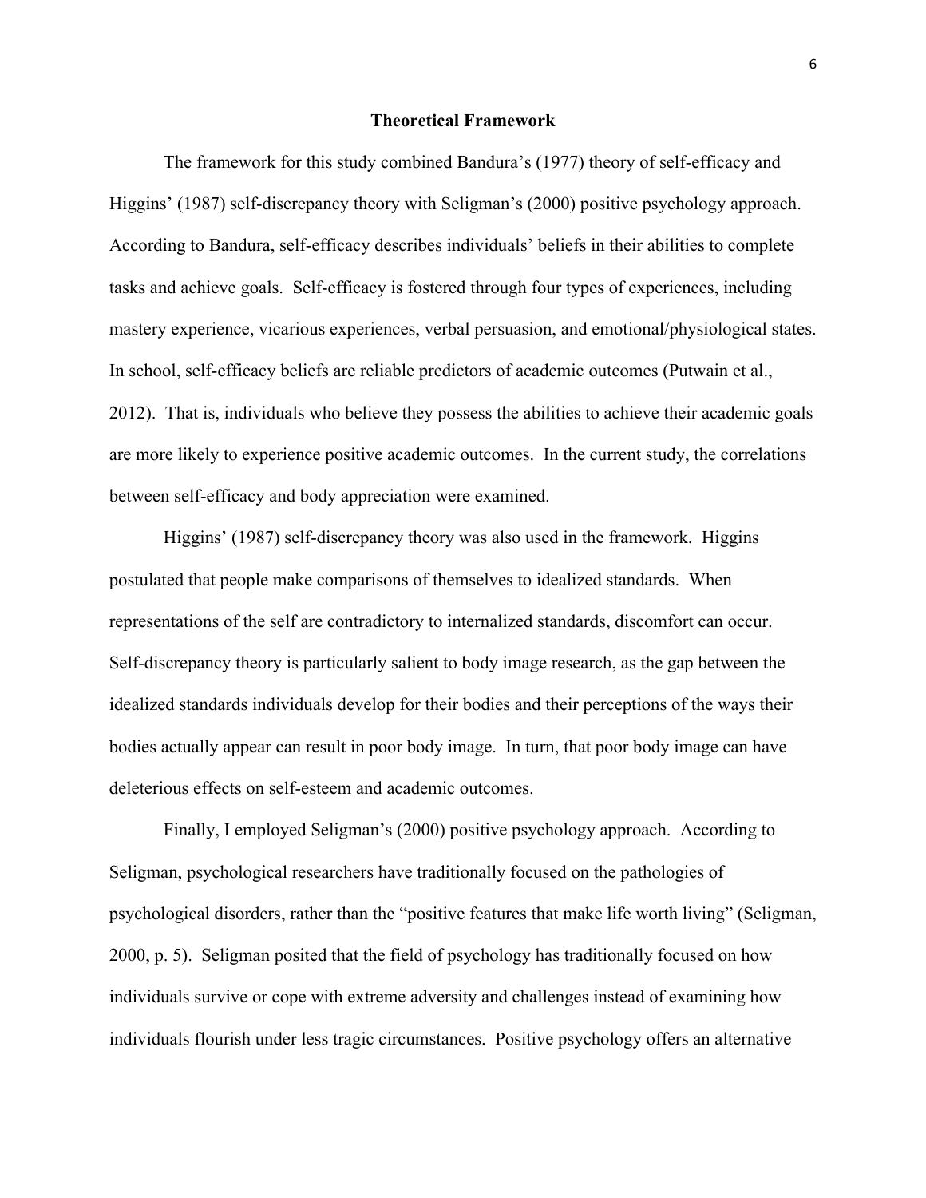## Theoretical Framework

The framework for this study combined Bandura's (1977) theory of self-efficacy and Higgins' (1987) self-discrepancy theory with Seligman's (2000) positive psychology approach. According to Bandura, self-efficacy describes individuals' beliefs in their abilities to complete tasks and achieve goals. Self-efficacy is fostered through four types of experiences, including mastery experience, vicarious experiences, verbal persuasion, and emotional/physiological states. In school, self-efficacy beliefs are reliable predictors of academic outcomes (Putwain et al., 2012). That is, individuals who believe they possess the abilities to achieve their academic goals are more likely to experience positive academic outcomes. In the current study, the correlations between self-efficacy and body appreciation were examined.

Higgins' (1987) self-discrepancy theory was also used in the framework. Higgins postulated that people make comparisons of themselves to idealized standards. When representations of the self are contradictory to internalized standards, discomfort can occur. Self-discrepancy theory is particularly salient to body image research, as the gap between the idealized standards individuals develop for their bodies and their perceptions of the ways their bodies actually appear can result in poor body image. In turn, that poor body image can have deleterious effects on self-esteem and academic outcomes.

Finally, I employed Seligman's (2000) positive psychology approach. According to Seligman, psychological researchers have traditionally focused on the pathologies of psychological disorders, rather than the "positive features that make life worth living" (Seligman, 2000, p. 5). Seligman posited that the field of psychology has traditionally focused on how individuals survive or cope with extreme adversity and challenges instead of examining how individuals flourish under less tragic circumstances. Positive psychology offers an alternative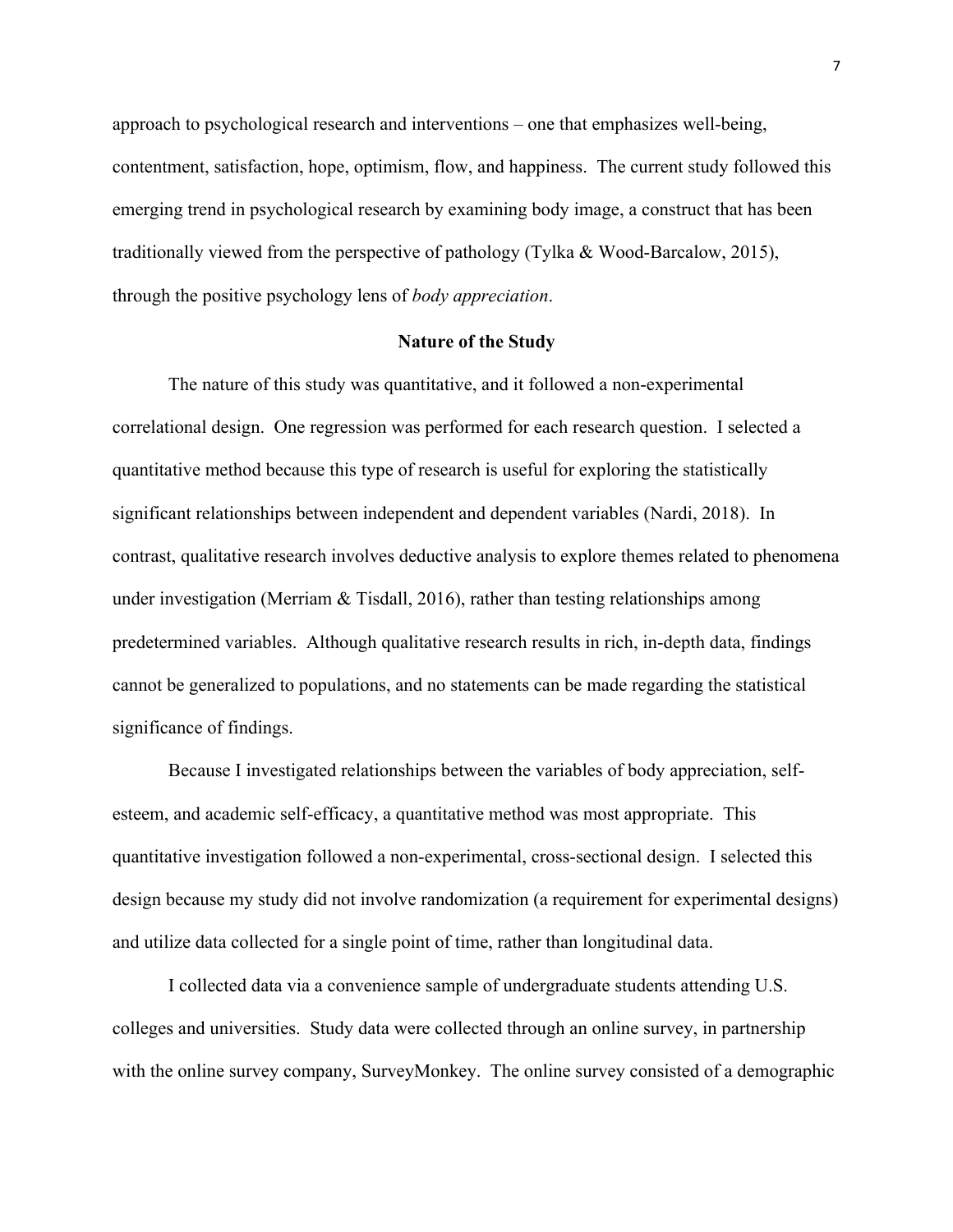approach to psychological research and interventions – one that emphasizes well-being, contentment, satisfaction, hope, optimism, flow, and happiness. The current study followed this emerging trend in psychological research by examining body image, a construct that has been traditionally viewed from the perspective of pathology (Tylka & Wood-Barcalow, 2015), through the positive psychology lens of *body appreciation*.

## Nature of the Study

The nature of this study was quantitative, and it followed a non-experimental correlational design. One regression was performed for each research question. I selected a quantitative method because this type of research is useful for exploring the statistically significant relationships between independent and dependent variables (Nardi, 2018). In contrast, qualitative research involves deductive analysis to explore themes related to phenomena under investigation (Merriam & Tisdall, 2016), rather than testing relationships among predetermined variables. Although qualitative research results in rich, in-depth data, findings cannot be generalized to populations, and no statements can be made regarding the statistical significance of findings.

Because I investigated relationships between the variables of body appreciation, self-esteem, and academic self-efficacy, a quantitative method was most appropriate. This quantitative investigation followed a non-experimental, cross-sectional design. I selected this design because my study did not involve randomization (a requirement for experimental designs) and utilize data collected for a single point of time, rather than longitudinal data.

I collected data via a convenience sample of undergraduate students attending U.S. colleges and universities. Study data were collected through an online survey, in partnership with the online survey company, SurveyMonkey. The online survey consisted of a demographic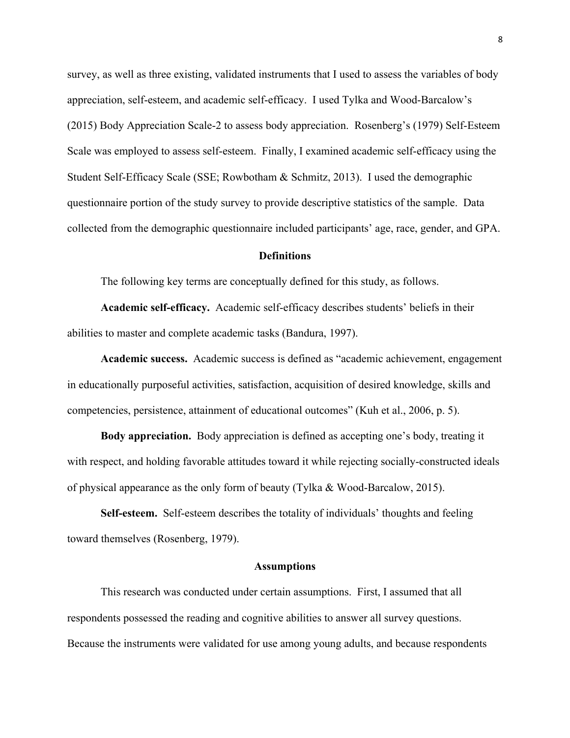survey, as well as three existing, validated instruments that I used to assess the variables of body appreciation, self-esteem, and academic self-efficacy. I used Tylka and Wood-Barcalow's (2015) Body Appreciation Scale-2 to assess body appreciation. Rosenberg's (1979) Self-Esteem Scale was employed to assess self-esteem. Finally, I examined academic self-efficacy using the Student Self-Efficacy Scale (SSE; Rowbotham & Schmitz, 2013). I used the demographic questionnaire portion of the study survey to provide descriptive statistics of the sample. Data collected from the demographic questionnaire included participants' age, race, gender, and GPA.

## Definitions

The following key terms are conceptually defined for this study, as follows.

**Academic self-efficacy.** Academic self-efficacy describes students' beliefs in their abilities to master and complete academic tasks (Bandura, 1997).

**Academic success.** Academic success is defined as "academic achievement, engagement in educationally purposeful activities, satisfaction, acquisition of desired knowledge, skills and competencies, persistence, attainment of educational outcomes" (Kuh et al., 2006, p. 5).

**Body appreciation.** Body appreciation is defined as accepting one's body, treating it with respect, and holding favorable attitudes toward it while rejecting socially-constructed ideals of physical appearance as the only form of beauty (Tylka & Wood-Barcalow, 2015).

**Self-esteem.** Self-esteem describes the totality of individuals' thoughts and feeling toward themselves (Rosenberg, 1979).

## Assumptions

This research was conducted under certain assumptions. First, I assumed that all respondents possessed the reading and cognitive abilities to answer all survey questions. Because the instruments were validated for use among young adults, and because respondents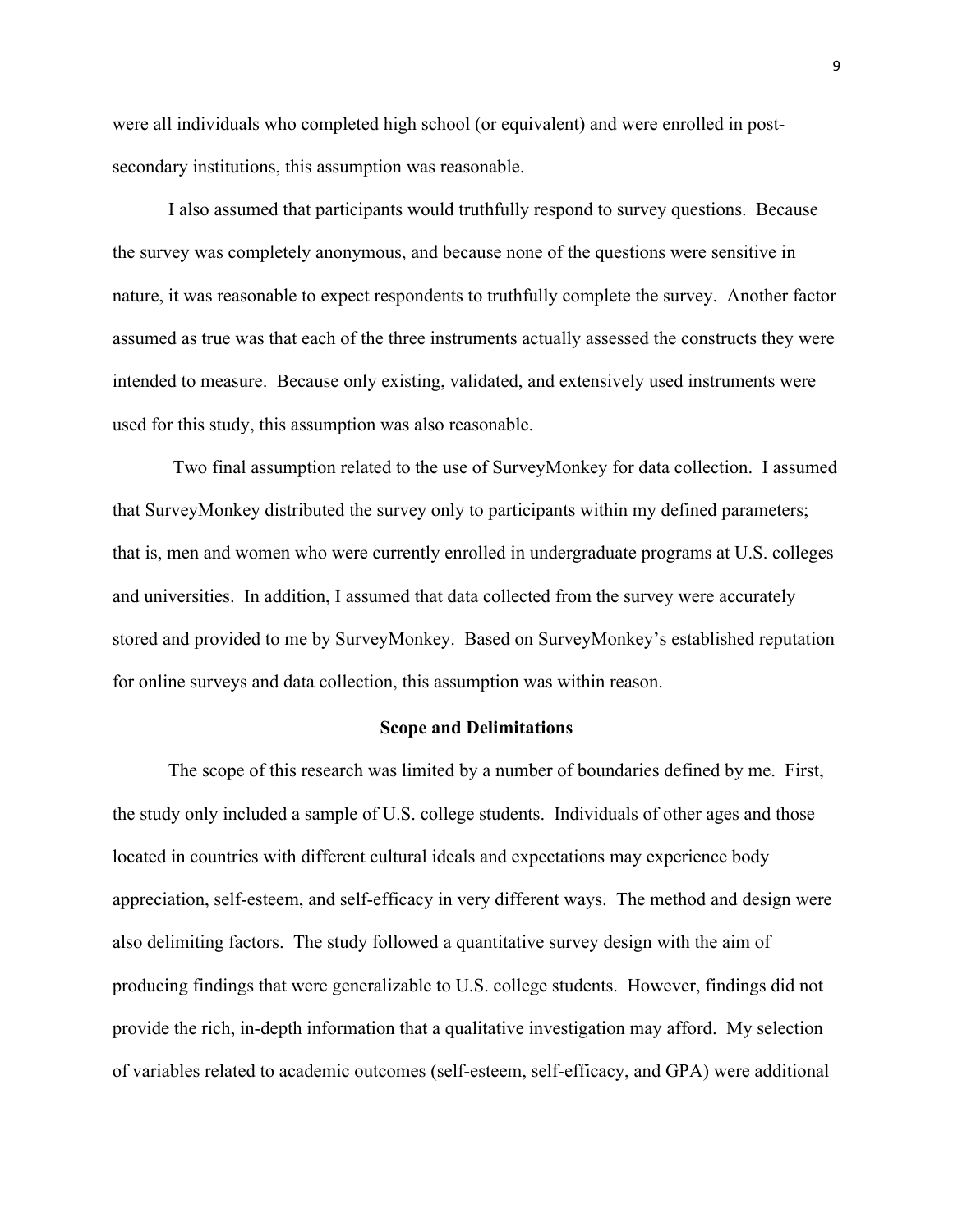were all individuals who completed high school (or equivalent) and were enrolled in post-secondary institutions, this assumption was reasonable.

I also assumed that participants would truthfully respond to survey questions. Because the survey was completely anonymous, and because none of the questions were sensitive in nature, it was reasonable to expect respondents to truthfully complete the survey. Another factor assumed as true was that each of the three instruments actually assessed the constructs they were intended to measure. Because only existing, validated, and extensively used instruments were used for this study, this assumption was also reasonable.

Two final assumption related to the use of SurveyMonkey for data collection. I assumed that SurveyMonkey distributed the survey only to participants within my defined parameters; that is, men and women who were currently enrolled in undergraduate programs at U.S. colleges and universities. In addition, I assumed that data collected from the survey were accurately stored and provided to me by SurveyMonkey. Based on SurveyMonkey's established reputation for online surveys and data collection, this assumption was within reason.

### Scope and Delimitations

The scope of this research was limited by a number of boundaries defined by me. First, the study only included a sample of U.S. college students. Individuals of other ages and those located in countries with different cultural ideals and expectations may experience body appreciation, self-esteem, and self-efficacy in very different ways. The method and design were also delimiting factors. The study followed a quantitative survey design with the aim of producing findings that were generalizable to U.S. college students. However, findings did not provide the rich, in-depth information that a qualitative investigation may afford. My selection of variables related to academic outcomes (self-esteem, self-efficacy, and GPA) were additional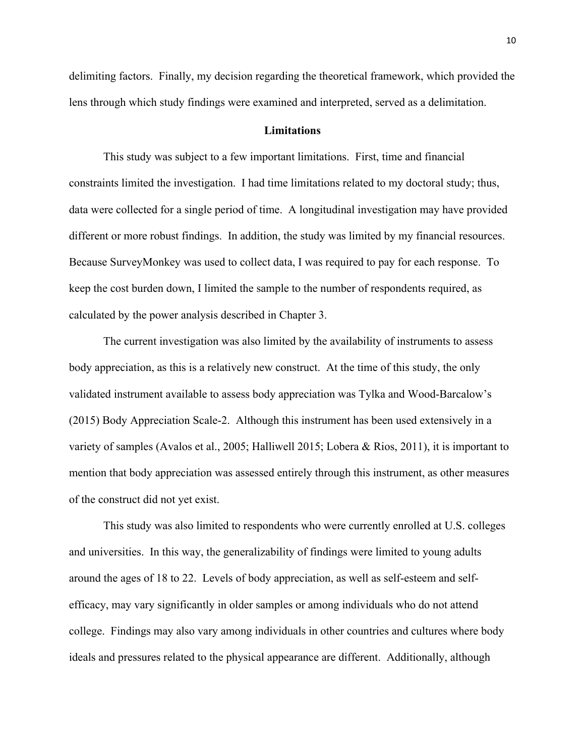delimiting factors. Finally, my decision regarding the theoretical framework, which provided the lens through which study findings were examined and interpreted, served as a delimitation.

## Limitations

This study was subject to a few important limitations. First, time and financial constraints limited the investigation. I had time limitations related to my doctoral study; thus, data were collected for a single period of time. A longitudinal investigation may have provided different or more robust findings. In addition, the study was limited by my financial resources. Because SurveyMonkey was used to collect data, I was required to pay for each response. To keep the cost burden down, I limited the sample to the number of respondents required, as calculated by the power analysis described in Chapter 3.

The current investigation was also limited by the availability of instruments to assess body appreciation, as this is a relatively new construct. At the time of this study, the only validated instrument available to assess body appreciation was Tylka and Wood-Barcalow's (2015) Body Appreciation Scale-2. Although this instrument has been used extensively in a variety of samples (Avalos et al., 2005; Halliwell 2015; Lobera & Rios, 2011), it is important to mention that body appreciation was assessed entirely through this instrument, as other measures of the construct did not yet exist.

This study was also limited to respondents who were currently enrolled at U.S. colleges and universities. In this way, the generalizability of findings were limited to young adults around the ages of 18 to 22. Levels of body appreciation, as well as self-esteem and self-efficacy, may vary significantly in older samples or among individuals who do not attend college. Findings may also vary among individuals in other countries and cultures where body ideals and pressures related to the physical appearance are different. Additionally, although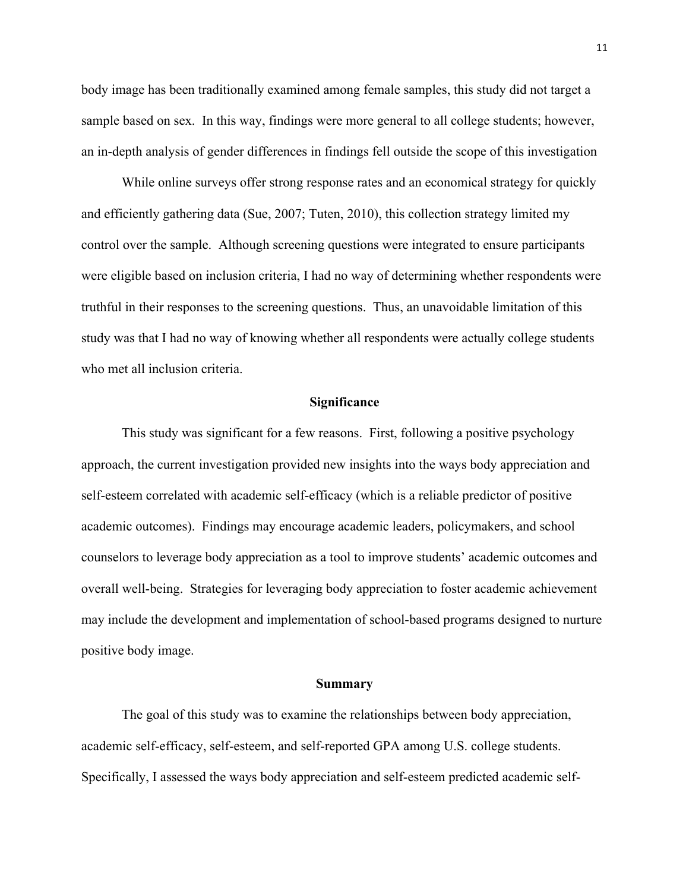body image has been traditionally examined among female samples, this study did not target a sample based on sex. In this way, findings were more general to all college students; however, an in-depth analysis of gender differences in findings fell outside the scope of this investigation

While online surveys offer strong response rates and an economical strategy for quickly and efficiently gathering data (Sue, 2007; Tuten, 2010), this collection strategy limited my control over the sample. Although screening questions were integrated to ensure participants were eligible based on inclusion criteria, I had no way of determining whether respondents were truthful in their responses to the screening questions. Thus, an unavoidable limitation of this study was that I had no way of knowing whether all respondents were actually college students who met all inclusion criteria.

## Significance

This study was significant for a few reasons. First, following a positive psychology approach, the current investigation provided new insights into the ways body appreciation and self-esteem correlated with academic self-efficacy (which is a reliable predictor of positive academic outcomes). Findings may encourage academic leaders, policymakers, and school counselors to leverage body appreciation as a tool to improve students' academic outcomes and overall well-being. Strategies for leveraging body appreciation to foster academic achievement may include the development and implementation of school-based programs designed to nurture positive body image.

## Summary

The goal of this study was to examine the relationships between body appreciation, academic self-efficacy, self-esteem, and self-reported GPA among U.S. college students. Specifically, I assessed the ways body appreciation and self-esteem predicted academic self-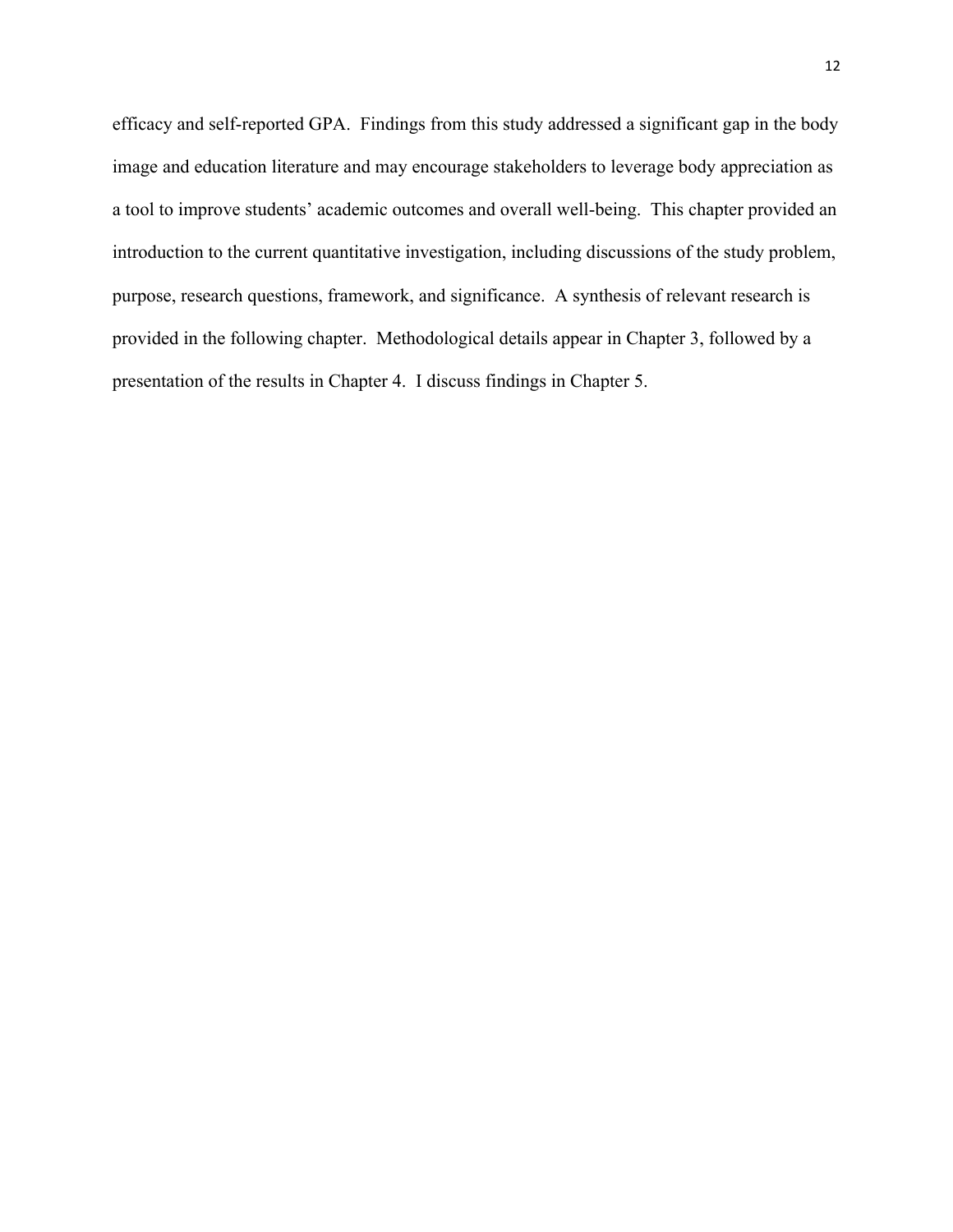efficacy and self-reported GPA. Findings from this study addressed a significant gap in the body image and education literature and may encourage stakeholders to leverage body appreciation as a tool to improve students' academic outcomes and overall well-being. This chapter provided an introduction to the current quantitative investigation, including discussions of the study problem, purpose, research questions, framework, and significance. A synthesis of relevant research is provided in the following chapter. Methodological details appear in Chapter 3, followed by a presentation of the results in Chapter 4. I discuss findings in Chapter 5.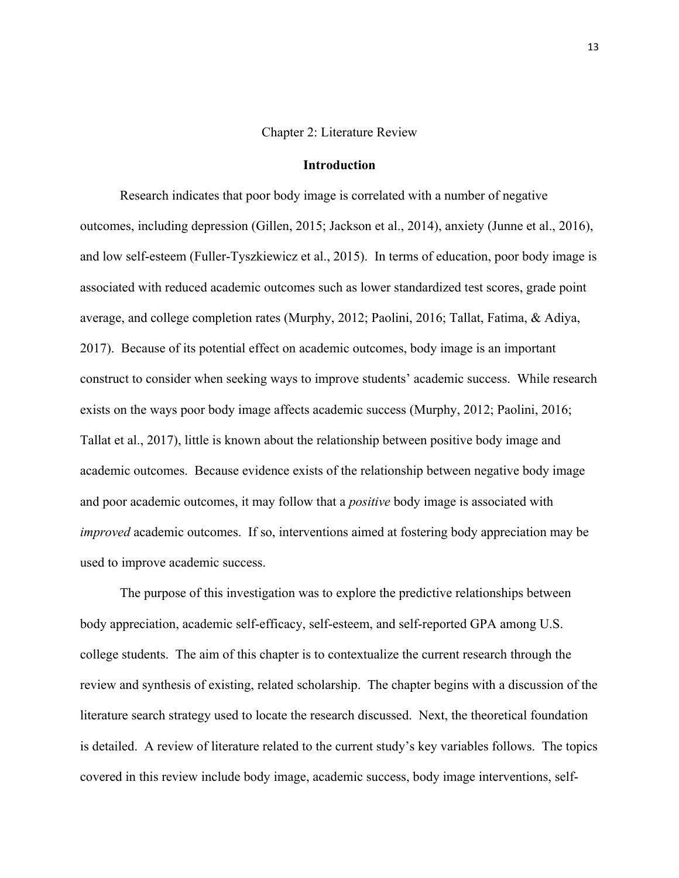# Chapter 2: Literature Review

## Introduction

Research indicates that poor body image is correlated with a number of negative outcomes, including depression (Gillen, 2015; Jackson et al., 2014), anxiety (Junne et al., 2016), and low self-esteem (Fuller-Tyszkiewicz et al., 2015). In terms of education, poor body image is associated with reduced academic outcomes such as lower standardized test scores, grade point average, and college completion rates (Murphy, 2012; Paolini, 2016; Tallat, Fatima, & Adiya, 2017). Because of its potential effect on academic outcomes, body image is an important construct to consider when seeking ways to improve students' academic success. While research exists on the ways poor body image affects academic success (Murphy, 2012; Paolini, 2016; Tallat et al., 2017), little is known about the relationship between positive body image and academic outcomes. Because evidence exists of the relationship between negative body image and poor academic outcomes, it may follow that a *positive* body image is associated with *improved* academic outcomes. If so, interventions aimed at fostering body appreciation may be used to improve academic success.

The purpose of this investigation was to explore the predictive relationships between body appreciation, academic self-efficacy, self-esteem, and self-reported GPA among U.S. college students. The aim of this chapter is to contextualize the current research through the review and synthesis of existing, related scholarship. The chapter begins with a discussion of the literature search strategy used to locate the research discussed. Next, the theoretical foundation is detailed. A review of literature related to the current study's key variables follows. The topics covered in this review include body image, academic success, body image interventions, self-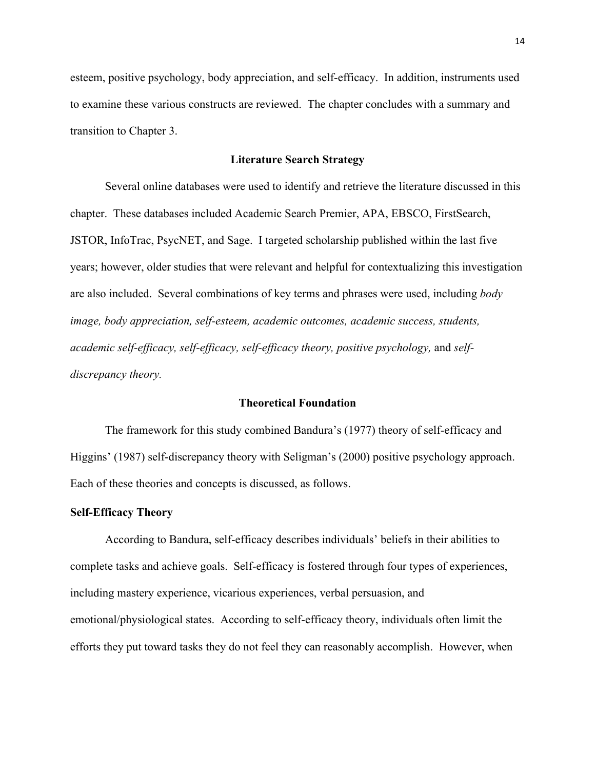esteem, positive psychology, body appreciation, and self-efficacy. In addition, instruments used to examine these various constructs are reviewed. The chapter concludes with a summary and transition to Chapter 3.

## Literature Search Strategy

Several online databases were used to identify and retrieve the literature discussed in this chapter. These databases included Academic Search Premier, APA, EBSCO, FirstSearch, JSTOR, InfoTrac, PsycNET, and Sage. I targeted scholarship published within the last five years; however, older studies that were relevant and helpful for contextualizing this investigation are also included. Several combinations of key terms and phrases were used, including *body image, body appreciation, self-esteem, academic outcomes, academic success, students, academic self-efficacy, self-efficacy, self-efficacy theory, positive psychology,* and *self-discrepancy theory.*

## Theoretical Foundation

The framework for this study combined Bandura's (1977) theory of self-efficacy and Higgins' (1987) self-discrepancy theory with Seligman's (2000) positive psychology approach. Each of these theories and concepts is discussed, as follows.

### Self-Efficacy Theory

According to Bandura, self-efficacy describes individuals' beliefs in their abilities to complete tasks and achieve goals. Self-efficacy is fostered through four types of experiences, including mastery experience, vicarious experiences, verbal persuasion, and emotional/physiological states. According to self-efficacy theory, individuals often limit the efforts they put toward tasks they do not feel they can reasonably accomplish. However, when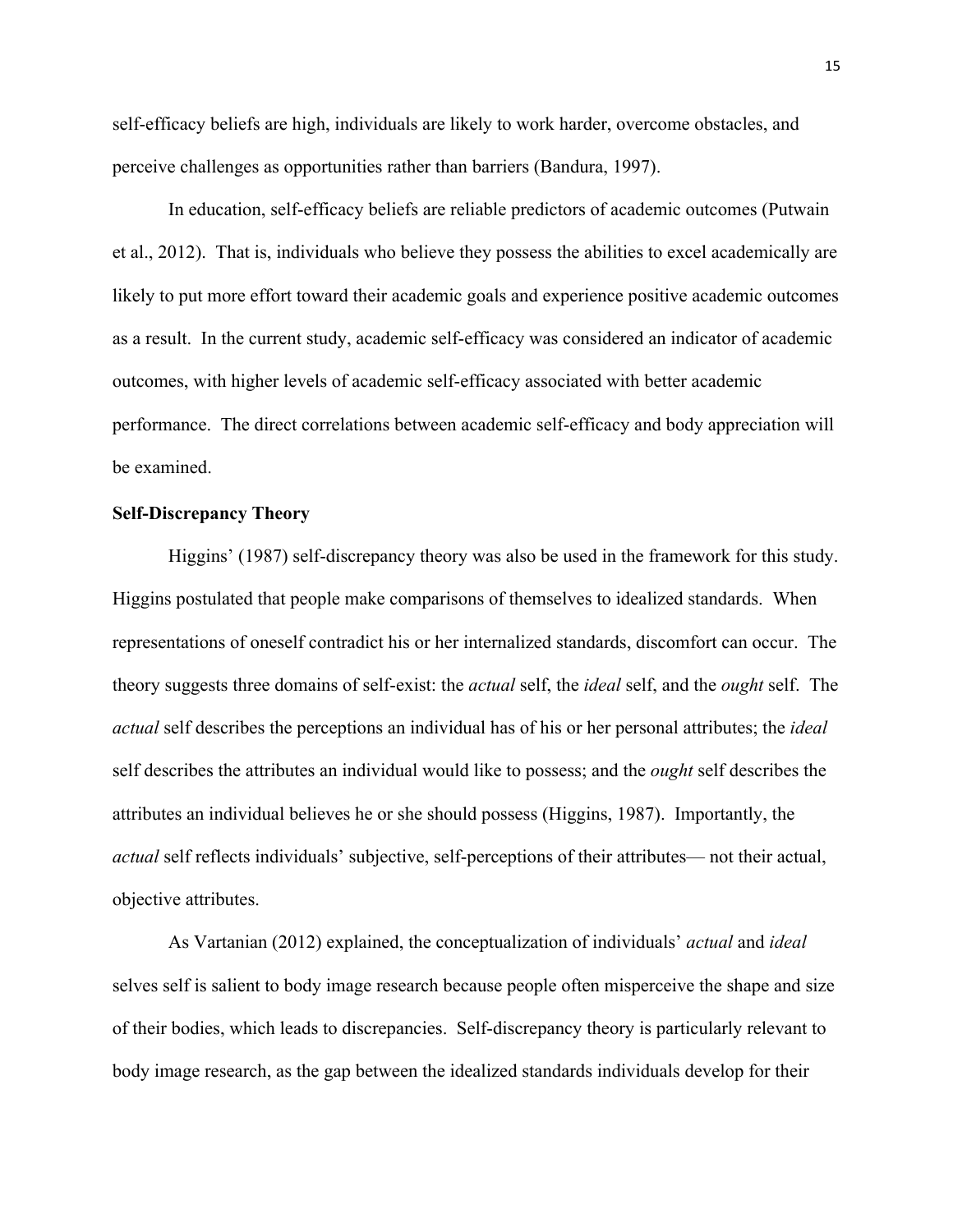self-efficacy beliefs are high, individuals are likely to work harder, overcome obstacles, and perceive challenges as opportunities rather than barriers (Bandura, 1997).

In education, self-efficacy beliefs are reliable predictors of academic outcomes (Putwain et al., 2012). That is, individuals who believe they possess the abilities to excel academically are likely to put more effort toward their academic goals and experience positive academic outcomes as a result. In the current study, academic self-efficacy was considered an indicator of academic outcomes, with higher levels of academic self-efficacy associated with better academic performance. The direct correlations between academic self-efficacy and body appreciation will be examined.

**Self-Discrepancy Theory**

Higgins' (1987) self-discrepancy theory was also be used in the framework for this study. Higgins postulated that people make comparisons of themselves to idealized standards. When representations of oneself contradict his or her internalized standards, discomfort can occur. The theory suggests three domains of self-exist: the *actual* self, the *ideal* self, and the *ought* self. The *actual* self describes the perceptions an individual has of his or her personal attributes; the *ideal* self describes the attributes an individual would like to possess; and the *ought* self describes the attributes an individual believes he or she should possess (Higgins, 1987). Importantly, the *actual* self reflects individuals' subjective, self-perceptions of their attributes— not their actual, objective attributes.

As Vartanian (2012) explained, the conceptualization of individuals' *actual* and *ideal* selves self is salient to body image research because people often misperceive the shape and size of their bodies, which leads to discrepancies. Self-discrepancy theory is particularly relevant to body image research, as the gap between the idealized standards individuals develop for their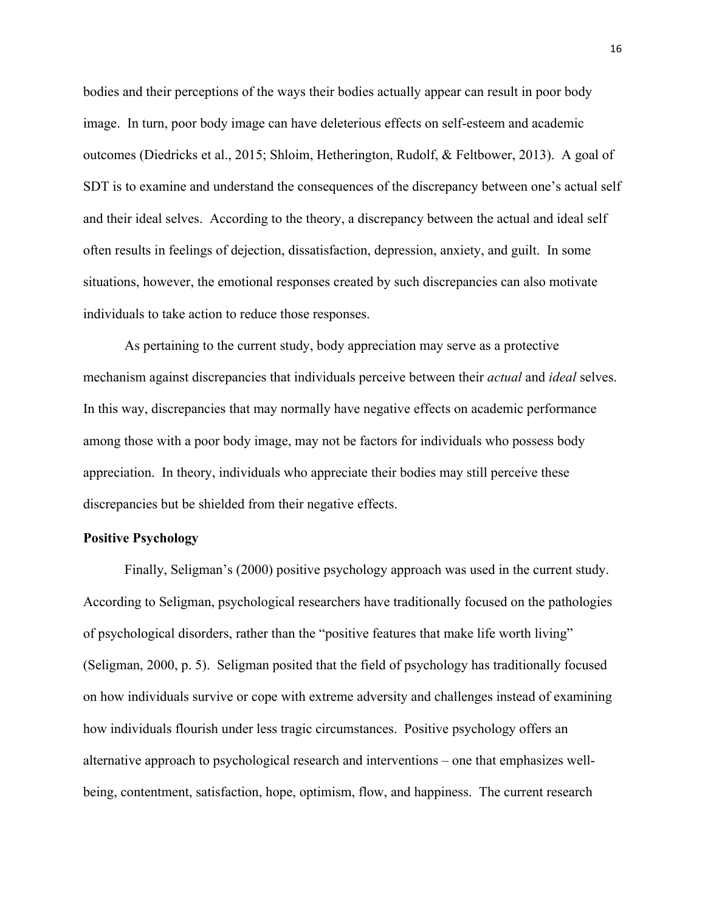bodies and their perceptions of the ways their bodies actually appear can result in poor body image. In turn, poor body image can have deleterious effects on self-esteem and academic outcomes (Diedricks et al., 2015; Shloim, Hetherington, Rudolf, & Feltbower, 2013). A goal of SDT is to examine and understand the consequences of the discrepancy between one's actual self and their ideal selves. According to the theory, a discrepancy between the actual and ideal self often results in feelings of dejection, dissatisfaction, depression, anxiety, and guilt. In some situations, however, the emotional responses created by such discrepancies can also motivate individuals to take action to reduce those responses.

As pertaining to the current study, body appreciation may serve as a protective mechanism against discrepancies that individuals perceive between their *actual* and *ideal* selves. In this way, discrepancies that may normally have negative effects on academic performance among those with a poor body image, may not be factors for individuals who possess body appreciation. In theory, individuals who appreciate their bodies may still perceive these discrepancies but be shielded from their negative effects.

**Positive Psychology**

Finally, Seligman's (2000) positive psychology approach was used in the current study. According to Seligman, psychological researchers have traditionally focused on the pathologies of psychological disorders, rather than the "positive features that make life worth living" (Seligman, 2000, p. 5). Seligman posited that the field of psychology has traditionally focused on how individuals survive or cope with extreme adversity and challenges instead of examining how individuals flourish under less tragic circumstances. Positive psychology offers an alternative approach to psychological research and interventions – one that emphasizes well-being, contentment, satisfaction, hope, optimism, flow, and happiness. The current research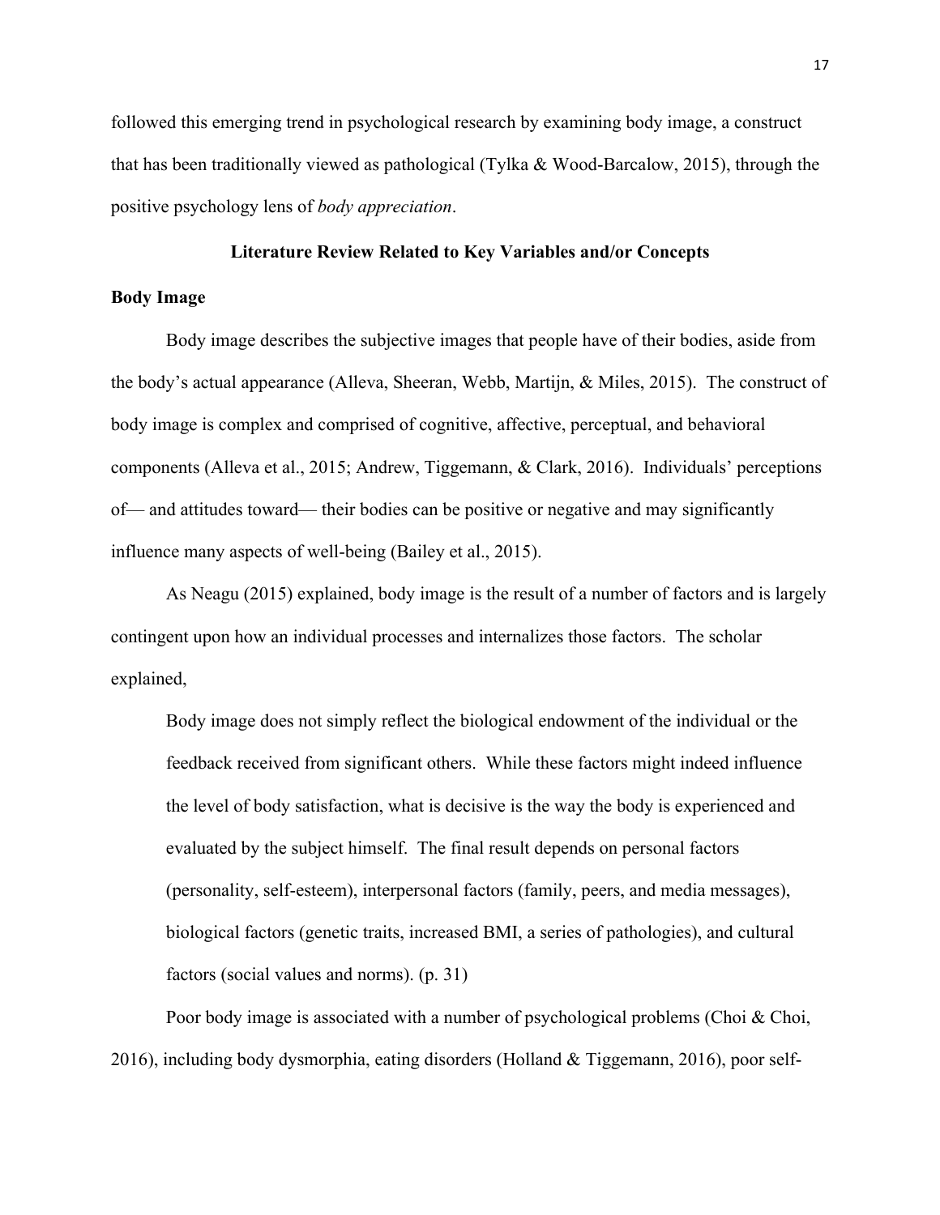followed this emerging trend in psychological research by examining body image, a construct that has been traditionally viewed as pathological (Tylka & Wood-Barcalow, 2015), through the positive psychology lens of *body appreciation*.

## Literature Review Related to Key Variables and/or Concepts

### Body Image

Body image describes the subjective images that people have of their bodies, aside from the body's actual appearance (Alleva, Sheeran, Webb, Martijn, & Miles, 2015). The construct of body image is complex and comprised of cognitive, affective, perceptual, and behavioral components (Alleva et al., 2015; Andrew, Tiggemann, & Clark, 2016). Individuals' perceptions of— and attitudes toward— their bodies can be positive or negative and may significantly influence many aspects of well-being (Bailey et al., 2015).

As Neagu (2015) explained, body image is the result of a number of factors and is largely contingent upon how an individual processes and internalizes those factors. The scholar explained,

> Body image does not simply reflect the biological endowment of the individual or the feedback received from significant others. While these factors might indeed influence the level of body satisfaction, what is decisive is the way the body is experienced and evaluated by the subject himself. The final result depends on personal factors (personality, self-esteem), interpersonal factors (family, peers, and media messages), biological factors (genetic traits, increased BMI, a series of pathologies), and cultural factors (social values and norms). (p. 31)

Poor body image is associated with a number of psychological problems (Choi & Choi, 2016), including body dysmorphia, eating disorders (Holland & Tiggemann, 2016), poor self-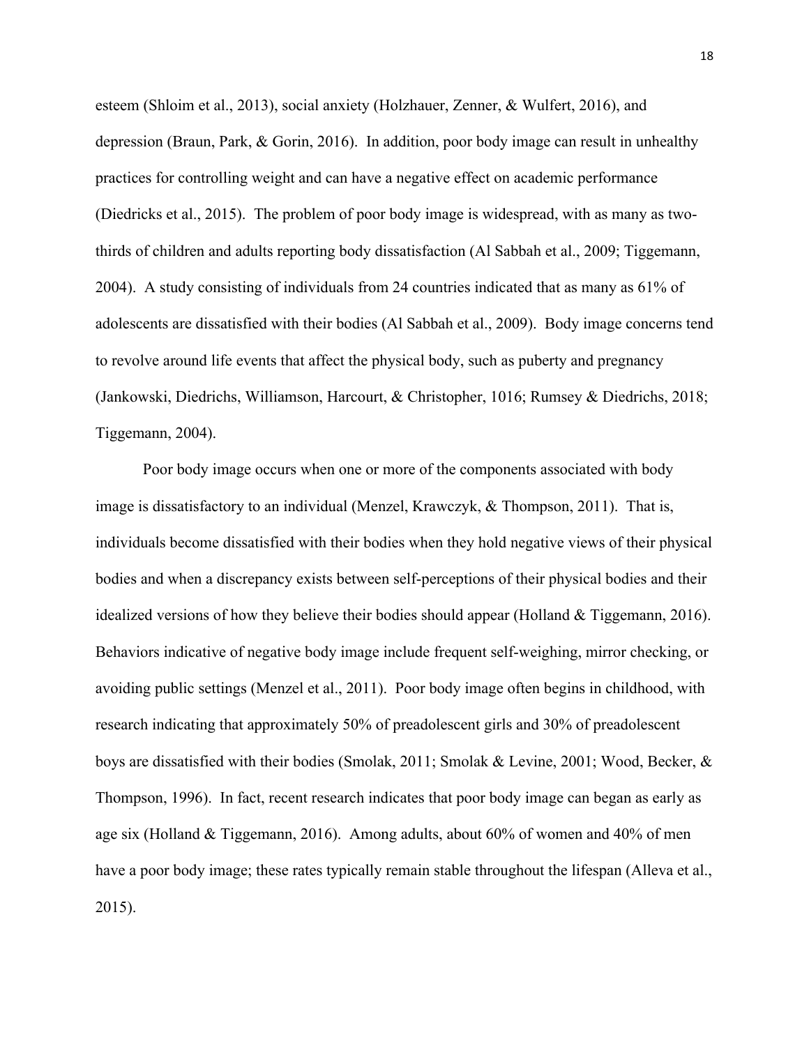esteem (Shloim et al., 2013), social anxiety (Holzhauer, Zenner, & Wulfert, 2016), and depression (Braun, Park, & Gorin, 2016). In addition, poor body image can result in unhealthy practices for controlling weight and can have a negative effect on academic performance (Diedricks et al., 2015). The problem of poor body image is widespread, with as many as two-thirds of children and adults reporting body dissatisfaction (Al Sabbah et al., 2009; Tiggemann, 2004). A study consisting of individuals from 24 countries indicated that as many as 61% of adolescents are dissatisfied with their bodies (Al Sabbah et al., 2009). Body image concerns tend to revolve around life events that affect the physical body, such as puberty and pregnancy (Jankowski, Diedrichs, Williamson, Harcourt, & Christopher, 1016; Rumsey & Diedrichs, 2018; Tiggemann, 2004).

Poor body image occurs when one or more of the components associated with body image is dissatisfactory to an individual (Menzel, Krawczyk, & Thompson, 2011). That is, individuals become dissatisfied with their bodies when they hold negative views of their physical bodies and when a discrepancy exists between self-perceptions of their physical bodies and their idealized versions of how they believe their bodies should appear (Holland & Tiggemann, 2016). Behaviors indicative of negative body image include frequent self-weighing, mirror checking, or avoiding public settings (Menzel et al., 2011). Poor body image often begins in childhood, with research indicating that approximately 50% of preadolescent girls and 30% of preadolescent boys are dissatisfied with their bodies (Smolak, 2011; Smolak & Levine, 2001; Wood, Becker, & Thompson, 1996). In fact, recent research indicates that poor body image can began as early as age six (Holland & Tiggemann, 2016). Among adults, about 60% of women and 40% of men have a poor body image; these rates typically remain stable throughout the lifespan (Alleva et al., 2015).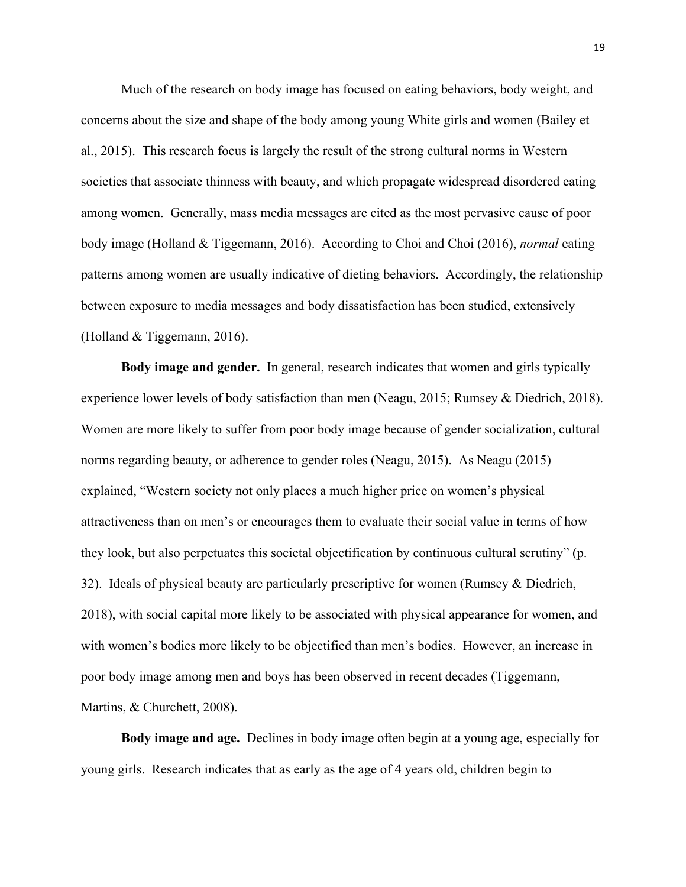Much of the research on body image has focused on eating behaviors, body weight, and concerns about the size and shape of the body among young White girls and women (Bailey et al., 2015). This research focus is largely the result of the strong cultural norms in Western societies that associate thinness with beauty, and which propagate widespread disordered eating among women. Generally, mass media messages are cited as the most pervasive cause of poor body image (Holland & Tiggemann, 2016). According to Choi and Choi (2016), *normal* eating patterns among women are usually indicative of dieting behaviors. Accordingly, the relationship between exposure to media messages and body dissatisfaction has been studied, extensively (Holland & Tiggemann, 2016).

**Body image and gender.** In general, research indicates that women and girls typically experience lower levels of body satisfaction than men (Neagu, 2015; Rumsey & Diedrich, 2018). Women are more likely to suffer from poor body image because of gender socialization, cultural norms regarding beauty, or adherence to gender roles (Neagu, 2015). As Neagu (2015) explained, "Western society not only places a much higher price on women's physical attractiveness than on men's or encourages them to evaluate their social value in terms of how they look, but also perpetuates this societal objectification by continuous cultural scrutiny" (p. 32). Ideals of physical beauty are particularly prescriptive for women (Rumsey & Diedrich, 2018), with social capital more likely to be associated with physical appearance for women, and with women's bodies more likely to be objectified than men's bodies. However, an increase in poor body image among men and boys has been observed in recent decades (Tiggemann, Martins, & Churchett, 2008).

**Body image and age.** Declines in body image often begin at a young age, especially for young girls. Research indicates that as early as the age of 4 years old, children begin to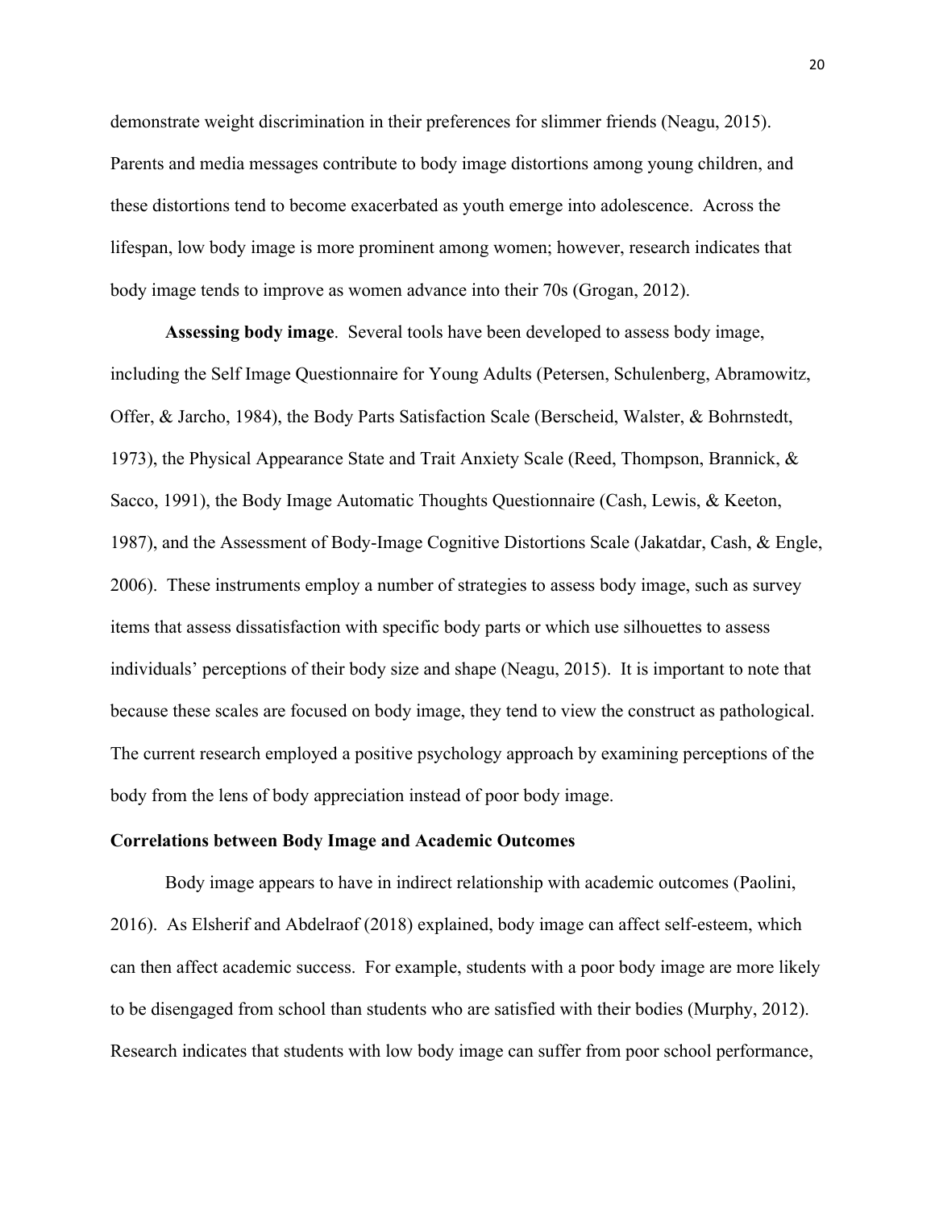demonstrate weight discrimination in their preferences for slimmer friends (Neagu, 2015). Parents and media messages contribute to body image distortions among young children, and these distortions tend to become exacerbated as youth emerge into adolescence. Across the lifespan, low body image is more prominent among women; however, research indicates that body image tends to improve as women advance into their 70s (Grogan, 2012).

**Assessing body image**. Several tools have been developed to assess body image, including the Self Image Questionnaire for Young Adults (Petersen, Schulenberg, Abramowitz, Offer, & Jarcho, 1984), the Body Parts Satisfaction Scale (Berscheid, Walster, & Bohrnstedt, 1973), the Physical Appearance State and Trait Anxiety Scale (Reed, Thompson, Brannick, & Sacco, 1991), the Body Image Automatic Thoughts Questionnaire (Cash, Lewis, & Keeton, 1987), and the Assessment of Body-Image Cognitive Distortions Scale (Jakatdar, Cash, & Engle, 2006). These instruments employ a number of strategies to assess body image, such as survey items that assess dissatisfaction with specific body parts or which use silhouettes to assess individuals' perceptions of their body size and shape (Neagu, 2015). It is important to note that because these scales are focused on body image, they tend to view the construct as pathological. The current research employed a positive psychology approach by examining perceptions of the body from the lens of body appreciation instead of poor body image.

## Correlations between Body Image and Academic Outcomes

Body image appears to have in indirect relationship with academic outcomes (Paolini, 2016). As Elsherif and Abdelraof (2018) explained, body image can affect self-esteem, which can then affect academic success. For example, students with a poor body image are more likely to be disengaged from school than students who are satisfied with their bodies (Murphy, 2012). Research indicates that students with low body image can suffer from poor school performance,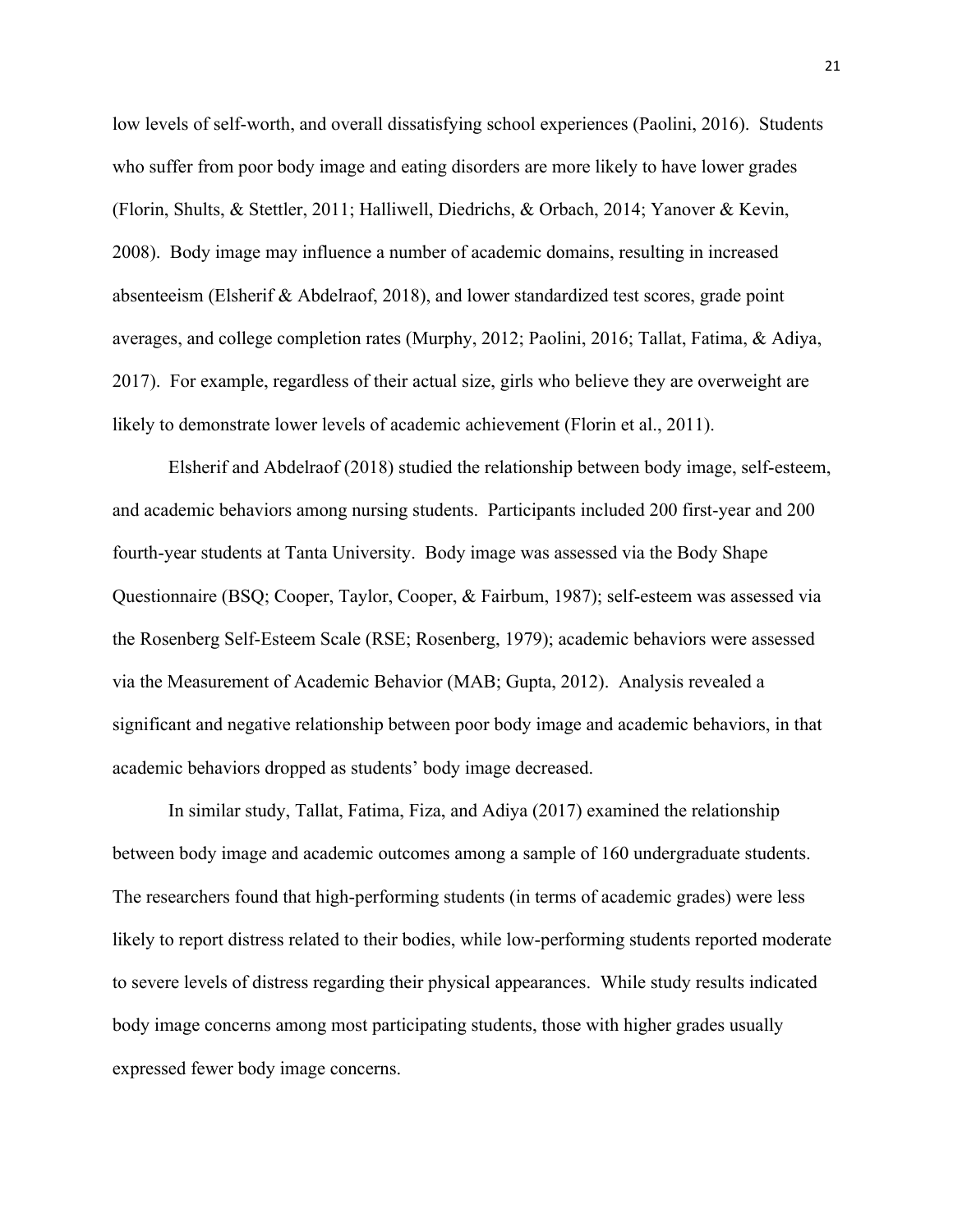low levels of self-worth, and overall dissatisfying school experiences (Paolini, 2016). Students who suffer from poor body image and eating disorders are more likely to have lower grades (Florin, Shults, & Stettler, 2011; Halliwell, Diedrichs, & Orbach, 2014; Yanover & Kevin, 2008). Body image may influence a number of academic domains, resulting in increased absenteeism (Elsherif & Abdelraof, 2018), and lower standardized test scores, grade point averages, and college completion rates (Murphy, 2012; Paolini, 2016; Tallat, Fatima, & Adiya, 2017). For example, regardless of their actual size, girls who believe they are overweight are likely to demonstrate lower levels of academic achievement (Florin et al., 2011).

Elsherif and Abdelraof (2018) studied the relationship between body image, self-esteem, and academic behaviors among nursing students. Participants included 200 first-year and 200 fourth-year students at Tanta University. Body image was assessed via the Body Shape Questionnaire (BSQ; Cooper, Taylor, Cooper, & Fairbum, 1987); self-esteem was assessed via the Rosenberg Self-Esteem Scale (RSE; Rosenberg, 1979); academic behaviors were assessed via the Measurement of Academic Behavior (MAB; Gupta, 2012). Analysis revealed a significant and negative relationship between poor body image and academic behaviors, in that academic behaviors dropped as students' body image decreased.

In similar study, Tallat, Fatima, Fiza, and Adiya (2017) examined the relationship between body image and academic outcomes among a sample of 160 undergraduate students. The researchers found that high-performing students (in terms of academic grades) were less likely to report distress related to their bodies, while low-performing students reported moderate to severe levels of distress regarding their physical appearances. While study results indicated body image concerns among most participating students, those with higher grades usually expressed fewer body image concerns.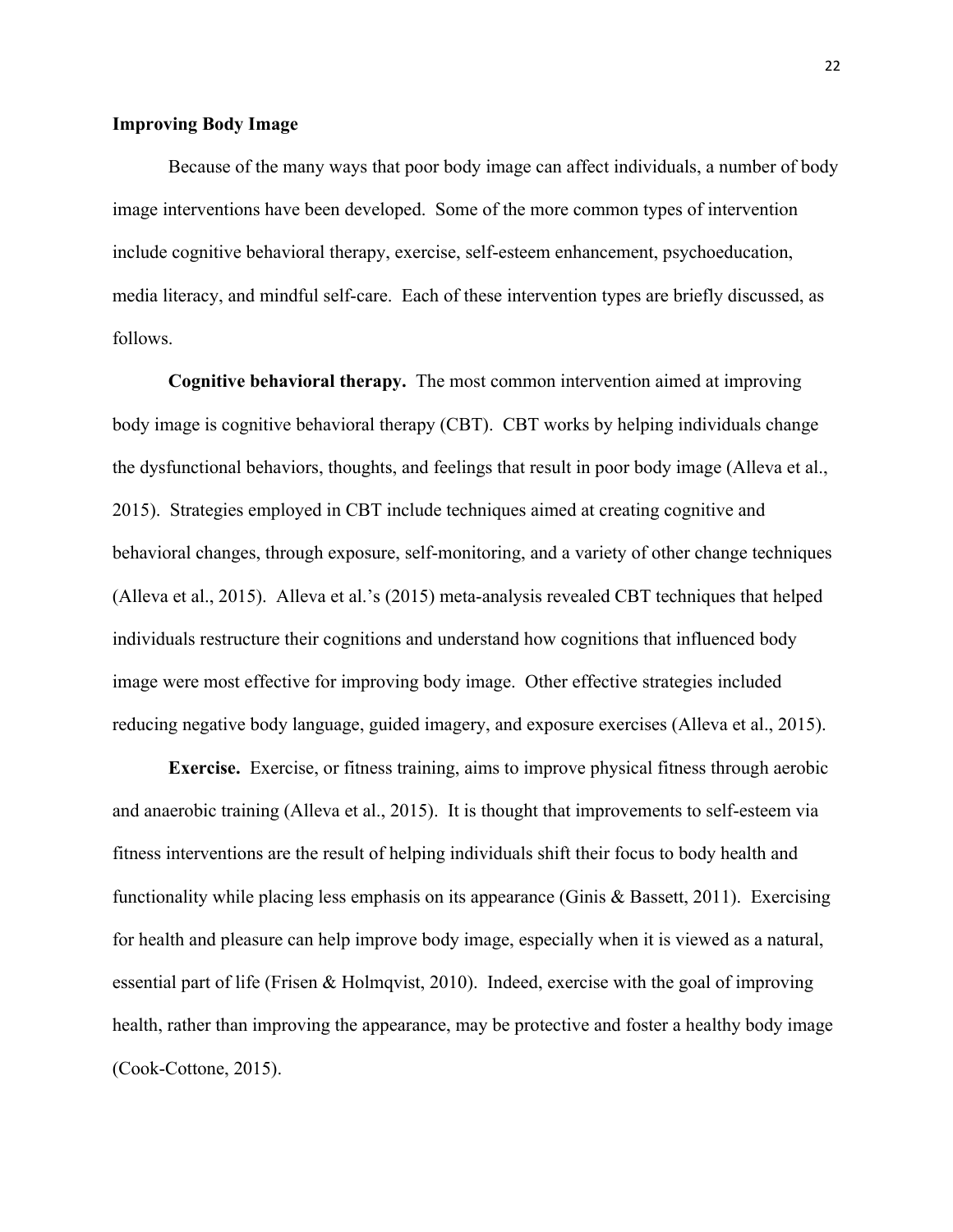**Improving Body Image**

Because of the many ways that poor body image can affect individuals, a number of body image interventions have been developed. Some of the more common types of intervention include cognitive behavioral therapy, exercise, self-esteem enhancement, psychoeducation, media literacy, and mindful self-care. Each of these intervention types are briefly discussed, as follows.

**Cognitive behavioral therapy.** The most common intervention aimed at improving body image is cognitive behavioral therapy (CBT). CBT works by helping individuals change the dysfunctional behaviors, thoughts, and feelings that result in poor body image (Alleva et al., 2015). Strategies employed in CBT include techniques aimed at creating cognitive and behavioral changes, through exposure, self-monitoring, and a variety of other change techniques (Alleva et al., 2015). Alleva et al.'s (2015) meta-analysis revealed CBT techniques that helped individuals restructure their cognitions and understand how cognitions that influenced body image were most effective for improving body image. Other effective strategies included reducing negative body language, guided imagery, and exposure exercises (Alleva et al., 2015).

**Exercise.** Exercise, or fitness training, aims to improve physical fitness through aerobic and anaerobic training (Alleva et al., 2015). It is thought that improvements to self-esteem via fitness interventions are the result of helping individuals shift their focus to body health and functionality while placing less emphasis on its appearance (Ginis & Bassett, 2011). Exercising for health and pleasure can help improve body image, especially when it is viewed as a natural, essential part of life (Frisen & Holmqvist, 2010). Indeed, exercise with the goal of improving health, rather than improving the appearance, may be protective and foster a healthy body image (Cook-Cottone, 2015).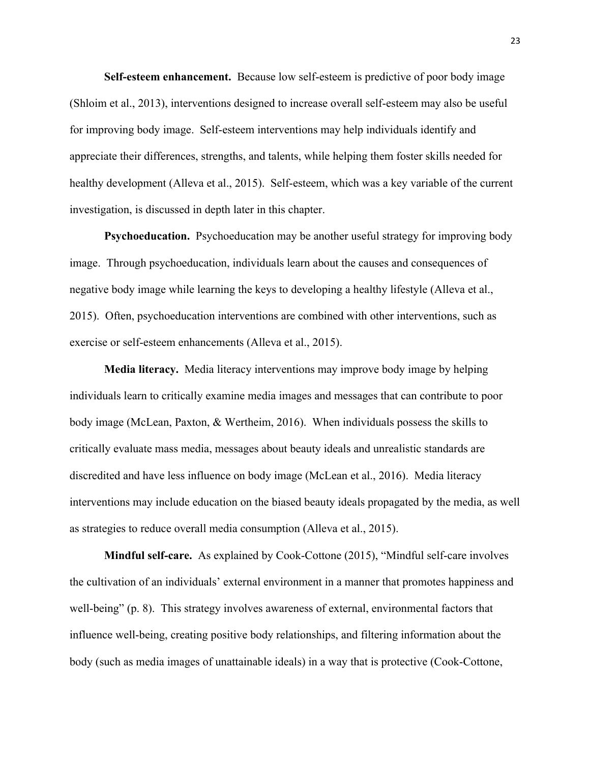**Self-esteem enhancement.** Because low self-esteem is predictive of poor body image (Shloim et al., 2013), interventions designed to increase overall self-esteem may also be useful for improving body image. Self-esteem interventions may help individuals identify and appreciate their differences, strengths, and talents, while helping them foster skills needed for healthy development (Alleva et al., 2015). Self-esteem, which was a key variable of the current investigation, is discussed in depth later in this chapter.

**Psychoeducation.** Psychoeducation may be another useful strategy for improving body image. Through psychoeducation, individuals learn about the causes and consequences of negative body image while learning the keys to developing a healthy lifestyle (Alleva et al., 2015). Often, psychoeducation interventions are combined with other interventions, such as exercise or self-esteem enhancements (Alleva et al., 2015).

**Media literacy.** Media literacy interventions may improve body image by helping individuals learn to critically examine media images and messages that can contribute to poor body image (McLean, Paxton, & Wertheim, 2016). When individuals possess the skills to critically evaluate mass media, messages about beauty ideals and unrealistic standards are discredited and have less influence on body image (McLean et al., 2016). Media literacy interventions may include education on the biased beauty ideals propagated by the media, as well as strategies to reduce overall media consumption (Alleva et al., 2015).

**Mindful self-care.** As explained by Cook-Cottone (2015), "Mindful self-care involves the cultivation of an individuals' external environment in a manner that promotes happiness and well-being" (p. 8). This strategy involves awareness of external, environmental factors that influence well-being, creating positive body relationships, and filtering information about the body (such as media images of unattainable ideals) in a way that is protective (Cook-Cottone,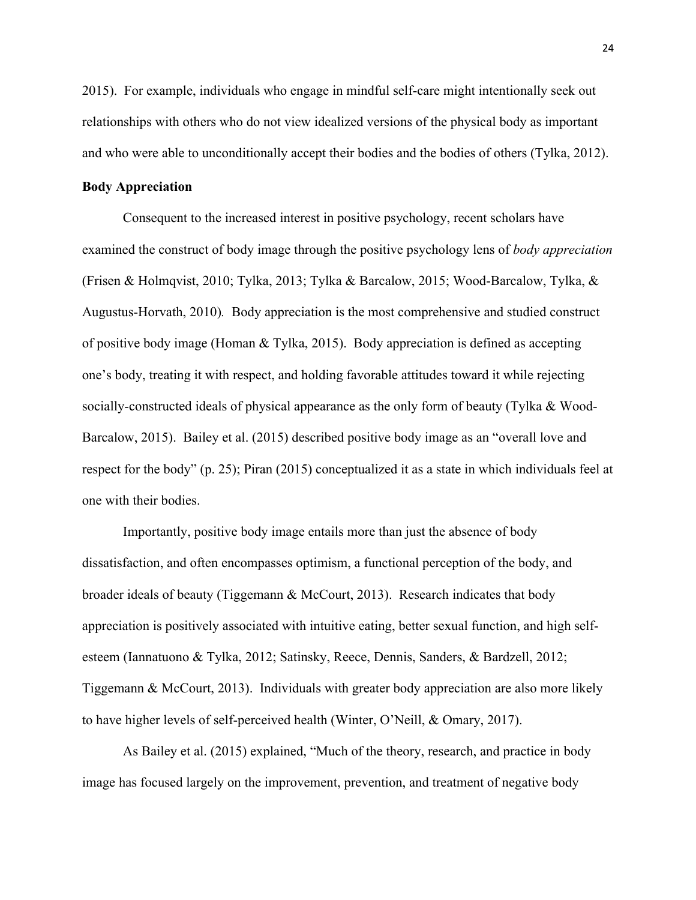2015). For example, individuals who engage in mindful self-care might intentionally seek out relationships with others who do not view idealized versions of the physical body as important and who were able to unconditionally accept their bodies and the bodies of others (Tylka, 2012).

**Body Appreciation**

Consequent to the increased interest in positive psychology, recent scholars have examined the construct of body image through the positive psychology lens of *body appreciation* (Frisen & Holmqvist, 2010; Tylka, 2013; Tylka & Barcalow, 2015; Wood-Barcalow, Tylka, & Augustus-Horvath, 2010). Body appreciation is the most comprehensive and studied construct of positive body image (Homan & Tylka, 2015). Body appreciation is defined as accepting one's body, treating it with respect, and holding favorable attitudes toward it while rejecting socially-constructed ideals of physical appearance as the only form of beauty (Tylka & Wood-Barcalow, 2015). Bailey et al. (2015) described positive body image as an "overall love and respect for the body" (p. 25); Piran (2015) conceptualized it as a state in which individuals feel at one with their bodies.

Importantly, positive body image entails more than just the absence of body dissatisfaction, and often encompasses optimism, a functional perception of the body, and broader ideals of beauty (Tiggemann & McCourt, 2013). Research indicates that body appreciation is positively associated with intuitive eating, better sexual function, and high self-esteem (Iannatuono & Tylka, 2012; Satinsky, Reece, Dennis, Sanders, & Bardzell, 2012; Tiggemann & McCourt, 2013). Individuals with greater body appreciation are also more likely to have higher levels of self-perceived health (Winter, O'Neill, & Omary, 2017).

As Bailey et al. (2015) explained, "Much of the theory, research, and practice in body image has focused largely on the improvement, prevention, and treatment of negative body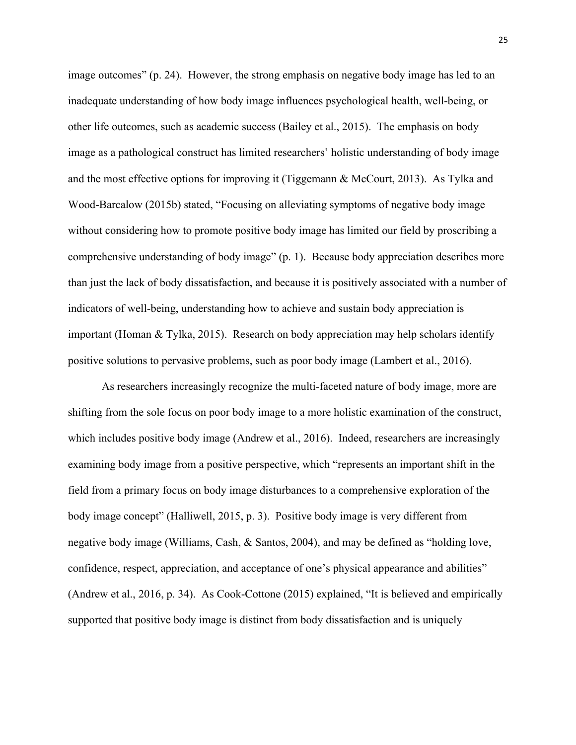image outcomes" (p. 24). However, the strong emphasis on negative body image has led to an inadequate understanding of how body image influences psychological health, well-being, or other life outcomes, such as academic success (Bailey et al., 2015). The emphasis on body image as a pathological construct has limited researchers' holistic understanding of body image and the most effective options for improving it (Tiggemann & McCourt, 2013). As Tylka and Wood-Barcalow (2015b) stated, "Focusing on alleviating symptoms of negative body image without considering how to promote positive body image has limited our field by proscribing a comprehensive understanding of body image" (p. 1). Because body appreciation describes more than just the lack of body dissatisfaction, and because it is positively associated with a number of indicators of well-being, understanding how to achieve and sustain body appreciation is important (Homan & Tylka, 2015). Research on body appreciation may help scholars identify positive solutions to pervasive problems, such as poor body image (Lambert et al., 2016).

As researchers increasingly recognize the multi-faceted nature of body image, more are shifting from the sole focus on poor body image to a more holistic examination of the construct, which includes positive body image (Andrew et al., 2016). Indeed, researchers are increasingly examining body image from a positive perspective, which "represents an important shift in the field from a primary focus on body image disturbances to a comprehensive exploration of the body image concept" (Halliwell, 2015, p. 3). Positive body image is very different from negative body image (Williams, Cash, & Santos, 2004), and may be defined as "holding love, confidence, respect, appreciation, and acceptance of one's physical appearance and abilities" (Andrew et al., 2016, p. 34). As Cook-Cottone (2015) explained, "It is believed and empirically supported that positive body image is distinct from body dissatisfaction and is uniquely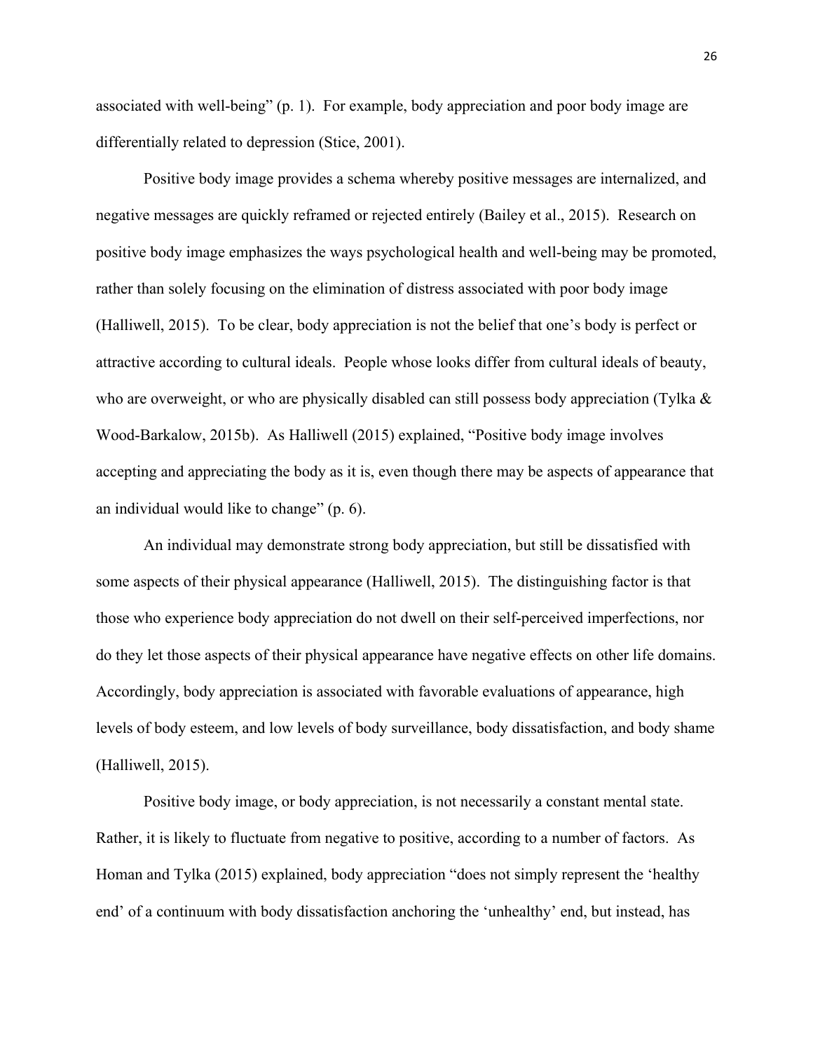associated with well-being" (p. 1). For example, body appreciation and poor body image are differentially related to depression (Stice, 2001).

Positive body image provides a schema whereby positive messages are internalized, and negative messages are quickly reframed or rejected entirely (Bailey et al., 2015). Research on positive body image emphasizes the ways psychological health and well-being may be promoted, rather than solely focusing on the elimination of distress associated with poor body image (Halliwell, 2015). To be clear, body appreciation is not the belief that one's body is perfect or attractive according to cultural ideals. People whose looks differ from cultural ideals of beauty, who are overweight, or who are physically disabled can still possess body appreciation (Tylka & Wood-Barkalow, 2015b). As Halliwell (2015) explained, "Positive body image involves accepting and appreciating the body as it is, even though there may be aspects of appearance that an individual would like to change" (p. 6).

An individual may demonstrate strong body appreciation, but still be dissatisfied with some aspects of their physical appearance (Halliwell, 2015). The distinguishing factor is that those who experience body appreciation do not dwell on their self-perceived imperfections, nor do they let those aspects of their physical appearance have negative effects on other life domains. Accordingly, body appreciation is associated with favorable evaluations of appearance, high levels of body esteem, and low levels of body surveillance, body dissatisfaction, and body shame (Halliwell, 2015).

Positive body image, or body appreciation, is not necessarily a constant mental state. Rather, it is likely to fluctuate from negative to positive, according to a number of factors. As Homan and Tylka (2015) explained, body appreciation "does not simply represent the 'healthy end' of a continuum with body dissatisfaction anchoring the 'unhealthy' end, but instead, has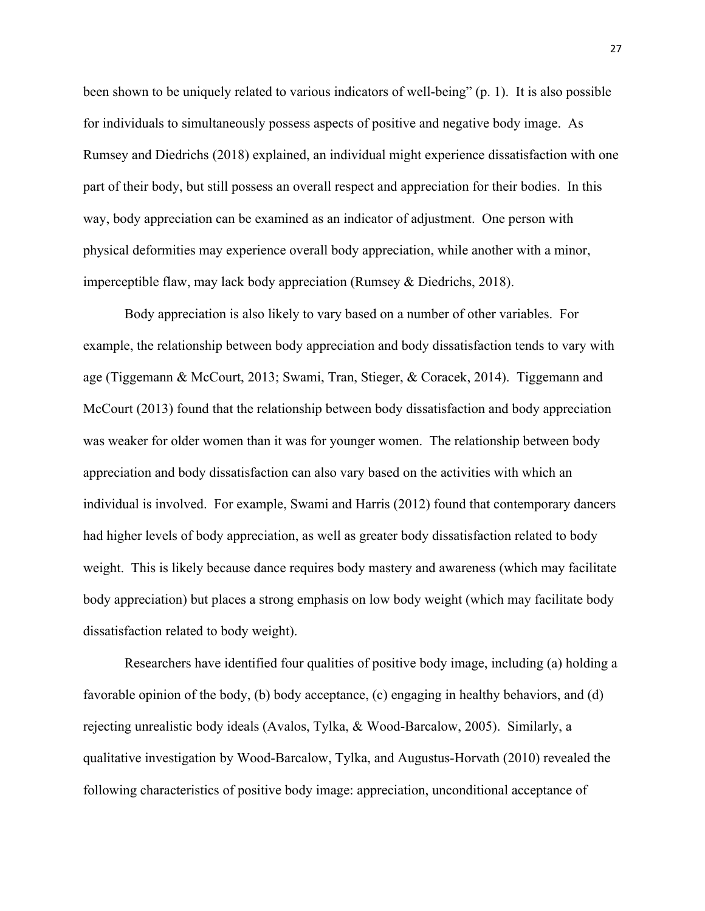been shown to be uniquely related to various indicators of well-being" (p. 1). It is also possible for individuals to simultaneously possess aspects of positive and negative body image. As Rumsey and Diedrichs (2018) explained, an individual might experience dissatisfaction with one part of their body, but still possess an overall respect and appreciation for their bodies. In this way, body appreciation can be examined as an indicator of adjustment. One person with physical deformities may experience overall body appreciation, while another with a minor, imperceptible flaw, may lack body appreciation (Rumsey & Diedrichs, 2018).

Body appreciation is also likely to vary based on a number of other variables. For example, the relationship between body appreciation and body dissatisfaction tends to vary with age (Tiggemann & McCourt, 2013; Swami, Tran, Stieger, & Coracek, 2014). Tiggemann and McCourt (2013) found that the relationship between body dissatisfaction and body appreciation was weaker for older women than it was for younger women. The relationship between body appreciation and body dissatisfaction can also vary based on the activities with which an individual is involved. For example, Swami and Harris (2012) found that contemporary dancers had higher levels of body appreciation, as well as greater body dissatisfaction related to body weight. This is likely because dance requires body mastery and awareness (which may facilitate body appreciation) but places a strong emphasis on low body weight (which may facilitate body dissatisfaction related to body weight).

Researchers have identified four qualities of positive body image, including (a) holding a favorable opinion of the body, (b) body acceptance, (c) engaging in healthy behaviors, and (d) rejecting unrealistic body ideals (Avalos, Tylka, & Wood-Barcalow, 2005). Similarly, a qualitative investigation by Wood-Barcalow, Tylka, and Augustus-Horvath (2010) revealed the following characteristics of positive body image: appreciation, unconditional acceptance of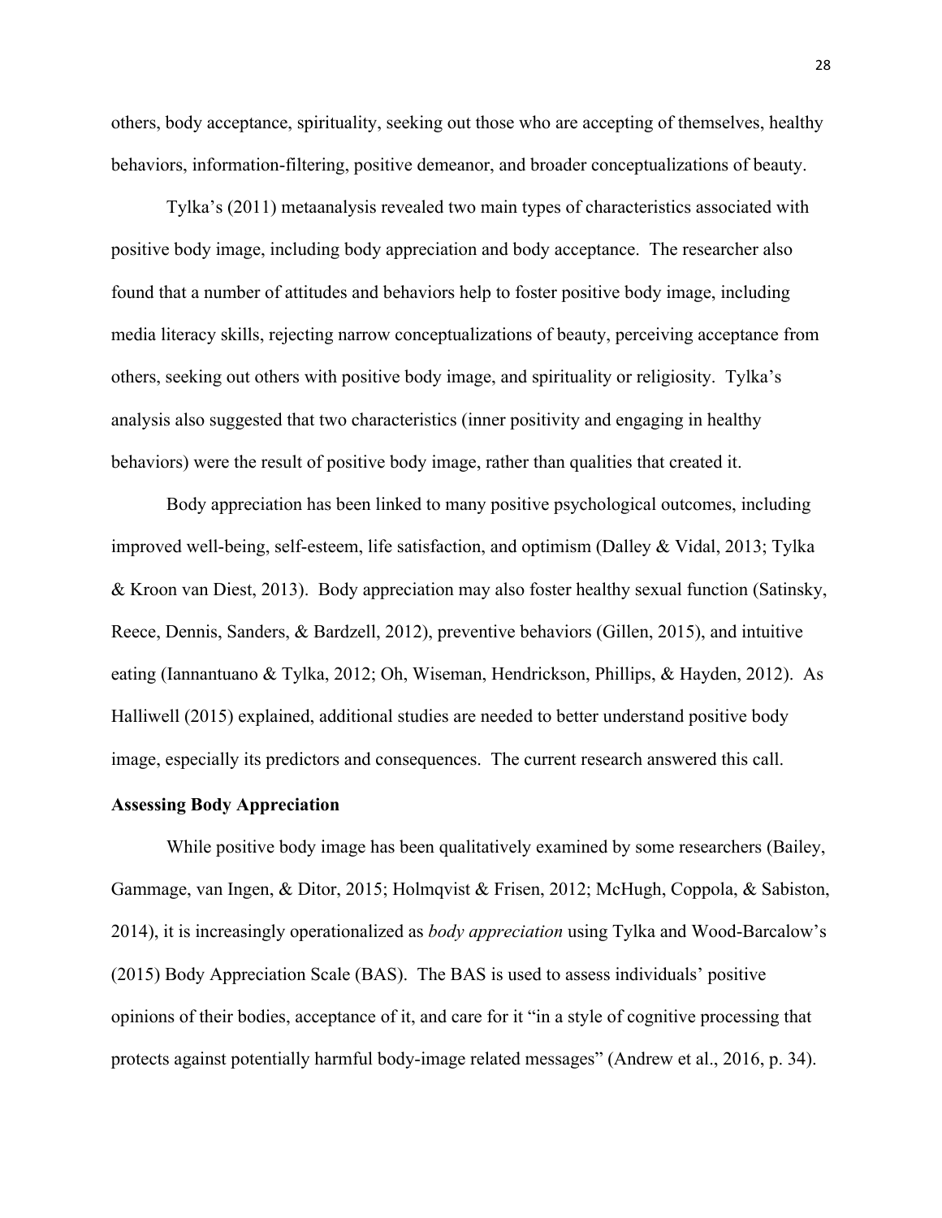others, body acceptance, spirituality, seeking out those who are accepting of themselves, healthy behaviors, information-filtering, positive demeanor, and broader conceptualizations of beauty.

Tylka's (2011) metaanalysis revealed two main types of characteristics associated with positive body image, including body appreciation and body acceptance. The researcher also found that a number of attitudes and behaviors help to foster positive body image, including media literacy skills, rejecting narrow conceptualizations of beauty, perceiving acceptance from others, seeking out others with positive body image, and spirituality or religiosity. Tylka's analysis also suggested that two characteristics (inner positivity and engaging in healthy behaviors) were the result of positive body image, rather than qualities that created it.

Body appreciation has been linked to many positive psychological outcomes, including improved well-being, self-esteem, life satisfaction, and optimism (Dalley & Vidal, 2013; Tylka & Kroon van Diest, 2013). Body appreciation may also foster healthy sexual function (Satinsky, Reece, Dennis, Sanders, & Bardzell, 2012), preventive behaviors (Gillen, 2015), and intuitive eating (Iannantuano & Tylka, 2012; Oh, Wiseman, Hendrickson, Phillips, & Hayden, 2012). As Halliwell (2015) explained, additional studies are needed to better understand positive body image, especially its predictors and consequences. The current research answered this call.

**Assessing Body Appreciation**

While positive body image has been qualitatively examined by some researchers (Bailey, Gammage, van Ingen, & Ditor, 2015; Holmqvist & Frisen, 2012; McHugh, Coppola, & Sabiston, 2014), it is increasingly operationalized as *body appreciation* using Tylka and Wood-Barcalow's (2015) Body Appreciation Scale (BAS). The BAS is used to assess individuals' positive opinions of their bodies, acceptance of it, and care for it "in a style of cognitive processing that protects against potentially harmful body-image related messages" (Andrew et al., 2016, p. 34).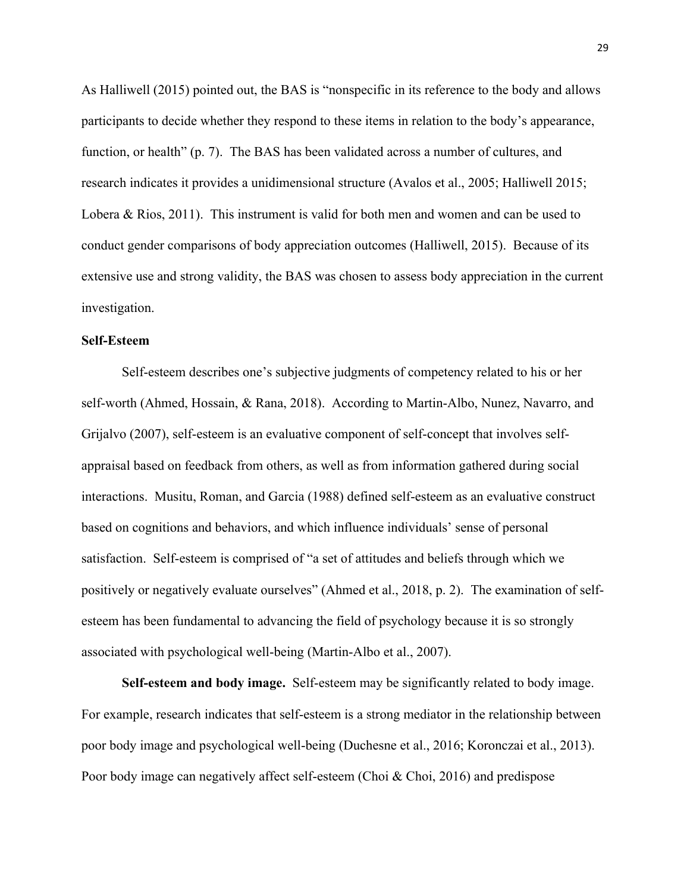As Halliwell (2015) pointed out, the BAS is "nonspecific in its reference to the body and allows participants to decide whether they respond to these items in relation to the body's appearance, function, or health" (p. 7). The BAS has been validated across a number of cultures, and research indicates it provides a unidimensional structure (Avalos et al., 2005; Halliwell 2015; Lobera & Rios, 2011). This instrument is valid for both men and women and can be used to conduct gender comparisons of body appreciation outcomes (Halliwell, 2015). Because of its extensive use and strong validity, the BAS was chosen to assess body appreciation in the current investigation.

## Self-Esteem

Self-esteem describes one's subjective judgments of competency related to his or her self-worth (Ahmed, Hossain, & Rana, 2018). According to Martin-Albo, Nunez, Navarro, and Grijalvo (2007), self-esteem is an evaluative component of self-concept that involves self-appraisal based on feedback from others, as well as from information gathered during social interactions. Musitu, Roman, and Garcia (1988) defined self-esteem as an evaluative construct based on cognitions and behaviors, and which influence individuals' sense of personal satisfaction. Self-esteem is comprised of "a set of attitudes and beliefs through which we positively or negatively evaluate ourselves" (Ahmed et al., 2018, p. 2). The examination of self-esteem has been fundamental to advancing the field of psychology because it is so strongly associated with psychological well-being (Martin-Albo et al., 2007).

**Self-esteem and body image.** Self-esteem may be significantly related to body image. For example, research indicates that self-esteem is a strong mediator in the relationship between poor body image and psychological well-being (Duchesne et al., 2016; Koronczai et al., 2013). Poor body image can negatively affect self-esteem (Choi & Choi, 2016) and predispose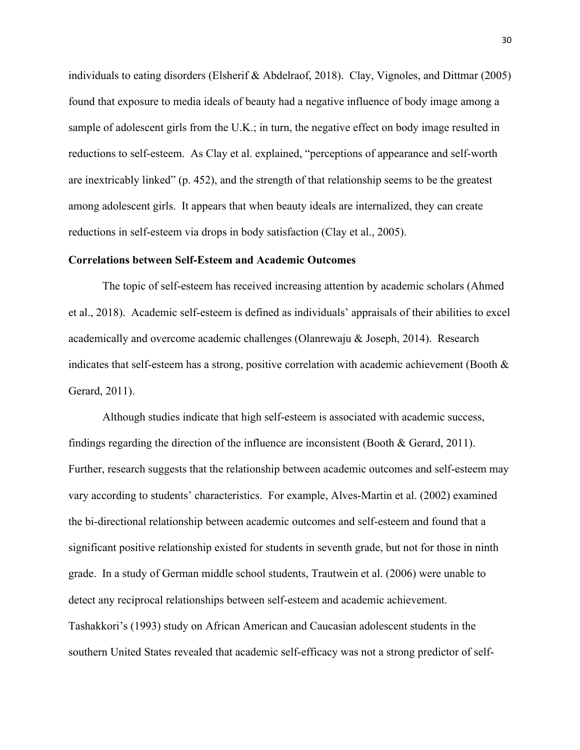individuals to eating disorders (Elsherif & Abdelraof, 2018). Clay, Vignoles, and Dittmar (2005) found that exposure to media ideals of beauty had a negative influence of body image among a sample of adolescent girls from the U.K.; in turn, the negative effect on body image resulted in reductions to self-esteem. As Clay et al. explained, "perceptions of appearance and self-worth are inextricably linked" (p. 452), and the strength of that relationship seems to be the greatest among adolescent girls. It appears that when beauty ideals are internalized, they can create reductions in self-esteem via drops in body satisfaction (Clay et al., 2005).

**Correlations between Self-Esteem and Academic Outcomes**

The topic of self-esteem has received increasing attention by academic scholars (Ahmed et al., 2018). Academic self-esteem is defined as individuals' appraisals of their abilities to excel academically and overcome academic challenges (Olanrewaju & Joseph, 2014). Research indicates that self-esteem has a strong, positive correlation with academic achievement (Booth & Gerard, 2011).

Although studies indicate that high self-esteem is associated with academic success, findings regarding the direction of the influence are inconsistent (Booth & Gerard, 2011). Further, research suggests that the relationship between academic outcomes and self-esteem may vary according to students' characteristics. For example, Alves-Martin et al. (2002) examined the bi-directional relationship between academic outcomes and self-esteem and found that a significant positive relationship existed for students in seventh grade, but not for those in ninth grade. In a study of German middle school students, Trautwein et al. (2006) were unable to detect any reciprocal relationships between self-esteem and academic achievement. Tashakkori's (1993) study on African American and Caucasian adolescent students in the southern United States revealed that academic self-efficacy was not a strong predictor of self-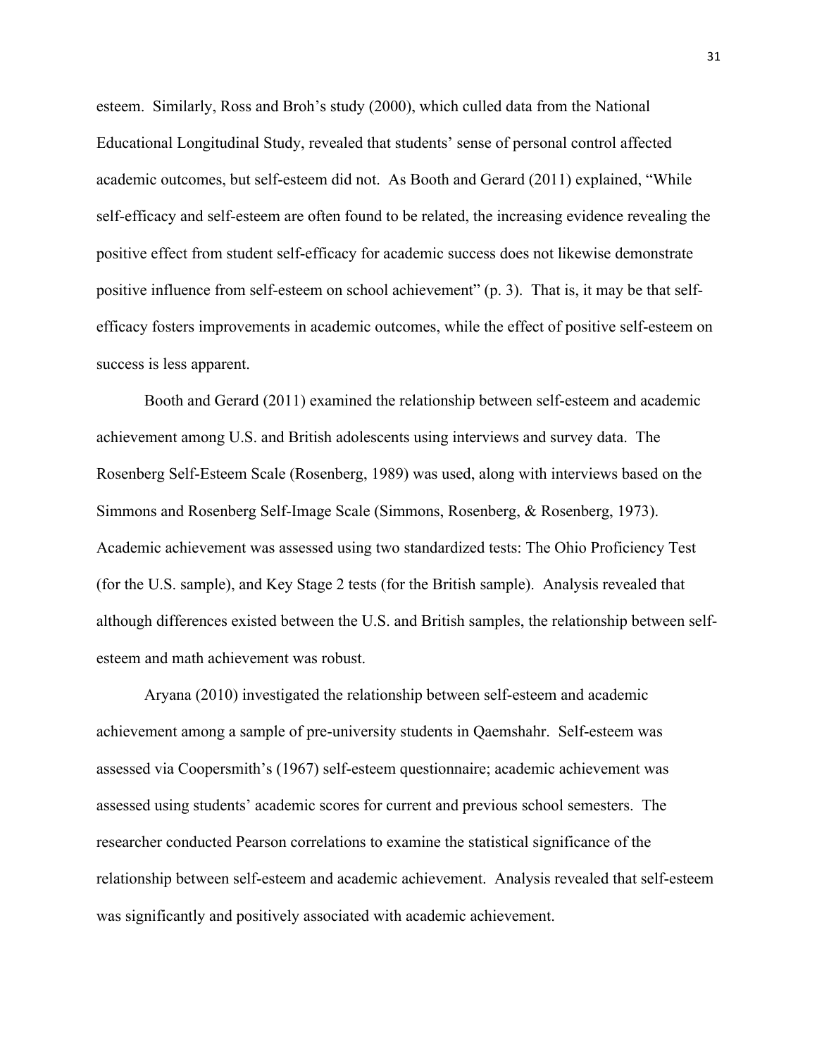esteem. Similarly, Ross and Broh's study (2000), which culled data from the National Educational Longitudinal Study, revealed that students' sense of personal control affected academic outcomes, but self-esteem did not. As Booth and Gerard (2011) explained, "While self-efficacy and self-esteem are often found to be related, the increasing evidence revealing the positive effect from student self-efficacy for academic success does not likewise demonstrate positive influence from self-esteem on school achievement" (p. 3). That is, it may be that self-efficacy fosters improvements in academic outcomes, while the effect of positive self-esteem on success is less apparent.

Booth and Gerard (2011) examined the relationship between self-esteem and academic achievement among U.S. and British adolescents using interviews and survey data. The Rosenberg Self-Esteem Scale (Rosenberg, 1989) was used, along with interviews based on the Simmons and Rosenberg Self-Image Scale (Simmons, Rosenberg, & Rosenberg, 1973). Academic achievement was assessed using two standardized tests: The Ohio Proficiency Test (for the U.S. sample), and Key Stage 2 tests (for the British sample). Analysis revealed that although differences existed between the U.S. and British samples, the relationship between self-esteem and math achievement was robust.

Aryana (2010) investigated the relationship between self-esteem and academic achievement among a sample of pre-university students in Qaemshahr. Self-esteem was assessed via Coopersmith's (1967) self-esteem questionnaire; academic achievement was assessed using students' academic scores for current and previous school semesters. The researcher conducted Pearson correlations to examine the statistical significance of the relationship between self-esteem and academic achievement. Analysis revealed that self-esteem was significantly and positively associated with academic achievement.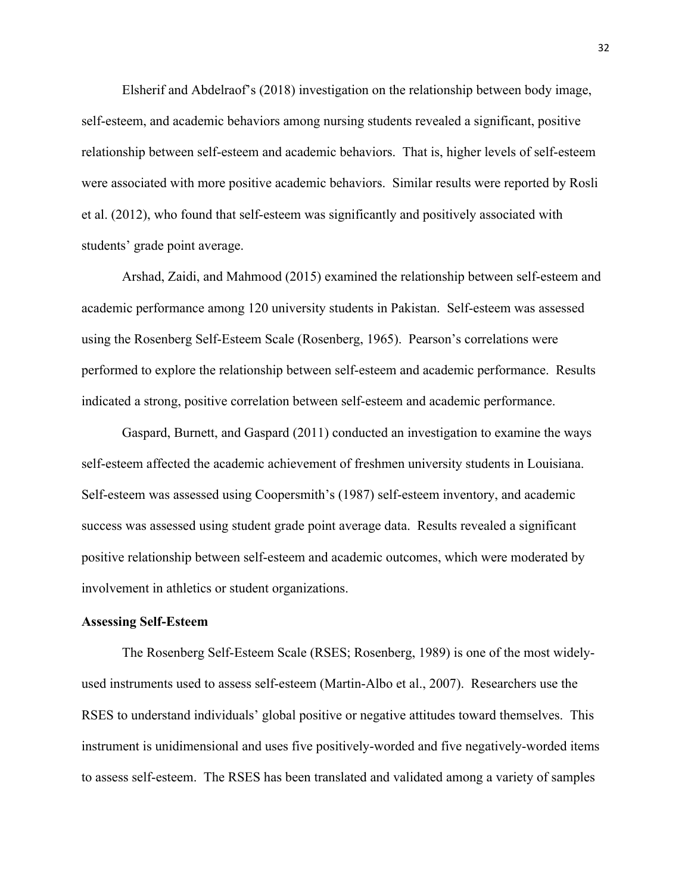Elsherif and Abdelraof's (2018) investigation on the relationship between body image, self-esteem, and academic behaviors among nursing students revealed a significant, positive relationship between self-esteem and academic behaviors. That is, higher levels of self-esteem were associated with more positive academic behaviors. Similar results were reported by Rosli et al. (2012), who found that self-esteem was significantly and positively associated with students' grade point average.

Arshad, Zaidi, and Mahmood (2015) examined the relationship between self-esteem and academic performance among 120 university students in Pakistan. Self-esteem was assessed using the Rosenberg Self-Esteem Scale (Rosenberg, 1965). Pearson's correlations were performed to explore the relationship between self-esteem and academic performance. Results indicated a strong, positive correlation between self-esteem and academic performance.

Gaspard, Burnett, and Gaspard (2011) conducted an investigation to examine the ways self-esteem affected the academic achievement of freshmen university students in Louisiana. Self-esteem was assessed using Coopersmith's (1987) self-esteem inventory, and academic success was assessed using student grade point average data. Results revealed a significant positive relationship between self-esteem and academic outcomes, which were moderated by involvement in athletics or student organizations.

**Assessing Self-Esteem**

The Rosenberg Self-Esteem Scale (RSES; Rosenberg, 1989) is one of the most widely-used instruments used to assess self-esteem (Martin-Albo et al., 2007). Researchers use the RSES to understand individuals' global positive or negative attitudes toward themselves. This instrument is unidimensional and uses five positively-worded and five negatively-worded items to assess self-esteem. The RSES has been translated and validated among a variety of samples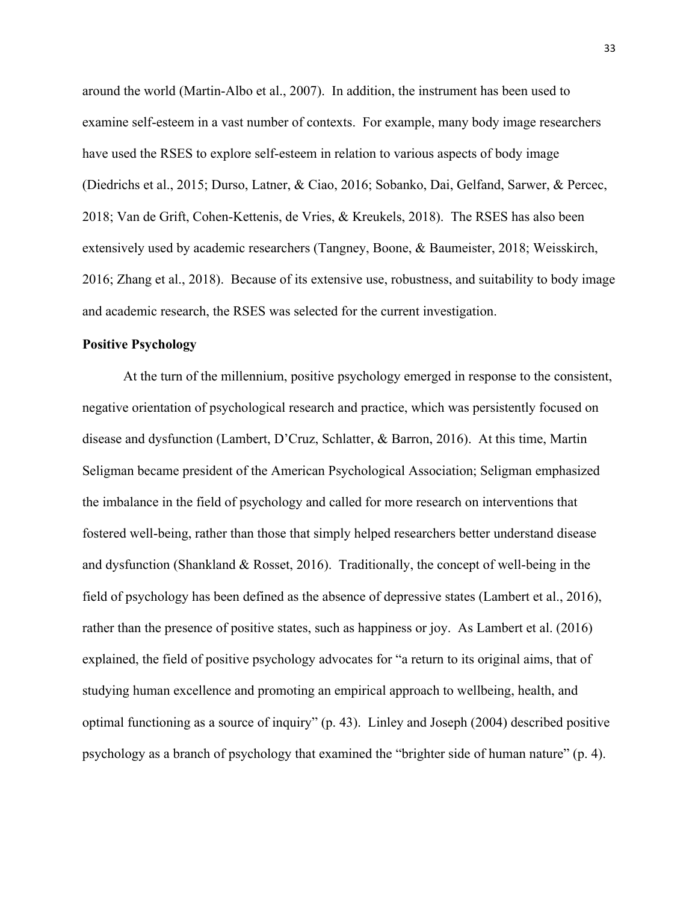around the world (Martin-Albo et al., 2007). In addition, the instrument has been used to examine self-esteem in a vast number of contexts. For example, many body image researchers have used the RSES to explore self-esteem in relation to various aspects of body image (Diedrichs et al., 2015; Durso, Latner, & Ciao, 2016; Sobanko, Dai, Gelfand, Sarwer, & Percec, 2018; Van de Grift, Cohen-Kettenis, de Vries, & Kreukels, 2018). The RSES has also been extensively used by academic researchers (Tangney, Boone, & Baumeister, 2018; Weisskirch, 2016; Zhang et al., 2018). Because of its extensive use, robustness, and suitability to body image and academic research, the RSES was selected for the current investigation.

**Positive Psychology**

At the turn of the millennium, positive psychology emerged in response to the consistent, negative orientation of psychological research and practice, which was persistently focused on disease and dysfunction (Lambert, D'Cruz, Schlatter, & Barron, 2016). At this time, Martin Seligman became president of the American Psychological Association; Seligman emphasized the imbalance in the field of psychology and called for more research on interventions that fostered well-being, rather than those that simply helped researchers better understand disease and dysfunction (Shankland & Rosset, 2016). Traditionally, the concept of well-being in the field of psychology has been defined as the absence of depressive states (Lambert et al., 2016), rather than the presence of positive states, such as happiness or joy. As Lambert et al. (2016) explained, the field of positive psychology advocates for "a return to its original aims, that of studying human excellence and promoting an empirical approach to wellbeing, health, and optimal functioning as a source of inquiry" (p. 43). Linley and Joseph (2004) described positive psychology as a branch of psychology that examined the "brighter side of human nature" (p. 4).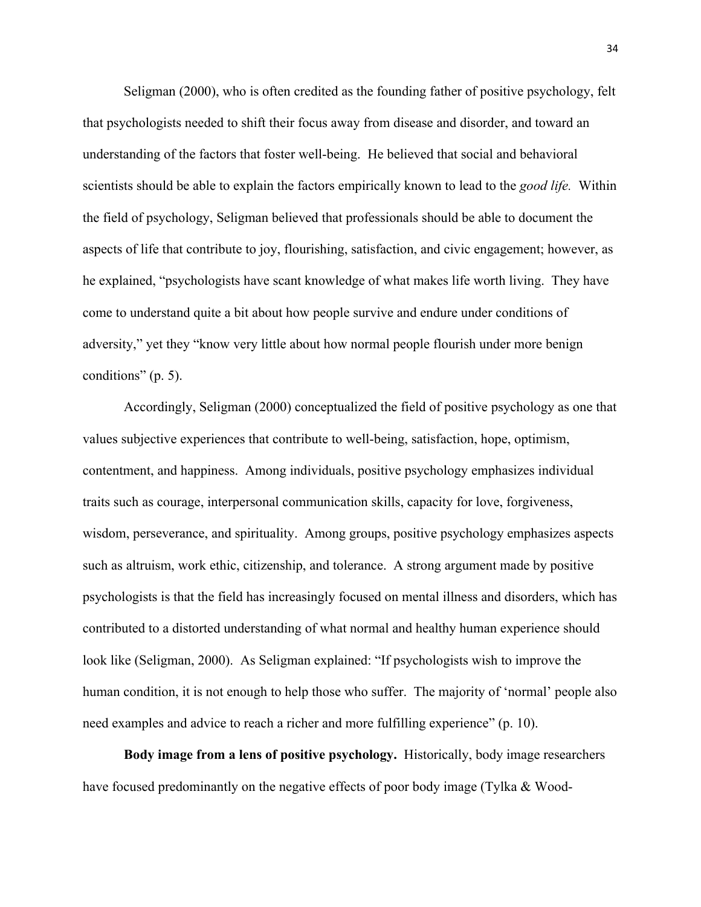Seligman (2000), who is often credited as the founding father of positive psychology, felt that psychologists needed to shift their focus away from disease and disorder, and toward an understanding of the factors that foster well-being. He believed that social and behavioral scientists should be able to explain the factors empirically known to lead to the *good life.* Within the field of psychology, Seligman believed that professionals should be able to document the aspects of life that contribute to joy, flourishing, satisfaction, and civic engagement; however, as he explained, "psychologists have scant knowledge of what makes life worth living. They have come to understand quite a bit about how people survive and endure under conditions of adversity," yet they "know very little about how normal people flourish under more benign conditions" (p. 5).

Accordingly, Seligman (2000) conceptualized the field of positive psychology as one that values subjective experiences that contribute to well-being, satisfaction, hope, optimism, contentment, and happiness. Among individuals, positive psychology emphasizes individual traits such as courage, interpersonal communication skills, capacity for love, forgiveness, wisdom, perseverance, and spirituality. Among groups, positive psychology emphasizes aspects such as altruism, work ethic, citizenship, and tolerance. A strong argument made by positive psychologists is that the field has increasingly focused on mental illness and disorders, which has contributed to a distorted understanding of what normal and healthy human experience should look like (Seligman, 2000). As Seligman explained: "If psychologists wish to improve the human condition, it is not enough to help those who suffer. The majority of 'normal' people also need examples and advice to reach a richer and more fulfilling experience" (p. 10).

**Body image from a lens of positive psychology.** Historically, body image researchers have focused predominantly on the negative effects of poor body image (Tylka & Wood-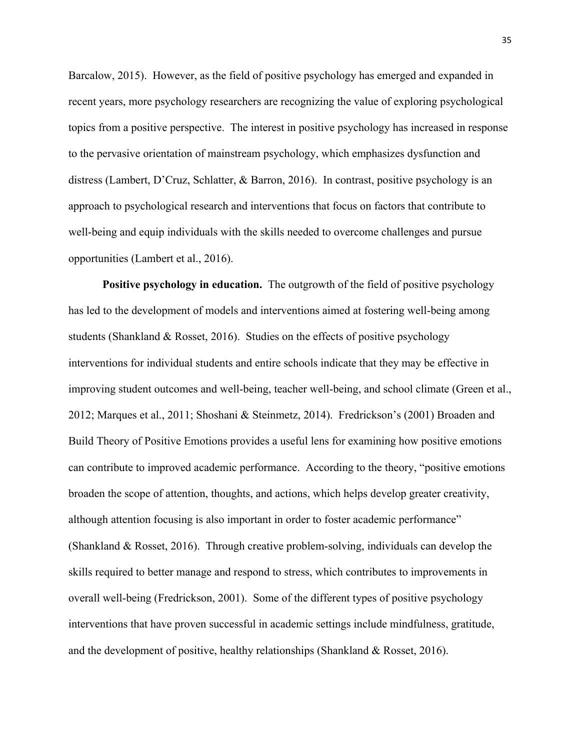Barcalow, 2015). However, as the field of positive psychology has emerged and expanded in recent years, more psychology researchers are recognizing the value of exploring psychological topics from a positive perspective. The interest in positive psychology has increased in response to the pervasive orientation of mainstream psychology, which emphasizes dysfunction and distress (Lambert, D'Cruz, Schlatter, & Barron, 2016). In contrast, positive psychology is an approach to psychological research and interventions that focus on factors that contribute to well-being and equip individuals with the skills needed to overcome challenges and pursue opportunities (Lambert et al., 2016).

**Positive psychology in education.** The outgrowth of the field of positive psychology has led to the development of models and interventions aimed at fostering well-being among students (Shankland & Rosset, 2016). Studies on the effects of positive psychology interventions for individual students and entire schools indicate that they may be effective in improving student outcomes and well-being, teacher well-being, and school climate (Green et al., 2012; Marques et al., 2011; Shoshani & Steinmetz, 2014). Fredrickson's (2001) Broaden and Build Theory of Positive Emotions provides a useful lens for examining how positive emotions can contribute to improved academic performance. According to the theory, "positive emotions broaden the scope of attention, thoughts, and actions, which helps develop greater creativity, although attention focusing is also important in order to foster academic performance" (Shankland & Rosset, 2016). Through creative problem-solving, individuals can develop the skills required to better manage and respond to stress, which contributes to improvements in overall well-being (Fredrickson, 2001). Some of the different types of positive psychology interventions that have proven successful in academic settings include mindfulness, gratitude, and the development of positive, healthy relationships (Shankland & Rosset, 2016).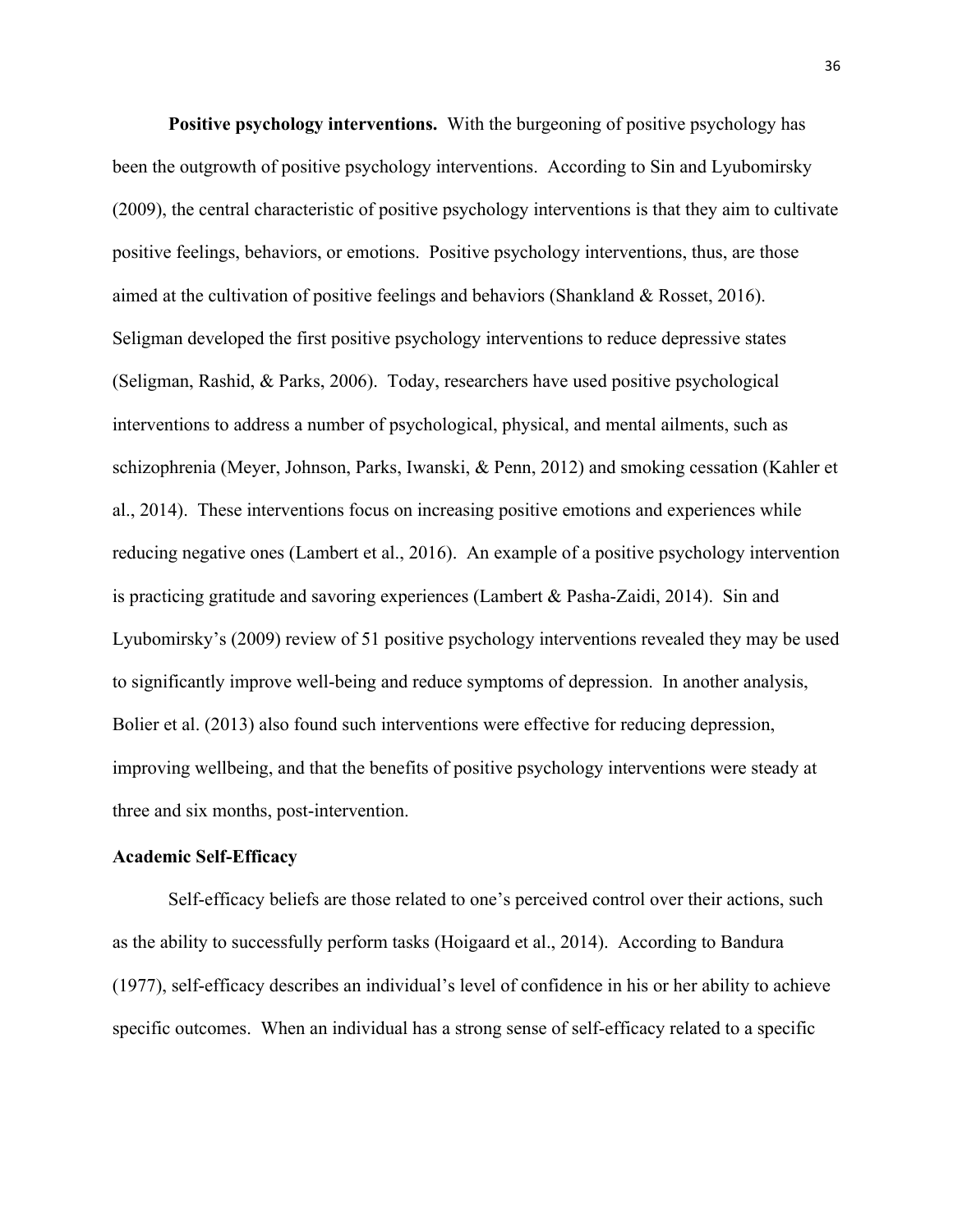**Positive psychology interventions.** With the burgeoning of positive psychology has been the outgrowth of positive psychology interventions. According to Sin and Lyubomirsky (2009), the central characteristic of positive psychology interventions is that they aim to cultivate positive feelings, behaviors, or emotions. Positive psychology interventions, thus, are those aimed at the cultivation of positive feelings and behaviors (Shankland & Rosset, 2016). Seligman developed the first positive psychology interventions to reduce depressive states (Seligman, Rashid, & Parks, 2006). Today, researchers have used positive psychological interventions to address a number of psychological, physical, and mental ailments, such as schizophrenia (Meyer, Johnson, Parks, Iwanski, & Penn, 2012) and smoking cessation (Kahler et al., 2014). These interventions focus on increasing positive emotions and experiences while reducing negative ones (Lambert et al., 2016). An example of a positive psychology intervention is practicing gratitude and savoring experiences (Lambert & Pasha-Zaidi, 2014). Sin and Lyubomirsky's (2009) review of 51 positive psychology interventions revealed they may be used to significantly improve well-being and reduce symptoms of depression. In another analysis, Bolier et al. (2013) also found such interventions were effective for reducing depression, improving wellbeing, and that the benefits of positive psychology interventions were steady at three and six months, post-intervention.

## Academic Self-Efficacy

Self-efficacy beliefs are those related to one's perceived control over their actions, such as the ability to successfully perform tasks (Hoigaard et al., 2014). According to Bandura (1977), self-efficacy describes an individual's level of confidence in his or her ability to achieve specific outcomes. When an individual has a strong sense of self-efficacy related to a specific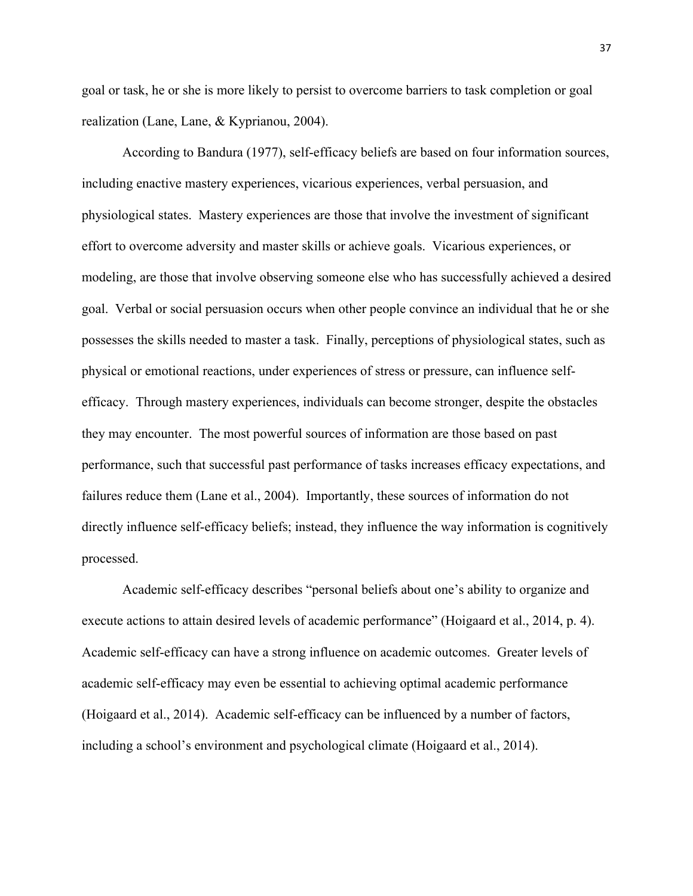goal or task, he or she is more likely to persist to overcome barriers to task completion or goal realization (Lane, Lane, & Kyprianou, 2004).

According to Bandura (1977), self-efficacy beliefs are based on four information sources, including enactive mastery experiences, vicarious experiences, verbal persuasion, and physiological states. Mastery experiences are those that involve the investment of significant effort to overcome adversity and master skills or achieve goals. Vicarious experiences, or modeling, are those that involve observing someone else who has successfully achieved a desired goal. Verbal or social persuasion occurs when other people convince an individual that he or she possesses the skills needed to master a task. Finally, perceptions of physiological states, such as physical or emotional reactions, under experiences of stress or pressure, can influence self-efficacy. Through mastery experiences, individuals can become stronger, despite the obstacles they may encounter. The most powerful sources of information are those based on past performance, such that successful past performance of tasks increases efficacy expectations, and failures reduce them (Lane et al., 2004). Importantly, these sources of information do not directly influence self-efficacy beliefs; instead, they influence the way information is cognitively processed.

Academic self-efficacy describes "personal beliefs about one's ability to organize and execute actions to attain desired levels of academic performance" (Hoigaard et al., 2014, p. 4). Academic self-efficacy can have a strong influence on academic outcomes. Greater levels of academic self-efficacy may even be essential to achieving optimal academic performance (Hoigaard et al., 2014). Academic self-efficacy can be influenced by a number of factors, including a school's environment and psychological climate (Hoigaard et al., 2014).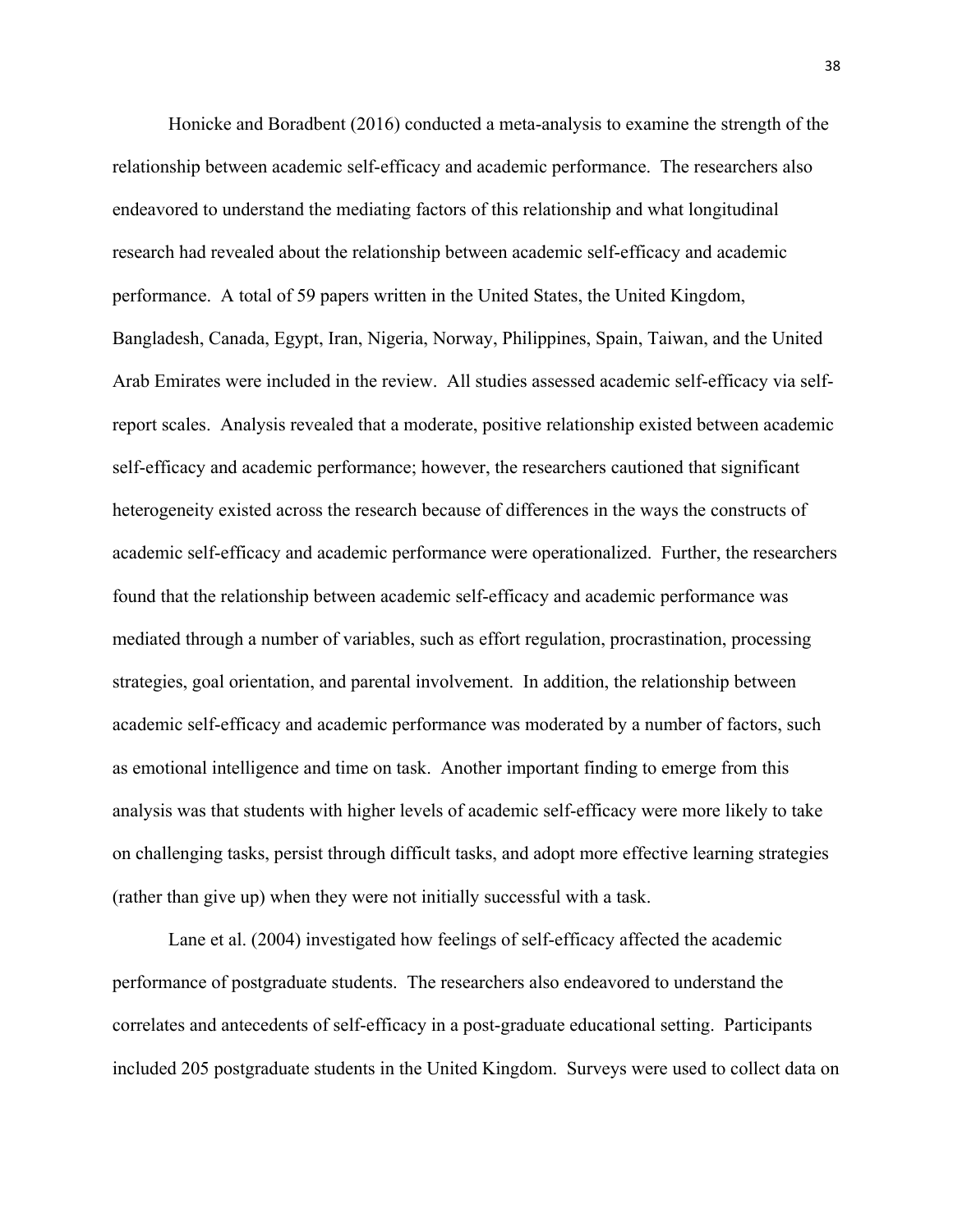Honicke and Boradbent (2016) conducted a meta-analysis to examine the strength of the relationship between academic self-efficacy and academic performance. The researchers also endeavored to understand the mediating factors of this relationship and what longitudinal research had revealed about the relationship between academic self-efficacy and academic performance. A total of 59 papers written in the United States, the United Kingdom, Bangladesh, Canada, Egypt, Iran, Nigeria, Norway, Philippines, Spain, Taiwan, and the United Arab Emirates were included in the review. All studies assessed academic self-efficacy via self-report scales. Analysis revealed that a moderate, positive relationship existed between academic self-efficacy and academic performance; however, the researchers cautioned that significant heterogeneity existed across the research because of differences in the ways the constructs of academic self-efficacy and academic performance were operationalized. Further, the researchers found that the relationship between academic self-efficacy and academic performance was mediated through a number of variables, such as effort regulation, procrastination, processing strategies, goal orientation, and parental involvement. In addition, the relationship between academic self-efficacy and academic performance was moderated by a number of factors, such as emotional intelligence and time on task. Another important finding to emerge from this analysis was that students with higher levels of academic self-efficacy were more likely to take on challenging tasks, persist through difficult tasks, and adopt more effective learning strategies (rather than give up) when they were not initially successful with a task.

Lane et al. (2004) investigated how feelings of self-efficacy affected the academic performance of postgraduate students. The researchers also endeavored to understand the correlates and antecedents of self-efficacy in a post-graduate educational setting. Participants included 205 postgraduate students in the United Kingdom. Surveys were used to collect data on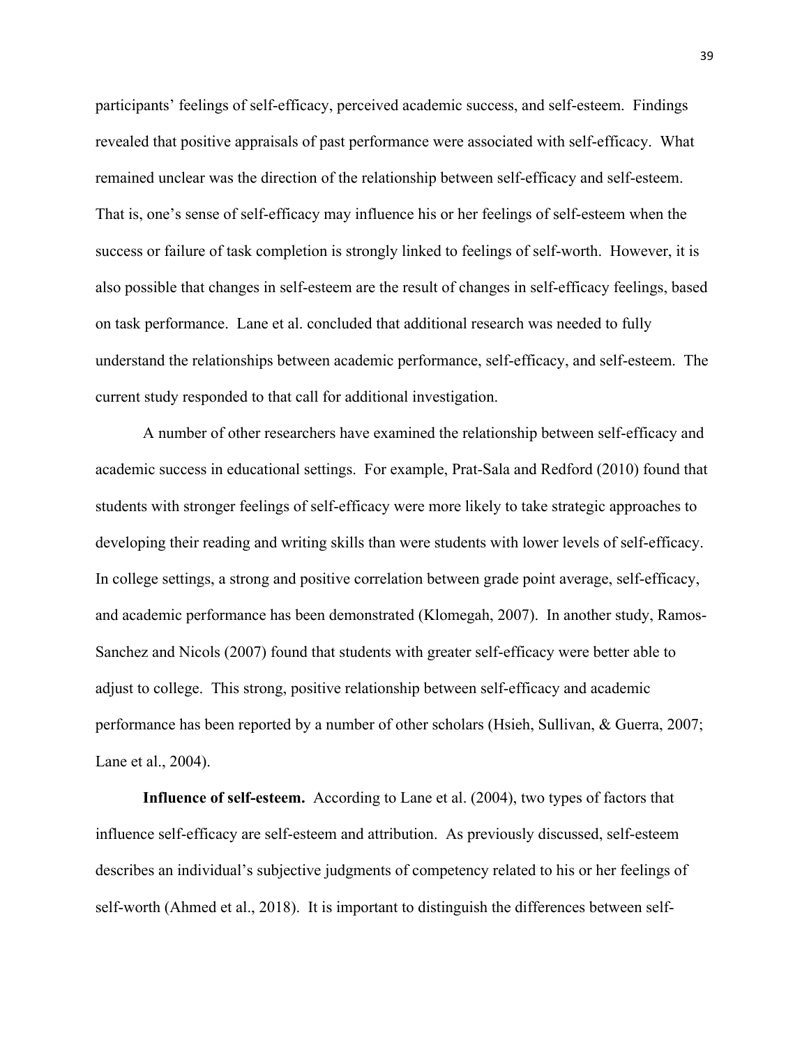participants' feelings of self-efficacy, perceived academic success, and self-esteem. Findings revealed that positive appraisals of past performance were associated with self-efficacy. What remained unclear was the direction of the relationship between self-efficacy and self-esteem. That is, one's sense of self-efficacy may influence his or her feelings of self-esteem when the success or failure of task completion is strongly linked to feelings of self-worth. However, it is also possible that changes in self-esteem are the result of changes in self-efficacy feelings, based on task performance. Lane et al. concluded that additional research was needed to fully understand the relationships between academic performance, self-efficacy, and self-esteem. The current study responded to that call for additional investigation.

A number of other researchers have examined the relationship between self-efficacy and academic success in educational settings. For example, Prat-Sala and Redford (2010) found that students with stronger feelings of self-efficacy were more likely to take strategic approaches to developing their reading and writing skills than were students with lower levels of self-efficacy. In college settings, a strong and positive correlation between grade point average, self-efficacy, and academic performance has been demonstrated (Klomegah, 2007). In another study, Ramos-Sanchez and Nicols (2007) found that students with greater self-efficacy were better able to adjust to college. This strong, positive relationship between self-efficacy and academic performance has been reported by a number of other scholars (Hsieh, Sullivan, & Guerra, 2007; Lane et al., 2004).

**Influence of self-esteem.** According to Lane et al. (2004), two types of factors that influence self-efficacy are self-esteem and attribution. As previously discussed, self-esteem describes an individual's subjective judgments of competency related to his or her feelings of self-worth (Ahmed et al., 2018). It is important to distinguish the differences between self-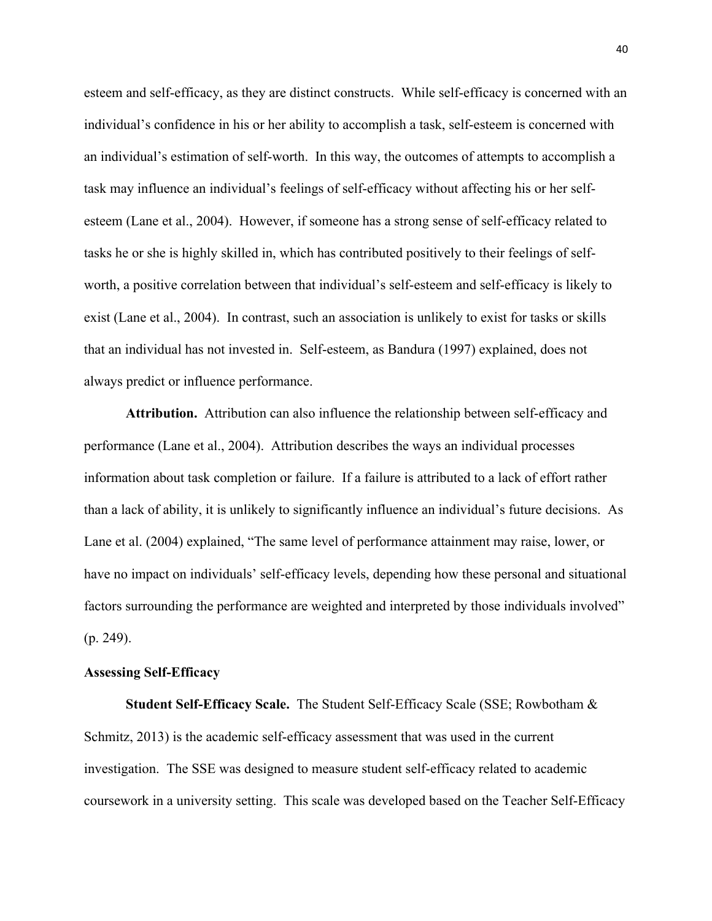esteem and self-efficacy, as they are distinct constructs. While self-efficacy is concerned with an individual's confidence in his or her ability to accomplish a task, self-esteem is concerned with an individual's estimation of self-worth. In this way, the outcomes of attempts to accomplish a task may influence an individual's feelings of self-efficacy without affecting his or her self-esteem (Lane et al., 2004). However, if someone has a strong sense of self-efficacy related to tasks he or she is highly skilled in, which has contributed positively to their feelings of self-worth, a positive correlation between that individual's self-esteem and self-efficacy is likely to exist (Lane et al., 2004). In contrast, such an association is unlikely to exist for tasks or skills that an individual has not invested in. Self-esteem, as Bandura (1997) explained, does not always predict or influence performance.

**Attribution.** Attribution can also influence the relationship between self-efficacy and performance (Lane et al., 2004). Attribution describes the ways an individual processes information about task completion or failure. If a failure is attributed to a lack of effort rather than a lack of ability, it is unlikely to significantly influence an individual's future decisions. As Lane et al. (2004) explained, "The same level of performance attainment may raise, lower, or have no impact on individuals' self-efficacy levels, depending how these personal and situational factors surrounding the performance are weighted and interpreted by those individuals involved" (p. 249).

### Assessing Self-Efficacy

**Student Self-Efficacy Scale.** The Student Self-Efficacy Scale (SSE; Rowbotham & Schmitz, 2013) is the academic self-efficacy assessment that was used in the current investigation. The SSE was designed to measure student self-efficacy related to academic coursework in a university setting. This scale was developed based on the Teacher Self-Efficacy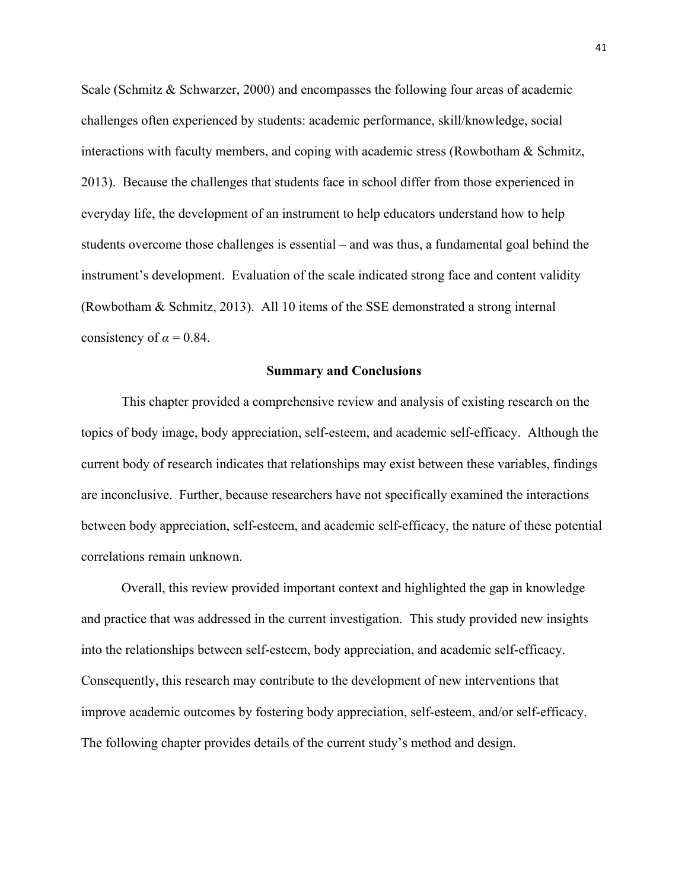Scale (Schmitz & Schwarzer, 2000) and encompasses the following four areas of academic challenges often experienced by students: academic performance, skill/knowledge, social interactions with faculty members, and coping with academic stress (Rowbotham & Schmitz, 2013). Because the challenges that students face in school differ from those experienced in everyday life, the development of an instrument to help educators understand how to help students overcome those challenges is essential – and was thus, a fundamental goal behind the instrument's development. Evaluation of the scale indicated strong face and content validity (Rowbotham & Schmitz, 2013). All 10 items of the SSE demonstrated a strong internal consistency of $\alpha = 0.84$.

## Summary and Conclusions

This chapter provided a comprehensive review and analysis of existing research on the topics of body image, body appreciation, self-esteem, and academic self-efficacy. Although the current body of research indicates that relationships may exist between these variables, findings are inconclusive. Further, because researchers have not specifically examined the interactions between body appreciation, self-esteem, and academic self-efficacy, the nature of these potential correlations remain unknown.

Overall, this review provided important context and highlighted the gap in knowledge and practice that was addressed in the current investigation. This study provided new insights into the relationships between self-esteem, body appreciation, and academic self-efficacy. Consequently, this research may contribute to the development of new interventions that improve academic outcomes by fostering body appreciation, self-esteem, and/or self-efficacy. The following chapter provides details of the current study's method and design.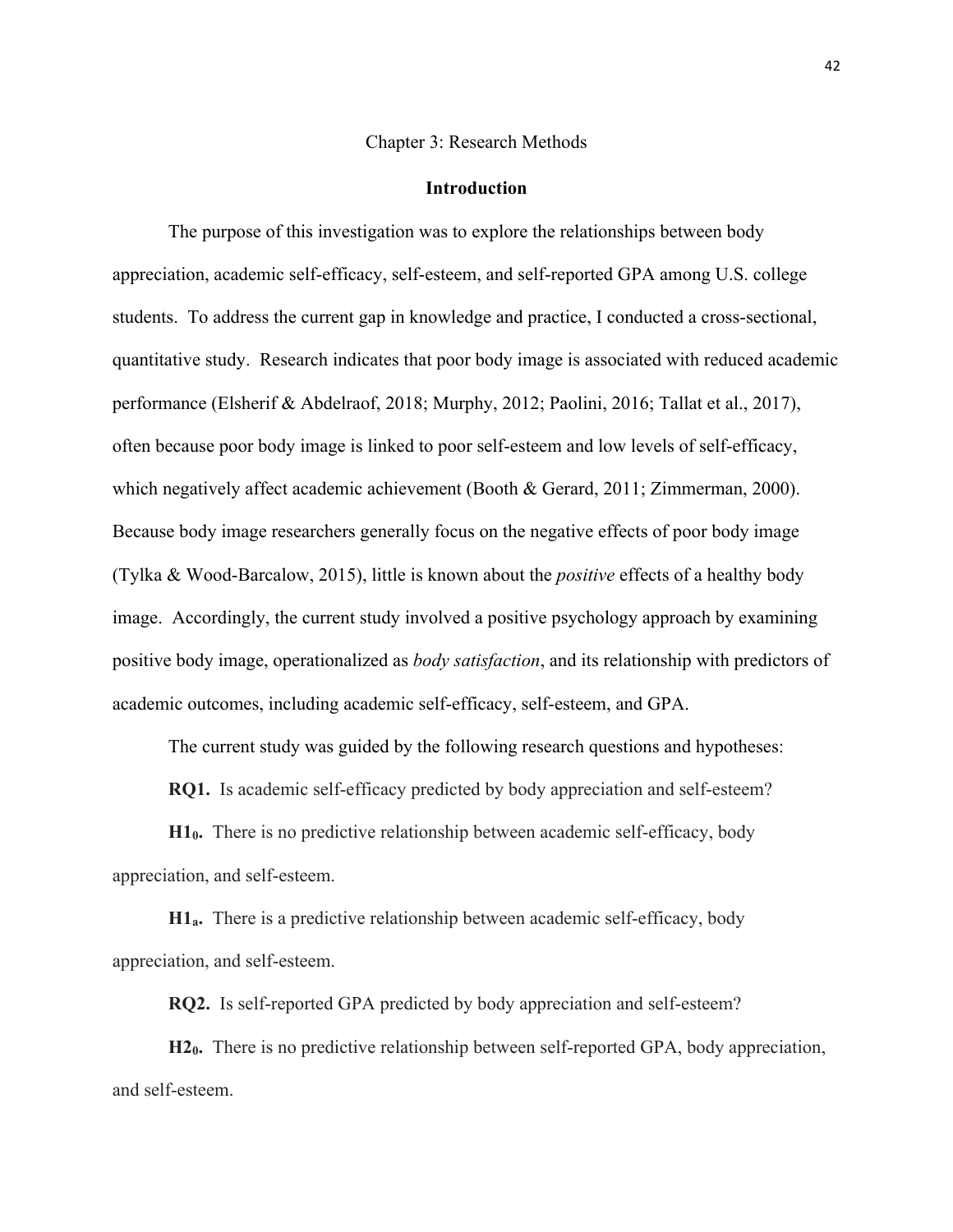# Chapter 3: Research Methods

## Introduction

The purpose of this investigation was to explore the relationships between body appreciation, academic self-efficacy, self-esteem, and self-reported GPA among U.S. college students. To address the current gap in knowledge and practice, I conducted a cross-sectional, quantitative study. Research indicates that poor body image is associated with reduced academic performance (Elsherif & Abdelraof, 2018; Murphy, 2012; Paolini, 2016; Tallat et al., 2017), often because poor body image is linked to poor self-esteem and low levels of self-efficacy, which negatively affect academic achievement (Booth & Gerard, 2011; Zimmerman, 2000). Because body image researchers generally focus on the negative effects of poor body image (Tylka & Wood-Barcalow, 2015), little is known about the *positive* effects of a healthy body image. Accordingly, the current study involved a positive psychology approach by examining positive body image, operationalized as *body satisfaction*, and its relationship with predictors of academic outcomes, including academic self-efficacy, self-esteem, and GPA.

The current study was guided by the following research questions and hypotheses:

**RQ1.** Is academic self-efficacy predicted by body appreciation and self-esteem?

**$H1_0$.** There is no predictive relationship between academic self-efficacy, body appreciation, and self-esteem.

**$H1_a$.** There is a predictive relationship between academic self-efficacy, body appreciation, and self-esteem.

**RQ2.** Is self-reported GPA predicted by body appreciation and self-esteem?

**$H2_0$.** There is no predictive relationship between self-reported GPA, body appreciation, and self-esteem.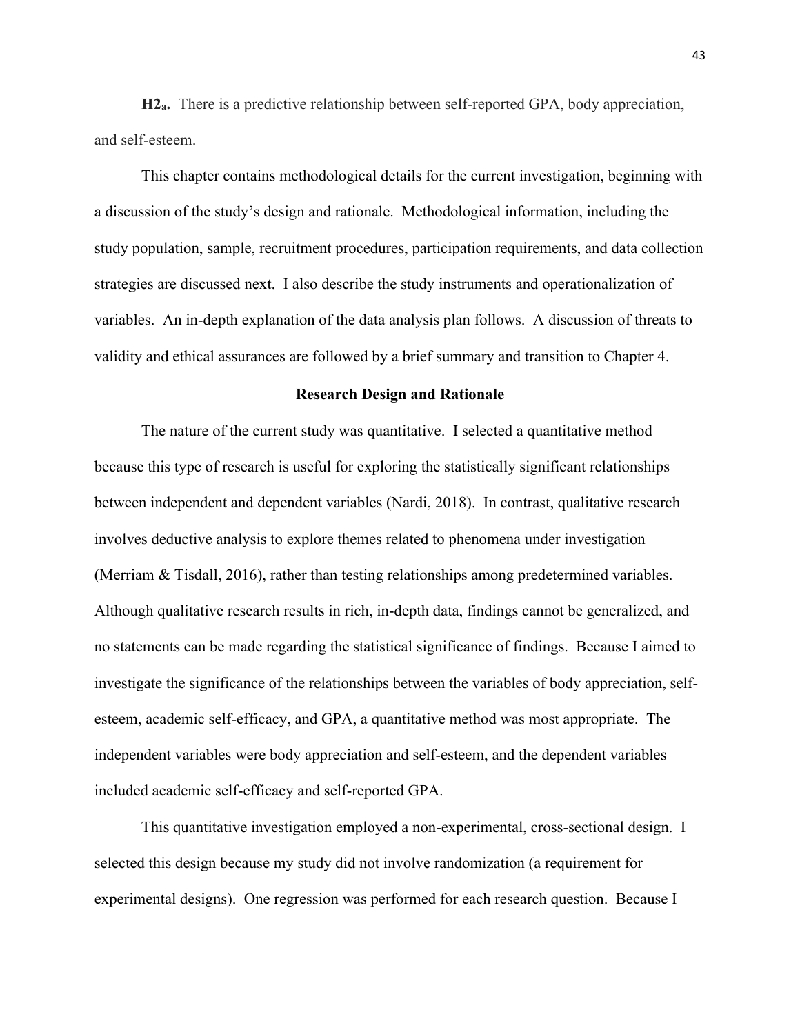**H2$_a$.** There is a predictive relationship between self-reported GPA, body appreciation, and self-esteem.

This chapter contains methodological details for the current investigation, beginning with a discussion of the study's design and rationale. Methodological information, including the study population, sample, recruitment procedures, participation requirements, and data collection strategies are discussed next. I also describe the study instruments and operationalization of variables. An in-depth explanation of the data analysis plan follows. A discussion of threats to validity and ethical assurances are followed by a brief summary and transition to Chapter 4.

## Research Design and Rationale

The nature of the current study was quantitative. I selected a quantitative method because this type of research is useful for exploring the statistically significant relationships between independent and dependent variables (Nardi, 2018). In contrast, qualitative research involves deductive analysis to explore themes related to phenomena under investigation (Merriam & Tisdall, 2016), rather than testing relationships among predetermined variables. Although qualitative research results in rich, in-depth data, findings cannot be generalized, and no statements can be made regarding the statistical significance of findings. Because I aimed to investigate the significance of the relationships between the variables of body appreciation, self-esteem, academic self-efficacy, and GPA, a quantitative method was most appropriate. The independent variables were body appreciation and self-esteem, and the dependent variables included academic self-efficacy and self-reported GPA.

This quantitative investigation employed a non-experimental, cross-sectional design. I selected this design because my study did not involve randomization (a requirement for experimental designs). One regression was performed for each research question. Because I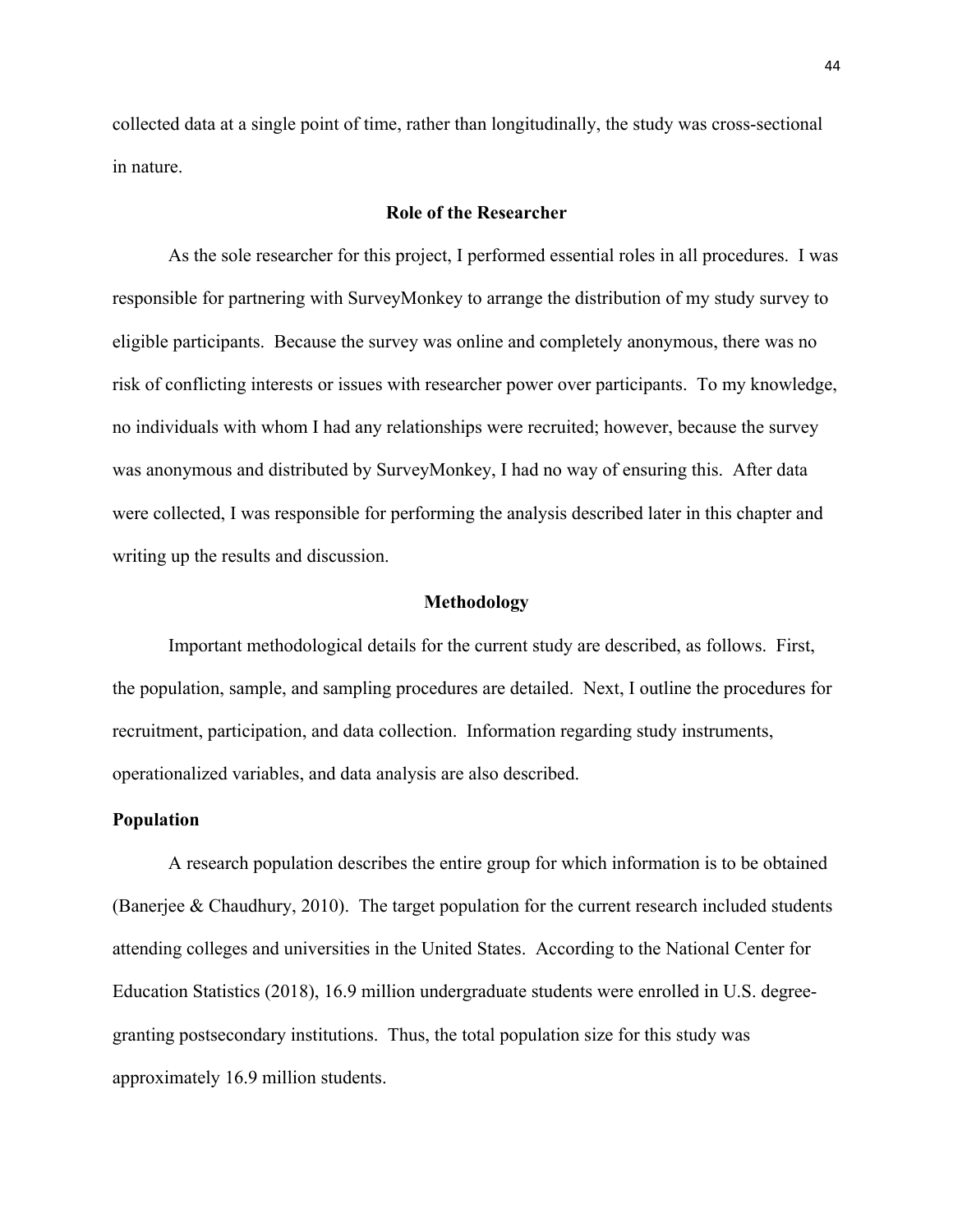collected data at a single point of time, rather than longitudinally, the study was cross-sectional in nature.

## Role of the Researcher

As the sole researcher for this project, I performed essential roles in all procedures. I was responsible for partnering with SurveyMonkey to arrange the distribution of my study survey to eligible participants. Because the survey was online and completely anonymous, there was no risk of conflicting interests or issues with researcher power over participants. To my knowledge, no individuals with whom I had any relationships were recruited; however, because the survey was anonymous and distributed by SurveyMonkey, I had no way of ensuring this. After data were collected, I was responsible for performing the analysis described later in this chapter and writing up the results and discussion.

## Methodology

Important methodological details for the current study are described, as follows. First, the population, sample, and sampling procedures are detailed. Next, I outline the procedures for recruitment, participation, and data collection. Information regarding study instruments, operationalized variables, and data analysis are also described.

### Population

A research population describes the entire group for which information is to be obtained (Banerjee & Chaudhury, 2010). The target population for the current research included students attending colleges and universities in the United States. According to the National Center for Education Statistics (2018), 16.9 million undergraduate students were enrolled in U.S. degree-granting postsecondary institutions. Thus, the total population size for this study was approximately 16.9 million students.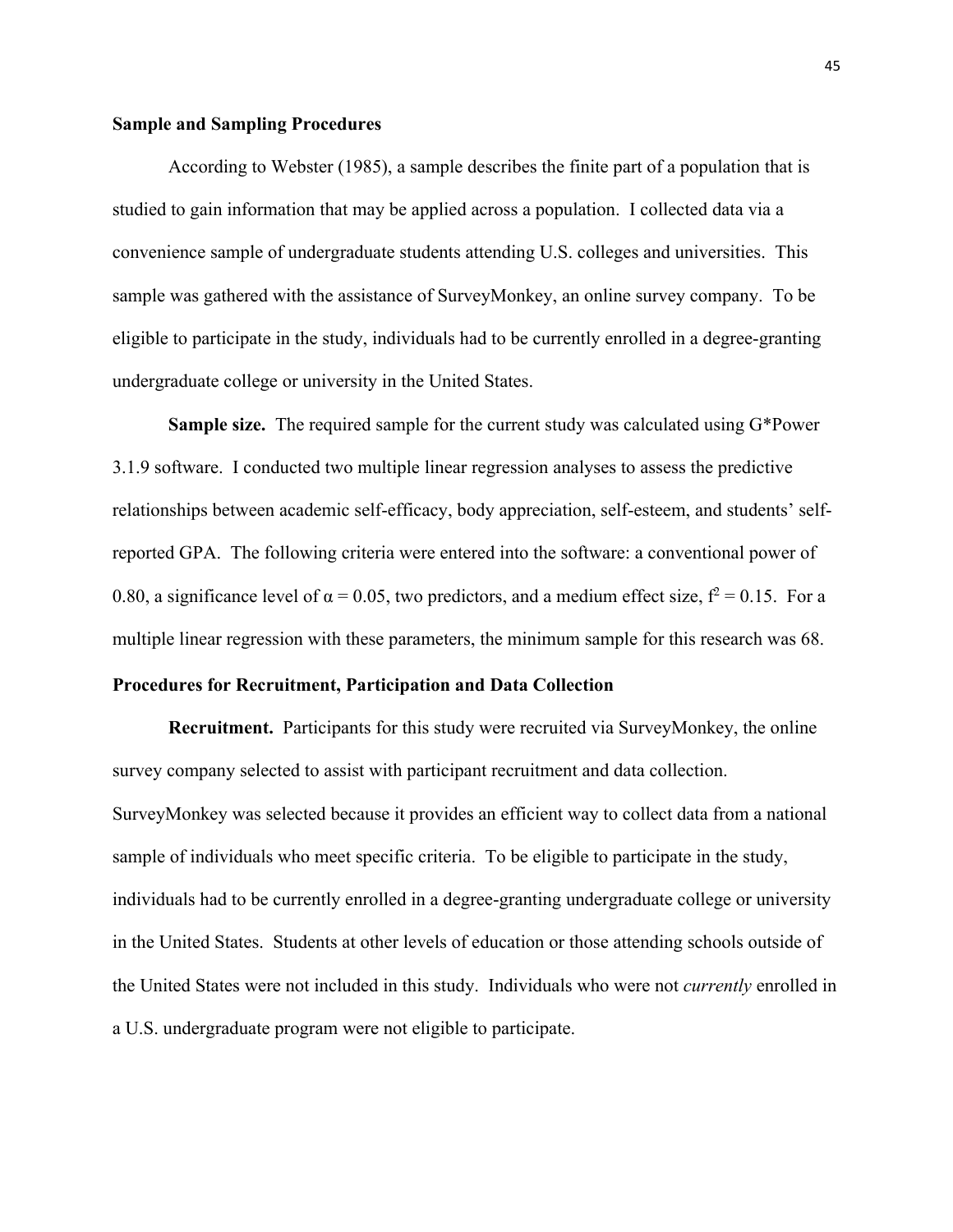### Sample and Sampling Procedures

According to Webster (1985), a sample describes the finite part of a population that is studied to gain information that may be applied across a population. I collected data via a convenience sample of undergraduate students attending U.S. colleges and universities. This sample was gathered with the assistance of SurveyMonkey, an online survey company. To be eligible to participate in the study, individuals had to be currently enrolled in a degree-granting undergraduate college or university in the United States.

**Sample size.** The required sample for the current study was calculated using G*Power 3.1.9 software. I conducted two multiple linear regression analyses to assess the predictive relationships between academic self-efficacy, body appreciation, self-esteem, and students' self-reported GPA. The following criteria were entered into the software: a conventional power of 0.80, a significance level of $\alpha = 0.05$, two predictors, and a medium effect size, $f^2 = 0.15$. For a multiple linear regression with these parameters, the minimum sample for this research was 68.

### Procedures for Recruitment, Participation and Data Collection

**Recruitment.** Participants for this study were recruited via SurveyMonkey, the online survey company selected to assist with participant recruitment and data collection. SurveyMonkey was selected because it provides an efficient way to collect data from a national sample of individuals who meet specific criteria. To be eligible to participate in the study, individuals had to be currently enrolled in a degree-granting undergraduate college or university in the United States. Students at other levels of education or those attending schools outside of the United States were not included in this study. Individuals who were not *currently* enrolled in a U.S. undergraduate program were not eligible to participate.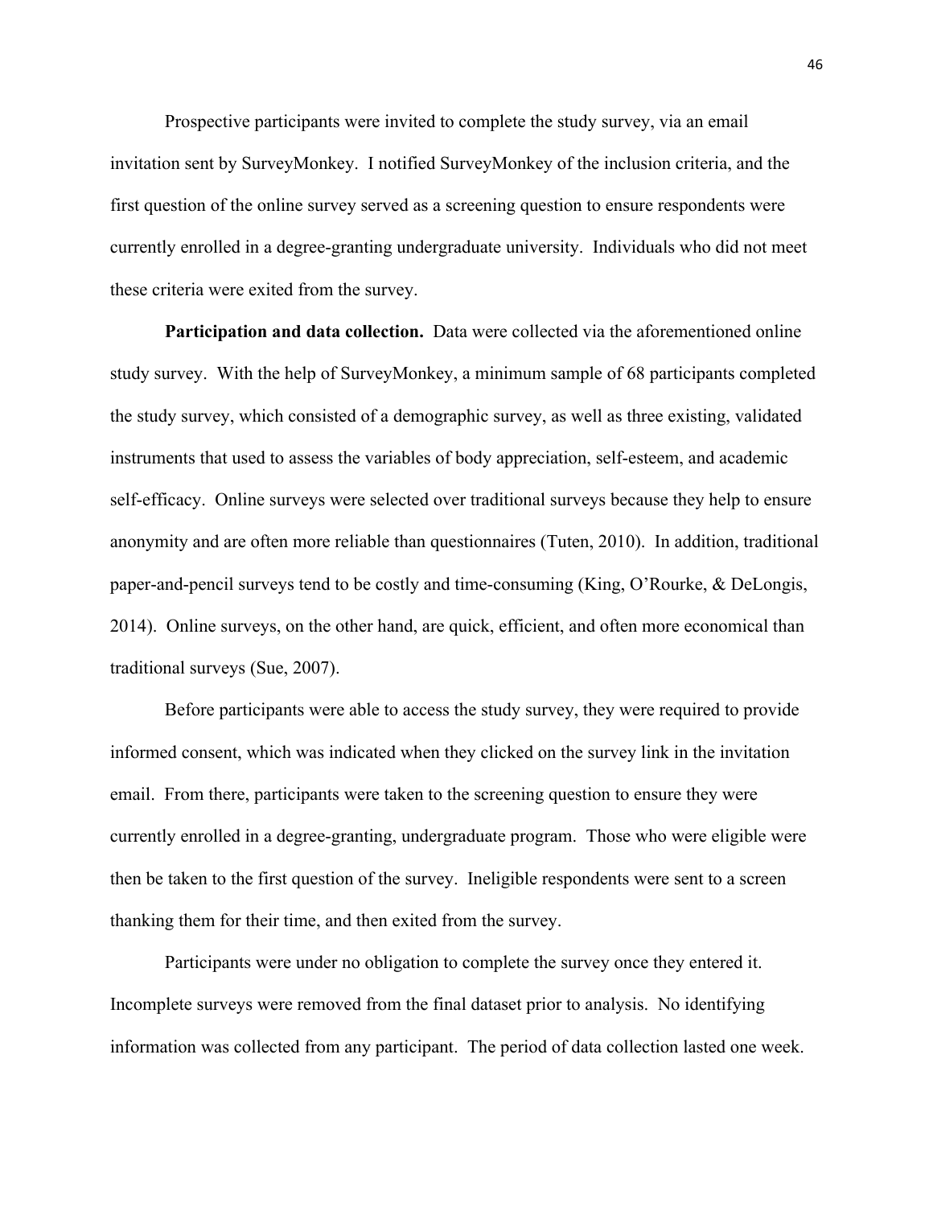Prospective participants were invited to complete the study survey, via an email invitation sent by SurveyMonkey. I notified SurveyMonkey of the inclusion criteria, and the first question of the online survey served as a screening question to ensure respondents were currently enrolled in a degree-granting undergraduate university. Individuals who did not meet these criteria were exited from the survey.

**Participation and data collection.** Data were collected via the aforementioned online study survey. With the help of SurveyMonkey, a minimum sample of 68 participants completed the study survey, which consisted of a demographic survey, as well as three existing, validated instruments that used to assess the variables of body appreciation, self-esteem, and academic self-efficacy. Online surveys were selected over traditional surveys because they help to ensure anonymity and are often more reliable than questionnaires (Tuten, 2010). In addition, traditional paper-and-pencil surveys tend to be costly and time-consuming (King, O'Rourke, & DeLongis, 2014). Online surveys, on the other hand, are quick, efficient, and often more economical than traditional surveys (Sue, 2007).

Before participants were able to access the study survey, they were required to provide informed consent, which was indicated when they clicked on the survey link in the invitation email. From there, participants were taken to the screening question to ensure they were currently enrolled in a degree-granting, undergraduate program. Those who were eligible were then be taken to the first question of the survey. Ineligible respondents were sent to a screen thanking them for their time, and then exited from the survey.

Participants were under no obligation to complete the survey once they entered it. Incomplete surveys were removed from the final dataset prior to analysis. No identifying information was collected from any participant. The period of data collection lasted one week.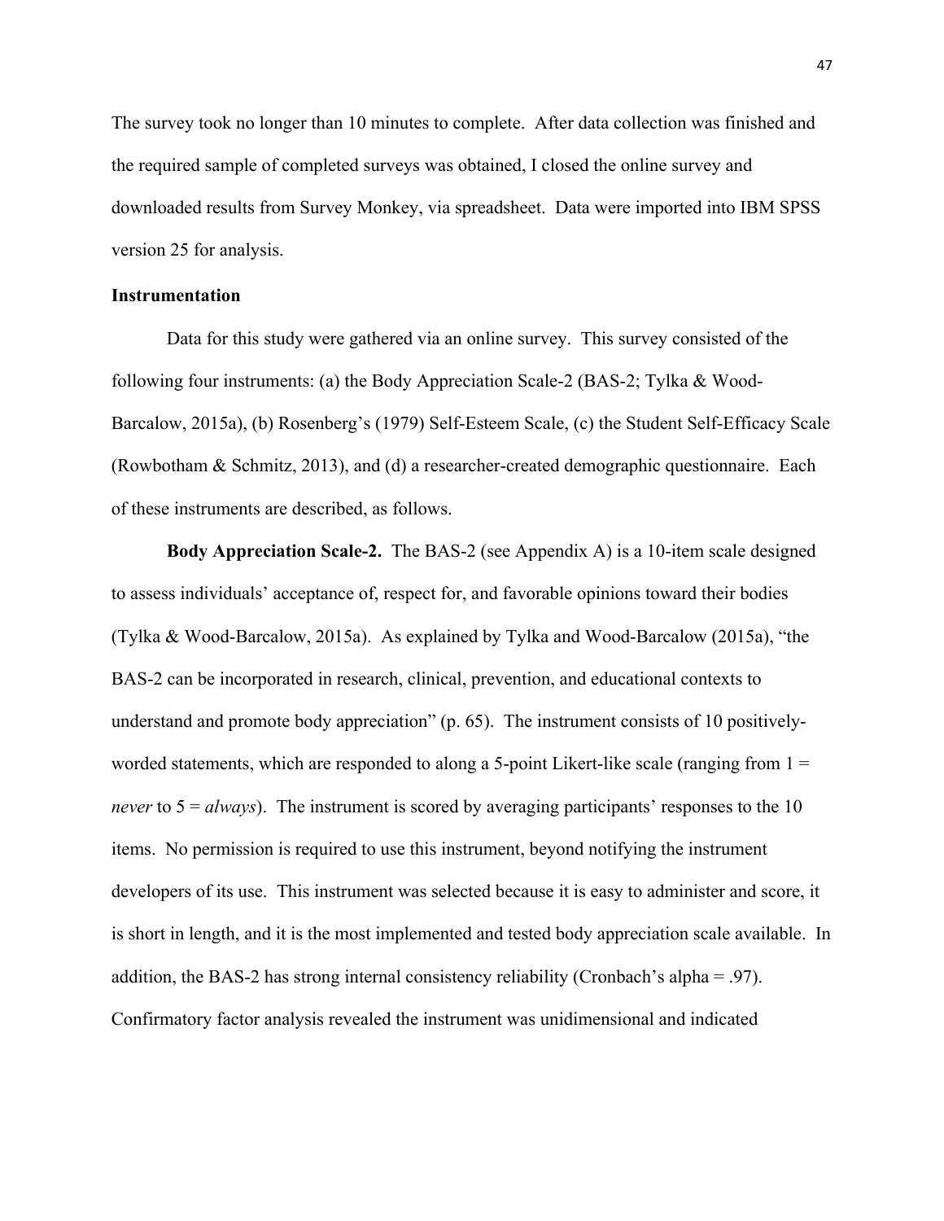The survey took no longer than 10 minutes to complete. After data collection was finished and the required sample of completed surveys was obtained, I closed the online survey and downloaded results from Survey Monkey, via spreadsheet. Data were imported into IBM SPSS version 25 for analysis.

## Instrumentation

Data for this study were gathered via an online survey. This survey consisted of the following four instruments: (a) the Body Appreciation Scale-2 (BAS-2; Tylka & Wood-Barcalow, 2015a), (b) Rosenberg's (1979) Self-Esteem Scale, (c) the Student Self-Efficacy Scale (Rowbotham & Schmitz, 2013), and (d) a researcher-created demographic questionnaire. Each of these instruments are described, as follows.

**Body Appreciation Scale-2.** The BAS-2 (see Appendix A) is a 10-item scale designed to assess individuals' acceptance of, respect for, and favorable opinions toward their bodies (Tylka & Wood-Barcalow, 2015a). As explained by Tylka and Wood-Barcalow (2015a), "the BAS-2 can be incorporated in research, clinical, prevention, and educational contexts to understand and promote body appreciation" (p. 65). The instrument consists of 10 positively-worded statements, which are responded to along a 5-point Likert-like scale (ranging from 1 = *never* to 5 = *always*). The instrument is scored by averaging participants' responses to the 10 items. No permission is required to use this instrument, beyond notifying the instrument developers of its use. This instrument was selected because it is easy to administer and score, it is short in length, and it is the most implemented and tested body appreciation scale available. In addition, the BAS-2 has strong internal consistency reliability (Cronbach's alpha = .97). Confirmatory factor analysis revealed the instrument was unidimensional and indicated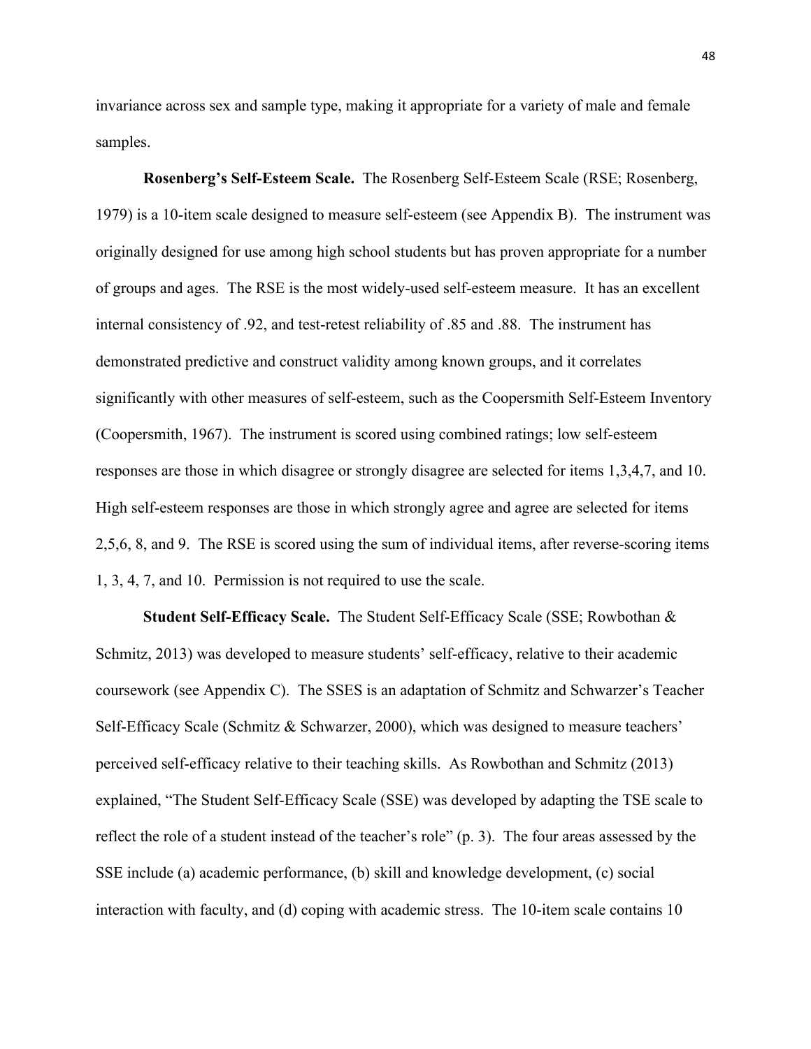invariance across sex and sample type, making it appropriate for a variety of male and female samples.

**Rosenberg's Self-Esteem Scale.** The Rosenberg Self-Esteem Scale (RSE; Rosenberg, 1979) is a 10-item scale designed to measure self-esteem (see Appendix B). The instrument was originally designed for use among high school students but has proven appropriate for a number of groups and ages. The RSE is the most widely-used self-esteem measure. It has an excellent internal consistency of .92, and test-retest reliability of .85 and .88. The instrument has demonstrated predictive and construct validity among known groups, and it correlates significantly with other measures of self-esteem, such as the Coopersmith Self-Esteem Inventory (Coopersmith, 1967). The instrument is scored using combined ratings; low self-esteem responses are those in which disagree or strongly disagree are selected for items 1,3,4,7, and 10. High self-esteem responses are those in which strongly agree and agree are selected for items 2,5,6, 8, and 9. The RSE is scored using the sum of individual items, after reverse-scoring items 1, 3, 4, 7, and 10. Permission is not required to use the scale.

**Student Self-Efficacy Scale.** The Student Self-Efficacy Scale (SSE; Rowbothan & Schmitz, 2013) was developed to measure students' self-efficacy, relative to their academic coursework (see Appendix C). The SSES is an adaptation of Schmitz and Schwarzer's Teacher Self-Efficacy Scale (Schmitz & Schwarzer, 2000), which was designed to measure teachers' perceived self-efficacy relative to their teaching skills. As Rowbothan and Schmitz (2013) explained, "The Student Self-Efficacy Scale (SSE) was developed by adapting the TSE scale to reflect the role of a student instead of the teacher's role" (p. 3). The four areas assessed by the SSE include (a) academic performance, (b) skill and knowledge development, (c) social interaction with faculty, and (d) coping with academic stress. The 10-item scale contains 10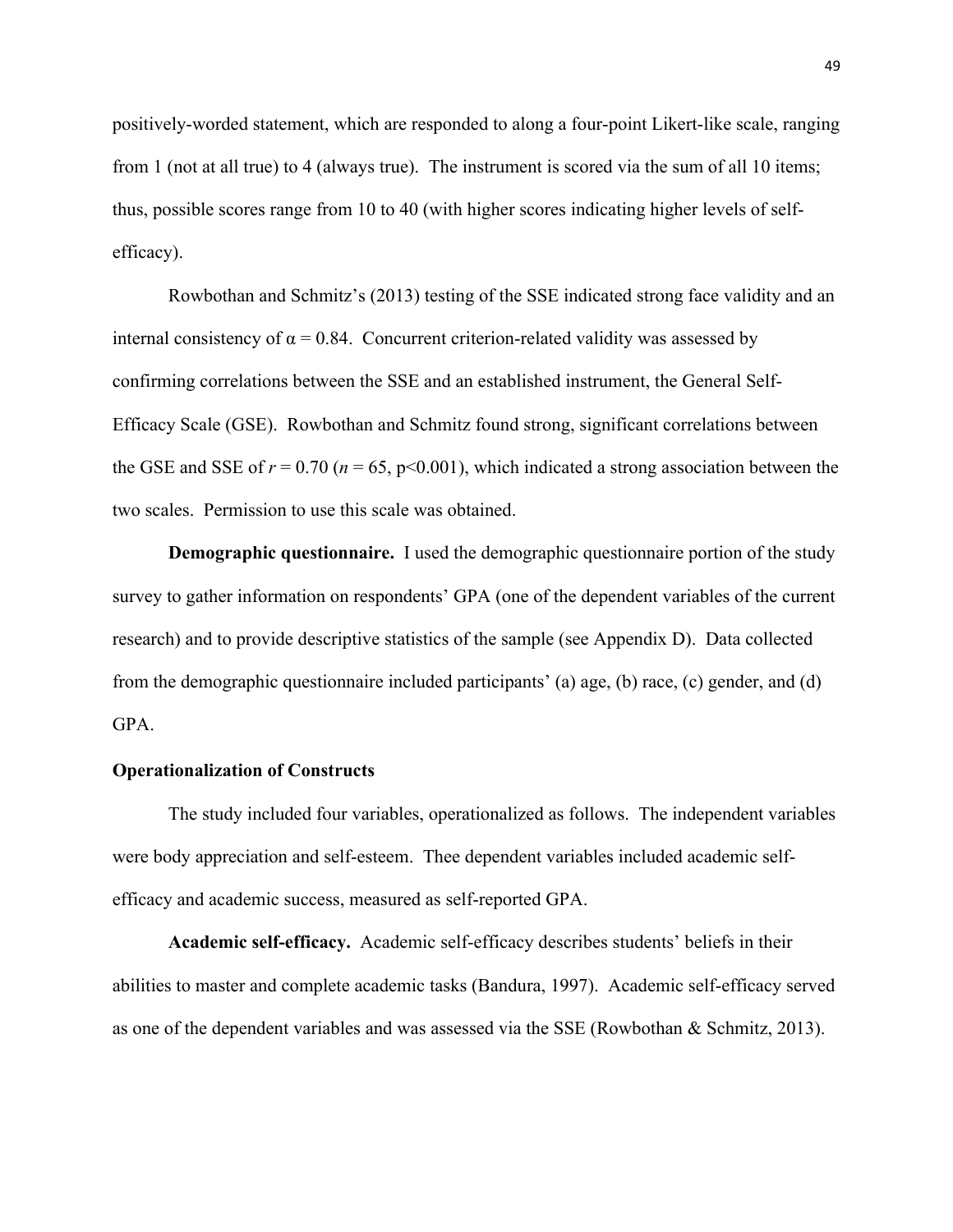positively-worded statement, which are responded to along a four-point Likert-like scale, ranging from 1 (not at all true) to 4 (always true). The instrument is scored via the sum of all 10 items; thus, possible scores range from 10 to 40 (with higher scores indicating higher levels of self-efficacy).

Rowbothan and Schmitz's (2013) testing of the SSE indicated strong face validity and an internal consistency of $\alpha = 0.84$. Concurrent criterion-related validity was assessed by confirming correlations between the SSE and an established instrument, the General Self-Efficacy Scale (GSE). Rowbothan and Schmitz found strong, significant correlations between the GSE and SSE of $r = 0.70$ ($n = 65$, $p<0.001$), which indicated a strong association between the two scales. Permission to use this scale was obtained.

**Demographic questionnaire.** I used the demographic questionnaire portion of the study survey to gather information on respondents' GPA (one of the dependent variables of the current research) and to provide descriptive statistics of the sample (see Appendix D). Data collected from the demographic questionnaire included participants' (a) age, (b) race, (c) gender, and (d) GPA.

### Operationalization of Constructs

The study included four variables, operationalized as follows. The independent variables were body appreciation and self-esteem. Thee dependent variables included academic self-efficacy and academic success, measured as self-reported GPA.

**Academic self-efficacy.** Academic self-efficacy describes students' beliefs in their abilities to master and complete academic tasks (Bandura, 1997). Academic self-efficacy served as one of the dependent variables and was assessed via the SSE (Rowbothan & Schmitz, 2013).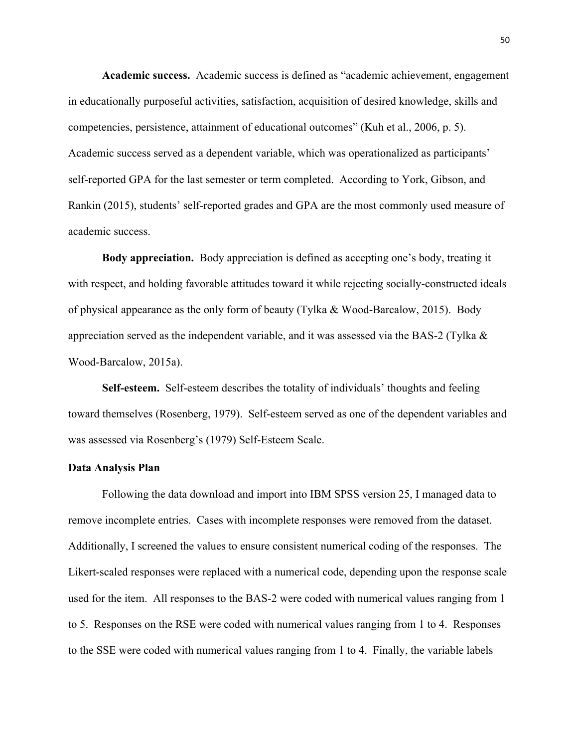**Academic success.** Academic success is defined as "academic achievement, engagement in educationally purposeful activities, satisfaction, acquisition of desired knowledge, skills and competencies, persistence, attainment of educational outcomes" (Kuh et al., 2006, p. 5). Academic success served as a dependent variable, which was operationalized as participants' self-reported GPA for the last semester or term completed. According to York, Gibson, and Rankin (2015), students' self-reported grades and GPA are the most commonly used measure of academic success.

**Body appreciation.** Body appreciation is defined as accepting one's body, treating it with respect, and holding favorable attitudes toward it while rejecting socially-constructed ideals of physical appearance as the only form of beauty (Tylka & Wood-Barcalow, 2015). Body appreciation served as the independent variable, and it was assessed via the BAS-2 (Tylka & Wood-Barcalow, 2015a).

**Self-esteem.** Self-esteem describes the totality of individuals' thoughts and feeling toward themselves (Rosenberg, 1979). Self-esteem served as one of the dependent variables and was assessed via Rosenberg's (1979) Self-Esteem Scale.

## Data Analysis Plan

Following the data download and import into IBM SPSS version 25, I managed data to remove incomplete entries. Cases with incomplete responses were removed from the dataset. Additionally, I screened the values to ensure consistent numerical coding of the responses. The Likert-scaled responses were replaced with a numerical code, depending upon the response scale used for the item. All responses to the BAS-2 were coded with numerical values ranging from 1 to 5. Responses on the RSE were coded with numerical values ranging from 1 to 4. Responses to the SSE were coded with numerical values ranging from 1 to 4. Finally, the variable labels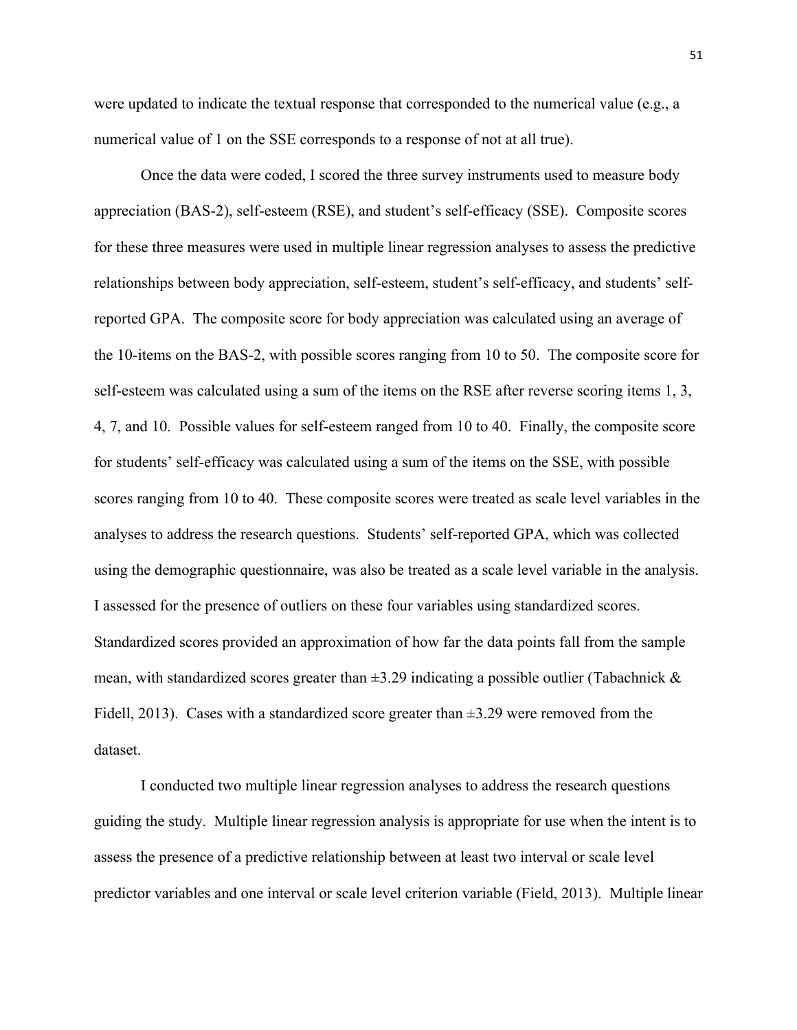were updated to indicate the textual response that corresponded to the numerical value (e.g., a numerical value of 1 on the SSE corresponds to a response of not at all true).

Once the data were coded, I scored the three survey instruments used to measure body appreciation (BAS-2), self-esteem (RSE), and student's self-efficacy (SSE). Composite scores for these three measures were used in multiple linear regression analyses to assess the predictive relationships between body appreciation, self-esteem, student's self-efficacy, and students' self-reported GPA. The composite score for body appreciation was calculated using an average of the 10-items on the BAS-2, with possible scores ranging from 10 to 50. The composite score for self-esteem was calculated using a sum of the items on the RSE after reverse scoring items 1, 3, 4, 7, and 10. Possible values for self-esteem ranged from 10 to 40. Finally, the composite score for students' self-efficacy was calculated using a sum of the items on the SSE, with possible scores ranging from 10 to 40. These composite scores were treated as scale level variables in the analyses to address the research questions. Students' self-reported GPA, which was collected using the demographic questionnaire, was also be treated as a scale level variable in the analysis. I assessed for the presence of outliers on these four variables using standardized scores. Standardized scores provided an approximation of how far the data points fall from the sample mean, with standardized scores greater than $\pm 3.29$ indicating a possible outlier (Tabachnick & Fidell, 2013). Cases with a standardized score greater than $\pm 3.29$ were removed from the dataset.

I conducted two multiple linear regression analyses to address the research questions guiding the study. Multiple linear regression analysis is appropriate for use when the intent is to assess the presence of a predictive relationship between at least two interval or scale level predictor variables and one interval or scale level criterion variable (Field, 2013). Multiple linear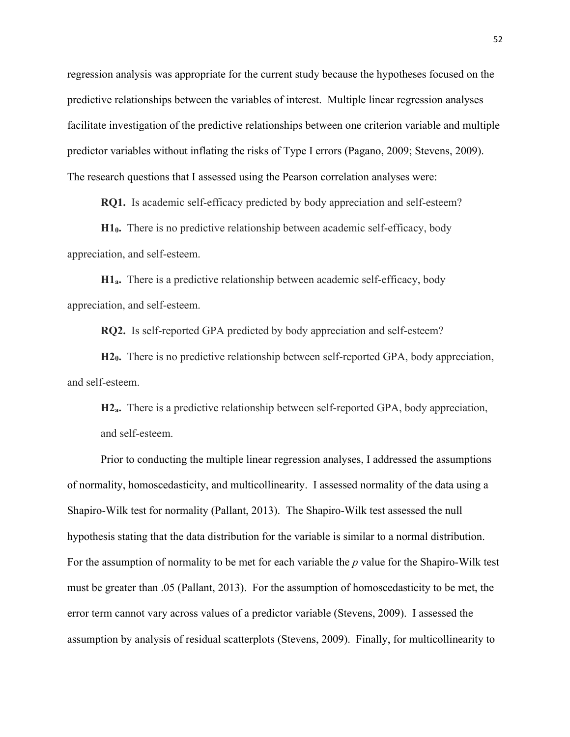regression analysis was appropriate for the current study because the hypotheses focused on the predictive relationships between the variables of interest. Multiple linear regression analyses facilitate investigation of the predictive relationships between one criterion variable and multiple predictor variables without inflating the risks of Type I errors (Pagano, 2009; Stevens, 2009). The research questions that I assessed using the Pearson correlation analyses were:

**RQ1.** Is academic self-efficacy predicted by body appreciation and self-esteem?

**$H1_0$.** There is no predictive relationship between academic self-efficacy, body appreciation, and self-esteem.

**$H1_a$.** There is a predictive relationship between academic self-efficacy, body appreciation, and self-esteem.

**RQ2.** Is self-reported GPA predicted by body appreciation and self-esteem?

**$H2_0$.** There is no predictive relationship between self-reported GPA, body appreciation, and self-esteem.

**$H2_a$.** There is a predictive relationship between self-reported GPA, body appreciation, and self-esteem.

Prior to conducting the multiple linear regression analyses, I addressed the assumptions of normality, homoscedasticity, and multicollinearity. I assessed normality of the data using a Shapiro-Wilk test for normality (Pallant, 2013). The Shapiro-Wilk test assessed the null hypothesis stating that the data distribution for the variable is similar to a normal distribution. For the assumption of normality to be met for each variable the $p$ value for the Shapiro-Wilk test must be greater than .05 (Pallant, 2013). For the assumption of homoscedasticity to be met, the error term cannot vary across values of a predictor variable (Stevens, 2009). I assessed the assumption by analysis of residual scatterplots (Stevens, 2009). Finally, for multicollinearity to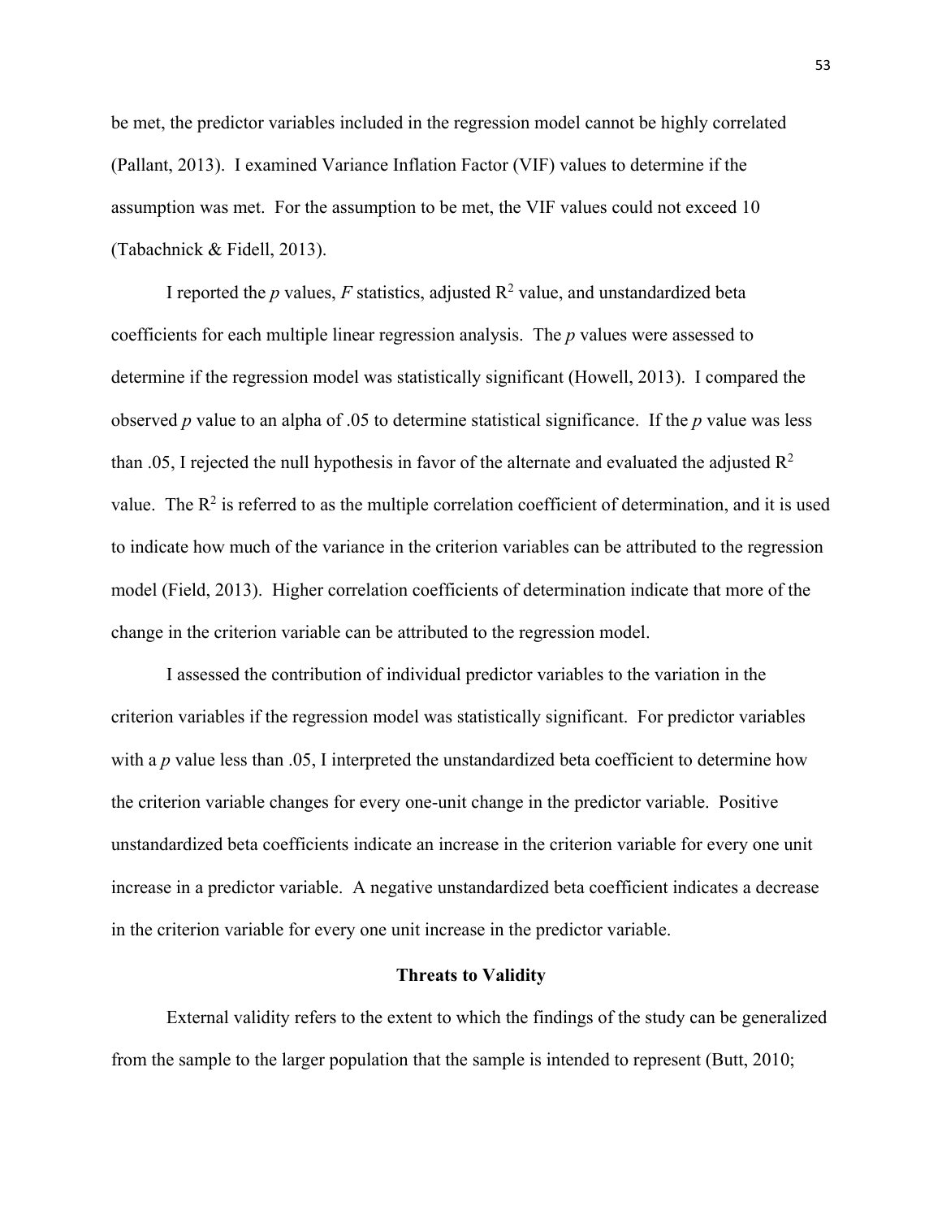be met, the predictor variables included in the regression model cannot be highly correlated (Pallant, 2013). I examined Variance Inflation Factor (VIF) values to determine if the assumption was met. For the assumption to be met, the VIF values could not exceed 10 (Tabachnick & Fidell, 2013).

I reported the *p* values, *F* statistics, adjusted $R^2$ value, and unstandardized beta coefficients for each multiple linear regression analysis. The *p* values were assessed to determine if the regression model was statistically significant (Howell, 2013). I compared the observed *p* value to an alpha of .05 to determine statistical significance. If the *p* value was less than .05, I rejected the null hypothesis in favor of the alternate and evaluated the adjusted $R^2$ value. The $R^2$ is referred to as the multiple correlation coefficient of determination, and it is used to indicate how much of the variance in the criterion variables can be attributed to the regression model (Field, 2013). Higher correlation coefficients of determination indicate that more of the change in the criterion variable can be attributed to the regression model.

I assessed the contribution of individual predictor variables to the variation in the criterion variables if the regression model was statistically significant. For predictor variables with a *p* value less than .05, I interpreted the unstandardized beta coefficient to determine how the criterion variable changes for every one-unit change in the predictor variable. Positive unstandardized beta coefficients indicate an increase in the criterion variable for every one unit increase in a predictor variable. A negative unstandardized beta coefficient indicates a decrease in the criterion variable for every one unit increase in the predictor variable.

## Threats to Validity

External validity refers to the extent to which the findings of the study can be generalized from the sample to the larger population that the sample is intended to represent (Butt, 2010;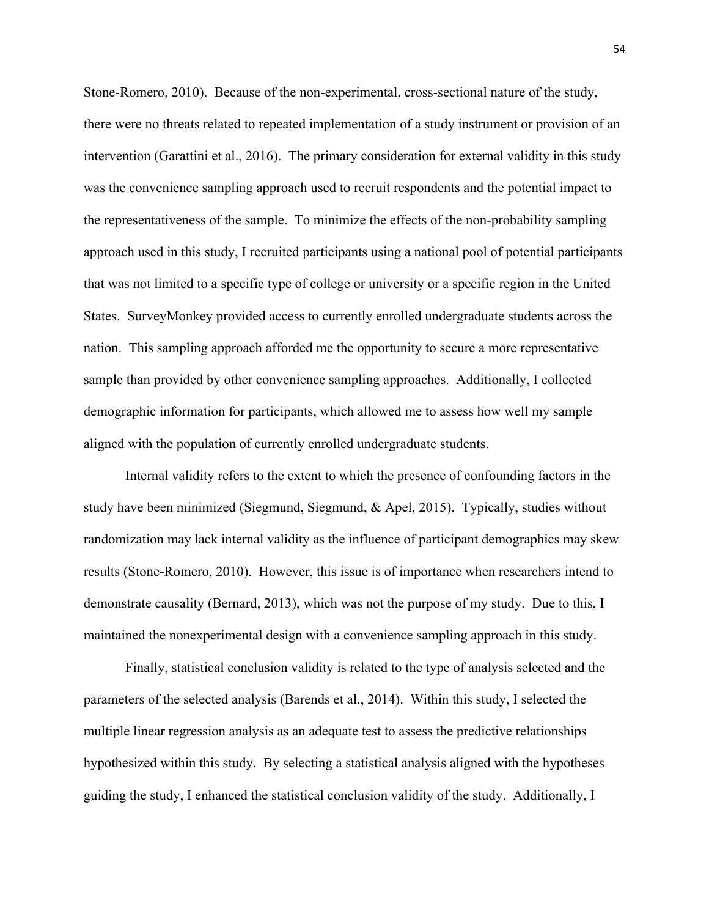Stone-Romero, 2010). Because of the non-experimental, cross-sectional nature of the study, there were no threats related to repeated implementation of a study instrument or provision of an intervention (Garattini et al., 2016). The primary consideration for external validity in this study was the convenience sampling approach used to recruit respondents and the potential impact to the representativeness of the sample. To minimize the effects of the non-probability sampling approach used in this study, I recruited participants using a national pool of potential participants that was not limited to a specific type of college or university or a specific region in the United States. SurveyMonkey provided access to currently enrolled undergraduate students across the nation. This sampling approach afforded me the opportunity to secure a more representative sample than provided by other convenience sampling approaches. Additionally, I collected demographic information for participants, which allowed me to assess how well my sample aligned with the population of currently enrolled undergraduate students.

Internal validity refers to the extent to which the presence of confounding factors in the study have been minimized (Siegmund, Siegmund, & Apel, 2015). Typically, studies without randomization may lack internal validity as the influence of participant demographics may skew results (Stone-Romero, 2010). However, this issue is of importance when researchers intend to demonstrate causality (Bernard, 2013), which was not the purpose of my study. Due to this, I maintained the nonexperimental design with a convenience sampling approach in this study.

Finally, statistical conclusion validity is related to the type of analysis selected and the parameters of the selected analysis (Barends et al., 2014). Within this study, I selected the multiple linear regression analysis as an adequate test to assess the predictive relationships hypothesized within this study. By selecting a statistical analysis aligned with the hypotheses guiding the study, I enhanced the statistical conclusion validity of the study. Additionally, I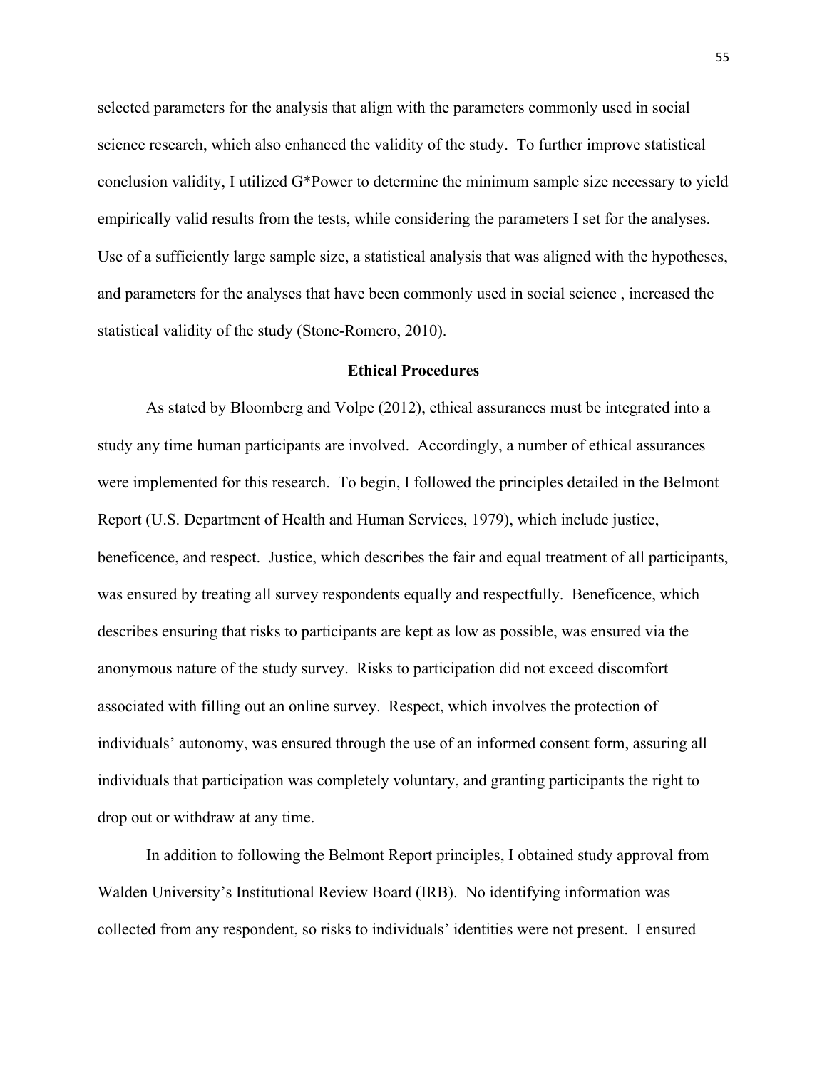selected parameters for the analysis that align with the parameters commonly used in social science research, which also enhanced the validity of the study. To further improve statistical conclusion validity, I utilized G*Power to determine the minimum sample size necessary to yield empirically valid results from the tests, while considering the parameters I set for the analyses. Use of a sufficiently large sample size, a statistical analysis that was aligned with the hypotheses, and parameters for the analyses that have been commonly used in social science , increased the statistical validity of the study (Stone-Romero, 2010).

## Ethical Procedures

As stated by Bloomberg and Volpe (2012), ethical assurances must be integrated into a study any time human participants are involved. Accordingly, a number of ethical assurances were implemented for this research. To begin, I followed the principles detailed in the Belmont Report (U.S. Department of Health and Human Services, 1979), which include justice, beneficence, and respect. Justice, which describes the fair and equal treatment of all participants, was ensured by treating all survey respondents equally and respectfully. Beneficence, which describes ensuring that risks to participants are kept as low as possible, was ensured via the anonymous nature of the study survey. Risks to participation did not exceed discomfort associated with filling out an online survey. Respect, which involves the protection of individuals' autonomy, was ensured through the use of an informed consent form, assuring all individuals that participation was completely voluntary, and granting participants the right to drop out or withdraw at any time.

In addition to following the Belmont Report principles, I obtained study approval from Walden University's Institutional Review Board (IRB). No identifying information was collected from any respondent, so risks to individuals' identities were not present. I ensured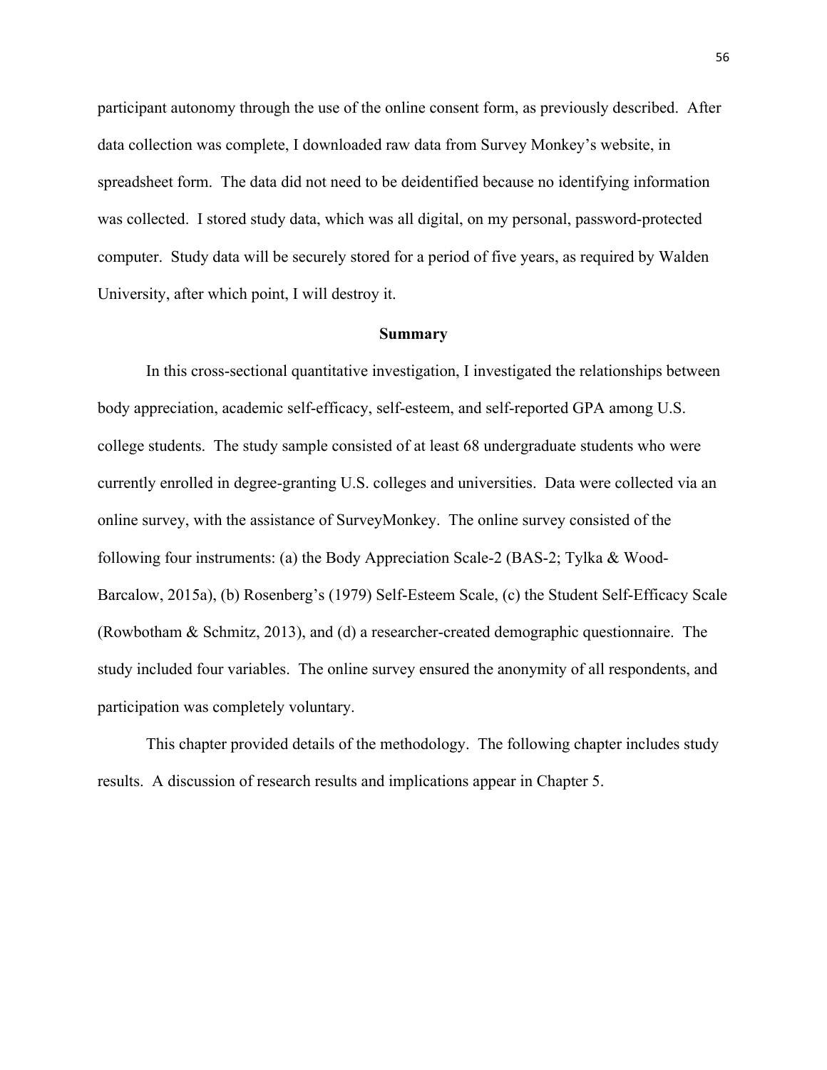participant autonomy through the use of the online consent form, as previously described. After data collection was complete, I downloaded raw data from Survey Monkey's website, in spreadsheet form. The data did not need to be deidentified because no identifying information was collected. I stored study data, which was all digital, on my personal, password-protected computer. Study data will be securely stored for a period of five years, as required by Walden University, after which point, I will destroy it.

## Summary

In this cross-sectional quantitative investigation, I investigated the relationships between body appreciation, academic self-efficacy, self-esteem, and self-reported GPA among U.S. college students. The study sample consisted of at least 68 undergraduate students who were currently enrolled in degree-granting U.S. colleges and universities. Data were collected via an online survey, with the assistance of SurveyMonkey. The online survey consisted of the following four instruments: (a) the Body Appreciation Scale-2 (BAS-2; Tylka & Wood-Barcalow, 2015a), (b) Rosenberg's (1979) Self-Esteem Scale, (c) the Student Self-Efficacy Scale (Rowbotham & Schmitz, 2013), and (d) a researcher-created demographic questionnaire. The study included four variables. The online survey ensured the anonymity of all respondents, and participation was completely voluntary.

This chapter provided details of the methodology. The following chapter includes study results. A discussion of research results and implications appear in Chapter 5.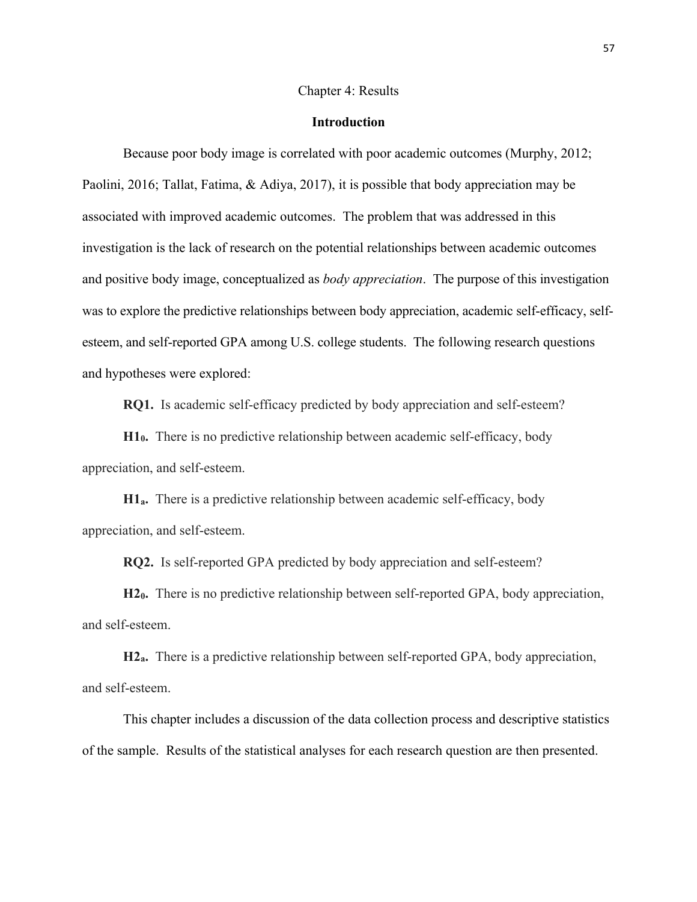# Chapter 4: Results

## Introduction

Because poor body image is correlated with poor academic outcomes (Murphy, 2012; Paolini, 2016; Tallat, Fatima, & Adiya, 2017), it is possible that body appreciation may be associated with improved academic outcomes. The problem that was addressed in this investigation is the lack of research on the potential relationships between academic outcomes and positive body image, conceptualized as *body appreciation*. The purpose of this investigation was to explore the predictive relationships between body appreciation, academic self-efficacy, self-esteem, and self-reported GPA among U.S. college students. The following research questions and hypotheses were explored:

**RQ1.** Is academic self-efficacy predicted by body appreciation and self-esteem?

**$H1_0$.** There is no predictive relationship between academic self-efficacy, body appreciation, and self-esteem.

**$H1_a$.** There is a predictive relationship between academic self-efficacy, body appreciation, and self-esteem.

**RQ2.** Is self-reported GPA predicted by body appreciation and self-esteem?

**$H2_0$.** There is no predictive relationship between self-reported GPA, body appreciation, and self-esteem.

**$H2_a$.** There is a predictive relationship between self-reported GPA, body appreciation, and self-esteem.

This chapter includes a discussion of the data collection process and descriptive statistics of the sample. Results of the statistical analyses for each research question are then presented.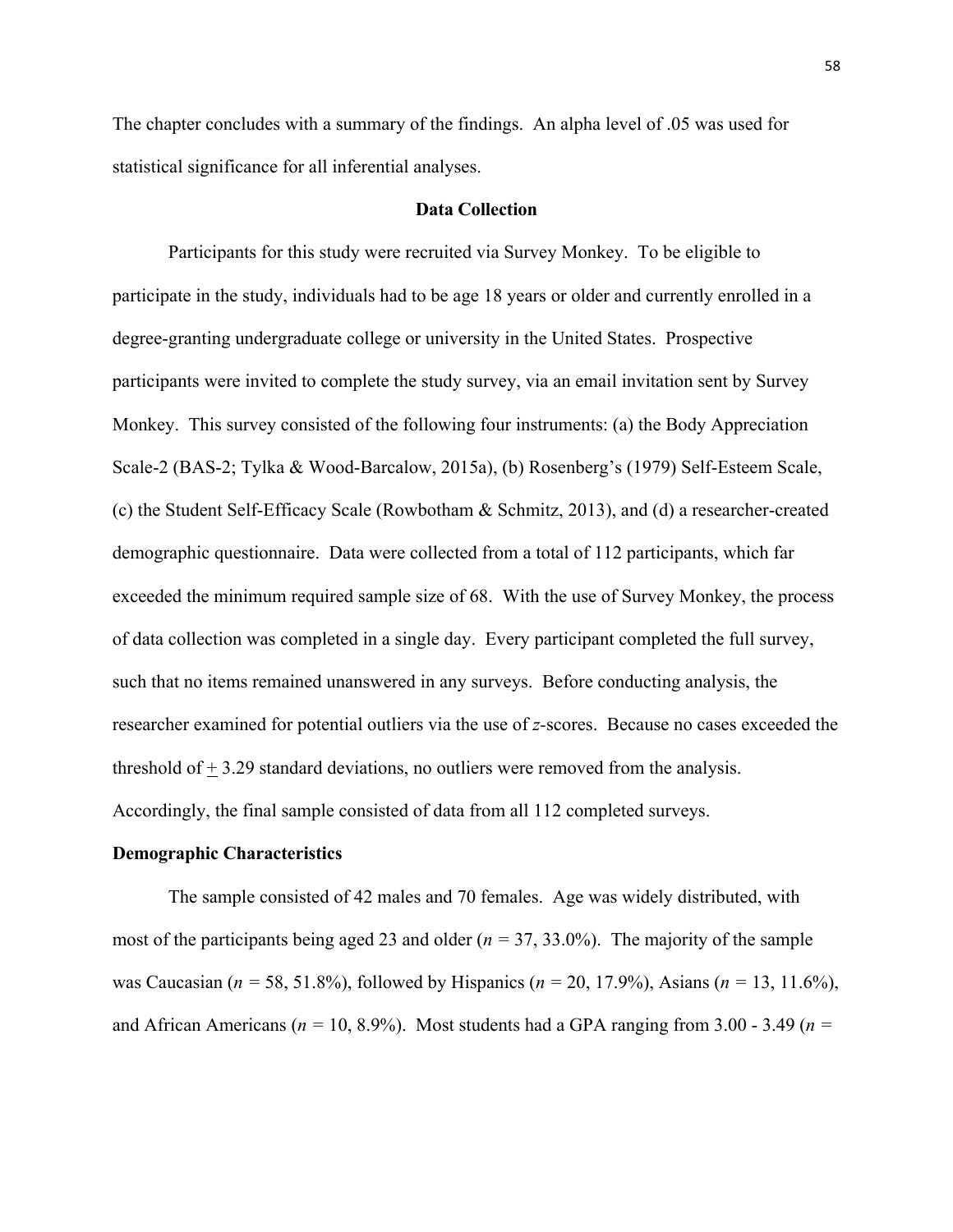The chapter concludes with a summary of the findings. An alpha level of .05 was used for statistical significance for all inferential analyses.

## Data Collection

Participants for this study were recruited via Survey Monkey. To be eligible to participate in the study, individuals had to be age 18 years or older and currently enrolled in a degree-granting undergraduate college or university in the United States. Prospective participants were invited to complete the study survey, via an email invitation sent by Survey Monkey. This survey consisted of the following four instruments: (a) the Body Appreciation Scale-2 (BAS-2; Tylka & Wood-Barcalow, 2015a), (b) Rosenberg's (1979) Self-Esteem Scale, (c) the Student Self-Efficacy Scale (Rowbotham & Schmitz, 2013), and (d) a researcher-created demographic questionnaire. Data were collected from a total of 112 participants, which far exceeded the minimum required sample size of 68. With the use of Survey Monkey, the process of data collection was completed in a single day. Every participant completed the full survey, such that no items remained unanswered in any surveys. Before conducting analysis, the researcher examined for potential outliers via the use of *z*-scores. Because no cases exceeded the threshold of $\pm$ 3.29 standard deviations, no outliers were removed from the analysis. Accordingly, the final sample consisted of data from all 112 completed surveys.

### Demographic Characteristics

The sample consisted of 42 males and 70 females. Age was widely distributed, with most of the participants being aged 23 and older ($n$ = 37, 33.0%). The majority of the sample was Caucasian ($n$ = 58, 51.8%), followed by Hispanics ($n$ = 20, 17.9%), Asians ($n$ = 13, 11.6%), and African Americans ($n$ = 10, 8.9%). Most students had a GPA ranging from 3.00 - 3.49 ($n$ =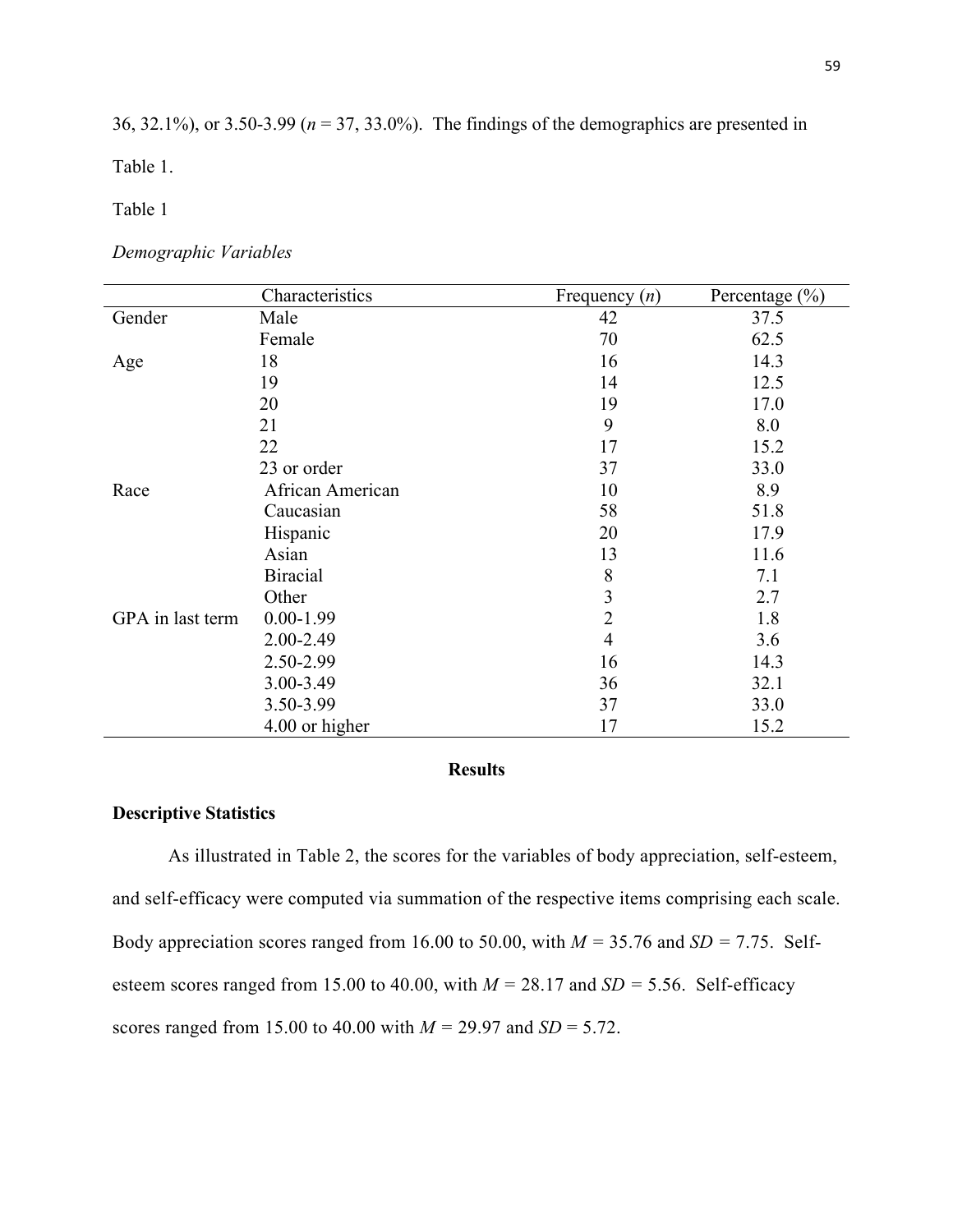36, 32.1%), or 3.50-3.99 ($n$ = 37, 33.0%). The findings of the demographics are presented in Table 1.

Table 1

*Demographic Variables*

| | Characteristics | Frequency ($n$) | Percentage (%) |
|---|---|---|---|
| Gender | Male | 42 | 37.5 |
| | Female | 70 | 62.5 |
| Age | 18 | 16 | 14.3 |
| | 19 | 14 | 12.5 |
| | 20 | 19 | 17.0 |
| | 21 | 9 | 8.0 |
| | 22 | 17 | 15.2 |
| | 23 or order | 37 | 33.0 |
| Race | African American | 10 | 8.9 |
| | Caucasian | 58 | 51.8 |
| | Hispanic | 20 | 17.9 |
| | Asian | 13 | 11.6 |
| | Biracial | 8 | 7.1 |
| | Other | 3 | 2.7 |
| GPA in last term | 0.00-1.99 | 2 | 1.8 |
| | 2.00-2.49 | 4 | 3.6 |
| | 2.50-2.99 | 16 | 14.3 |
| | 3.00-3.49 | 36 | 32.1 |
| | 3.50-3.99 | 37 | 33.0 |
| | 4.00 or higher | 17 | 15.2 |

## Results

### Descriptive Statistics

As illustrated in Table 2, the scores for the variables of body appreciation, self-esteem, and self-efficacy were computed via summation of the respective items comprising each scale. Body appreciation scores ranged from 16.00 to 50.00, with $M$ = 35.76 and $SD$ = 7.75. Self-esteem scores ranged from 15.00 to 40.00, with $M$ = 28.17 and $SD$ = 5.56. Self-efficacy scores ranged from 15.00 to 40.00 with $M$ = 29.97 and $SD$ = 5.72.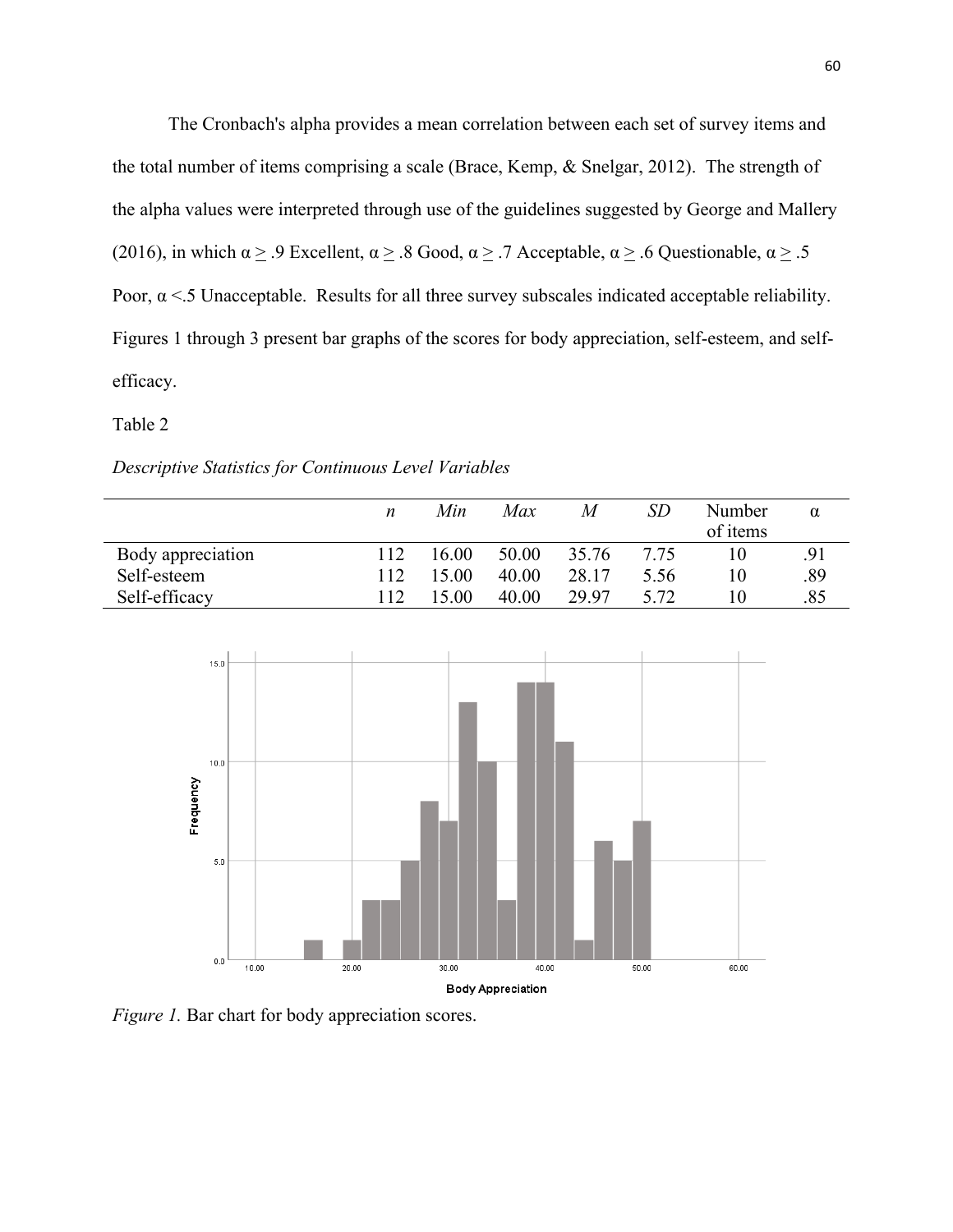The Cronbach's alpha provides a mean correlation between each set of survey items and the total number of items comprising a scale (Brace, Kemp, & Snelgar, 2012). The strength of the alpha values were interpreted through use of the guidelines suggested by George and Mallery (2016), in which $\alpha \geq .9$ Excellent, $\alpha \geq .8$ Good, $\alpha \geq .7$ Acceptable, $\alpha \geq .6$ Questionable, $\alpha \geq .5$ Poor, $\alpha < .5$ Unacceptable. Results for all three survey subscales indicated acceptable reliability. Figures 1 through 3 present bar graphs of the scores for body appreciation, self-esteem, and self-efficacy.

Table 2

*Descriptive Statistics for Continuous Level Variables*

| | *n* | *Min* | *Max* | *M* | *SD* | Number of items | α |
|---|---|---|---|---|---|---|---|
| Body appreciation | 112 | 16.00 | 50.00 | 35.76 | 7.75 | 10 | .91 |
| Self-esteem | 112 | 15.00 | 40.00 | 28.17 | 5.56 | 10 | .89 |
| Self-efficacy | 112 | 15.00 | 40.00 | 29.97 | 5.72 | 10 | .85 |

*Figure 1.* Bar chart for body appreciation scores.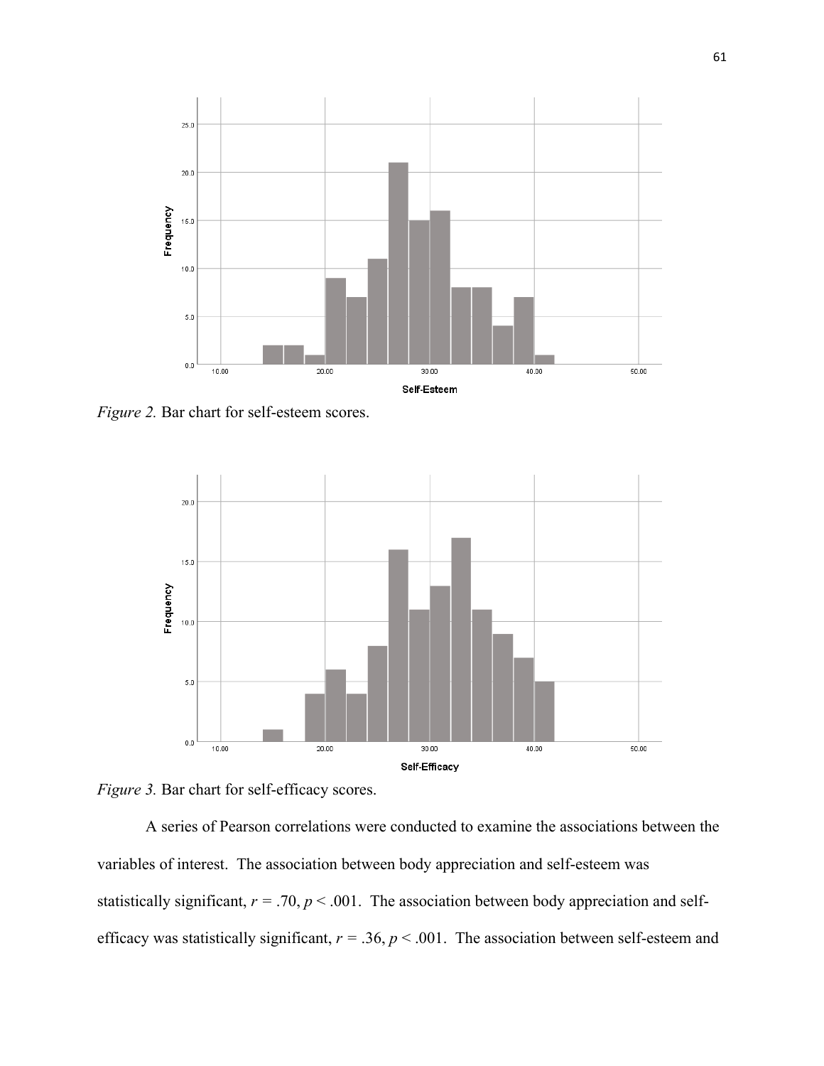*Figure 2.* Bar chart for self-esteem scores.

*Figure 3.* Bar chart for self-efficacy scores.

A series of Pearson correlations were conducted to examine the associations between the variables of interest. The association between body appreciation and self-esteem was statistically significant, $r = .70$, $p < .001$. The association between body appreciation and self-efficacy was statistically significant, $r = .36$, $p < .001$. The association between self-esteem and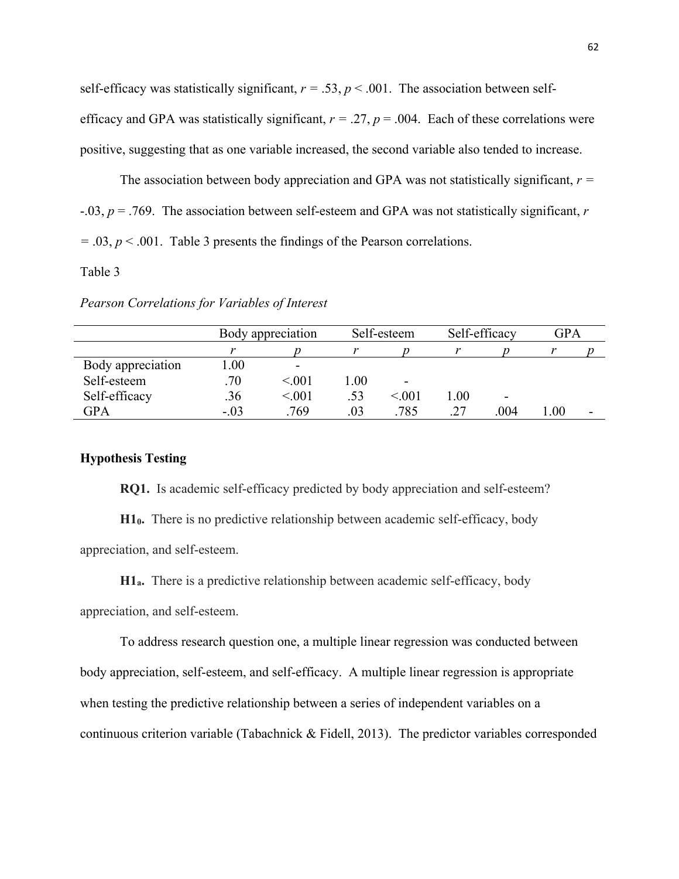self-efficacy was statistically significant, $r = .53$, $p < .001$. The association between self-efficacy and GPA was statistically significant, $r = .27$, $p = .004$. Each of these correlations were positive, suggesting that as one variable increased, the second variable also tended to increase.

The association between body appreciation and GPA was not statistically significant, $r = -.03$, $p = .769$. The association between self-esteem and GPA was not statistically significant, $r = .03$, $p < .001$. Table 3 presents the findings of the Pearson correlations.

Table 3

*Pearson Correlations for Variables of Interest*

| | Body appreciation | | Self-esteem | | Self-efficacy | | GPA | |
|---|---|---|---|---|---|---|---|---|
| | *r* | *p* | *r* | *p* | *r* | *p* | *r* | *p* |
| Body appreciation | 1.00 | - | | | | | | |
| Self-esteem | .70 | <.001 | 1.00 | - | | | | |
| Self-efficacy | .36 | <.001 | .53 | <.001 | 1.00 | - | | |
| GPA | -.03 | .769 | .03 | .785 | .27 | .004 | 1.00 | - |

### Hypothesis Testing

**RQ1.** Is academic self-efficacy predicted by body appreciation and self-esteem?

**H1$_0$.** There is no predictive relationship between academic self-efficacy, body appreciation, and self-esteem.

**H1$_a$.** There is a predictive relationship between academic self-efficacy, body appreciation, and self-esteem.

To address research question one, a multiple linear regression was conducted between body appreciation, self-esteem, and self-efficacy. A multiple linear regression is appropriate when testing the predictive relationship between a series of independent variables on a continuous criterion variable (Tabachnick & Fidell, 2013). The predictor variables corresponded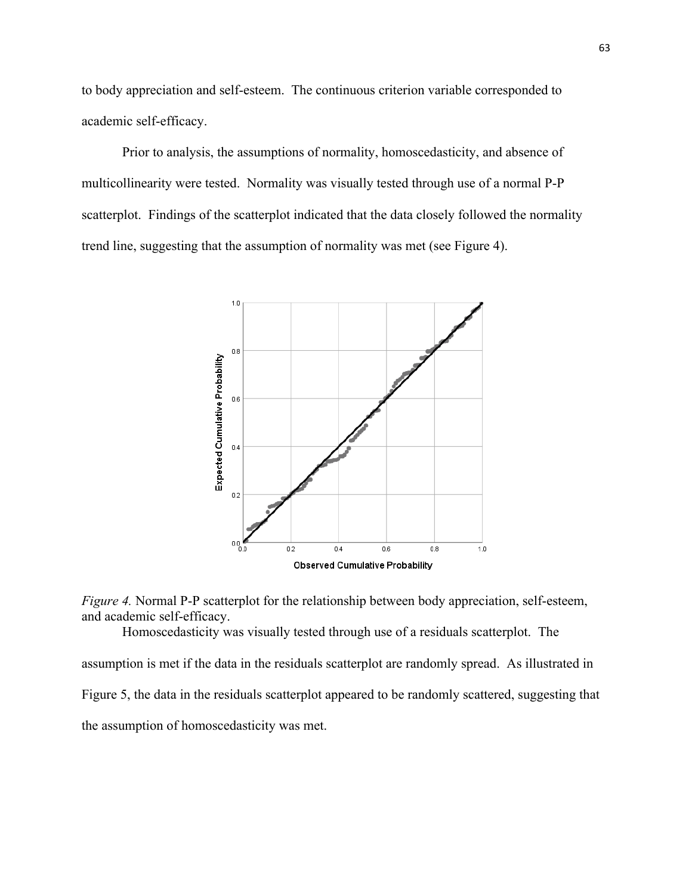to body appreciation and self-esteem. The continuous criterion variable corresponded to academic self-efficacy.

Prior to analysis, the assumptions of normality, homoscedasticity, and absence of multicollinearity were tested. Normality was visually tested through use of a normal P-P scatterplot. Findings of the scatterplot indicated that the data closely followed the normality trend line, suggesting that the assumption of normality was met (see Figure 4).

*Figure 4.* Normal P-P scatterplot for the relationship between body appreciation, self-esteem, and academic self-efficacy.

Homoscedasticity was visually tested through use of a residuals scatterplot. The assumption is met if the data in the residuals scatterplot are randomly spread. As illustrated in Figure 5, the data in the residuals scatterplot appeared to be randomly scattered, suggesting that the assumption of homoscedasticity was met.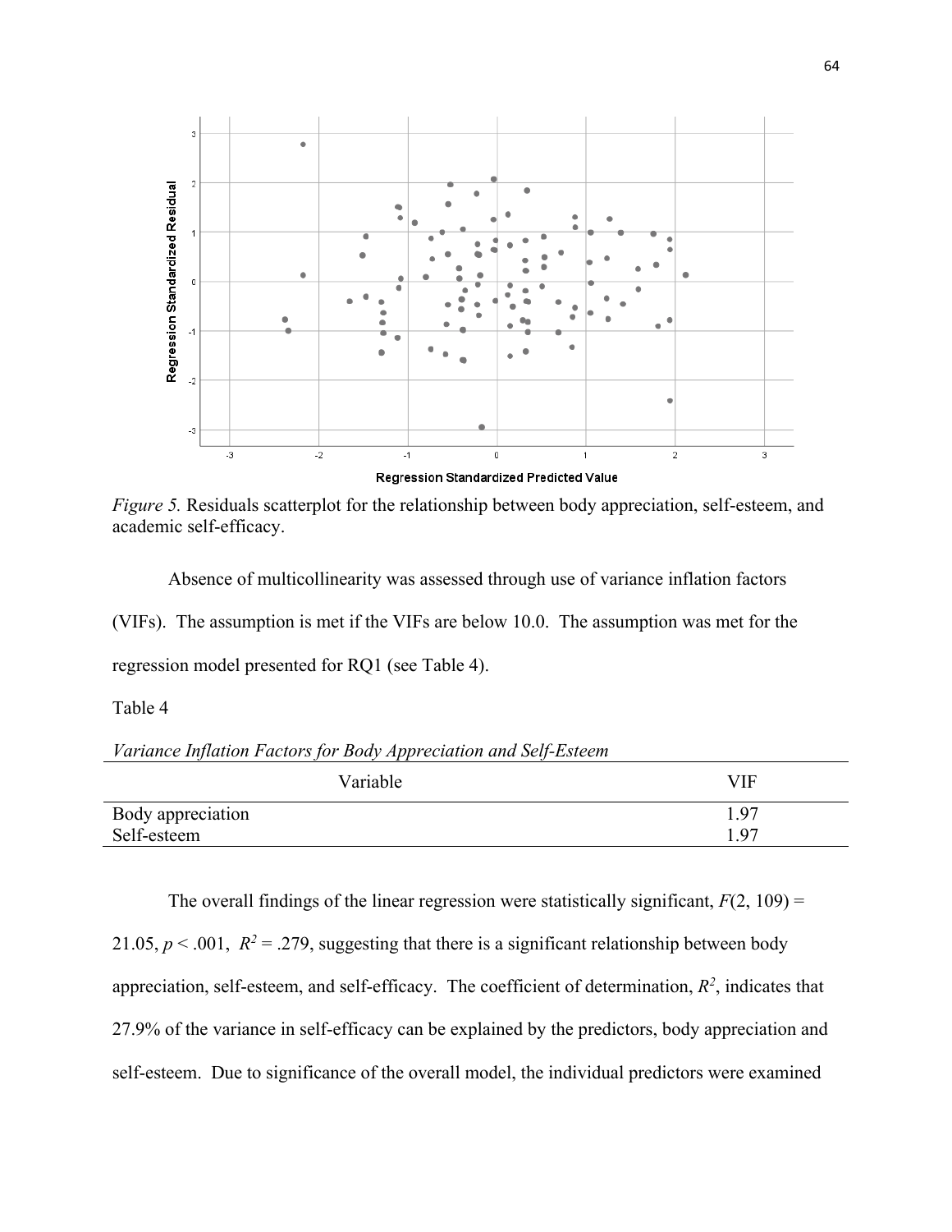*Figure 5.* Residuals scatterplot for the relationship between body appreciation, self-esteem, and academic self-efficacy.

Absence of multicollinearity was assessed through use of variance inflation factors (VIFs). The assumption is met if the VIFs are below 10.0. The assumption was met for the regression model presented for RQ1 (see Table 4).

Table 4

*Variance Inflation Factors for Body Appreciation and Self-Esteem*

| Variable | VIF |
|---|---|
| Body appreciation | 1.97 |
| Self-esteem | 1.97 |

The overall findings of the linear regression were statistically significant, $F(2, 109) = 21.05$, $p < .001$, $R^2 = .279$, suggesting that there is a significant relationship between body appreciation, self-esteem, and self-efficacy. The coefficient of determination, $R^2$, indicates that 27.9% of the variance in self-efficacy can be explained by the predictors, body appreciation and self-esteem. Due to significance of the overall model, the individual predictors were examined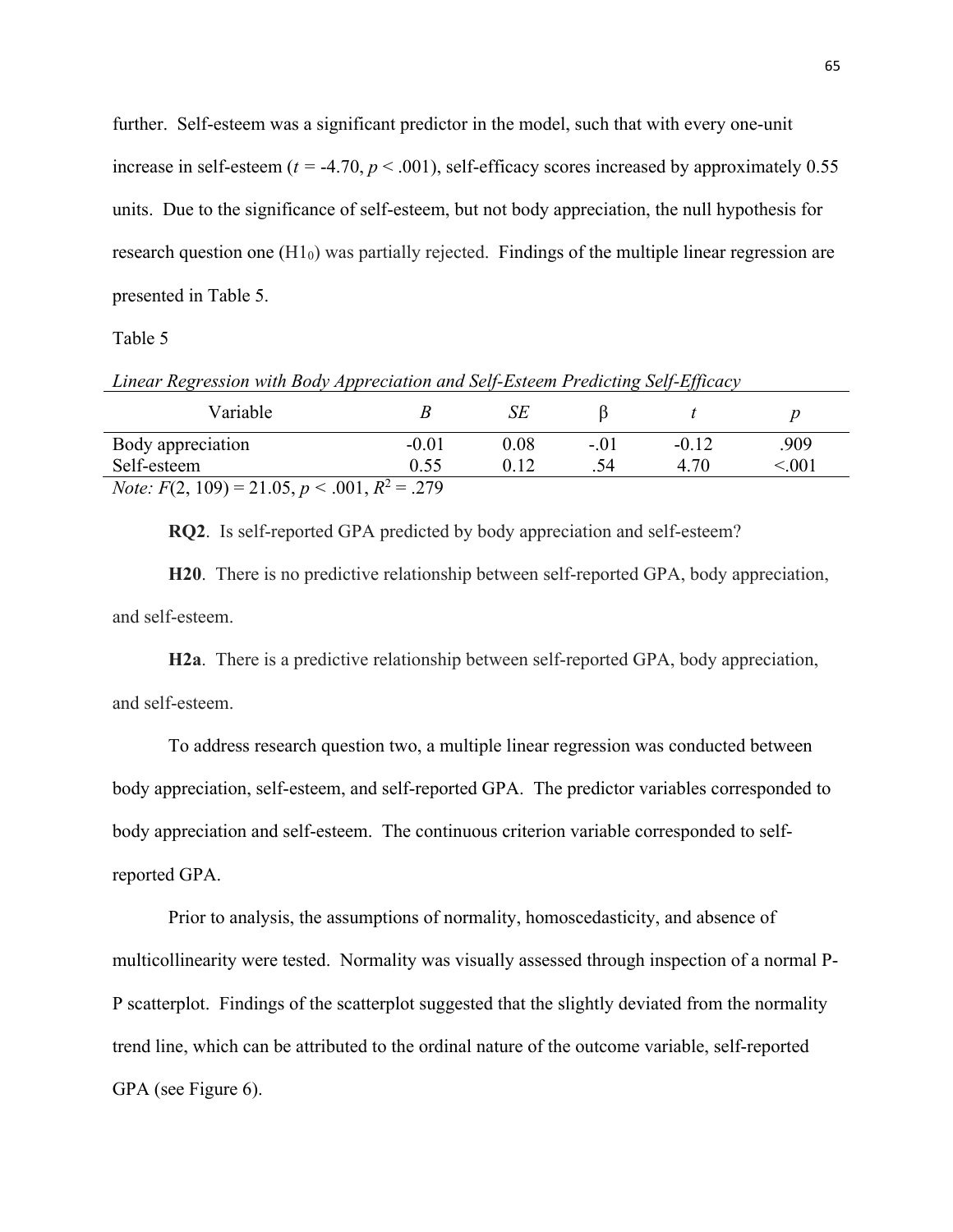further. Self-esteem was a significant predictor in the model, such that with every one-unit increase in self-esteem ($t$ = -4.70, $p$ < .001), self-efficacy scores increased by approximately 0.55 units. Due to the significance of self-esteem, but not body appreciation, the null hypothesis for research question one ($H1_0$) was partially rejected. Findings of the multiple linear regression are presented in Table 5.

Table 5

*Linear Regression with Body Appreciation and Self-Esteem Predicting Self-Efficacy*

| Variable | *B* | *SE* | β | *t* | *p* |
|---|---|---|---|---|---|
| Body appreciation | -0.01 | 0.08 | -.01 | -0.12 | .909 |
| Self-esteem | 0.55 | 0.12 | .54 | 4.70 | <.001 |

*Note:* $F(2, 109) = 21.05$, $p < .001$, $R^2 = .279$

**RQ2**. Is self-reported GPA predicted by body appreciation and self-esteem?

**H20**. There is no predictive relationship between self-reported GPA, body appreciation, and self-esteem.

**H2a**. There is a predictive relationship between self-reported GPA, body appreciation, and self-esteem.

To address research question two, a multiple linear regression was conducted between body appreciation, self-esteem, and self-reported GPA. The predictor variables corresponded to body appreciation and self-esteem. The continuous criterion variable corresponded to self-reported GPA.

Prior to analysis, the assumptions of normality, homoscedasticity, and absence of multicollinearity were tested. Normality was visually assessed through inspection of a normal P-P scatterplot. Findings of the scatterplot suggested that the slightly deviated from the normality trend line, which can be attributed to the ordinal nature of the outcome variable, self-reported GPA (see Figure 6).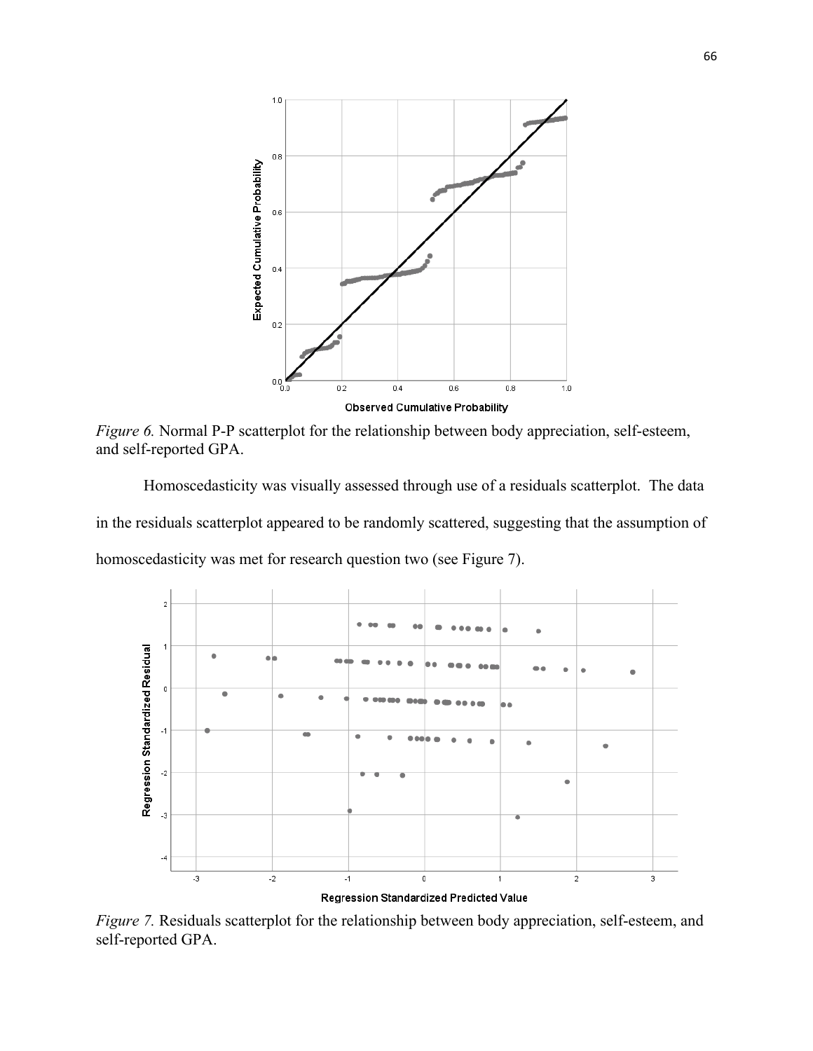*Figure 6.* Normal P-P scatterplot for the relationship between body appreciation, self-esteem, and self-reported GPA.

Homoscedasticity was visually assessed through use of a residuals scatterplot. The data in the residuals scatterplot appeared to be randomly scattered, suggesting that the assumption of homoscedasticity was met for research question two (see Figure 7).

*Figure 7.* Residuals scatterplot for the relationship between body appreciation, self-esteem, and self-reported GPA.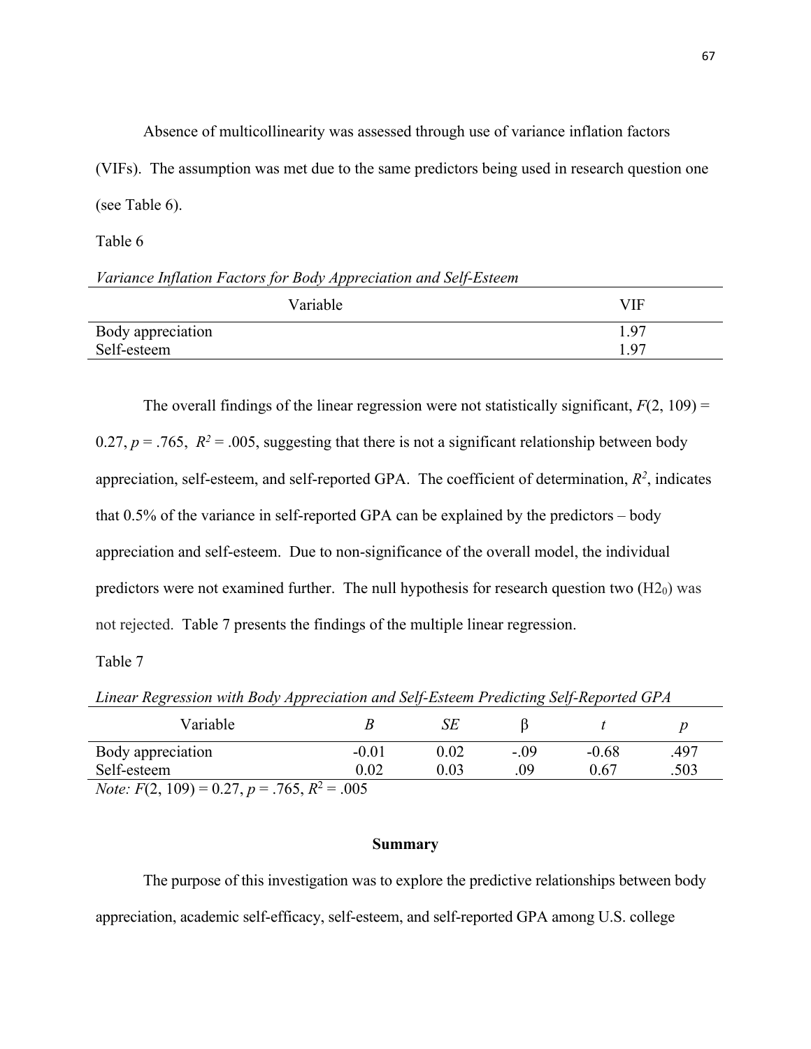Absence of multicollinearity was assessed through use of variance inflation factors (VIFs). The assumption was met due to the same predictors being used in research question one (see Table 6).

Table 6

*Variance Inflation Factors for Body Appreciation and Self-Esteem*

| Variable | VIF |
|---|---|
| Body appreciation | 1.97 |
| Self-esteem | 1.97 |

The overall findings of the linear regression were not statistically significant, $F(2, 109) = 0.27$, $p = .765$, $R^2 = .005$, suggesting that there is not a significant relationship between body appreciation, self-esteem, and self-reported GPA. The coefficient of determination, $R^2$, indicates that 0.5% of the variance in self-reported GPA can be explained by the predictors – body appreciation and self-esteem. Due to non-significance of the overall model, the individual predictors were not examined further. The null hypothesis for research question two ($H2_0$) was not rejected. Table 7 presents the findings of the multiple linear regression.

Table 7

*Linear Regression with Body Appreciation and Self-Esteem Predicting Self-Reported GPA*

| Variable | *B* | *SE* | β | *t* | *p* |
|---|---|---|---|---|---|
| Body appreciation | -0.01 | 0.02 | -.09 | -0.68 | .497 |
| Self-esteem | 0.02 | 0.03 | .09 | 0.67 | .503 |

*Note:* $F(2, 109) = 0.27$, $p = .765$, $R^2 = .005$

## Summary

The purpose of this investigation was to explore the predictive relationships between body appreciation, academic self-efficacy, self-esteem, and self-reported GPA among U.S. college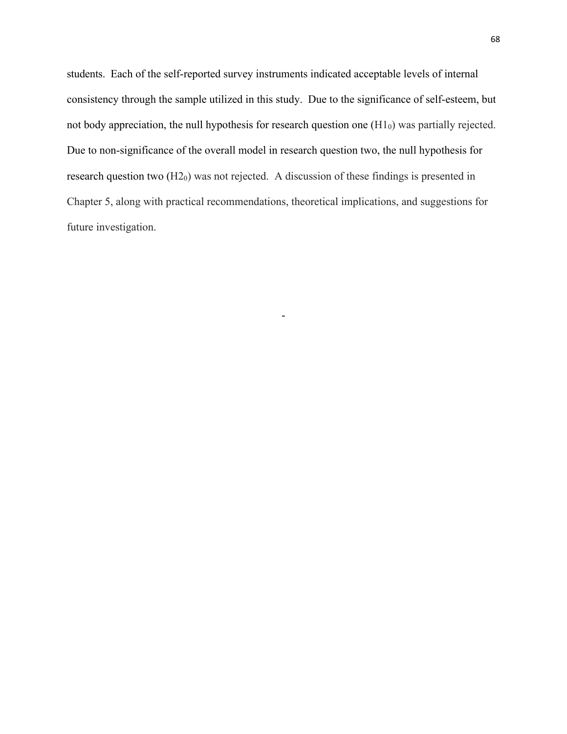students. Each of the self-reported survey instruments indicated acceptable levels of internal consistency through the sample utilized in this study. Due to the significance of self-esteem, but not body appreciation, the null hypothesis for research question one ($H1_0$) was partially rejected. Due to non-significance of the overall model in research question two, the null hypothesis for research question two ($H2_0$) was not rejected. A discussion of these findings is presented in Chapter 5, along with practical recommendations, theoretical implications, and suggestions for future investigation.

-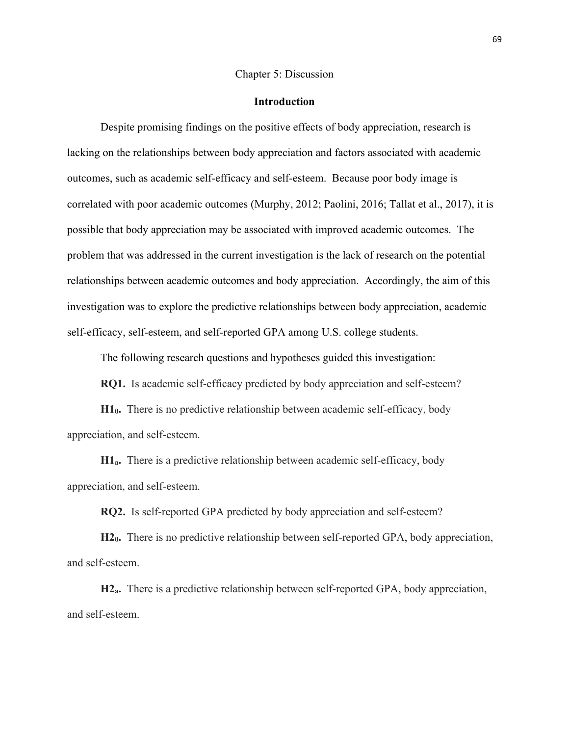# Chapter 5: Discussion

## Introduction

Despite promising findings on the positive effects of body appreciation, research is lacking on the relationships between body appreciation and factors associated with academic outcomes, such as academic self-efficacy and self-esteem. Because poor body image is correlated with poor academic outcomes (Murphy, 2012; Paolini, 2016; Tallat et al., 2017), it is possible that body appreciation may be associated with improved academic outcomes. The problem that was addressed in the current investigation is the lack of research on the potential relationships between academic outcomes and body appreciation. Accordingly, the aim of this investigation was to explore the predictive relationships between body appreciation, academic self-efficacy, self-esteem, and self-reported GPA among U.S. college students.

The following research questions and hypotheses guided this investigation:

**RQ1.** Is academic self-efficacy predicted by body appreciation and self-esteem?

**$H1_0$.** There is no predictive relationship between academic self-efficacy, body appreciation, and self-esteem.

**$H1_a$.** There is a predictive relationship between academic self-efficacy, body appreciation, and self-esteem.

**RQ2.** Is self-reported GPA predicted by body appreciation and self-esteem?

**$H2_0$.** There is no predictive relationship between self-reported GPA, body appreciation, and self-esteem.

**$H2_a$.** There is a predictive relationship between self-reported GPA, body appreciation, and self-esteem.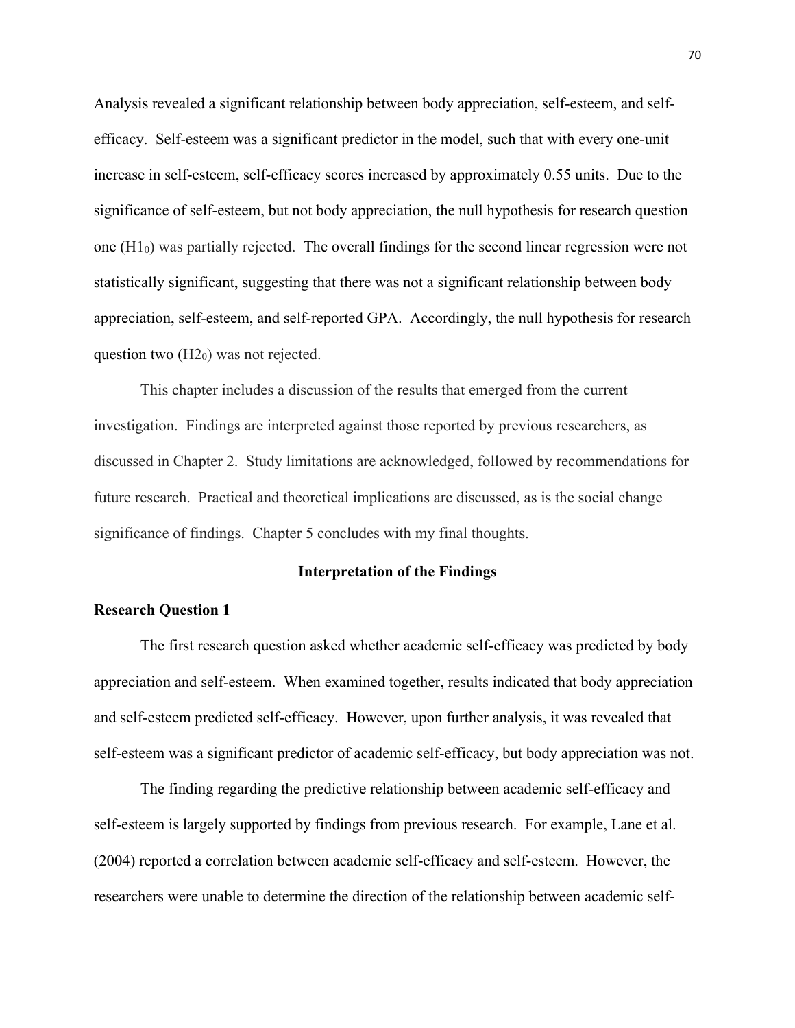Analysis revealed a significant relationship between body appreciation, self-esteem, and self-efficacy. Self-esteem was a significant predictor in the model, such that with every one-unit increase in self-esteem, self-efficacy scores increased by approximately 0.55 units. Due to the significance of self-esteem, but not body appreciation, the null hypothesis for research question one ($H1_0$) was partially rejected. The overall findings for the second linear regression were not statistically significant, suggesting that there was not a significant relationship between body appreciation, self-esteem, and self-reported GPA. Accordingly, the null hypothesis for research question two ($H2_0$) was not rejected.

This chapter includes a discussion of the results that emerged from the current investigation. Findings are interpreted against those reported by previous researchers, as discussed in Chapter 2. Study limitations are acknowledged, followed by recommendations for future research. Practical and theoretical implications are discussed, as is the social change significance of findings. Chapter 5 concludes with my final thoughts.

## Interpretation of the Findings

### Research Question 1

The first research question asked whether academic self-efficacy was predicted by body appreciation and self-esteem. When examined together, results indicated that body appreciation and self-esteem predicted self-efficacy. However, upon further analysis, it was revealed that self-esteem was a significant predictor of academic self-efficacy, but body appreciation was not.

The finding regarding the predictive relationship between academic self-efficacy and self-esteem is largely supported by findings from previous research. For example, Lane et al. (2004) reported a correlation between academic self-efficacy and self-esteem. However, the researchers were unable to determine the direction of the relationship between academic self-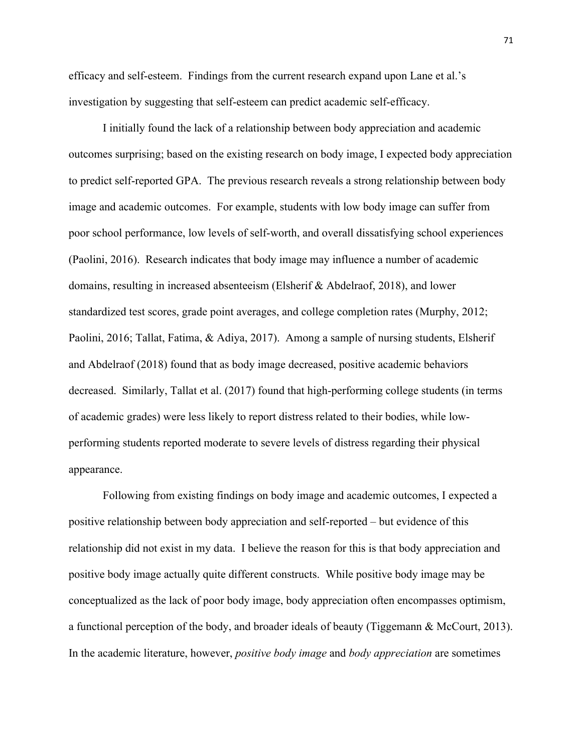efficacy and self-esteem. Findings from the current research expand upon Lane et al.'s investigation by suggesting that self-esteem can predict academic self-efficacy.

I initially found the lack of a relationship between body appreciation and academic outcomes surprising; based on the existing research on body image, I expected body appreciation to predict self-reported GPA. The previous research reveals a strong relationship between body image and academic outcomes. For example, students with low body image can suffer from poor school performance, low levels of self-worth, and overall dissatisfying school experiences (Paolini, 2016). Research indicates that body image may influence a number of academic domains, resulting in increased absenteeism (Elsherif & Abdelraof, 2018), and lower standardized test scores, grade point averages, and college completion rates (Murphy, 2012; Paolini, 2016; Tallat, Fatima, & Adiya, 2017). Among a sample of nursing students, Elsherif and Abdelraof (2018) found that as body image decreased, positive academic behaviors decreased. Similarly, Tallat et al. (2017) found that high-performing college students (in terms of academic grades) were less likely to report distress related to their bodies, while low-performing students reported moderate to severe levels of distress regarding their physical appearance.

Following from existing findings on body image and academic outcomes, I expected a positive relationship between body appreciation and self-reported – but evidence of this relationship did not exist in my data. I believe the reason for this is that body appreciation and positive body image actually quite different constructs. While positive body image may be conceptualized as the lack of poor body image, body appreciation often encompasses optimism, a functional perception of the body, and broader ideals of beauty (Tiggemann & McCourt, 2013). In the academic literature, however, *positive body image* and *body appreciation* are sometimes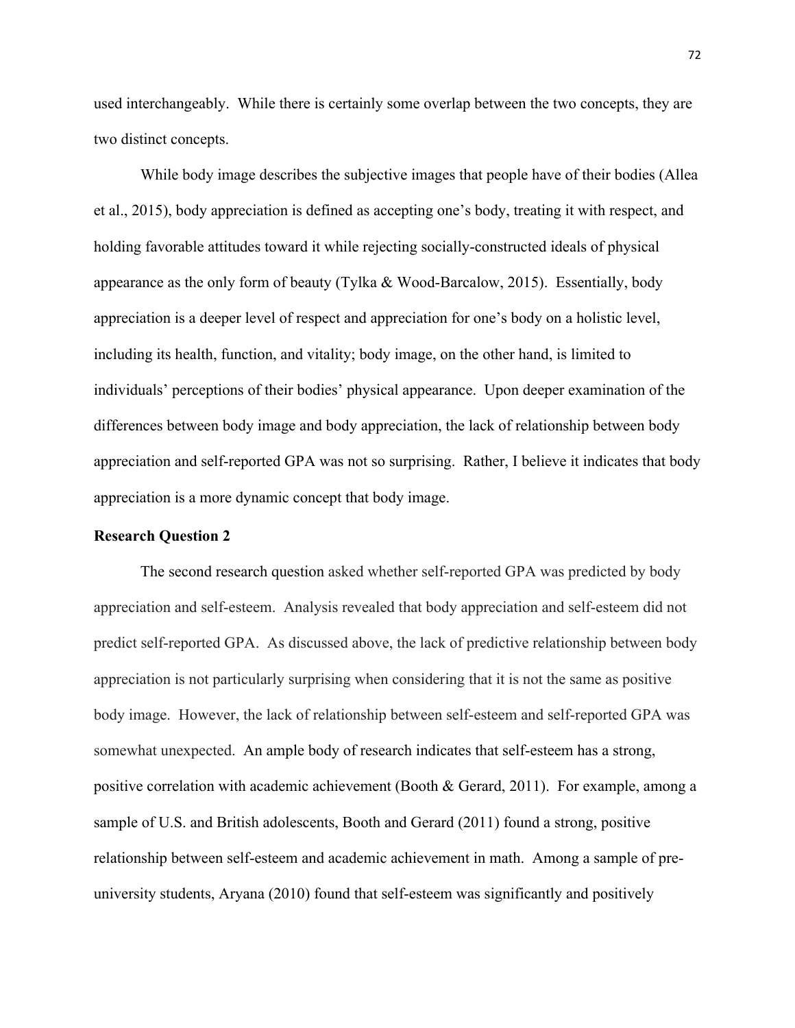used interchangeably. While there is certainly some overlap between the two concepts, they are two distinct concepts.

While body image describes the subjective images that people have of their bodies (Allea et al., 2015), body appreciation is defined as accepting one's body, treating it with respect, and holding favorable attitudes toward it while rejecting socially-constructed ideals of physical appearance as the only form of beauty (Tylka & Wood-Barcalow, 2015). Essentially, body appreciation is a deeper level of respect and appreciation for one's body on a holistic level, including its health, function, and vitality; body image, on the other hand, is limited to individuals' perceptions of their bodies' physical appearance. Upon deeper examination of the differences between body image and body appreciation, the lack of relationship between body appreciation and self-reported GPA was not so surprising. Rather, I believe it indicates that body appreciation is a more dynamic concept that body image.

**Research Question 2**

The second research question asked whether self-reported GPA was predicted by body appreciation and self-esteem. Analysis revealed that body appreciation and self-esteem did not predict self-reported GPA. As discussed above, the lack of predictive relationship between body appreciation is not particularly surprising when considering that it is not the same as positive body image. However, the lack of relationship between self-esteem and self-reported GPA was somewhat unexpected. An ample body of research indicates that self-esteem has a strong, positive correlation with academic achievement (Booth & Gerard, 2011). For example, among a sample of U.S. and British adolescents, Booth and Gerard (2011) found a strong, positive relationship between self-esteem and academic achievement in math. Among a sample of pre-university students, Aryana (2010) found that self-esteem was significantly and positively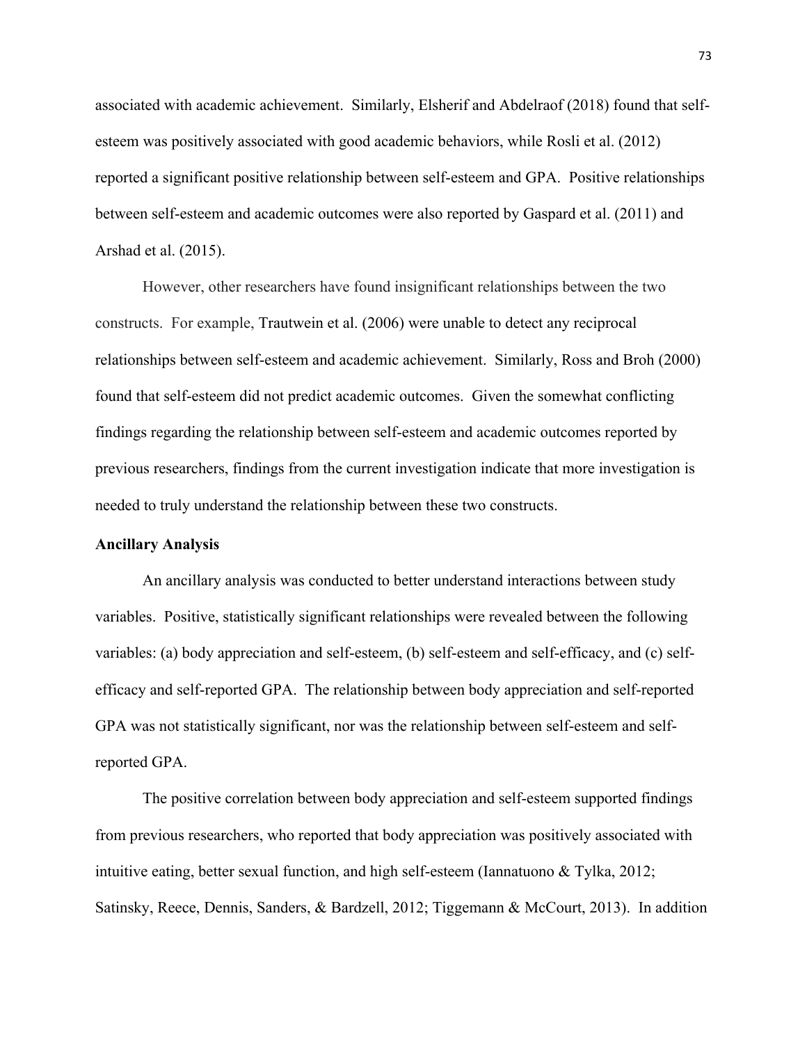associated with academic achievement. Similarly, Elsherif and Abdelraof (2018) found that self-esteem was positively associated with good academic behaviors, while Rosli et al. (2012) reported a significant positive relationship between self-esteem and GPA. Positive relationships between self-esteem and academic outcomes were also reported by Gaspard et al. (2011) and Arshad et al. (2015).

However, other researchers have found insignificant relationships between the two constructs. For example, Trautwein et al. (2006) were unable to detect any reciprocal relationships between self-esteem and academic achievement. Similarly, Ross and Broh (2000) found that self-esteem did not predict academic outcomes. Given the somewhat conflicting findings regarding the relationship between self-esteem and academic outcomes reported by previous researchers, findings from the current investigation indicate that more investigation is needed to truly understand the relationship between these two constructs.

**Ancillary Analysis**

An ancillary analysis was conducted to better understand interactions between study variables. Positive, statistically significant relationships were revealed between the following variables: (a) body appreciation and self-esteem, (b) self-esteem and self-efficacy, and (c) self-efficacy and self-reported GPA. The relationship between body appreciation and self-reported GPA was not statistically significant, nor was the relationship between self-esteem and self-reported GPA.

The positive correlation between body appreciation and self-esteem supported findings from previous researchers, who reported that body appreciation was positively associated with intuitive eating, better sexual function, and high self-esteem (Iannatuono & Tylka, 2012; Satinsky, Reece, Dennis, Sanders, & Bardzell, 2012; Tiggemann & McCourt, 2013). In addition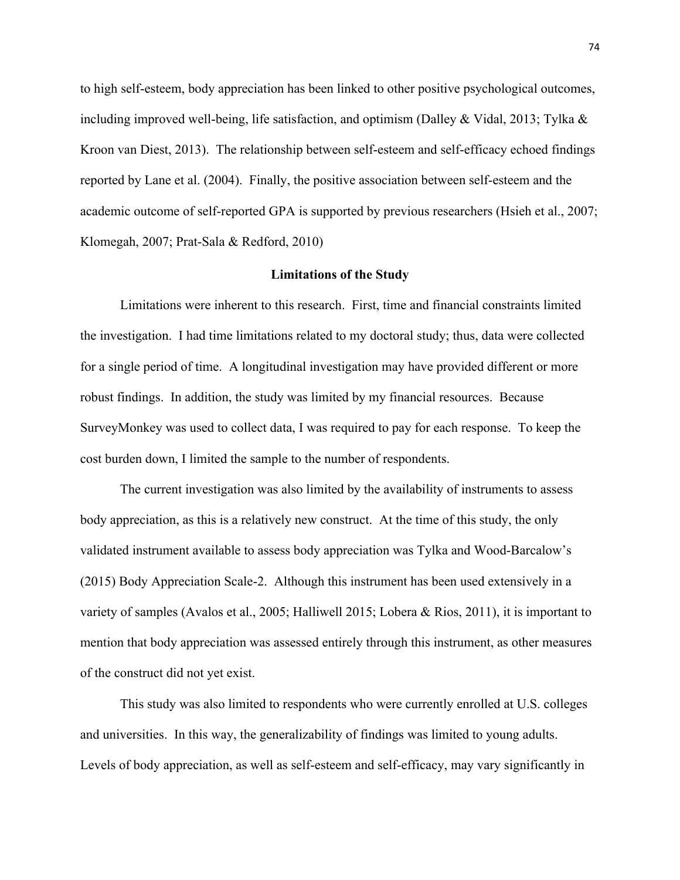to high self-esteem, body appreciation has been linked to other positive psychological outcomes, including improved well-being, life satisfaction, and optimism (Dalley & Vidal, 2013; Tylka & Kroon van Diest, 2013). The relationship between self-esteem and self-efficacy echoed findings reported by Lane et al. (2004). Finally, the positive association between self-esteem and the academic outcome of self-reported GPA is supported by previous researchers (Hsieh et al., 2007; Klomegah, 2007; Prat-Sala & Redford, 2010)

## Limitations of the Study

Limitations were inherent to this research. First, time and financial constraints limited the investigation. I had time limitations related to my doctoral study; thus, data were collected for a single period of time. A longitudinal investigation may have provided different or more robust findings. In addition, the study was limited by my financial resources. Because SurveyMonkey was used to collect data, I was required to pay for each response. To keep the cost burden down, I limited the sample to the number of respondents.

The current investigation was also limited by the availability of instruments to assess body appreciation, as this is a relatively new construct. At the time of this study, the only validated instrument available to assess body appreciation was Tylka and Wood-Barcalow's (2015) Body Appreciation Scale-2. Although this instrument has been used extensively in a variety of samples (Avalos et al., 2005; Halliwell 2015; Lobera & Rios, 2011), it is important to mention that body appreciation was assessed entirely through this instrument, as other measures of the construct did not yet exist.

This study was also limited to respondents who were currently enrolled at U.S. colleges and universities. In this way, the generalizability of findings was limited to young adults. Levels of body appreciation, as well as self-esteem and self-efficacy, may vary significantly in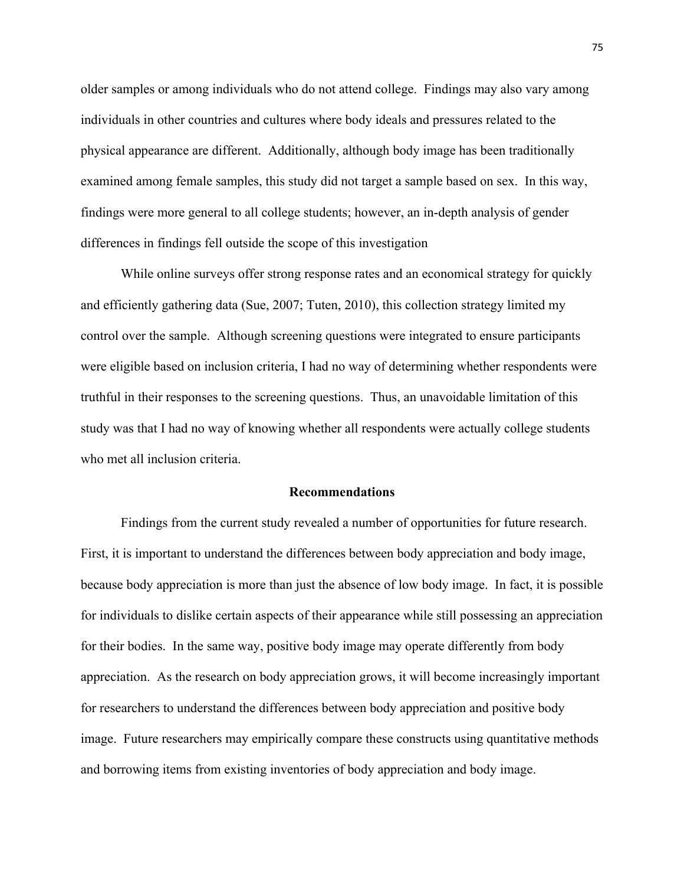older samples or among individuals who do not attend college. Findings may also vary among individuals in other countries and cultures where body ideals and pressures related to the physical appearance are different. Additionally, although body image has been traditionally examined among female samples, this study did not target a sample based on sex. In this way, findings were more general to all college students; however, an in-depth analysis of gender differences in findings fell outside the scope of this investigation

While online surveys offer strong response rates and an economical strategy for quickly and efficiently gathering data (Sue, 2007; Tuten, 2010), this collection strategy limited my control over the sample. Although screening questions were integrated to ensure participants were eligible based on inclusion criteria, I had no way of determining whether respondents were truthful in their responses to the screening questions. Thus, an unavoidable limitation of this study was that I had no way of knowing whether all respondents were actually college students who met all inclusion criteria.

## Recommendations

Findings from the current study revealed a number of opportunities for future research. First, it is important to understand the differences between body appreciation and body image, because body appreciation is more than just the absence of low body image. In fact, it is possible for individuals to dislike certain aspects of their appearance while still possessing an appreciation for their bodies. In the same way, positive body image may operate differently from body appreciation. As the research on body appreciation grows, it will become increasingly important for researchers to understand the differences between body appreciation and positive body image. Future researchers may empirically compare these constructs using quantitative methods and borrowing items from existing inventories of body appreciation and body image.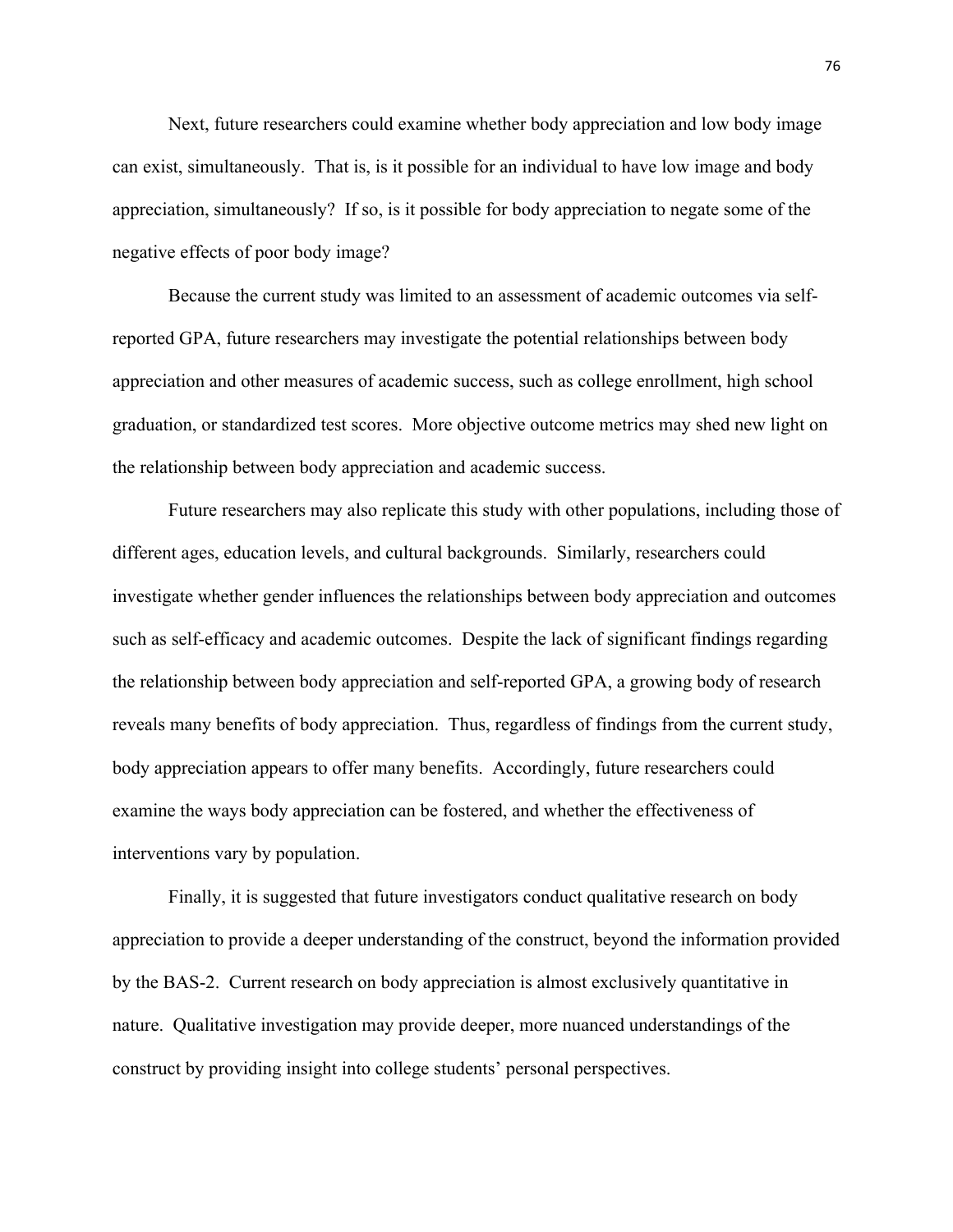Next, future researchers could examine whether body appreciation and low body image can exist, simultaneously. That is, is it possible for an individual to have low image and body appreciation, simultaneously? If so, is it possible for body appreciation to negate some of the negative effects of poor body image?

Because the current study was limited to an assessment of academic outcomes via self-reported GPA, future researchers may investigate the potential relationships between body appreciation and other measures of academic success, such as college enrollment, high school graduation, or standardized test scores. More objective outcome metrics may shed new light on the relationship between body appreciation and academic success.

Future researchers may also replicate this study with other populations, including those of different ages, education levels, and cultural backgrounds. Similarly, researchers could investigate whether gender influences the relationships between body appreciation and outcomes such as self-efficacy and academic outcomes. Despite the lack of significant findings regarding the relationship between body appreciation and self-reported GPA, a growing body of research reveals many benefits of body appreciation. Thus, regardless of findings from the current study, body appreciation appears to offer many benefits. Accordingly, future researchers could examine the ways body appreciation can be fostered, and whether the effectiveness of interventions vary by population.

Finally, it is suggested that future investigators conduct qualitative research on body appreciation to provide a deeper understanding of the construct, beyond the information provided by the BAS-2. Current research on body appreciation is almost exclusively quantitative in nature. Qualitative investigation may provide deeper, more nuanced understandings of the construct by providing insight into college students' personal perspectives.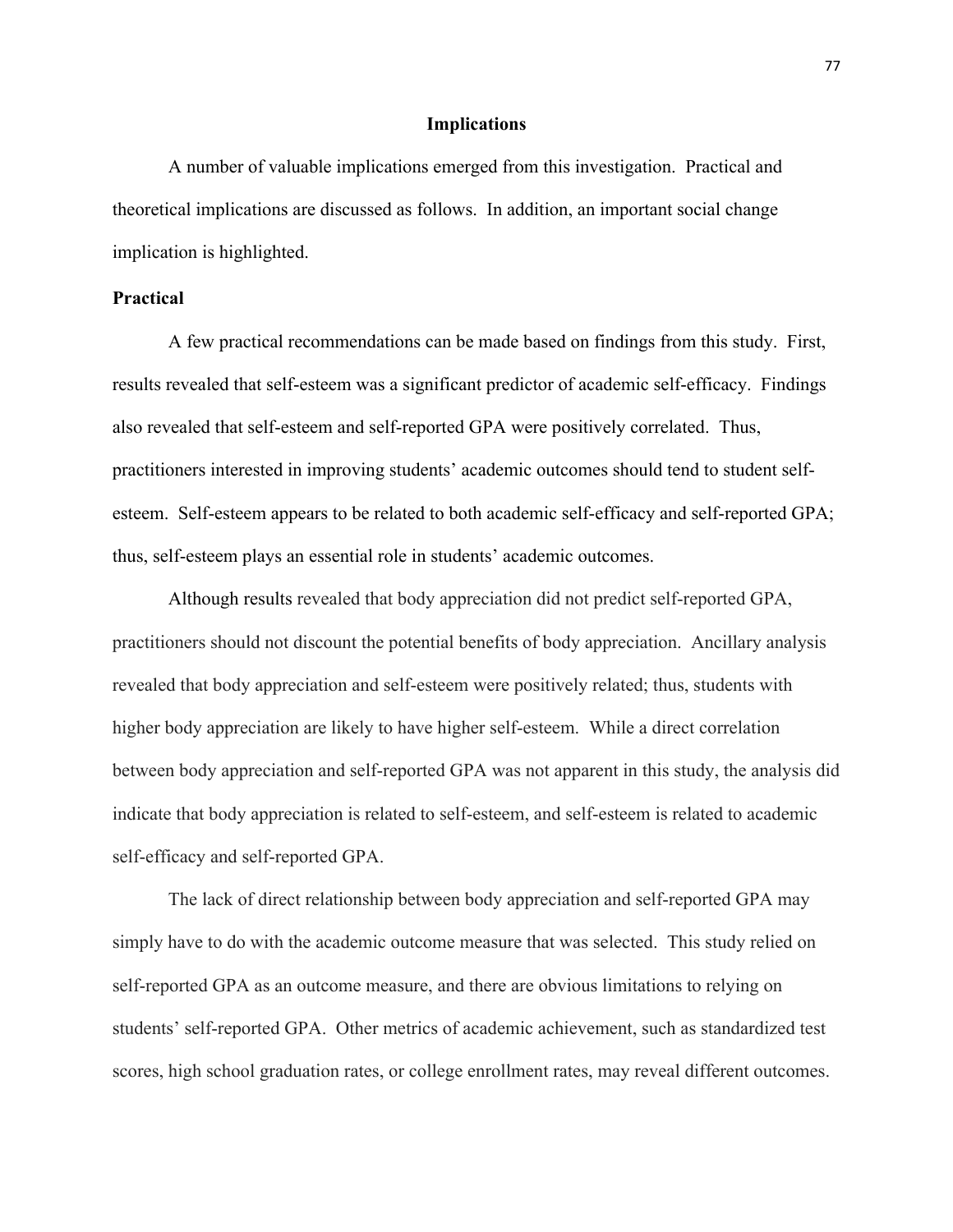## Implications

A number of valuable implications emerged from this investigation. Practical and theoretical implications are discussed as follows. In addition, an important social change implication is highlighted.

### Practical

A few practical recommendations can be made based on findings from this study. First, results revealed that self-esteem was a significant predictor of academic self-efficacy. Findings also revealed that self-esteem and self-reported GPA were positively correlated. Thus, practitioners interested in improving students' academic outcomes should tend to student self-esteem. Self-esteem appears to be related to both academic self-efficacy and self-reported GPA; thus, self-esteem plays an essential role in students' academic outcomes.

Although results revealed that body appreciation did not predict self-reported GPA, practitioners should not discount the potential benefits of body appreciation. Ancillary analysis revealed that body appreciation and self-esteem were positively related; thus, students with higher body appreciation are likely to have higher self-esteem. While a direct correlation between body appreciation and self-reported GPA was not apparent in this study, the analysis did indicate that body appreciation is related to self-esteem, and self-esteem is related to academic self-efficacy and self-reported GPA.

The lack of direct relationship between body appreciation and self-reported GPA may simply have to do with the academic outcome measure that was selected. This study relied on self-reported GPA as an outcome measure, and there are obvious limitations to relying on students' self-reported GPA. Other metrics of academic achievement, such as standardized test scores, high school graduation rates, or college enrollment rates, may reveal different outcomes.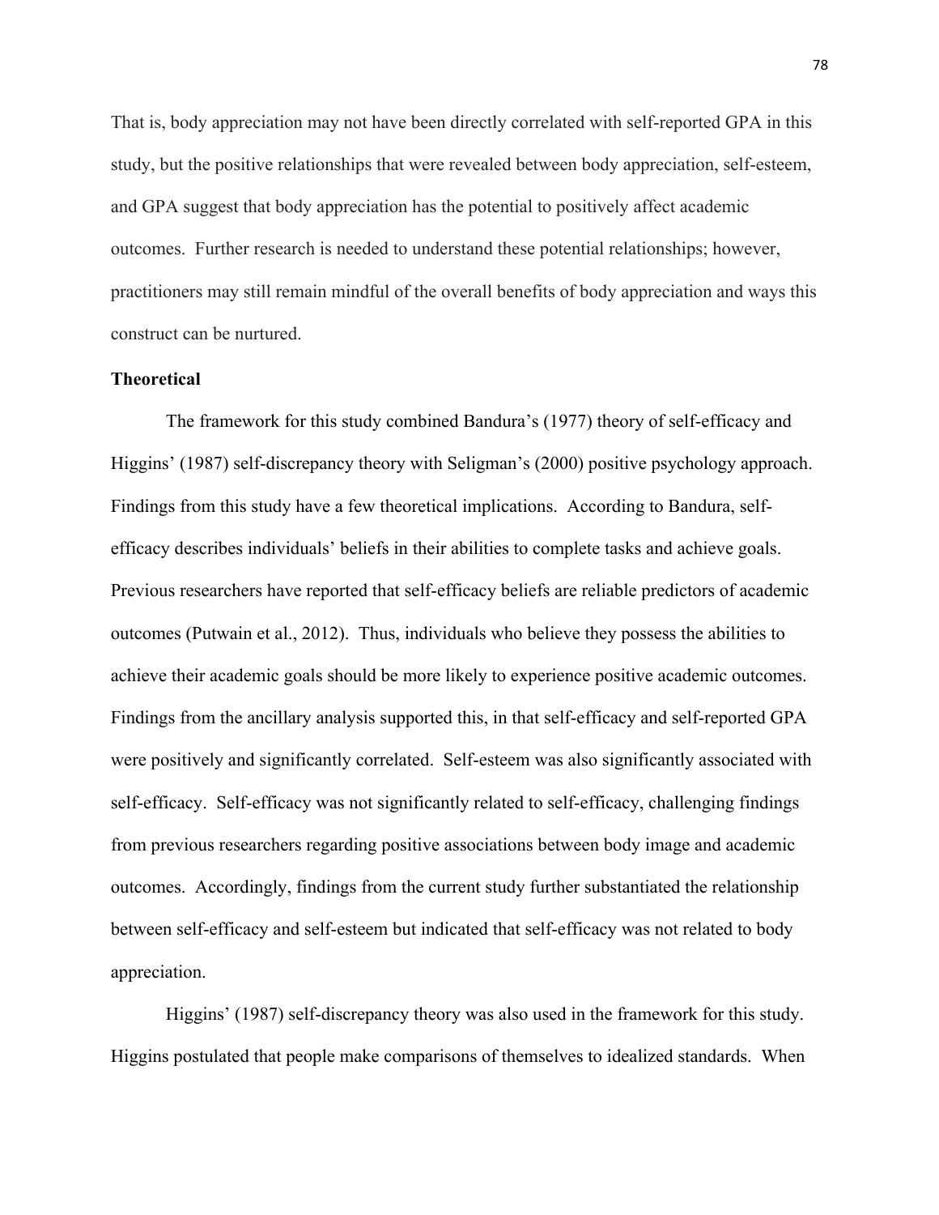That is, body appreciation may not have been directly correlated with self-reported GPA in this study, but the positive relationships that were revealed between body appreciation, self-esteem, and GPA suggest that body appreciation has the potential to positively affect academic outcomes. Further research is needed to understand these potential relationships; however, practitioners may still remain mindful of the overall benefits of body appreciation and ways this construct can be nurtured.

**Theoretical**

The framework for this study combined Bandura's (1977) theory of self-efficacy and Higgins' (1987) self-discrepancy theory with Seligman's (2000) positive psychology approach. Findings from this study have a few theoretical implications. According to Bandura, self-efficacy describes individuals' beliefs in their abilities to complete tasks and achieve goals. Previous researchers have reported that self-efficacy beliefs are reliable predictors of academic outcomes (Putwain et al., 2012). Thus, individuals who believe they possess the abilities to achieve their academic goals should be more likely to experience positive academic outcomes. Findings from the ancillary analysis supported this, in that self-efficacy and self-reported GPA were positively and significantly correlated. Self-esteem was also significantly associated with self-efficacy. Self-efficacy was not significantly related to self-efficacy, challenging findings from previous researchers regarding positive associations between body image and academic outcomes. Accordingly, findings from the current study further substantiated the relationship between self-efficacy and self-esteem but indicated that self-efficacy was not related to body appreciation.

Higgins' (1987) self-discrepancy theory was also used in the framework for this study. Higgins postulated that people make comparisons of themselves to idealized standards. When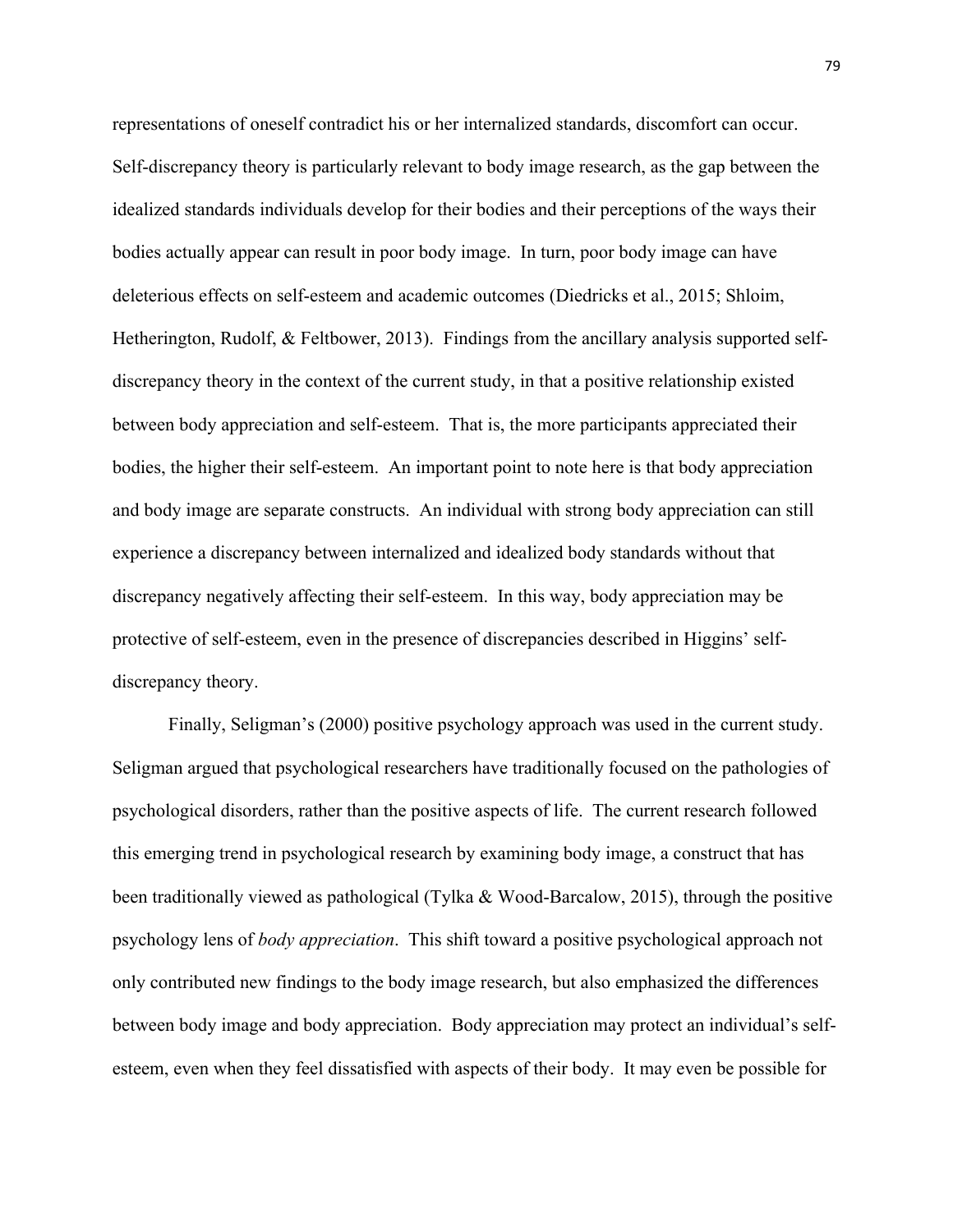representations of oneself contradict his or her internalized standards, discomfort can occur. Self-discrepancy theory is particularly relevant to body image research, as the gap between the idealized standards individuals develop for their bodies and their perceptions of the ways their bodies actually appear can result in poor body image. In turn, poor body image can have deleterious effects on self-esteem and academic outcomes (Diedricks et al., 2015; Shloim, Hetherington, Rudolf, & Feltbower, 2013). Findings from the ancillary analysis supported self-discrepancy theory in the context of the current study, in that a positive relationship existed between body appreciation and self-esteem. That is, the more participants appreciated their bodies, the higher their self-esteem. An important point to note here is that body appreciation and body image are separate constructs. An individual with strong body appreciation can still experience a discrepancy between internalized and idealized body standards without that discrepancy negatively affecting their self-esteem. In this way, body appreciation may be protective of self-esteem, even in the presence of discrepancies described in Higgins' self-discrepancy theory.

Finally, Seligman's (2000) positive psychology approach was used in the current study. Seligman argued that psychological researchers have traditionally focused on the pathologies of psychological disorders, rather than the positive aspects of life. The current research followed this emerging trend in psychological research by examining body image, a construct that has been traditionally viewed as pathological (Tylka & Wood-Barcalow, 2015), through the positive psychology lens of *body appreciation*. This shift toward a positive psychological approach not only contributed new findings to the body image research, but also emphasized the differences between body image and body appreciation. Body appreciation may protect an individual's self-esteem, even when they feel dissatisfied with aspects of their body. It may even be possible for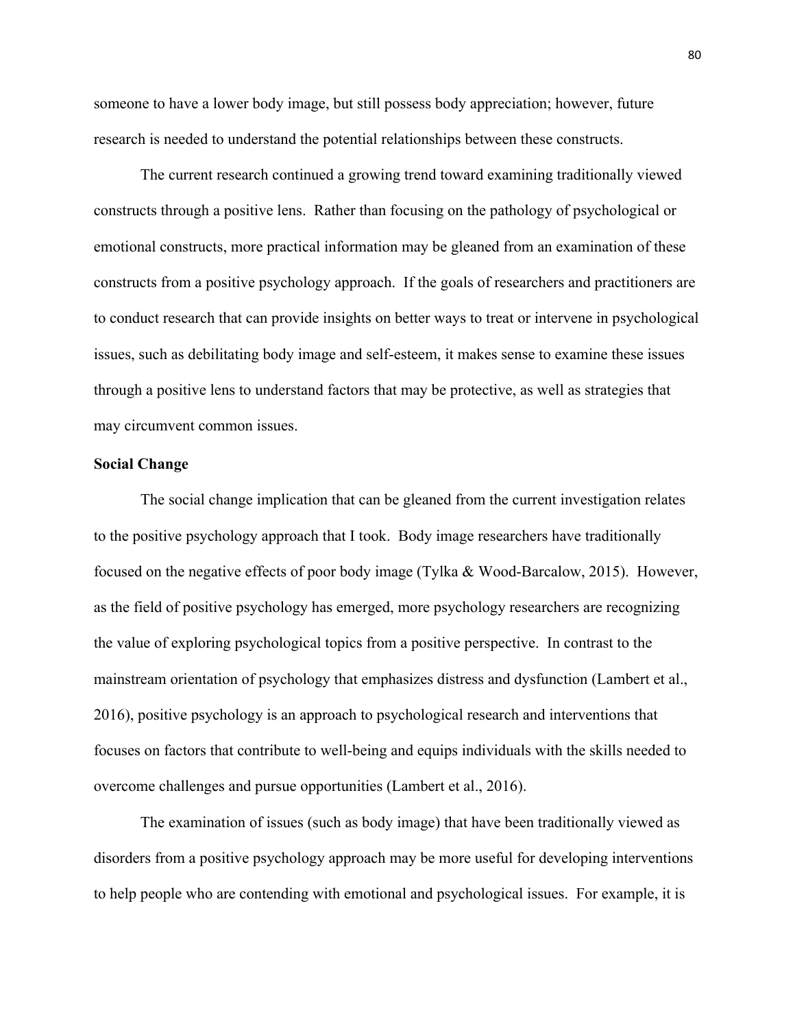someone to have a lower body image, but still possess body appreciation; however, future research is needed to understand the potential relationships between these constructs.

The current research continued a growing trend toward examining traditionally viewed constructs through a positive lens. Rather than focusing on the pathology of psychological or emotional constructs, more practical information may be gleaned from an examination of these constructs from a positive psychology approach. If the goals of researchers and practitioners are to conduct research that can provide insights on better ways to treat or intervene in psychological issues, such as debilitating body image and self-esteem, it makes sense to examine these issues through a positive lens to understand factors that may be protective, as well as strategies that may circumvent common issues.

### Social Change

The social change implication that can be gleaned from the current investigation relates to the positive psychology approach that I took. Body image researchers have traditionally focused on the negative effects of poor body image (Tylka & Wood-Barcalow, 2015). However, as the field of positive psychology has emerged, more psychology researchers are recognizing the value of exploring psychological topics from a positive perspective. In contrast to the mainstream orientation of psychology that emphasizes distress and dysfunction (Lambert et al., 2016), positive psychology is an approach to psychological research and interventions that focuses on factors that contribute to well-being and equips individuals with the skills needed to overcome challenges and pursue opportunities (Lambert et al., 2016).

The examination of issues (such as body image) that have been traditionally viewed as disorders from a positive psychology approach may be more useful for developing interventions to help people who are contending with emotional and psychological issues. For example, it is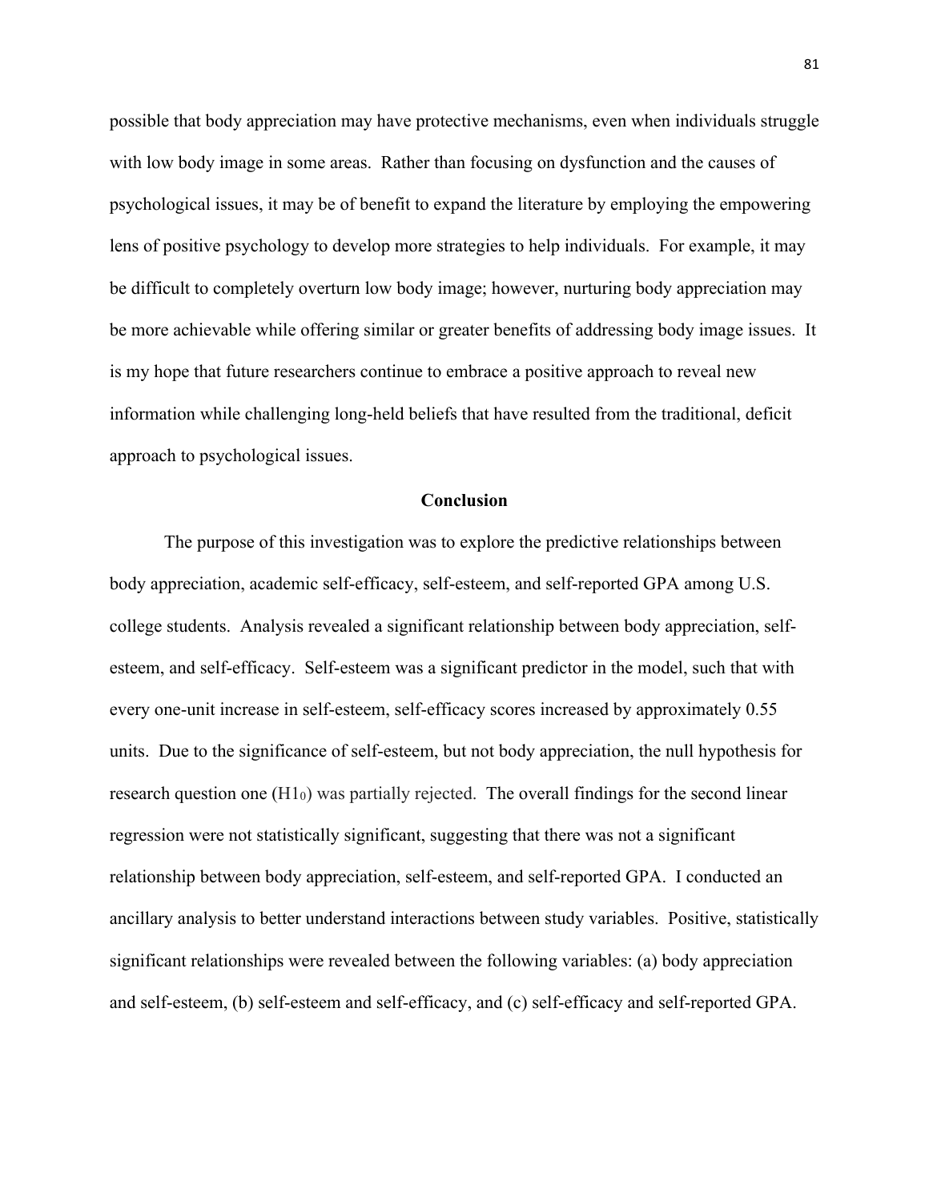possible that body appreciation may have protective mechanisms, even when individuals struggle with low body image in some areas. Rather than focusing on dysfunction and the causes of psychological issues, it may be of benefit to expand the literature by employing the empowering lens of positive psychology to develop more strategies to help individuals. For example, it may be difficult to completely overturn low body image; however, nurturing body appreciation may be more achievable while offering similar or greater benefits of addressing body image issues. It is my hope that future researchers continue to embrace a positive approach to reveal new information while challenging long-held beliefs that have resulted from the traditional, deficit approach to psychological issues.

## Conclusion

The purpose of this investigation was to explore the predictive relationships between body appreciation, academic self-efficacy, self-esteem, and self-reported GPA among U.S. college students. Analysis revealed a significant relationship between body appreciation, self-esteem, and self-efficacy. Self-esteem was a significant predictor in the model, such that with every one-unit increase in self-esteem, self-efficacy scores increased by approximately 0.55 units. Due to the significance of self-esteem, but not body appreciation, the null hypothesis for research question one ($H1_0$) was partially rejected. The overall findings for the second linear regression were not statistically significant, suggesting that there was not a significant relationship between body appreciation, self-esteem, and self-reported GPA. I conducted an ancillary analysis to better understand interactions between study variables. Positive, statistically significant relationships were revealed between the following variables: (a) body appreciation and self-esteem, (b) self-esteem and self-efficacy, and (c) self-efficacy and self-reported GPA.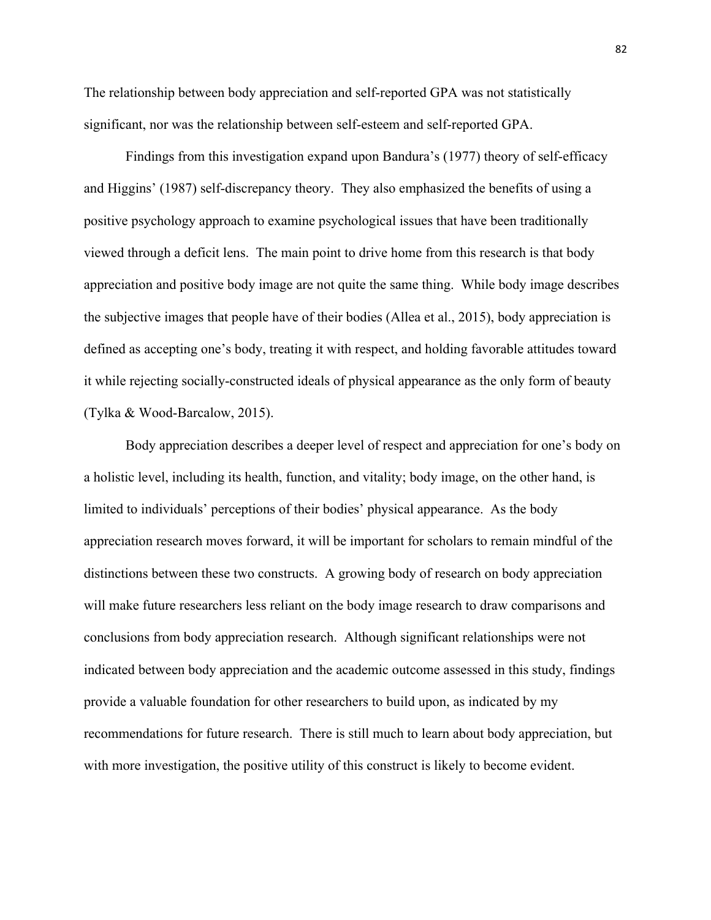The relationship between body appreciation and self-reported GPA was not statistically significant, nor was the relationship between self-esteem and self-reported GPA.

Findings from this investigation expand upon Bandura's (1977) theory of self-efficacy and Higgins' (1987) self-discrepancy theory. They also emphasized the benefits of using a positive psychology approach to examine psychological issues that have been traditionally viewed through a deficit lens. The main point to drive home from this research is that body appreciation and positive body image are not quite the same thing. While body image describes the subjective images that people have of their bodies (Allea et al., 2015), body appreciation is defined as accepting one's body, treating it with respect, and holding favorable attitudes toward it while rejecting socially-constructed ideals of physical appearance as the only form of beauty (Tylka & Wood-Barcalow, 2015).

Body appreciation describes a deeper level of respect and appreciation for one's body on a holistic level, including its health, function, and vitality; body image, on the other hand, is limited to individuals' perceptions of their bodies' physical appearance. As the body appreciation research moves forward, it will be important for scholars to remain mindful of the distinctions between these two constructs. A growing body of research on body appreciation will make future researchers less reliant on the body image research to draw comparisons and conclusions from body appreciation research. Although significant relationships were not indicated between body appreciation and the academic outcome assessed in this study, findings provide a valuable foundation for other researchers to build upon, as indicated by my recommendations for future research. There is still much to learn about body appreciation, but with more investigation, the positive utility of this construct is likely to become evident.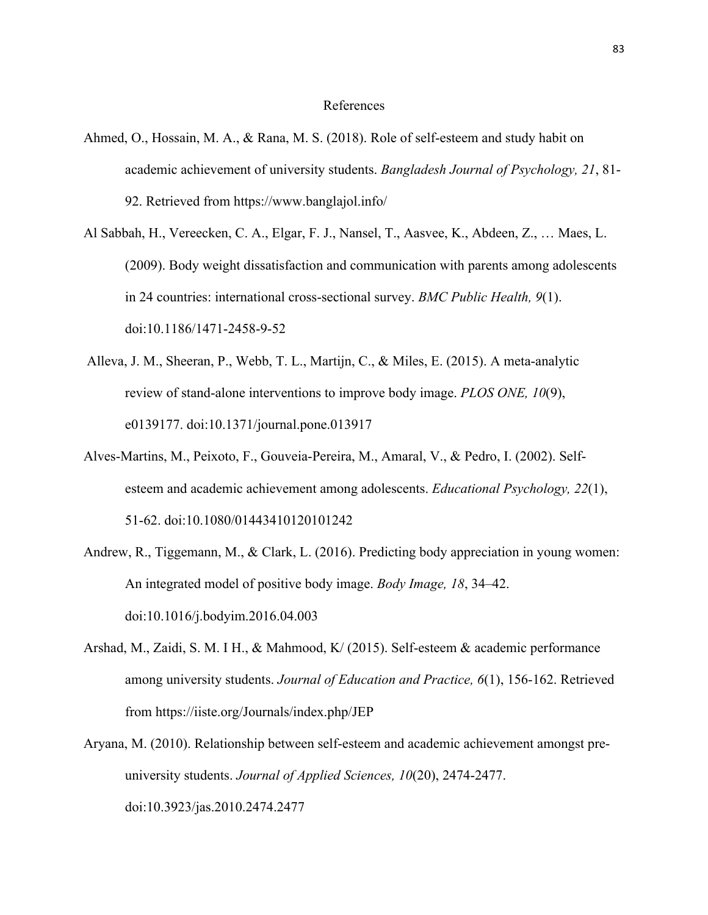# References

Ahmed, O., Hossain, M. A., & Rana, M. S. (2018). Role of self-esteem and study habit on academic achievement of university students. *Bangladesh Journal of Psychology, 21*, 81-92. Retrieved from https://www.banglajol.info/

Al Sabbah, H., Vereecken, C. A., Elgar, F. J., Nansel, T., Aasvee, K., Abdeen, Z., … Maes, L. (2009). Body weight dissatisfaction and communication with parents among adolescents in 24 countries: international cross-sectional survey. *BMC Public Health, 9*(1). doi:10.1186/1471-2458-9-52

Alleva, J. M., Sheeran, P., Webb, T. L., Martijn, C., & Miles, E. (2015). A meta-analytic review of stand-alone interventions to improve body image. *PLOS ONE, 10*(9), e0139177. doi:10.1371/journal.pone.013917

Alves-Martins, M., Peixoto, F., Gouveia-Pereira, M., Amaral, V., & Pedro, I. (2002). Self-esteem and academic achievement among adolescents. *Educational Psychology, 22*(1), 51-62. doi:10.1080/01443410120101242

Andrew, R., Tiggemann, M., & Clark, L. (2016). Predicting body appreciation in young women: An integrated model of positive body image. *Body Image, 18*, 34–42. doi:10.1016/j.bodyim.2016.04.003

Arshad, M., Zaidi, S. M. I H., & Mahmood, K/ (2015). Self-esteem & academic performance among university students. *Journal of Education and Practice, 6*(1), 156-162. Retrieved from https://iiste.org/Journals/index.php/JEP

Aryana, M. (2010). Relationship between self-esteem and academic achievement amongst pre-university students. *Journal of Applied Sciences, 10*(20), 2474-2477. doi:10.3923/jas.2010.2474.2477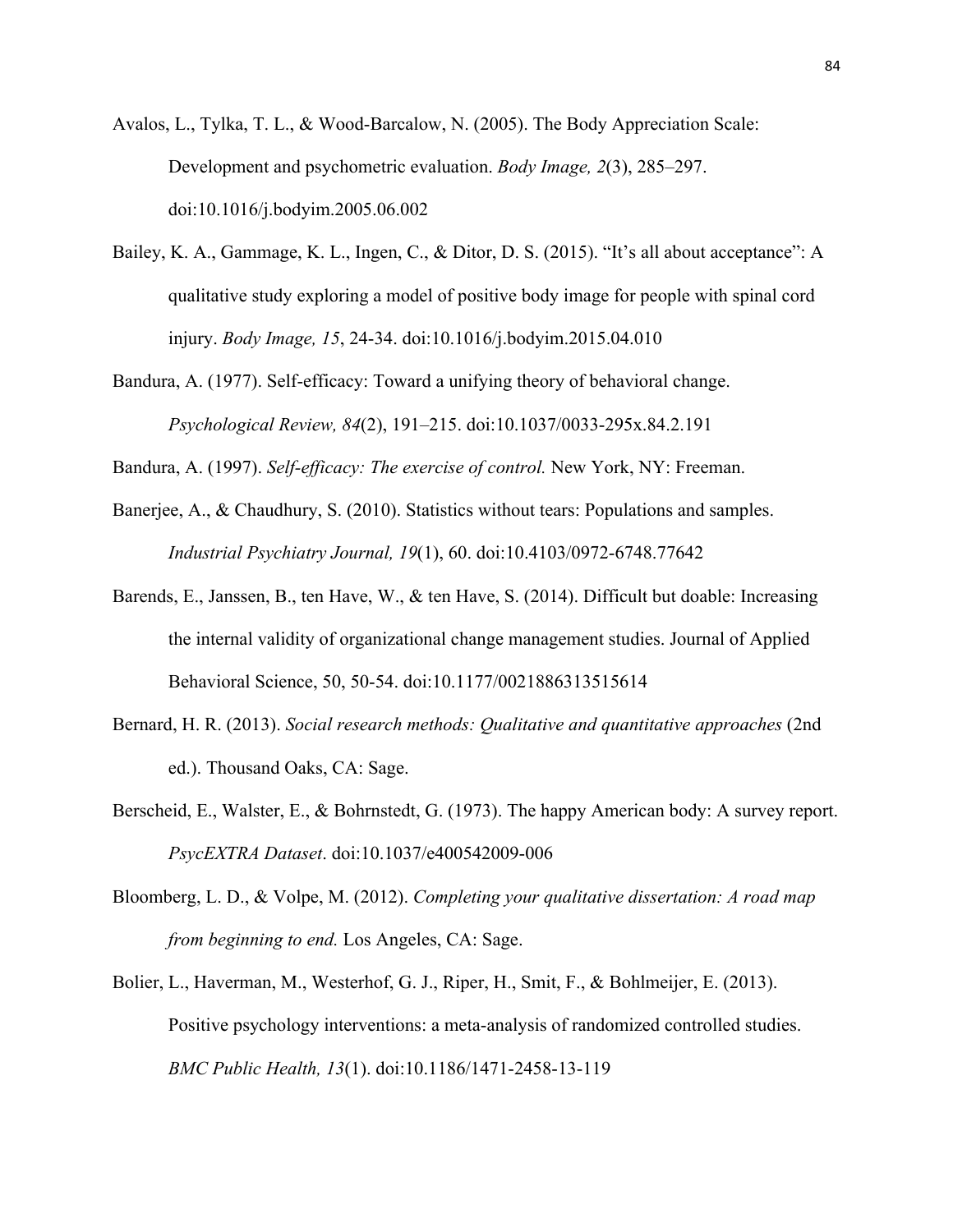Avalos, L., Tylka, T. L., & Wood-Barcalow, N. (2005). The Body Appreciation Scale: Development and psychometric evaluation. *Body Image, 2*(3), 285–297. doi:10.1016/j.bodyim.2005.06.002

Bailey, K. A., Gammage, K. L., Ingen, C., & Ditor, D. S. (2015). "It's all about acceptance": A qualitative study exploring a model of positive body image for people with spinal cord injury. *Body Image, 15*, 24-34. doi:10.1016/j.bodyim.2015.04.010

Bandura, A. (1977). Self-efficacy: Toward a unifying theory of behavioral change. *Psychological Review, 84*(2), 191–215. doi:10.1037/0033-295x.84.2.191

Bandura, A. (1997). *Self-efficacy: The exercise of control.* New York, NY: Freeman.

Banerjee, A., & Chaudhury, S. (2010). Statistics without tears: Populations and samples. *Industrial Psychiatry Journal, 19*(1), 60. doi:10.4103/0972-6748.77642

Barends, E., Janssen, B., ten Have, W., & ten Have, S. (2014). Difficult but doable: Increasing the internal validity of organizational change management studies. Journal of Applied Behavioral Science, 50, 50-54. doi:10.1177/0021886313515614

Bernard, H. R. (2013). *Social research methods: Qualitative and quantitative approaches* (2nd ed.). Thousand Oaks, CA: Sage.

Berscheid, E., Walster, E., & Bohrnstedt, G. (1973). The happy American body: A survey report. *PsycEXTRA Dataset*. doi:10.1037/e400542009-006

Bloomberg, L. D., & Volpe, M. (2012). *Completing your qualitative dissertation: A road map from beginning to end.* Los Angeles, CA: Sage.

Bolier, L., Haverman, M., Westerhof, G. J., Riper, H., Smit, F., & Bohlmeijer, E. (2013). Positive psychology interventions: a meta-analysis of randomized controlled studies. *BMC Public Health, 13*(1). doi:10.1186/1471-2458-13-119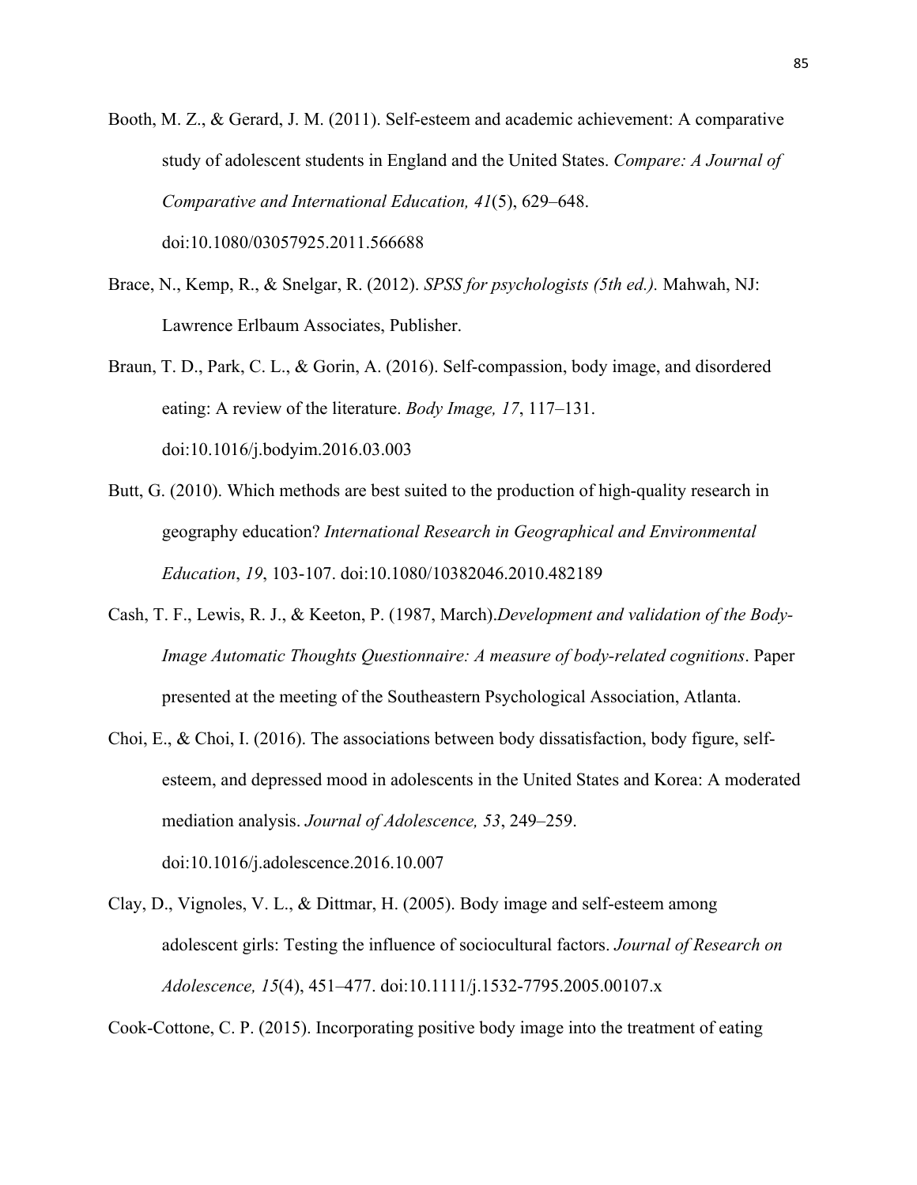Booth, M. Z., & Gerard, J. M. (2011). Self-esteem and academic achievement: A comparative study of adolescent students in England and the United States. *Compare: A Journal of Comparative and International Education, 41*(5), 629–648. doi:10.1080/03057925.2011.566688

Brace, N., Kemp, R., & Snelgar, R. (2012). *SPSS for psychologists (5th ed.).* Mahwah, NJ: Lawrence Erlbaum Associates, Publisher.

Braun, T. D., Park, C. L., & Gorin, A. (2016). Self-compassion, body image, and disordered eating: A review of the literature. *Body Image, 17*, 117–131. doi:10.1016/j.bodyim.2016.03.003

Butt, G. (2010). Which methods are best suited to the production of high-quality research in geography education? *International Research in Geographical and Environmental Education*, *19*, 103-107. doi:10.1080/10382046.2010.482189

Cash, T. F., Lewis, R. J., & Keeton, P. (1987, March).*Development and validation of the Body-Image Automatic Thoughts Questionnaire: A measure of body-related cognitions*. Paper presented at the meeting of the Southeastern Psychological Association, Atlanta.

Choi, E., & Choi, I. (2016). The associations between body dissatisfaction, body figure, self-esteem, and depressed mood in adolescents in the United States and Korea: A moderated mediation analysis. *Journal of Adolescence, 53*, 249–259. doi:10.1016/j.adolescence.2016.10.007

Clay, D., Vignoles, V. L., & Dittmar, H. (2005). Body image and self-esteem among adolescent girls: Testing the influence of sociocultural factors. *Journal of Research on Adolescence, 15*(4), 451–477. doi:10.1111/j.1532-7795.2005.00107.x

Cook-Cottone, C. P. (2015). Incorporating positive body image into the treatment of eating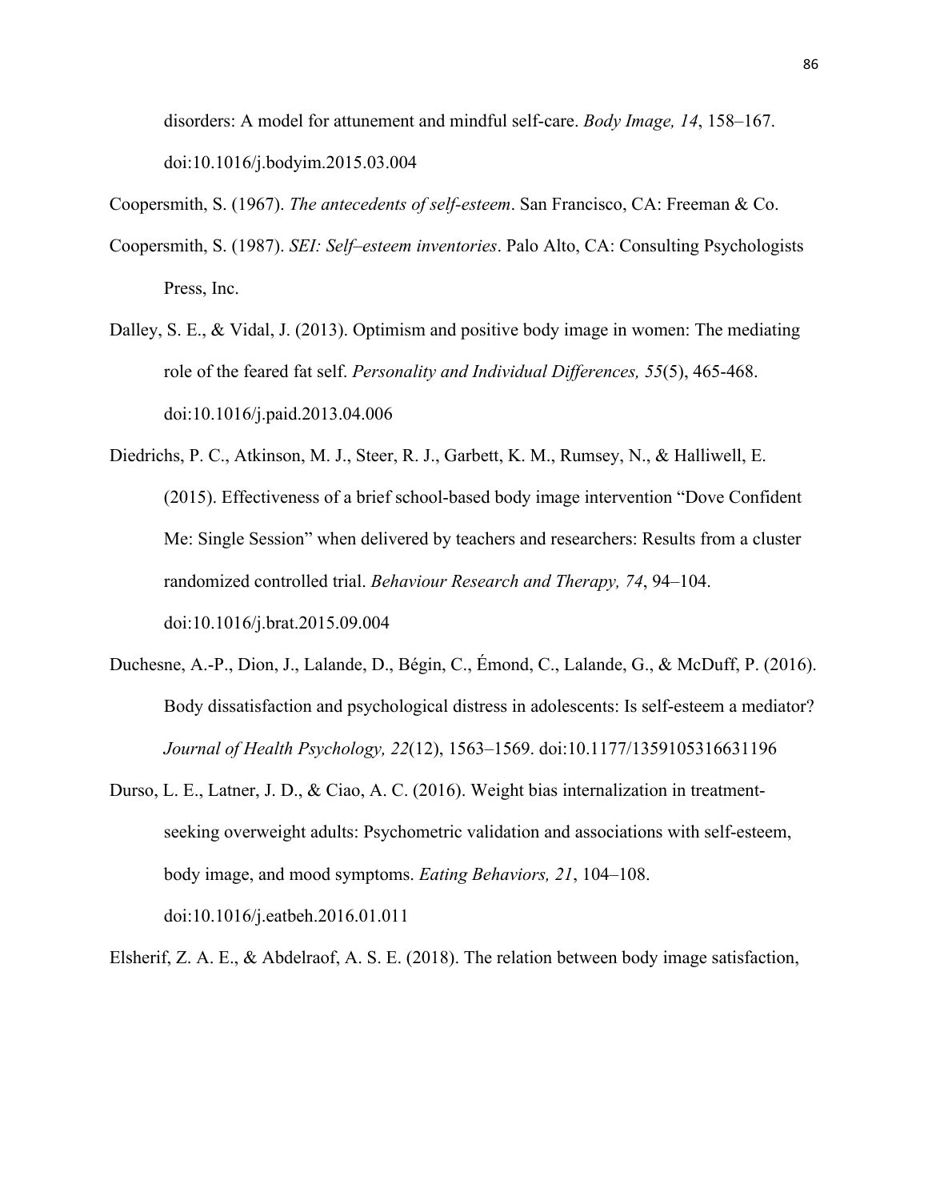disorders: A model for attunement and mindful self-care. *Body Image, 14*, 158–167. doi:10.1016/j.bodyim.2015.03.004

Coopersmith, S. (1967). *The antecedents of self-esteem*. San Francisco, CA: Freeman & Co.

Coopersmith, S. (1987). *SEI: Self–esteem inventories*. Palo Alto, CA: Consulting Psychologists Press, Inc.

Dalley, S. E., & Vidal, J. (2013). Optimism and positive body image in women: The mediating role of the feared fat self. *Personality and Individual Differences, 55*(5), 465-468. doi:10.1016/j.paid.2013.04.006

Diedrichs, P. C., Atkinson, M. J., Steer, R. J., Garbett, K. M., Rumsey, N., & Halliwell, E. (2015). Effectiveness of a brief school-based body image intervention "Dove Confident Me: Single Session" when delivered by teachers and researchers: Results from a cluster randomized controlled trial. *Behaviour Research and Therapy, 74*, 94–104. doi:10.1016/j.brat.2015.09.004

Duchesne, A.-P., Dion, J., Lalande, D., Bégin, C., Émond, C., Lalande, G., & McDuff, P. (2016). Body dissatisfaction and psychological distress in adolescents: Is self-esteem a mediator? *Journal of Health Psychology, 22*(12), 1563–1569. doi:10.1177/1359105316631196

Durso, L. E., Latner, J. D., & Ciao, A. C. (2016). Weight bias internalization in treatment-seeking overweight adults: Psychometric validation and associations with self-esteem, body image, and mood symptoms. *Eating Behaviors, 21*, 104–108. doi:10.1016/j.eatbeh.2016.01.011

Elsherif, Z. A. E., & Abdelraof, A. S. E. (2018). The relation between body image satisfaction,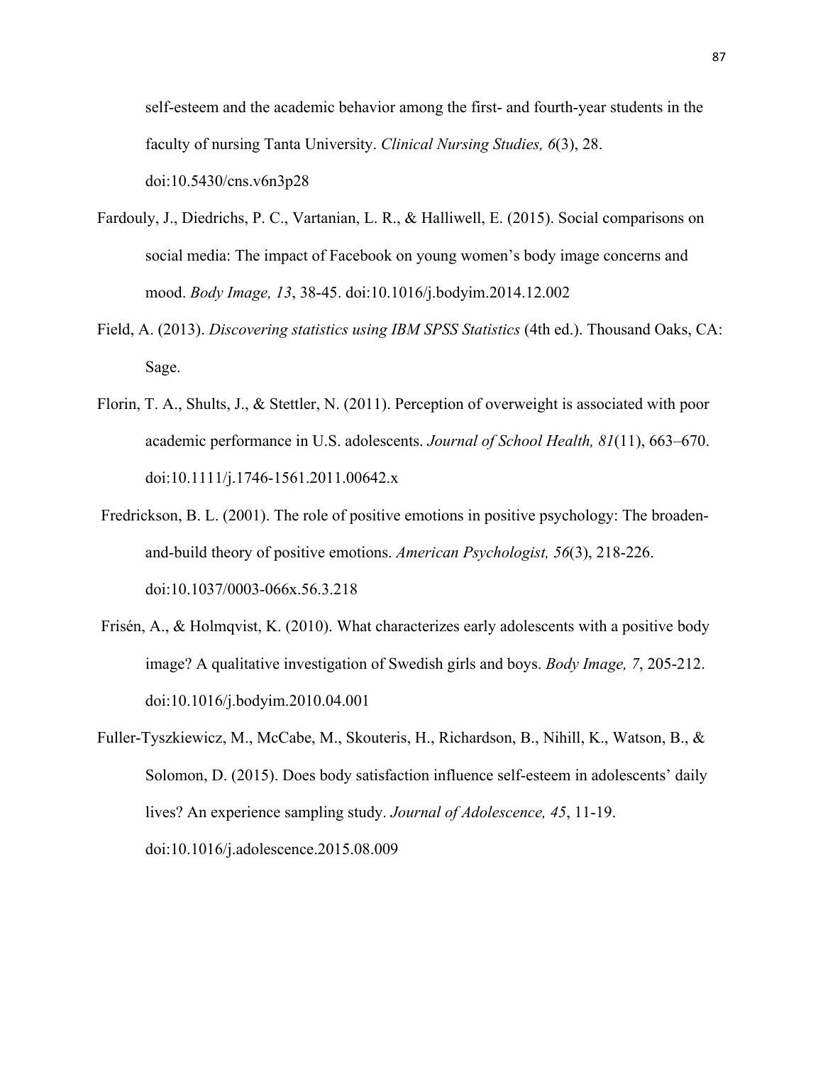self-esteem and the academic behavior among the first- and fourth-year students in the faculty of nursing Tanta University. *Clinical Nursing Studies, 6*(3), 28. doi:10.5430/cns.v6n3p28

Fardouly, J., Diedrichs, P. C., Vartanian, L. R., & Halliwell, E. (2015). Social comparisons on social media: The impact of Facebook on young women's body image concerns and mood. *Body Image, 13*, 38-45. doi:10.1016/j.bodyim.2014.12.002

Field, A. (2013). *Discovering statistics using IBM SPSS Statistics* (4th ed.). Thousand Oaks, CA: Sage.

Florin, T. A., Shults, J., & Stettler, N. (2011). Perception of overweight is associated with poor academic performance in U.S. adolescents. *Journal of School Health, 81*(11), 663–670. doi:10.1111/j.1746-1561.2011.00642.x

Fredrickson, B. L. (2001). The role of positive emotions in positive psychology: The broaden-and-build theory of positive emotions. *American Psychologist, 56*(3), 218-226. doi:10.1037/0003-066x.56.3.218

Frisén, A., & Holmqvist, K. (2010). What characterizes early adolescents with a positive body image? A qualitative investigation of Swedish girls and boys. *Body Image, 7*, 205-212. doi:10.1016/j.bodyim.2010.04.001

Fuller-Tyszkiewicz, M., McCabe, M., Skouteris, H., Richardson, B., Nihill, K., Watson, B., & Solomon, D. (2015). Does body satisfaction influence self-esteem in adolescents' daily lives? An experience sampling study. *Journal of Adolescence, 45*, 11-19. doi:10.1016/j.adolescence.2015.08.009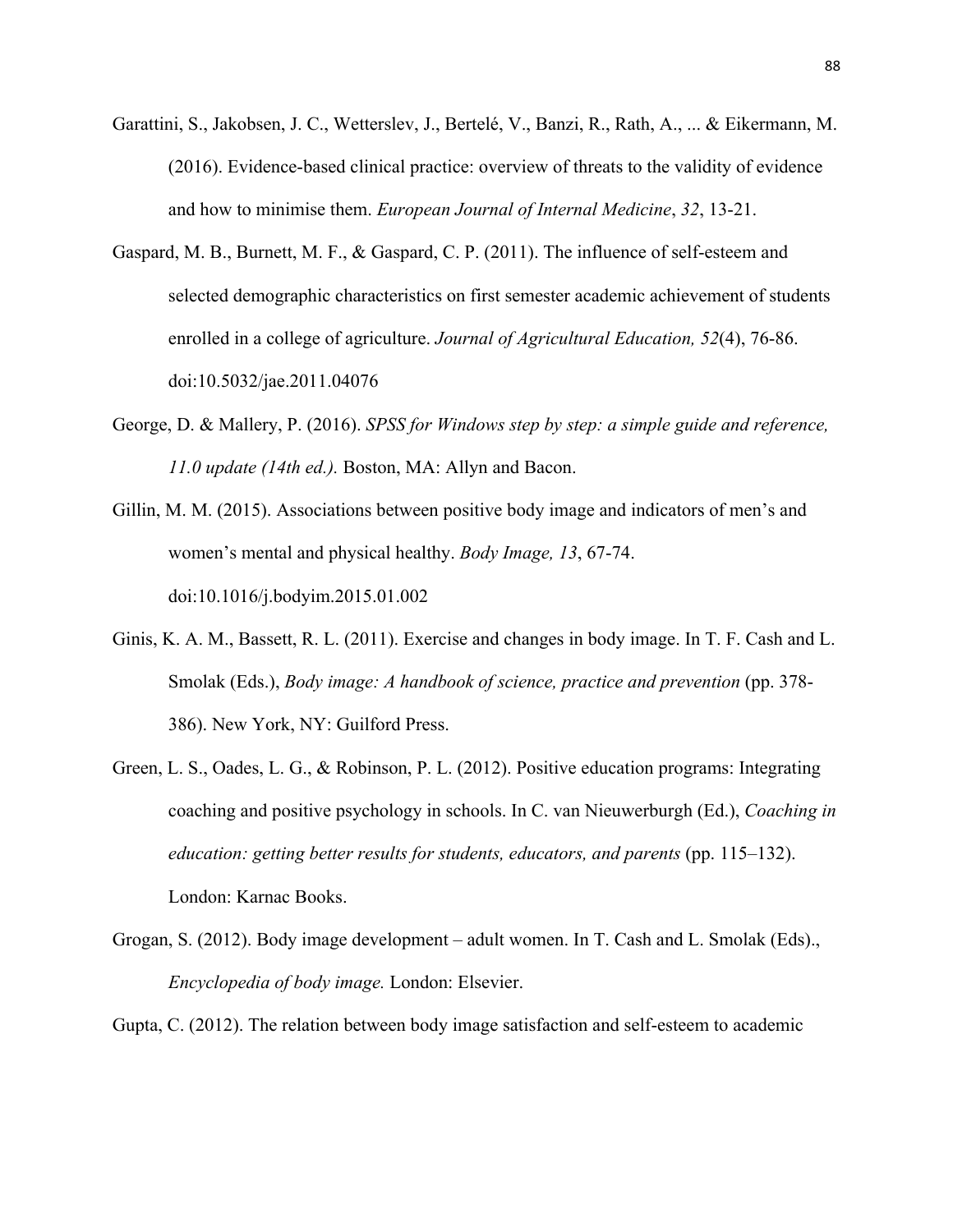Garattini, S., Jakobsen, J. C., Wetterslev, J., Bertelé, V., Banzi, R., Rath, A., ... & Eikermann, M. (2016). Evidence-based clinical practice: overview of threats to the validity of evidence and how to minimise them. *European Journal of Internal Medicine*, *32*, 13-21.

Gaspard, M. B., Burnett, M. F., & Gaspard, C. P. (2011). The influence of self-esteem and selected demographic characteristics on first semester academic achievement of students enrolled in a college of agriculture. *Journal of Agricultural Education, 52*(4), 76-86. doi:10.5032/jae.2011.04076

George, D. & Mallery, P. (2016). *SPSS for Windows step by step: a simple guide and reference, 11.0 update (14th ed.).* Boston, MA: Allyn and Bacon.

Gillin, M. M. (2015). Associations between positive body image and indicators of men's and women's mental and physical healthy. *Body Image, 13*, 67-74. doi:10.1016/j.bodyim.2015.01.002

Ginis, K. A. M., Bassett, R. L. (2011). Exercise and changes in body image. In T. F. Cash and L. Smolak (Eds.), *Body image: A handbook of science, practice and prevention* (pp. 378-386). New York, NY: Guilford Press.

Green, L. S., Oades, L. G., & Robinson, P. L. (2012). Positive education programs: Integrating coaching and positive psychology in schools. In C. van Nieuwerburgh (Ed.), *Coaching in education: getting better results for students, educators, and parents* (pp. 115–132). London: Karnac Books.

Grogan, S. (2012). Body image development – adult women. In T. Cash and L. Smolak (Eds)., *Encyclopedia of body image.* London: Elsevier.

Gupta, C. (2012). The relation between body image satisfaction and self-esteem to academic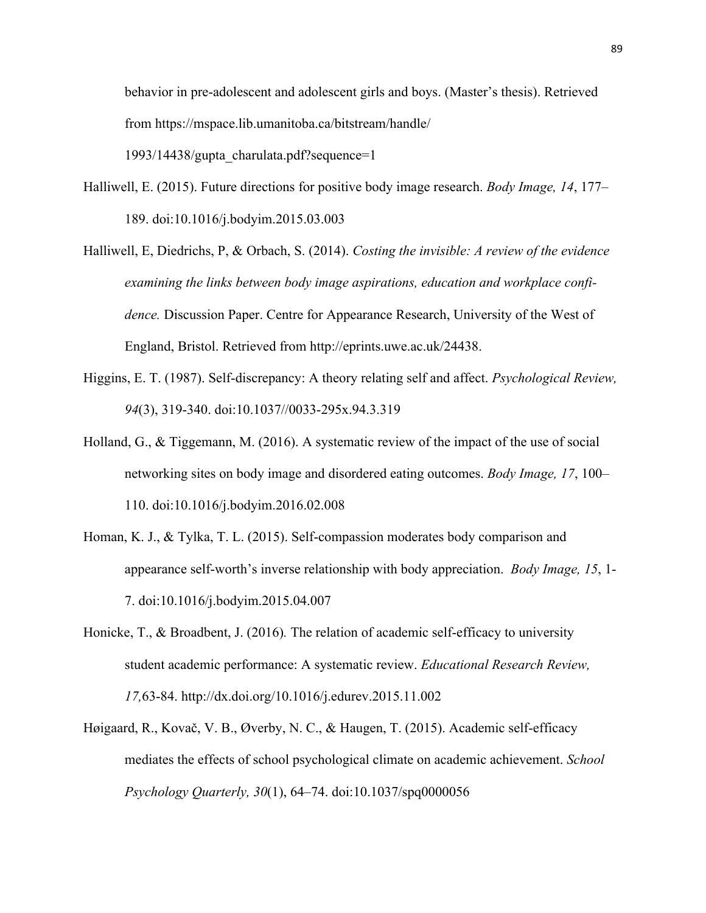behavior in pre-adolescent and adolescent girls and boys. (Master's thesis). Retrieved from https://mspace.lib.umanitoba.ca/bitstream/handle/1993/14438/gupta_charulata.pdf?sequence=1

Halliwell, E. (2015). Future directions for positive body image research. *Body Image, 14*, 177–189. doi:10.1016/j.bodyim.2015.03.003

Halliwell, E, Diedrichs, P, & Orbach, S. (2014). *Costing the invisible: A review of the evidence examining the links between body image aspirations, education and workplace confidence.* Discussion Paper. Centre for Appearance Research, University of the West of England, Bristol. Retrieved from http://eprints.uwe.ac.uk/24438.

Higgins, E. T. (1987). Self-discrepancy: A theory relating self and affect. *Psychological Review, 94*(3), 319-340. doi:10.1037//0033-295x.94.3.319

Holland, G., & Tiggemann, M. (2016). A systematic review of the impact of the use of social networking sites on body image and disordered eating outcomes. *Body Image, 17*, 100–110. doi:10.1016/j.bodyim.2016.02.008

Homan, K. J., & Tylka, T. L. (2015). Self-compassion moderates body comparison and appearance self-worth's inverse relationship with body appreciation. *Body Image, 15*, 1-7. doi:10.1016/j.bodyim.2015.04.007

Honicke, T., & Broadbent, J. (2016). The relation of academic self-efficacy to university student academic performance: A systematic review. *Educational Research Review, 17,*63-84. http://dx.doi.org/10.1016/j.edurev.2015.11.002

Høigaard, R., Kovač, V. B., Øverby, N. C., & Haugen, T. (2015). Academic self-efficacy mediates the effects of school psychological climate on academic achievement. *School Psychology Quarterly, 30*(1), 64–74. doi:10.1037/spq0000056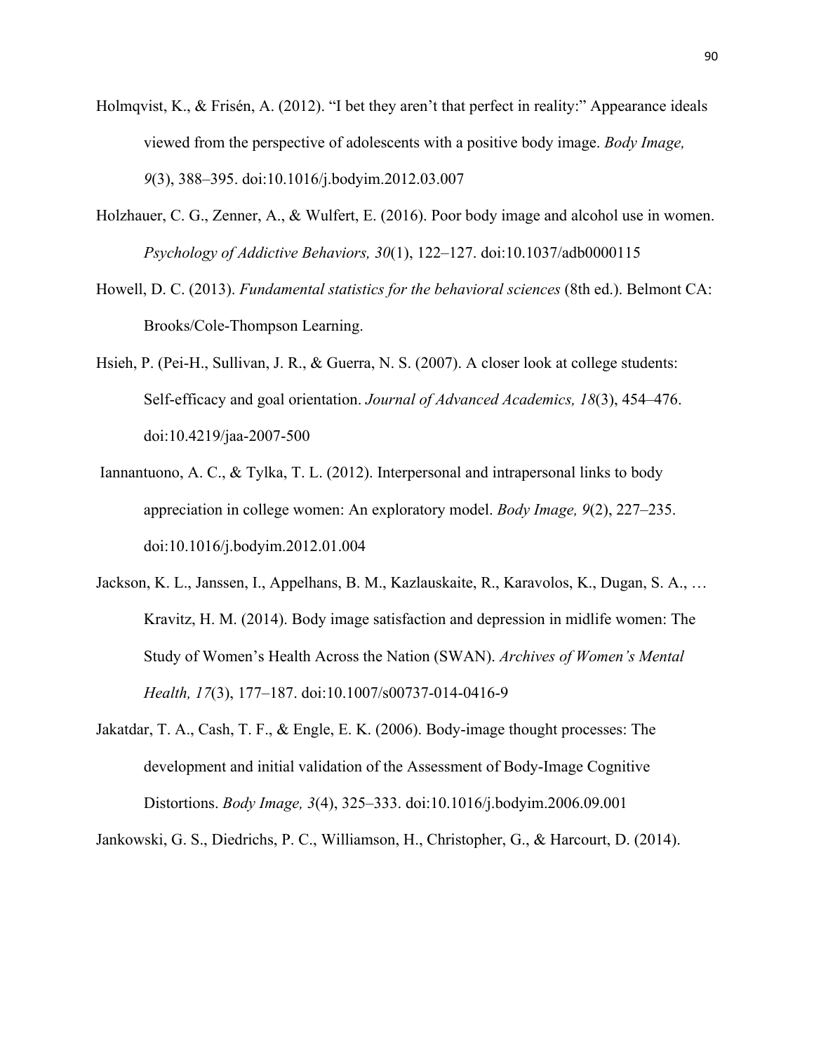Holmqvist, K., & Frisén, A. (2012). "I bet they aren't that perfect in reality:" Appearance ideals viewed from the perspective of adolescents with a positive body image. *Body Image, 9*(3), 388–395. doi:10.1016/j.bodyim.2012.03.007

Holzhauer, C. G., Zenner, A., & Wulfert, E. (2016). Poor body image and alcohol use in women. *Psychology of Addictive Behaviors, 30*(1), 122–127. doi:10.1037/adb0000115

Howell, D. C. (2013). *Fundamental statistics for the behavioral sciences* (8th ed.). Belmont CA: Brooks/Cole-Thompson Learning.

Hsieh, P. (Pei-H., Sullivan, J. R., & Guerra, N. S. (2007). A closer look at college students: Self-efficacy and goal orientation. *Journal of Advanced Academics, 18*(3), 454–476. doi:10.4219/jaa-2007-500

Iannantuono, A. C., & Tylka, T. L. (2012). Interpersonal and intrapersonal links to body appreciation in college women: An exploratory model. *Body Image, 9*(2), 227–235. doi:10.1016/j.bodyim.2012.01.004

Jackson, K. L., Janssen, I., Appelhans, B. M., Kazlauskaite, R., Karavolos, K., Dugan, S. A., … Kravitz, H. M. (2014). Body image satisfaction and depression in midlife women: The Study of Women's Health Across the Nation (SWAN). *Archives of Women's Mental Health, 17*(3), 177–187. doi:10.1007/s00737-014-0416-9

Jakatdar, T. A., Cash, T. F., & Engle, E. K. (2006). Body-image thought processes: The development and initial validation of the Assessment of Body-Image Cognitive Distortions. *Body Image, 3*(4), 325–333. doi:10.1016/j.bodyim.2006.09.001

Jankowski, G. S., Diedrichs, P. C., Williamson, H., Christopher, G., & Harcourt, D. (2014).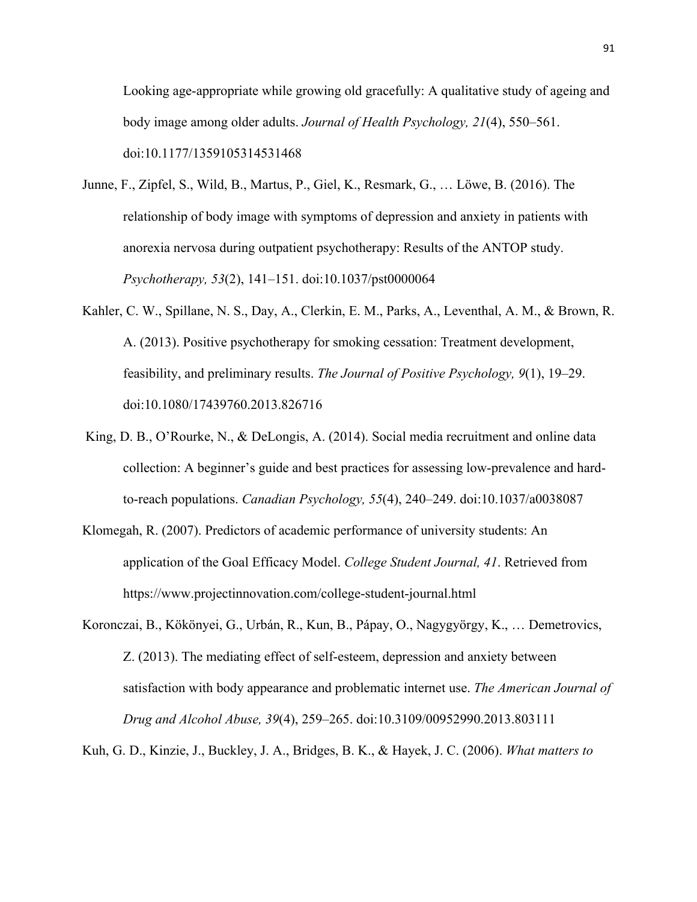Looking age-appropriate while growing old gracefully: A qualitative study of ageing and body image among older adults. *Journal of Health Psychology, 21*(4), 550–561. doi:10.1177/1359105314531468

Junne, F., Zipfel, S., Wild, B., Martus, P., Giel, K., Resmark, G., … Löwe, B. (2016). The relationship of body image with symptoms of depression and anxiety in patients with anorexia nervosa during outpatient psychotherapy: Results of the ANTOP study. *Psychotherapy, 53*(2), 141–151. doi:10.1037/pst0000064

Kahler, C. W., Spillane, N. S., Day, A., Clerkin, E. M., Parks, A., Leventhal, A. M., & Brown, R. A. (2013). Positive psychotherapy for smoking cessation: Treatment development, feasibility, and preliminary results. *The Journal of Positive Psychology, 9*(1), 19–29. doi:10.1080/17439760.2013.826716

King, D. B., O'Rourke, N., & DeLongis, A. (2014). Social media recruitment and online data collection: A beginner's guide and best practices for assessing low-prevalence and hard-to-reach populations. *Canadian Psychology, 55*(4), 240–249. doi:10.1037/a0038087

Klomegah, R. (2007). Predictors of academic performance of university students: An application of the Goal Efficacy Model. *College Student Journal, 41*. Retrieved from https://www.projectinnovation.com/college-student-journal.html

Koronczai, B., Kökönyei, G., Urbán, R., Kun, B., Pápay, O., Nagygyörgy, K., … Demetrovics, Z. (2013). The mediating effect of self-esteem, depression and anxiety between satisfaction with body appearance and problematic internet use. *The American Journal of Drug and Alcohol Abuse, 39*(4), 259–265. doi:10.3109/00952990.2013.803111

Kuh, G. D., Kinzie, J., Buckley, J. A., Bridges, B. K., & Hayek, J. C. (2006). *What matters to*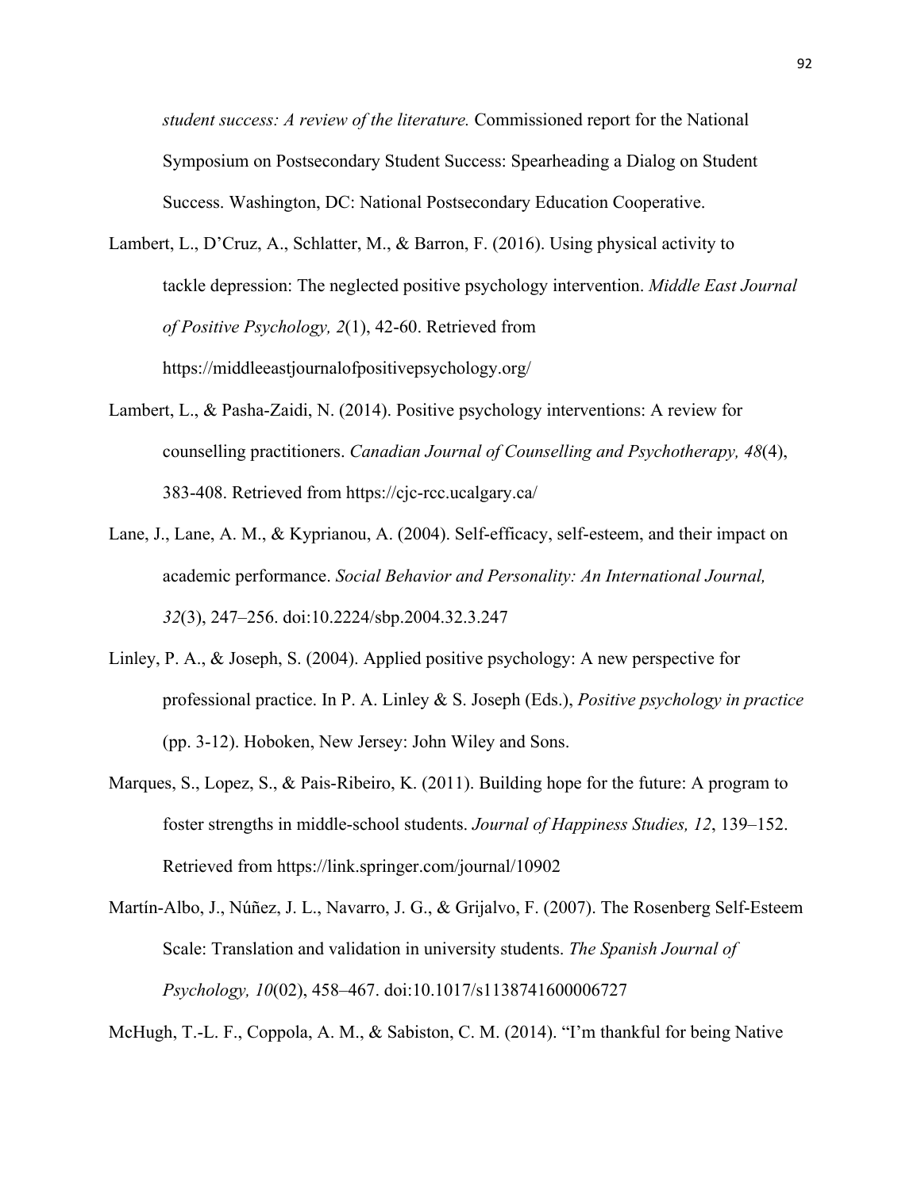*student success: A review of the literature.* Commissioned report for the National Symposium on Postsecondary Student Success: Spearheading a Dialog on Student Success. Washington, DC: National Postsecondary Education Cooperative.

Lambert, L., D'Cruz, A., Schlatter, M., & Barron, F. (2016). Using physical activity to tackle depression: The neglected positive psychology intervention. *Middle East Journal of Positive Psychology, 2*(1), 42-60. Retrieved from https://middleeastjournalofpositivepsychology.org/

Lambert, L., & Pasha-Zaidi, N. (2014). Positive psychology interventions: A review for counselling practitioners. *Canadian Journal of Counselling and Psychotherapy, 48*(4), 383-408. Retrieved from https://cjc-rcc.ucalgary.ca/

Lane, J., Lane, A. M., & Kyprianou, A. (2004). Self-efficacy, self-esteem, and their impact on academic performance. *Social Behavior and Personality: An International Journal, 32*(3), 247–256. doi:10.2224/sbp.2004.32.3.247

Linley, P. A., & Joseph, S. (2004). Applied positive psychology: A new perspective for professional practice. In P. A. Linley & S. Joseph (Eds.), *Positive psychology in practice* (pp. 3-12). Hoboken, New Jersey: John Wiley and Sons.

Marques, S., Lopez, S., & Pais-Ribeiro, K. (2011). Building hope for the future: A program to foster strengths in middle-school students. *Journal of Happiness Studies, 12*, 139–152. Retrieved from https://link.springer.com/journal/10902

Martín-Albo, J., Núñez, J. L., Navarro, J. G., & Grijalvo, F. (2007). The Rosenberg Self-Esteem Scale: Translation and validation in university students. *The Spanish Journal of Psychology, 10*(02), 458–467. doi:10.1017/s1138741600006727

McHugh, T.-L. F., Coppola, A. M., & Sabiston, C. M. (2014). "I'm thankful for being Native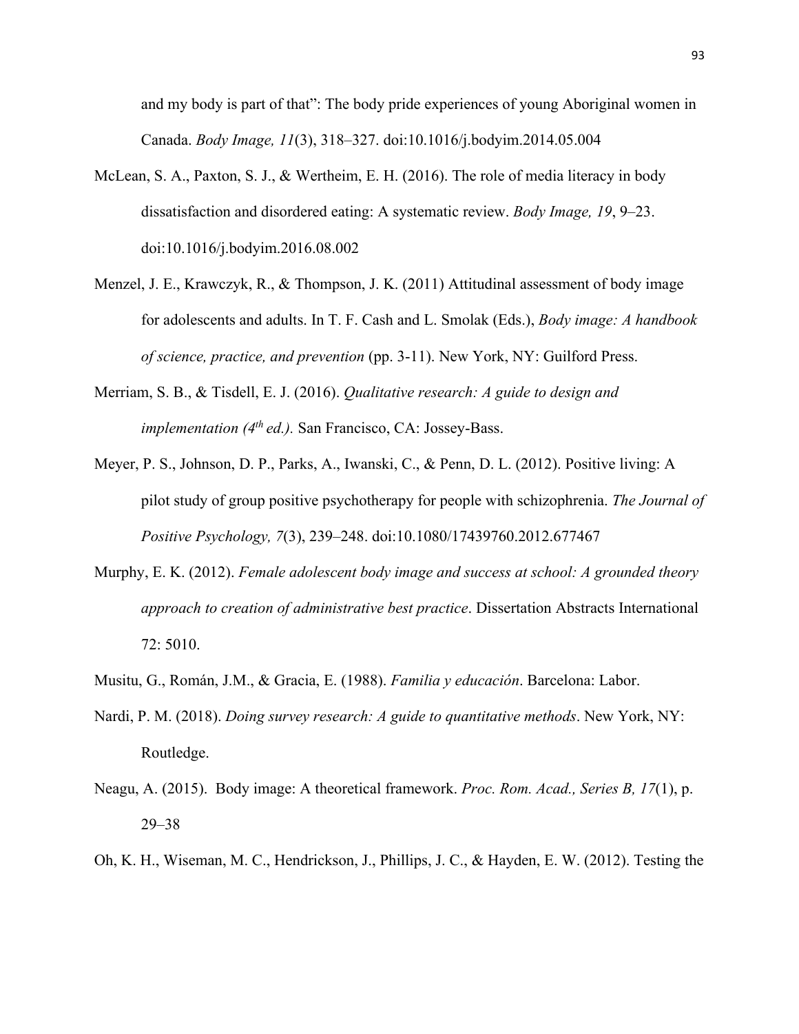and my body is part of that": The body pride experiences of young Aboriginal women in Canada. *Body Image, 11*(3), 318–327. doi:10.1016/j.bodyim.2014.05.004

McLean, S. A., Paxton, S. J., & Wertheim, E. H. (2016). The role of media literacy in body dissatisfaction and disordered eating: A systematic review. *Body Image, 19*, 9–23. doi:10.1016/j.bodyim.2016.08.002

Menzel, J. E., Krawczyk, R., & Thompson, J. K. (2011) Attitudinal assessment of body image for adolescents and adults. In T. F. Cash and L. Smolak (Eds.), *Body image: A handbook of science, practice, and prevention* (pp. 3-11). New York, NY: Guilford Press.

Merriam, S. B., & Tisdell, E. J. (2016). *Qualitative research: A guide to design and implementation (4th ed.).* San Francisco, CA: Jossey-Bass.

Meyer, P. S., Johnson, D. P., Parks, A., Iwanski, C., & Penn, D. L. (2012). Positive living: A pilot study of group positive psychotherapy for people with schizophrenia. *The Journal of Positive Psychology, 7*(3), 239–248. doi:10.1080/17439760.2012.677467

Murphy, E. K. (2012). *Female adolescent body image and success at school: A grounded theory approach to creation of administrative best practice*. Dissertation Abstracts International 72: 5010.

Musitu, G., Román, J.M., & Gracia, E. (1988). *Familia y educación*. Barcelona: Labor.

Nardi, P. M. (2018). *Doing survey research: A guide to quantitative methods*. New York, NY: Routledge.

Neagu, A. (2015). Body image: A theoretical framework. *Proc. Rom. Acad., Series B, 17*(1), p. 29–38

Oh, K. H., Wiseman, M. C., Hendrickson, J., Phillips, J. C., & Hayden, E. W. (2012). Testing the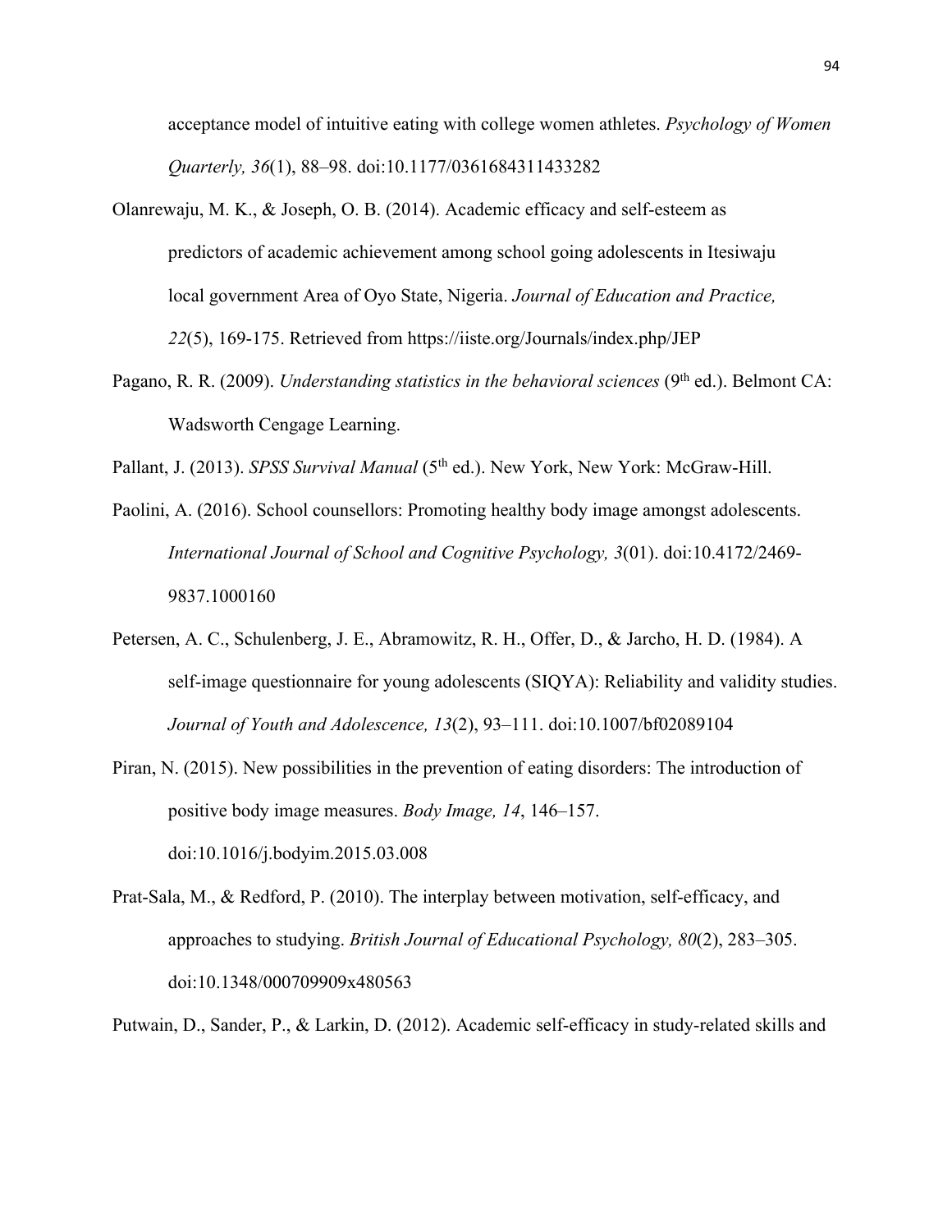acceptance model of intuitive eating with college women athletes. *Psychology of Women Quarterly, 36*(1), 88–98. doi:10.1177/0361684311433282

Olanrewaju, M. K., & Joseph, O. B. (2014). Academic efficacy and self-esteem as predictors of academic achievement among school going adolescents in Itesiwaju local government Area of Oyo State, Nigeria. *Journal of Education and Practice, 22*(5), 169-175. Retrieved from https://iiste.org/Journals/index.php/JEP

Pagano, R. R. (2009). *Understanding statistics in the behavioral sciences* (9th ed.). Belmont CA: Wadsworth Cengage Learning.

Pallant, J. (2013). *SPSS Survival Manual* (5th ed.). New York, New York: McGraw-Hill.

Paolini, A. (2016). School counsellors: Promoting healthy body image amongst adolescents. *International Journal of School and Cognitive Psychology, 3*(01). doi:10.4172/2469-9837.1000160

Petersen, A. C., Schulenberg, J. E., Abramowitz, R. H., Offer, D., & Jarcho, H. D. (1984). A self-image questionnaire for young adolescents (SIQYA): Reliability and validity studies. *Journal of Youth and Adolescence, 13*(2), 93–111. doi:10.1007/bf02089104

Piran, N. (2015). New possibilities in the prevention of eating disorders: The introduction of positive body image measures. *Body Image, 14*, 146–157. doi:10.1016/j.bodyim.2015.03.008

Prat-Sala, M., & Redford, P. (2010). The interplay between motivation, self-efficacy, and approaches to studying. *British Journal of Educational Psychology, 80*(2), 283–305. doi:10.1348/000709909x480563

Putwain, D., Sander, P., & Larkin, D. (2012). Academic self-efficacy in study-related skills and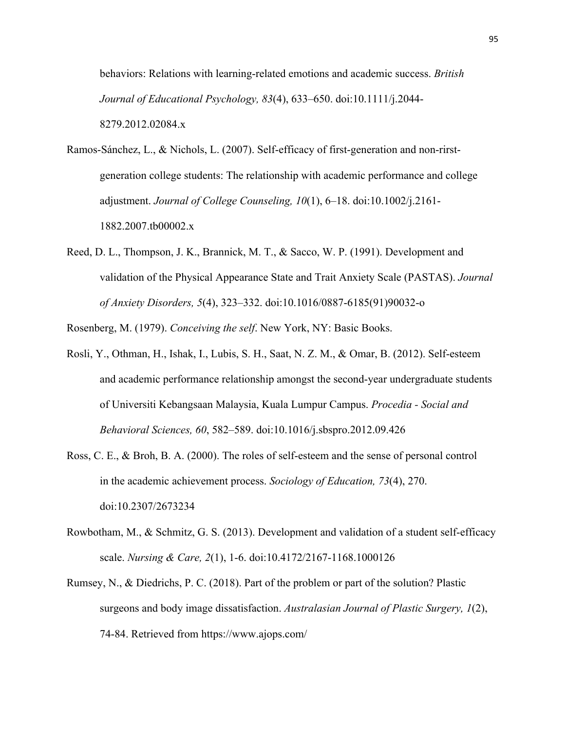behaviors: Relations with learning-related emotions and academic success. *British Journal of Educational Psychology, 83*(4), 633–650. doi:10.1111/j.2044-8279.2012.02084.x

Ramos-Sánchez, L., & Nichols, L. (2007). Self-efficacy of first-generation and non-rirst-generation college students: The relationship with academic performance and college adjustment. *Journal of College Counseling, 10*(1), 6–18. doi:10.1002/j.2161-1882.2007.tb00002.x

Reed, D. L., Thompson, J. K., Brannick, M. T., & Sacco, W. P. (1991). Development and validation of the Physical Appearance State and Trait Anxiety Scale (PASTAS). *Journal of Anxiety Disorders, 5*(4), 323–332. doi:10.1016/0887-6185(91)90032-o

Rosenberg, M. (1979). *Conceiving the self*. New York, NY: Basic Books.

Rosli, Y., Othman, H., Ishak, I., Lubis, S. H., Saat, N. Z. M., & Omar, B. (2012). Self-esteem and academic performance relationship amongst the second-year undergraduate students of Universiti Kebangsaan Malaysia, Kuala Lumpur Campus. *Procedia - Social and Behavioral Sciences, 60*, 582–589. doi:10.1016/j.sbspro.2012.09.426

Ross, C. E., & Broh, B. A. (2000). The roles of self-esteem and the sense of personal control in the academic achievement process. *Sociology of Education, 73*(4), 270. doi:10.2307/2673234

Rowbotham, M., & Schmitz, G. S. (2013). Development and validation of a student self-efficacy scale. *Nursing & Care, 2*(1), 1-6. doi:10.4172/2167-1168.1000126

Rumsey, N., & Diedrichs, P. C. (2018). Part of the problem or part of the solution? Plastic surgeons and body image dissatisfaction. *Australasian Journal of Plastic Surgery, 1*(2), 74-84. Retrieved from https://www.ajops.com/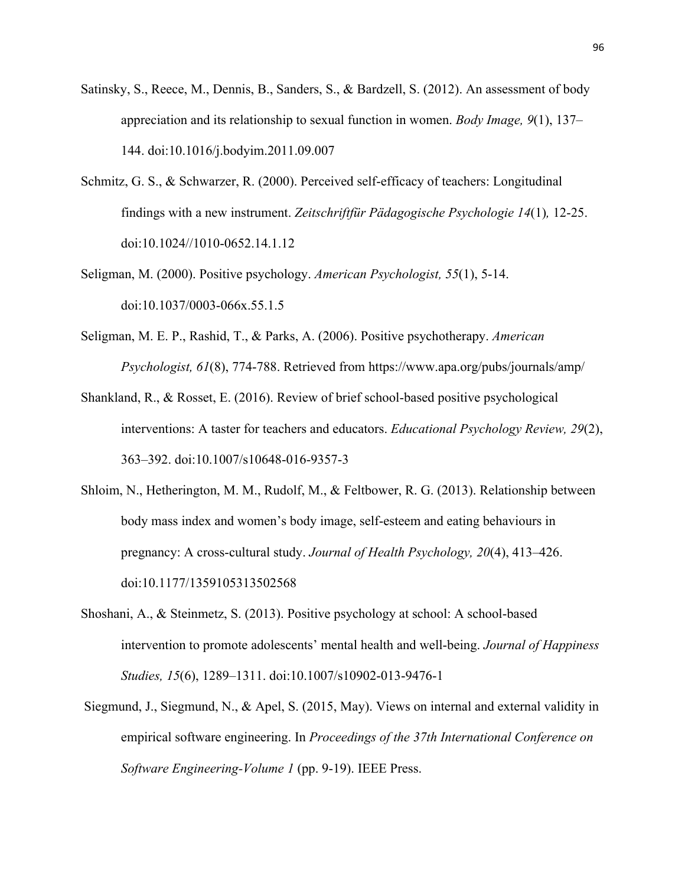Satinsky, S., Reece, M., Dennis, B., Sanders, S., & Bardzell, S. (2012). An assessment of body appreciation and its relationship to sexual function in women. *Body Image, 9*(1), 137–144. doi:10.1016/j.bodyim.2011.09.007

Schmitz, G. S., & Schwarzer, R. (2000). Perceived self-efficacy of teachers: Longitudinal findings with a new instrument. *Zeitschriftfür Pädagogische Psychologie 14*(1)*,* 12-25. doi:10.1024//1010-0652.14.1.12

Seligman, M. (2000). Positive psychology. *American Psychologist, 55*(1), 5-14. doi:10.1037/0003-066x.55.1.5

Seligman, M. E. P., Rashid, T., & Parks, A. (2006). Positive psychotherapy. *American Psychologist, 61*(8), 774-788. Retrieved from https://www.apa.org/pubs/journals/amp/

Shankland, R., & Rosset, E. (2016). Review of brief school-based positive psychological interventions: A taster for teachers and educators. *Educational Psychology Review, 29*(2), 363–392. doi:10.1007/s10648-016-9357-3

Shloim, N., Hetherington, M. M., Rudolf, M., & Feltbower, R. G. (2013). Relationship between body mass index and women's body image, self-esteem and eating behaviours in pregnancy: A cross-cultural study. *Journal of Health Psychology, 20*(4), 413–426. doi:10.1177/1359105313502568

Shoshani, A., & Steinmetz, S. (2013). Positive psychology at school: A school-based intervention to promote adolescents' mental health and well-being. *Journal of Happiness Studies, 15*(6), 1289–1311. doi:10.1007/s10902-013-9476-1

Siegmund, J., Siegmund, N., & Apel, S. (2015, May). Views on internal and external validity in empirical software engineering. In *Proceedings of the 37th International Conference on Software Engineering-Volume 1* (pp. 9-19). IEEE Press.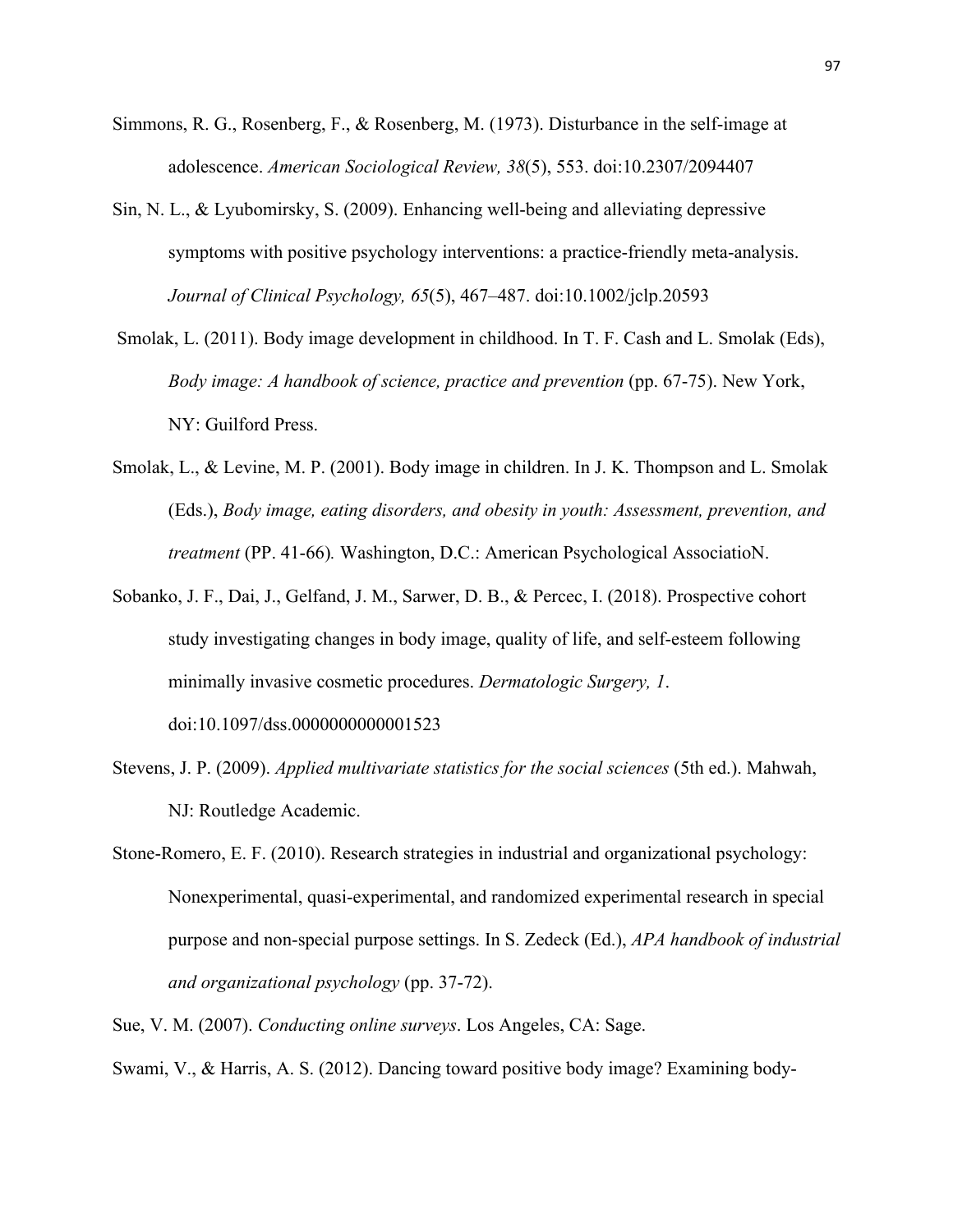Simmons, R. G., Rosenberg, F., & Rosenberg, M. (1973). Disturbance in the self-image at adolescence. *American Sociological Review, 38*(5), 553. doi:10.2307/2094407

Sin, N. L., & Lyubomirsky, S. (2009). Enhancing well-being and alleviating depressive symptoms with positive psychology interventions: a practice-friendly meta-analysis. *Journal of Clinical Psychology, 65*(5), 467–487. doi:10.1002/jclp.20593

Smolak, L. (2011). Body image development in childhood. In T. F. Cash and L. Smolak (Eds), *Body image: A handbook of science, practice and prevention* (pp. 67-75). New York, NY: Guilford Press.

Smolak, L., & Levine, M. P. (2001). Body image in children. In J. K. Thompson and L. Smolak (Eds.), *Body image, eating disorders, and obesity in youth: Assessment, prevention, and treatment* (PP. 41-66)*.* Washington, D.C.: American Psychological AssociatioN.

Sobanko, J. F., Dai, J., Gelfand, J. M., Sarwer, D. B., & Percec, I. (2018). Prospective cohort study investigating changes in body image, quality of life, and self-esteem following minimally invasive cosmetic procedures. *Dermatologic Surgery, 1*. doi:10.1097/dss.0000000000001523

Stevens, J. P. (2009). *Applied multivariate statistics for the social sciences* (5th ed.). Mahwah, NJ: Routledge Academic.

Stone-Romero, E. F. (2010). Research strategies in industrial and organizational psychology: Nonexperimental, quasi-experimental, and randomized experimental research in special purpose and non-special purpose settings. In S. Zedeck (Ed.), *APA handbook of industrial and organizational psychology* (pp. 37-72).

Sue, V. M. (2007). *Conducting online surveys*. Los Angeles, CA: Sage.

Swami, V., & Harris, A. S. (2012). Dancing toward positive body image? Examining body-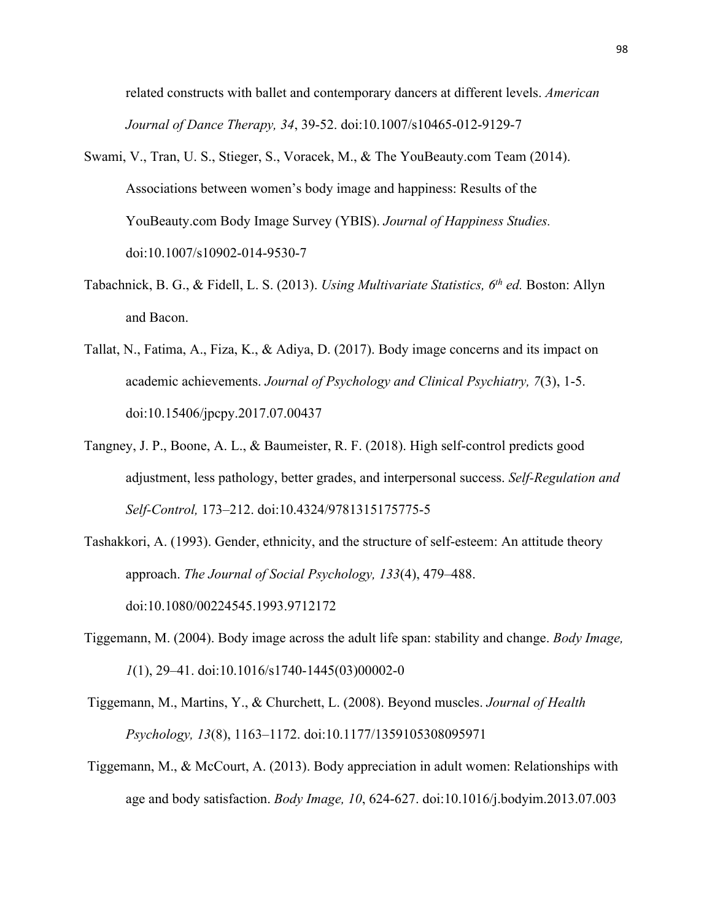related constructs with ballet and contemporary dancers at different levels. *American Journal of Dance Therapy, 34*, 39-52. doi:10.1007/s10465-012-9129-7

Swami, V., Tran, U. S., Stieger, S., Voracek, M., & The YouBeauty.com Team (2014). Associations between women's body image and happiness: Results of the YouBeauty.com Body Image Survey (YBIS). *Journal of Happiness Studies.* doi:10.1007/s10902-014-9530-7

Tabachnick, B. G., & Fidell, L. S. (2013). *Using Multivariate Statistics, 6th ed.* Boston: Allyn and Bacon.

Tallat, N., Fatima, A., Fiza, K., & Adiya, D. (2017). Body image concerns and its impact on academic achievements. *Journal of Psychology and Clinical Psychiatry, 7*(3), 1-5. doi:10.15406/jpcpy.2017.07.00437

Tangney, J. P., Boone, A. L., & Baumeister, R. F. (2018). High self-control predicts good adjustment, less pathology, better grades, and interpersonal success. *Self-Regulation and Self-Control,* 173–212. doi:10.4324/9781315175775-5

Tashakkori, A. (1993). Gender, ethnicity, and the structure of self-esteem: An attitude theory approach. *The Journal of Social Psychology, 133*(4), 479–488. doi:10.1080/00224545.1993.9712172

Tiggemann, M. (2004). Body image across the adult life span: stability and change. *Body Image, 1*(1), 29–41. doi:10.1016/s1740-1445(03)00002-0

Tiggemann, M., Martins, Y., & Churchett, L. (2008). Beyond muscles. *Journal of Health Psychology, 13*(8), 1163–1172. doi:10.1177/1359105308095971

Tiggemann, M., & McCourt, A. (2013). Body appreciation in adult women: Relationships with age and body satisfaction. *Body Image, 10*, 624-627. doi:10.1016/j.bodyim.2013.07.003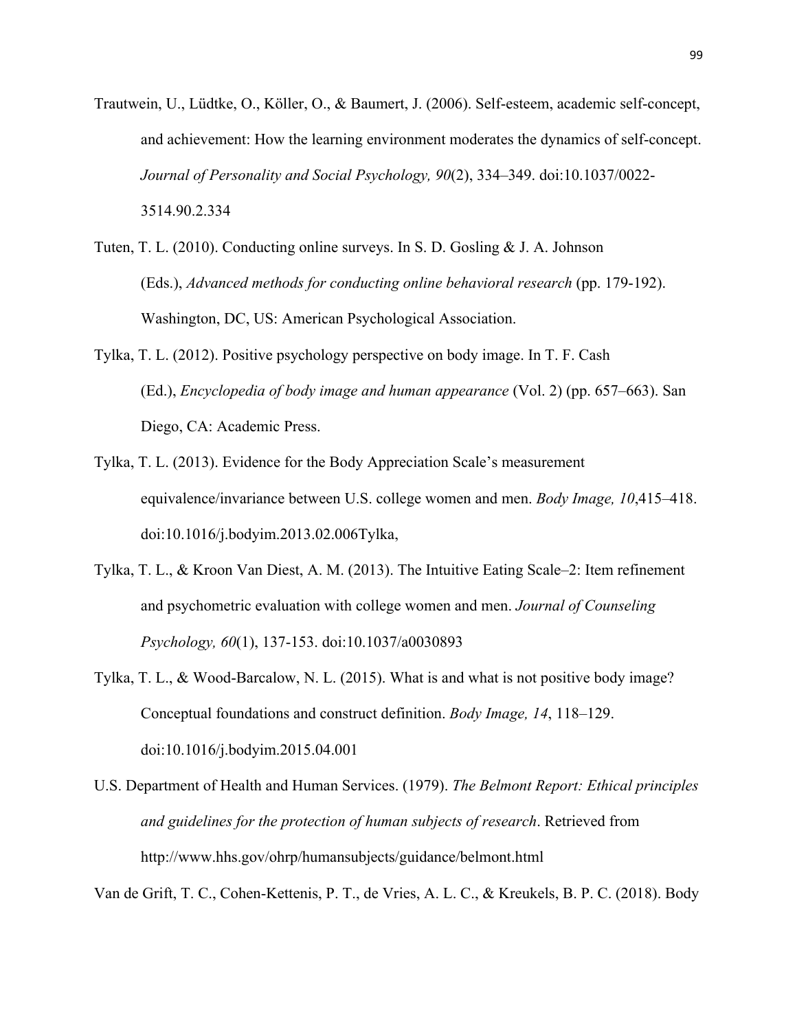Trautwein, U., Lüdtke, O., Köller, O., & Baumert, J. (2006). Self-esteem, academic self-concept, and achievement: How the learning environment moderates the dynamics of self-concept. *Journal of Personality and Social Psychology, 90*(2), 334–349. doi:10.1037/0022-3514.90.2.334

Tuten, T. L. (2010). Conducting online surveys. In S. D. Gosling & J. A. Johnson (Eds.), *Advanced methods for conducting online behavioral research* (pp. 179-192). Washington, DC, US: American Psychological Association.

Tylka, T. L. (2012). Positive psychology perspective on body image. In T. F. Cash (Ed.), *Encyclopedia of body image and human appearance* (Vol. 2) (pp. 657–663). San Diego, CA: Academic Press.

Tylka, T. L. (2013). Evidence for the Body Appreciation Scale's measurement equivalence/invariance between U.S. college women and men. *Body Image, 10*,415–418. doi:10.1016/j.bodyim.2013.02.006Tylka,

Tylka, T. L., & Kroon Van Diest, A. M. (2013). The Intuitive Eating Scale–2: Item refinement and psychometric evaluation with college women and men. *Journal of Counseling Psychology, 60*(1), 137-153. doi:10.1037/a0030893

Tylka, T. L., & Wood-Barcalow, N. L. (2015). What is and what is not positive body image? Conceptual foundations and construct definition. *Body Image, 14*, 118–129. doi:10.1016/j.bodyim.2015.04.001

U.S. Department of Health and Human Services. (1979). *The Belmont Report: Ethical principles and guidelines for the protection of human subjects of research*. Retrieved from http://www.hhs.gov/ohrp/humansubjects/guidance/belmont.html

Van de Grift, T. C., Cohen-Kettenis, P. T., de Vries, A. L. C., & Kreukels, B. P. C. (2018). Body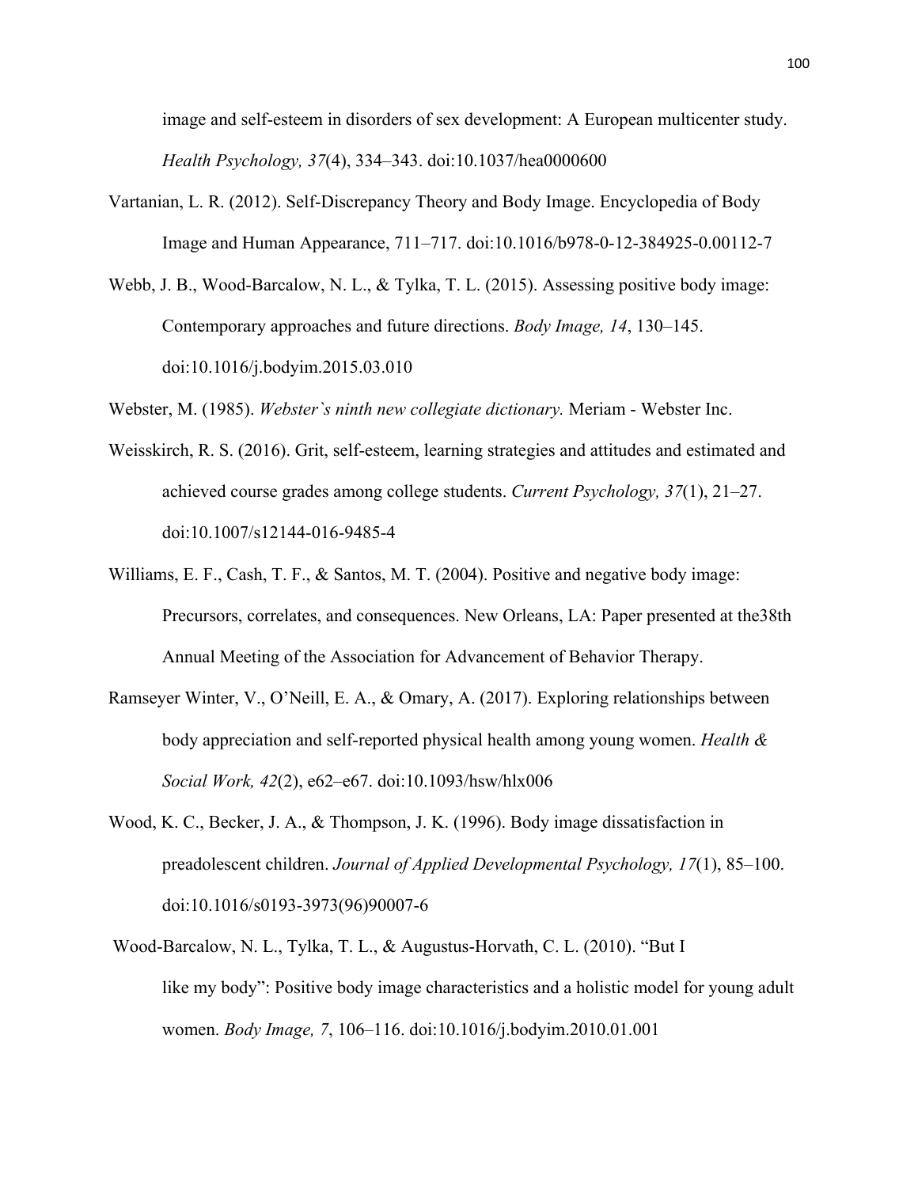image and self-esteem in disorders of sex development: A European multicenter study. *Health Psychology, 37*(4), 334–343. doi:10.1037/hea0000600

Vartanian, L. R. (2012). Self-Discrepancy Theory and Body Image. Encyclopedia of Body Image and Human Appearance, 711–717. doi:10.1016/b978-0-12-384925-0.00112-7

Webb, J. B., Wood-Barcalow, N. L., & Tylka, T. L. (2015). Assessing positive body image: Contemporary approaches and future directions. *Body Image, 14*, 130–145. doi:10.1016/j.bodyim.2015.03.010

Webster, M. (1985). *Webster`s ninth new collegiate dictionary.* Meriam - Webster Inc.

Weisskirch, R. S. (2016). Grit, self-esteem, learning strategies and attitudes and estimated and achieved course grades among college students. *Current Psychology, 37*(1), 21–27. doi:10.1007/s12144-016-9485-4

Williams, E. F., Cash, T. F., & Santos, M. T. (2004). Positive and negative body image: Precursors, correlates, and consequences. New Orleans, LA: Paper presented at the38th Annual Meeting of the Association for Advancement of Behavior Therapy.

Ramseyer Winter, V., O'Neill, E. A., & Omary, A. (2017). Exploring relationships between body appreciation and self-reported physical health among young women. *Health & Social Work, 42*(2), e62–e67. doi:10.1093/hsw/hlx006

Wood, K. C., Becker, J. A., & Thompson, J. K. (1996). Body image dissatisfaction in preadolescent children. *Journal of Applied Developmental Psychology, 17*(1), 85–100. doi:10.1016/s0193-3973(96)90007-6

Wood-Barcalow, N. L., Tylka, T. L., & Augustus-Horvath, C. L. (2010). "But I like my body": Positive body image characteristics and a holistic model for young adult women. *Body Image, 7*, 106–116. doi:10.1016/j.bodyim.2010.01.001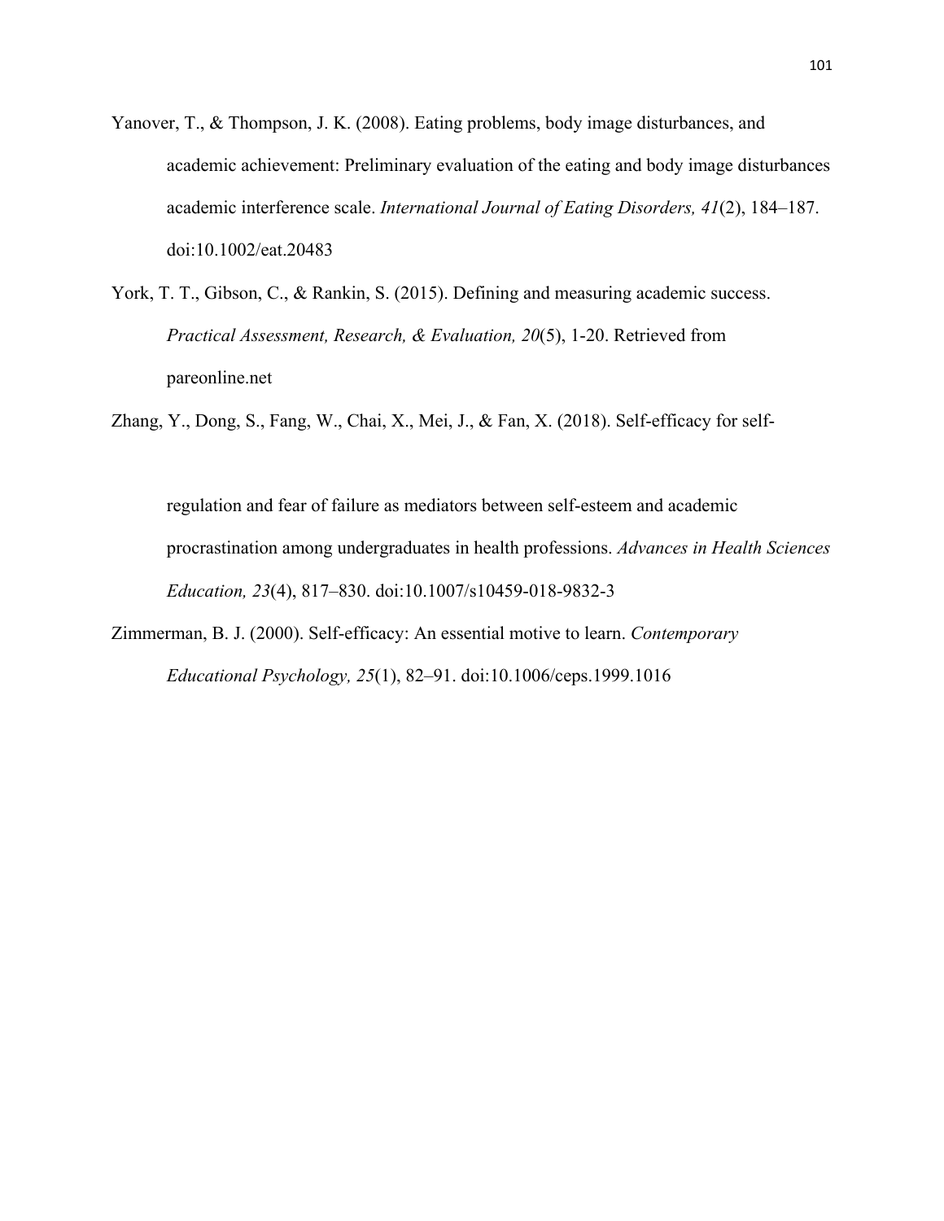Yanover, T., & Thompson, J. K. (2008). Eating problems, body image disturbances, and academic achievement: Preliminary evaluation of the eating and body image disturbances academic interference scale. *International Journal of Eating Disorders, 41*(2), 184–187. doi:10.1002/eat.20483

York, T. T., Gibson, C., & Rankin, S. (2015). Defining and measuring academic success. *Practical Assessment, Research, & Evaluation, 20*(5), 1-20. Retrieved from pareonline.net

Zhang, Y., Dong, S., Fang, W., Chai, X., Mei, J., & Fan, X. (2018). Self-efficacy for self-regulation and fear of failure as mediators between self-esteem and academic procrastination among undergraduates in health professions. *Advances in Health Sciences Education, 23*(4), 817–830. doi:10.1007/s10459-018-9832-3

Zimmerman, B. J. (2000). Self-efficacy: An essential motive to learn. *Contemporary Educational Psychology, 25*(1), 82–91. doi:10.1006/ceps.1999.1016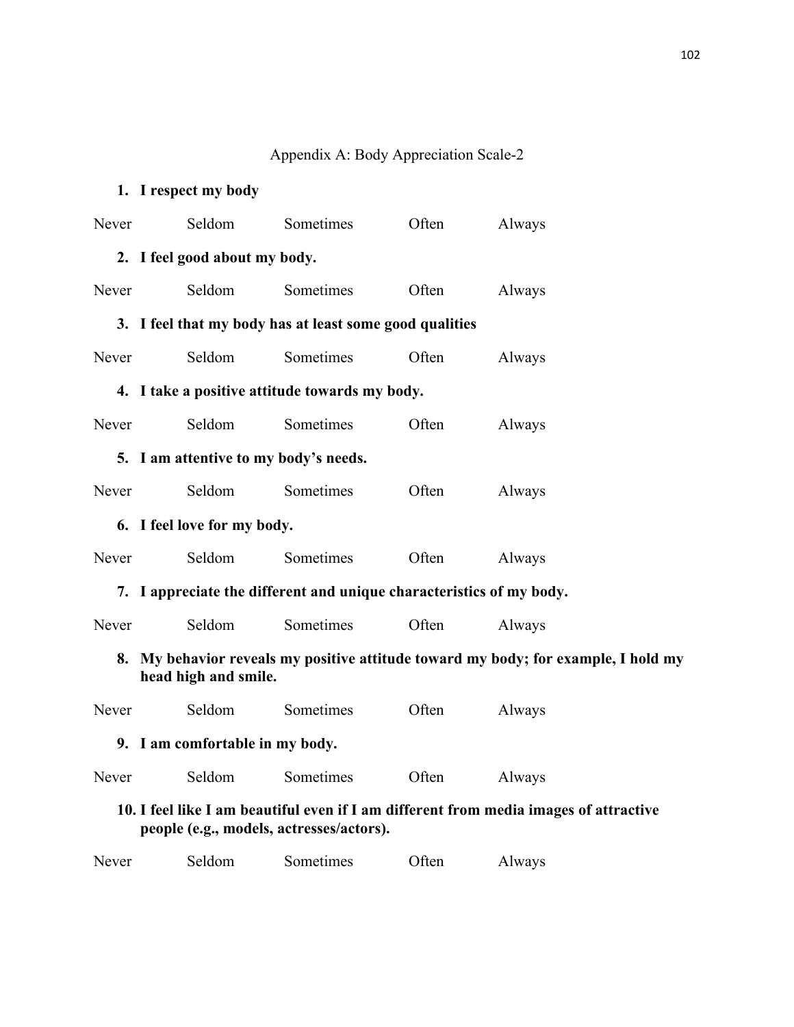## Appendix A: Body Appreciation Scale-2

**1. I respect my body**

Never Seldom Sometimes Often Always

**2. I feel good about my body.**

Never Seldom Sometimes Often Always

**3. I feel that my body has at least some good qualities**

Never Seldom Sometimes Often Always

**4. I take a positive attitude towards my body.**

Never Seldom Sometimes Often Always

**5. I am attentive to my body's needs.**

Never Seldom Sometimes Often Always

**6. I feel love for my body.**

Never Seldom Sometimes Often Always

**7. I appreciate the different and unique characteristics of my body.**

Never Seldom Sometimes Often Always

**8. My behavior reveals my positive attitude toward my body; for example, I hold my head high and smile.**

Never Seldom Sometimes Often Always

**9. I am comfortable in my body.**

Never Seldom Sometimes Often Always

**10. I feel like I am beautiful even if I am different from media images of attractive people (e.g., models, actresses/actors).**

Never Seldom Sometimes Often Always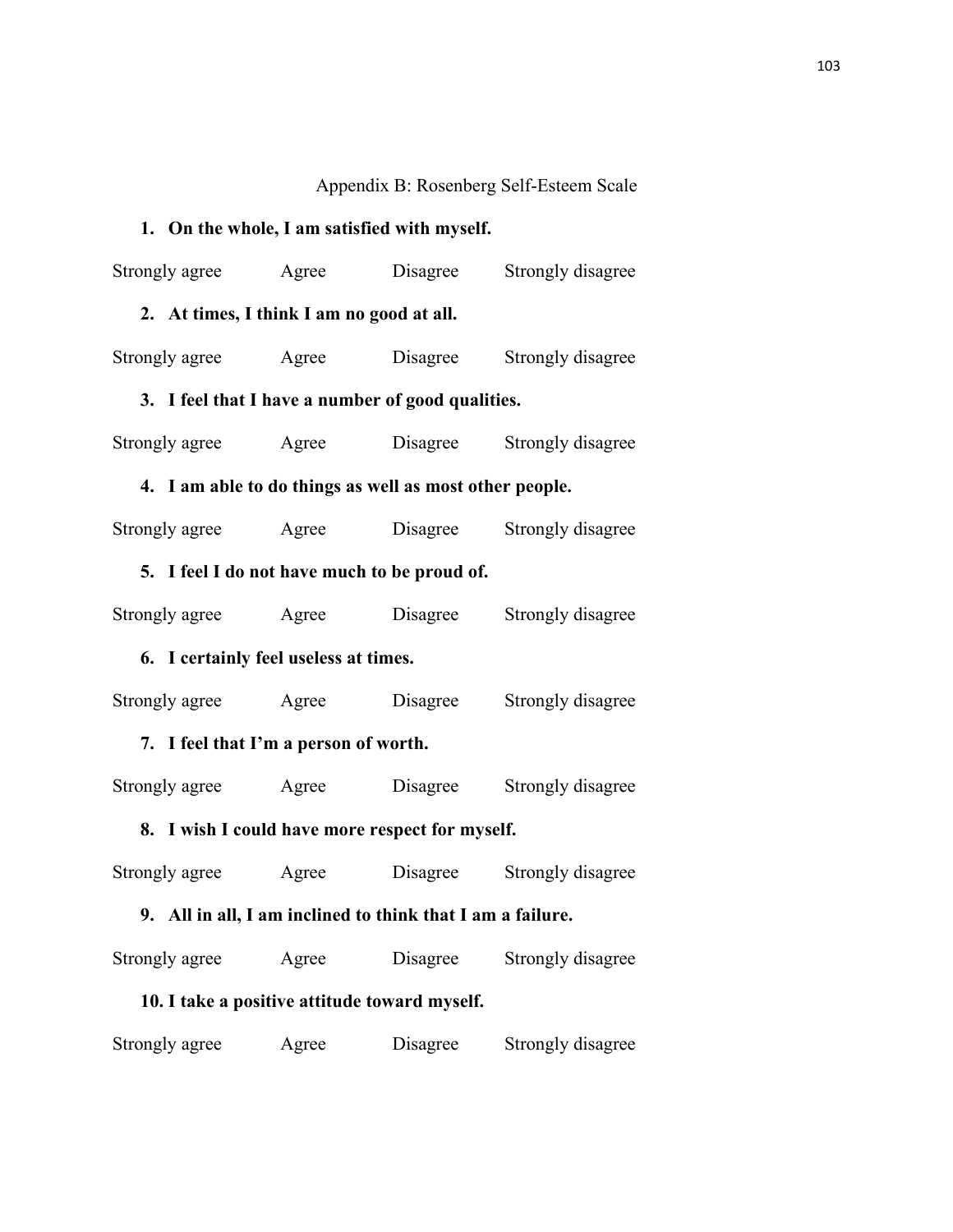Appendix B: Rosenberg Self-Esteem Scale

1. **On the whole, I am satisfied with myself.**

Strongly agree Agree Disagree Strongly disagree

2. **At times, I think I am no good at all.**

Strongly agree Agree Disagree Strongly disagree

3. **I feel that I have a number of good qualities.**

Strongly agree Agree Disagree Strongly disagree

4. **I am able to do things as well as most other people.**

Strongly agree Agree Disagree Strongly disagree

5. **I feel I do not have much to be proud of.**

Strongly agree Agree Disagree Strongly disagree

6. **I certainly feel useless at times.**

Strongly agree Agree Disagree Strongly disagree

7. **I feel that I'm a person of worth.**

Strongly agree Agree Disagree Strongly disagree

8. **I wish I could have more respect for myself.**

Strongly agree Agree Disagree Strongly disagree

9. **All in all, I am inclined to think that I am a failure.**

Strongly agree Agree Disagree Strongly disagree

10. **I take a positive attitude toward myself.**

Strongly agree Agree Disagree Strongly disagree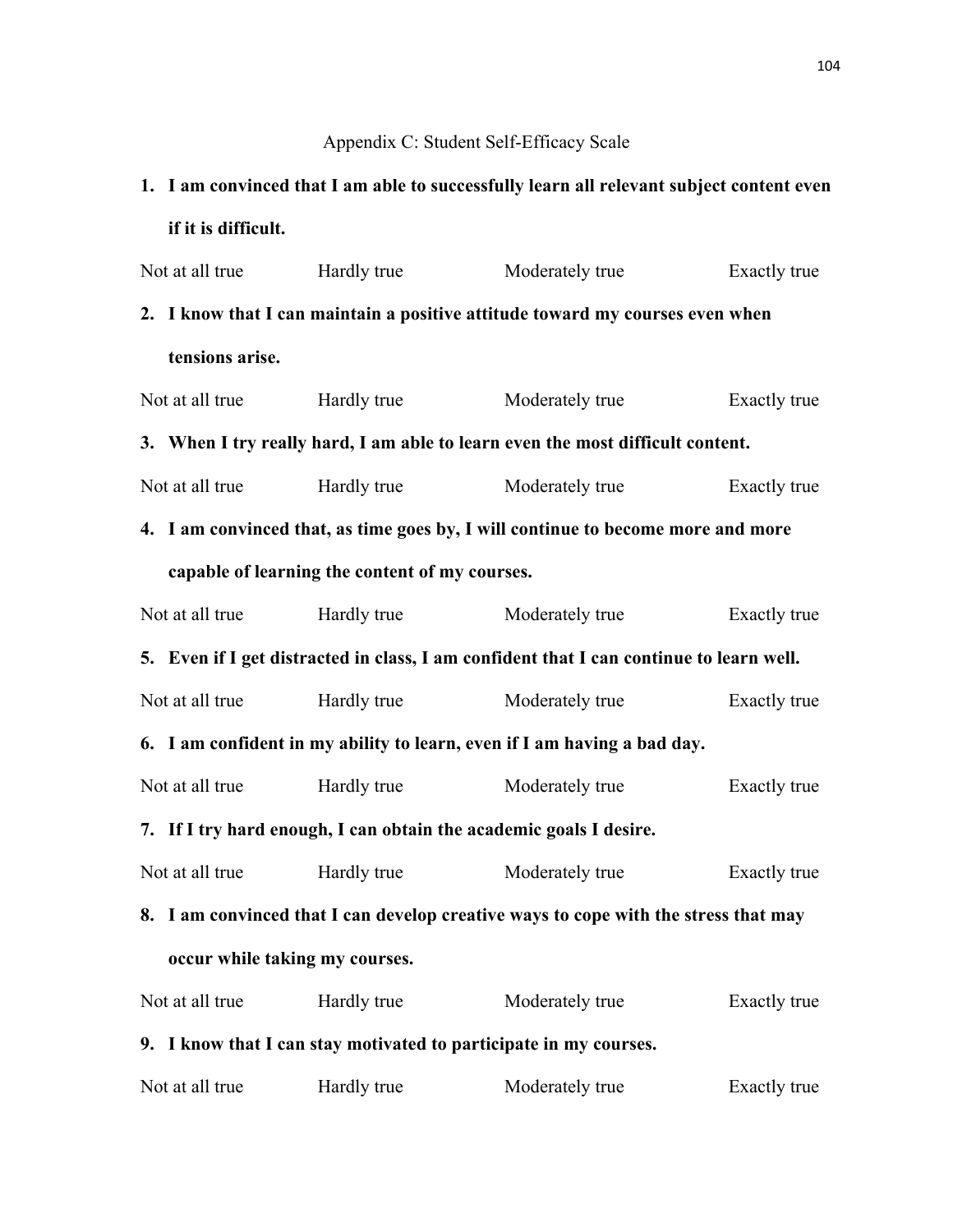# Appendix C: Student Self-Efficacy Scale

1. **I am convinced that I am able to successfully learn all relevant subject content even if it is difficult.**

Not at all true　　Hardly true　　Moderately true　　Exactly true

2. **I know that I can maintain a positive attitude toward my courses even when tensions arise.**

Not at all true　　Hardly true　　Moderately true　　Exactly true

3. **When I try really hard, I am able to learn even the most difficult content.**

Not at all true　　Hardly true　　Moderately true　　Exactly true

4. **I am convinced that, as time goes by, I will continue to become more and more capable of learning the content of my courses.**

Not at all true　　Hardly true　　Moderately true　　Exactly true

5. **Even if I get distracted in class, I am confident that I can continue to learn well.**

Not at all true　　Hardly true　　Moderately true　　Exactly true

6. **I am confident in my ability to learn, even if I am having a bad day.**

Not at all true　　Hardly true　　Moderately true　　Exactly true

7. **If I try hard enough, I can obtain the academic goals I desire.**

Not at all true　　Hardly true　　Moderately true　　Exactly true

8. **I am convinced that I can develop creative ways to cope with the stress that may occur while taking my courses.**

Not at all true　　Hardly true　　Moderately true　　Exactly true

9. **I know that I can stay motivated to participate in my courses.**

Not at all true　　Hardly true　　Moderately true　　Exactly true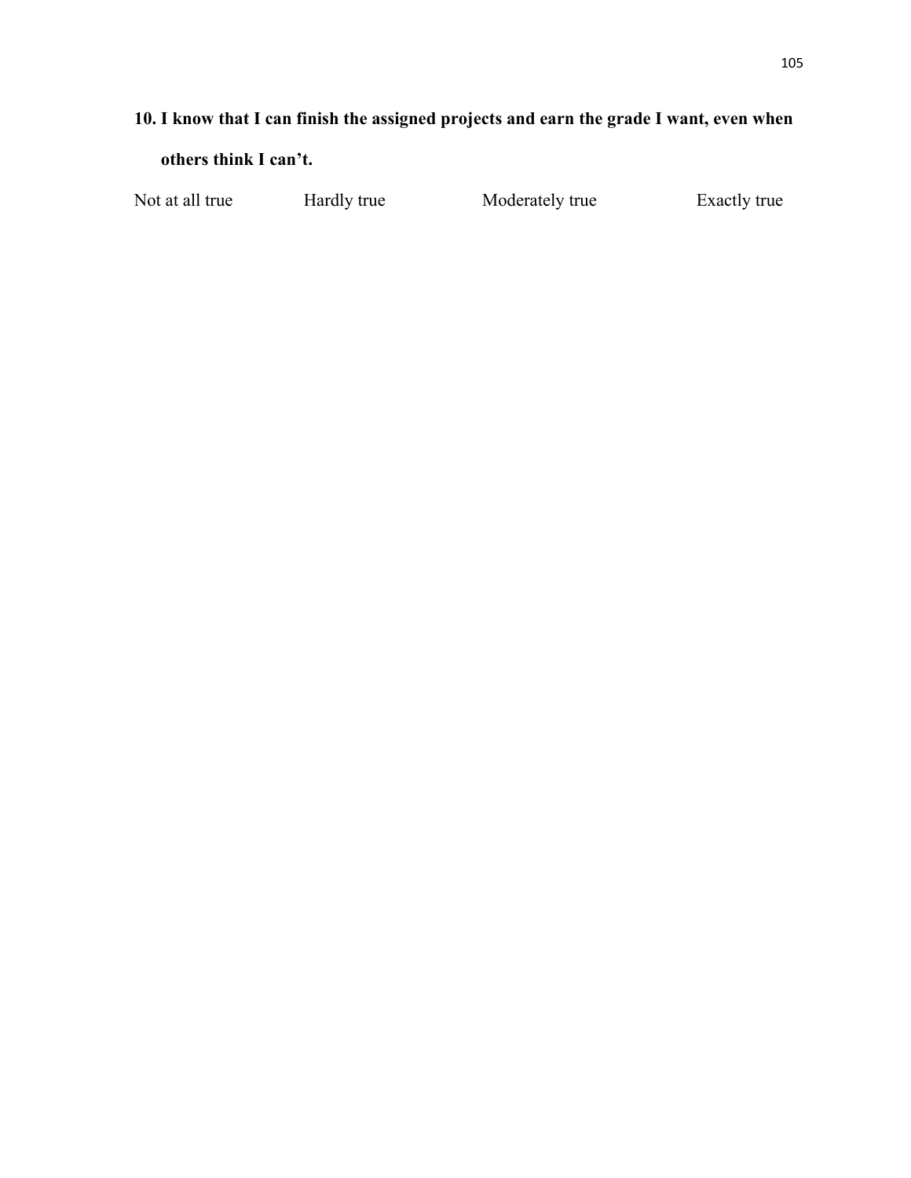**10. I know that I can finish the assigned projects and earn the grade I want, even when others think I can't.**

Not at all true  Hardly true  Moderately true  Exactly true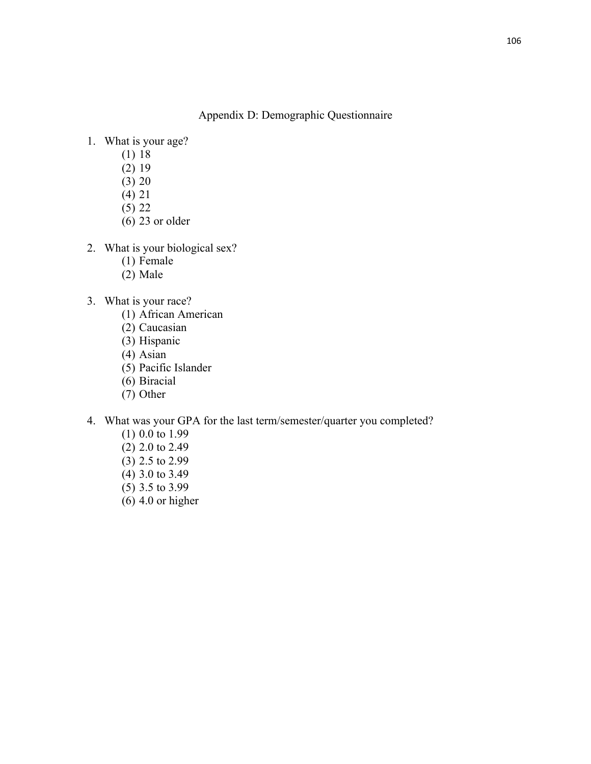# Appendix D: Demographic Questionnaire

1. What is your age?
   (1) 18
   (2) 19
   (3) 20
   (4) 21
   (5) 22
   (6) 23 or older

2. What is your biological sex?
   (1) Female
   (2) Male

3. What is your race?
   (1) African American
   (2) Caucasian
   (3) Hispanic
   (4) Asian
   (5) Pacific Islander
   (6) Biracial
   (7) Other

4. What was your GPA for the last term/semester/quarter you completed?
   (1) 0.0 to 1.99
   (2) 2.0 to 2.49
   (3) 2.5 to 2.99
   (4) 3.0 to 3.49
   (5) 3.5 to 3.99
   (6) 4.0 or higher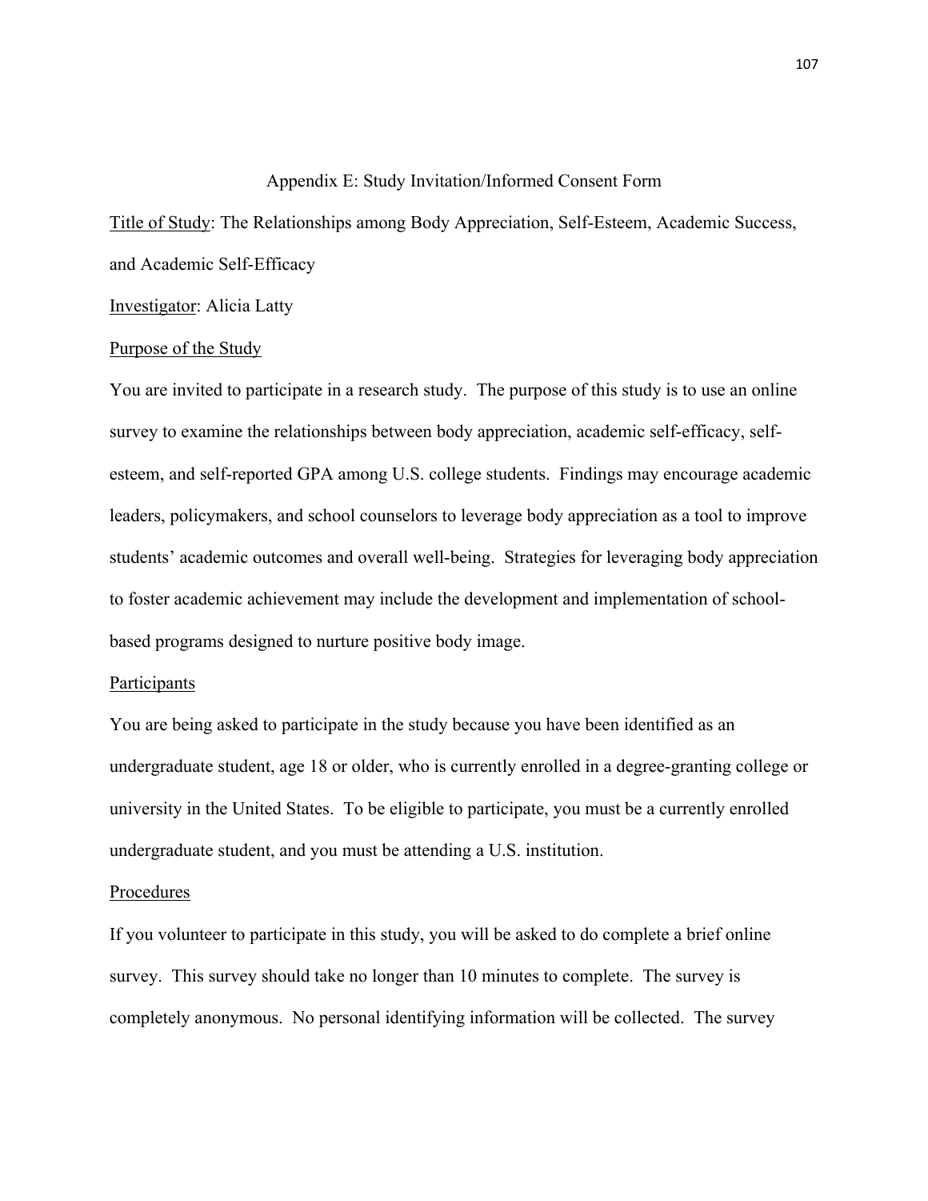# Appendix E: Study Invitation/Informed Consent Form

<u>Title of Study</u>: The Relationships among Body Appreciation, Self-Esteem, Academic Success, and Academic Self-Efficacy

<u>Investigator</u>: Alicia Latty

<u>Purpose of the Study</u>

You are invited to participate in a research study. The purpose of this study is to use an online survey to examine the relationships between body appreciation, academic self-efficacy, self-esteem, and self-reported GPA among U.S. college students. Findings may encourage academic leaders, policymakers, and school counselors to leverage body appreciation as a tool to improve students' academic outcomes and overall well-being. Strategies for leveraging body appreciation to foster academic achievement may include the development and implementation of school-based programs designed to nurture positive body image.

<u>Participants</u>

You are being asked to participate in the study because you have been identified as an undergraduate student, age 18 or older, who is currently enrolled in a degree-granting college or university in the United States. To be eligible to participate, you must be a currently enrolled undergraduate student, and you must be attending a U.S. institution.

<u>Procedures</u>

If you volunteer to participate in this study, you will be asked to do complete a brief online survey. This survey should take no longer than 10 minutes to complete. The survey is completely anonymous. No personal identifying information will be collected. The survey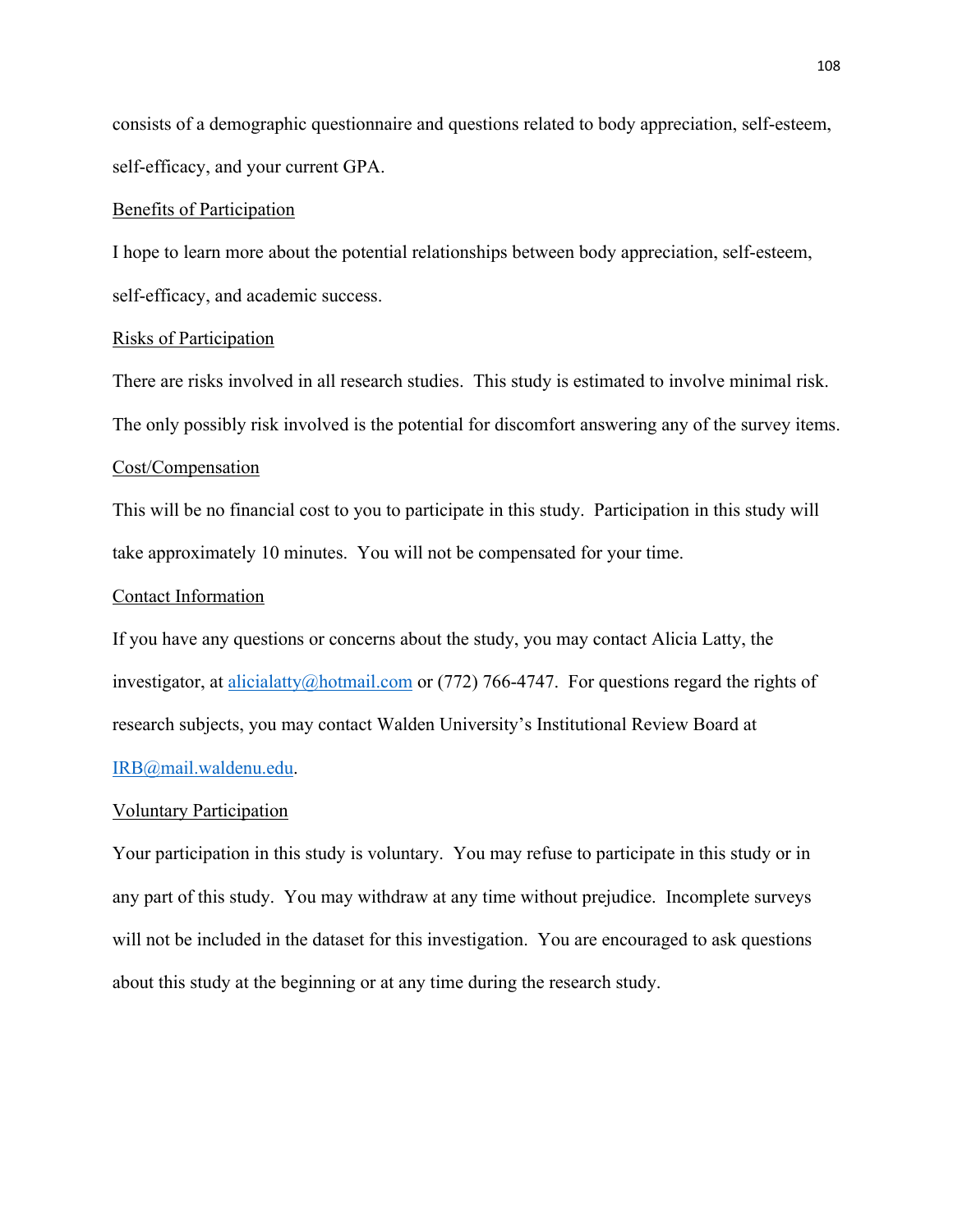consists of a demographic questionnaire and questions related to body appreciation, self-esteem, self-efficacy, and your current GPA.

Benefits of Participation

I hope to learn more about the potential relationships between body appreciation, self-esteem, self-efficacy, and academic success.

Risks of Participation

There are risks involved in all research studies. This study is estimated to involve minimal risk. The only possibly risk involved is the potential for discomfort answering any of the survey items.

Cost/Compensation

This will be no financial cost to you to participate in this study. Participation in this study will take approximately 10 minutes. You will not be compensated for your time.

Contact Information

If you have any questions or concerns about the study, you may contact Alicia Latty, the investigator, at alicialatty@hotmail.com or (772) 766-4747. For questions regard the rights of research subjects, you may contact Walden University's Institutional Review Board at IRB@mail.waldenu.edu.

Voluntary Participation

Your participation in this study is voluntary. You may refuse to participate in this study or in any part of this study. You may withdraw at any time without prejudice. Incomplete surveys will not be included in the dataset for this investigation. You are encouraged to ask questions about this study at the beginning or at any time during the research study.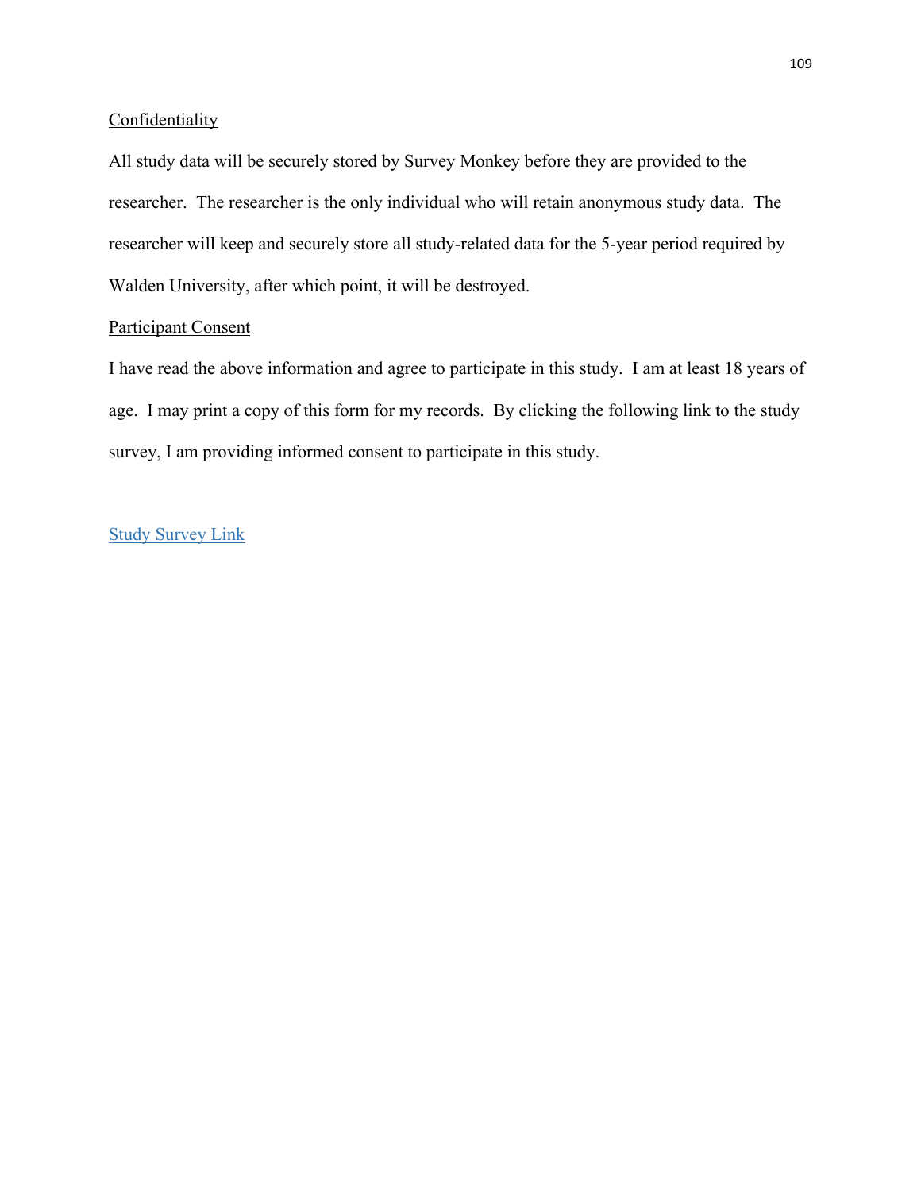Confidentiality

All study data will be securely stored by Survey Monkey before they are provided to the researcher. The researcher is the only individual who will retain anonymous study data. The researcher will keep and securely store all study-related data for the 5-year period required by Walden University, after which point, it will be destroyed.

Participant Consent

I have read the above information and agree to participate in this study. I am at least 18 years of age. I may print a copy of this form for my records. By clicking the following link to the study survey, I am providing informed consent to participate in this study.

Study Survey Link